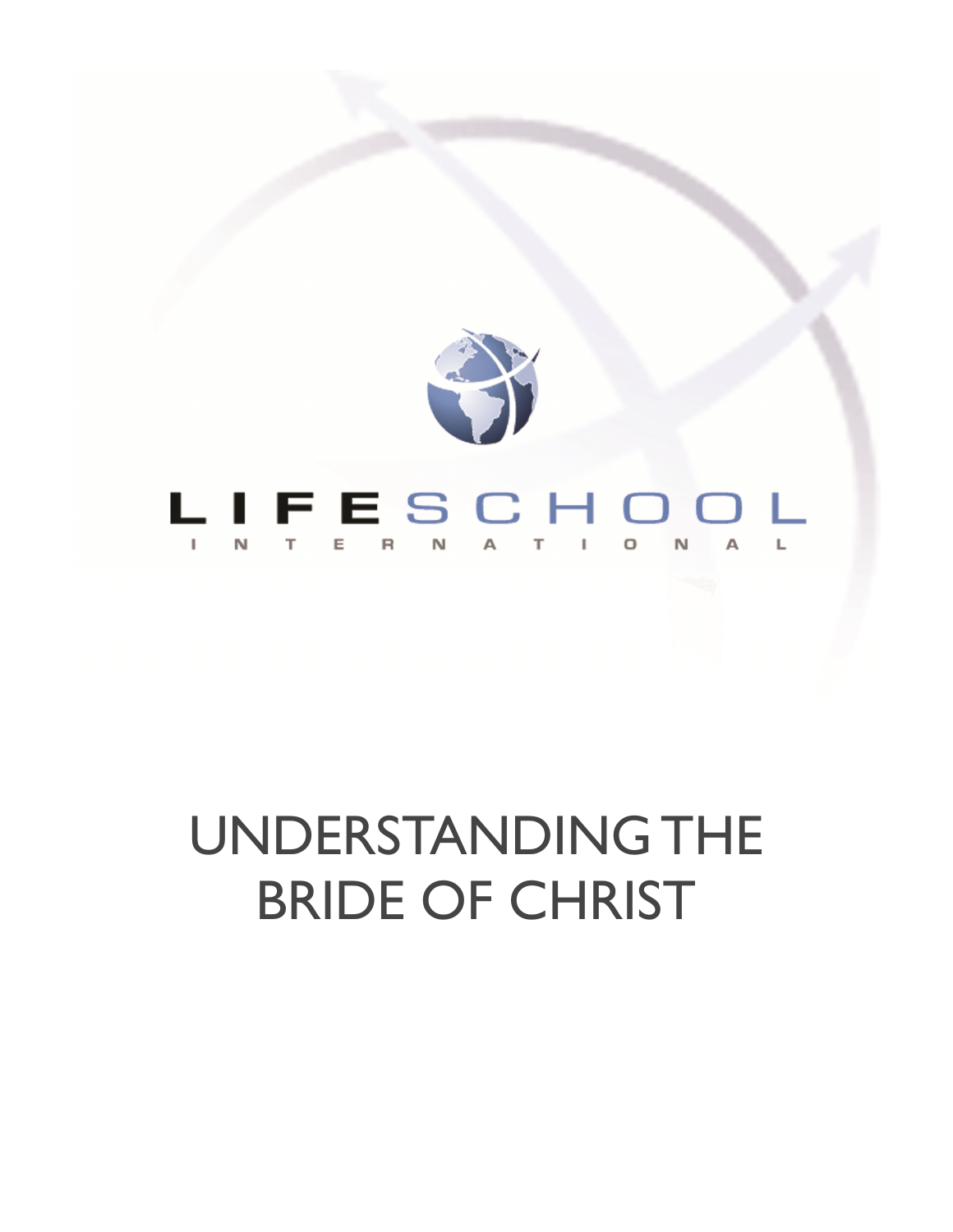LIFESCHOOL

INTERNATIONAL

# UNDERSTANDING THE BRIDE OF CHRIST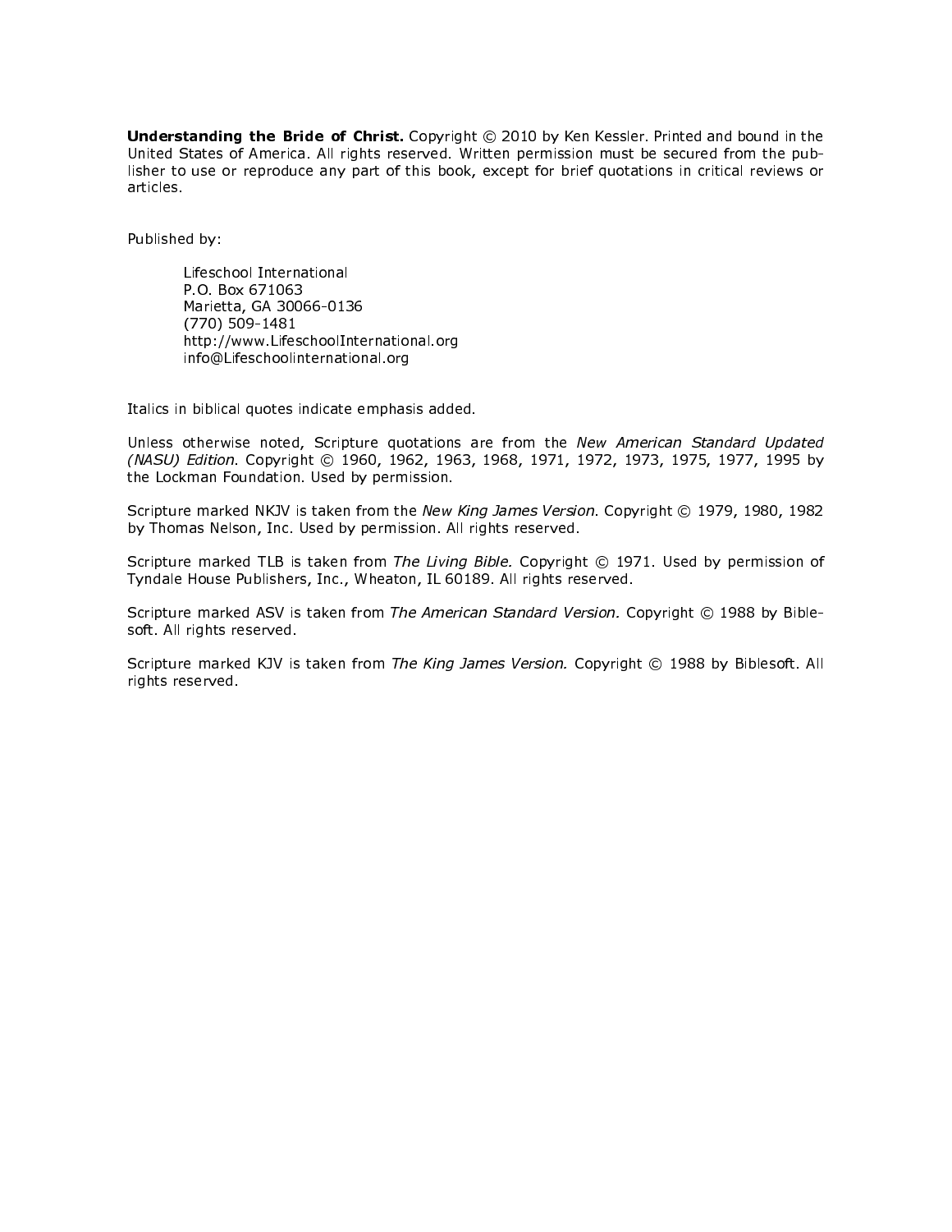**Understanding the Bride of Christ.** Copyright © 2010 by Ken Kessler. Printed and bound in the United States of America. All rights reserved. Written permission must be secured from the publisher to use or reproduce any part of this book, except for brief quotations in critical reviews or articles.

Published by:

> Lifeschool International
> P.O. Box 671063
> Marietta, GA 30066-0136
> (770) 509-1481
> http://www.LifeschoolInternational.org
> info@Lifeschoolinternational.org

Italics in biblical quotes indicate emphasis added.

Unless otherwise noted, Scripture quotations are from the *New American Standard Updated (NASU) Edition*. Copyright © 1960, 1962, 1963, 1968, 1971, 1972, 1973, 1975, 1977, 1995 by the Lockman Foundation. Used by permission.

Scripture marked NKJV is taken from the *New King James Version*. Copyright © 1979, 1980, 1982 by Thomas Nelson, Inc. Used by permission. All rights reserved.

Scripture marked TLB is taken from *The Living Bible.* Copyright © 1971. Used by permission of Tyndale House Publishers, Inc., Wheaton, IL 60189. All rights reserved.

Scripture marked ASV is taken from *The American Standard Version.* Copyright © 1988 by Biblesoft. All rights reserved.

Scripture marked KJV is taken from *The King James Version.* Copyright © 1988 by Biblesoft. All rights reserved.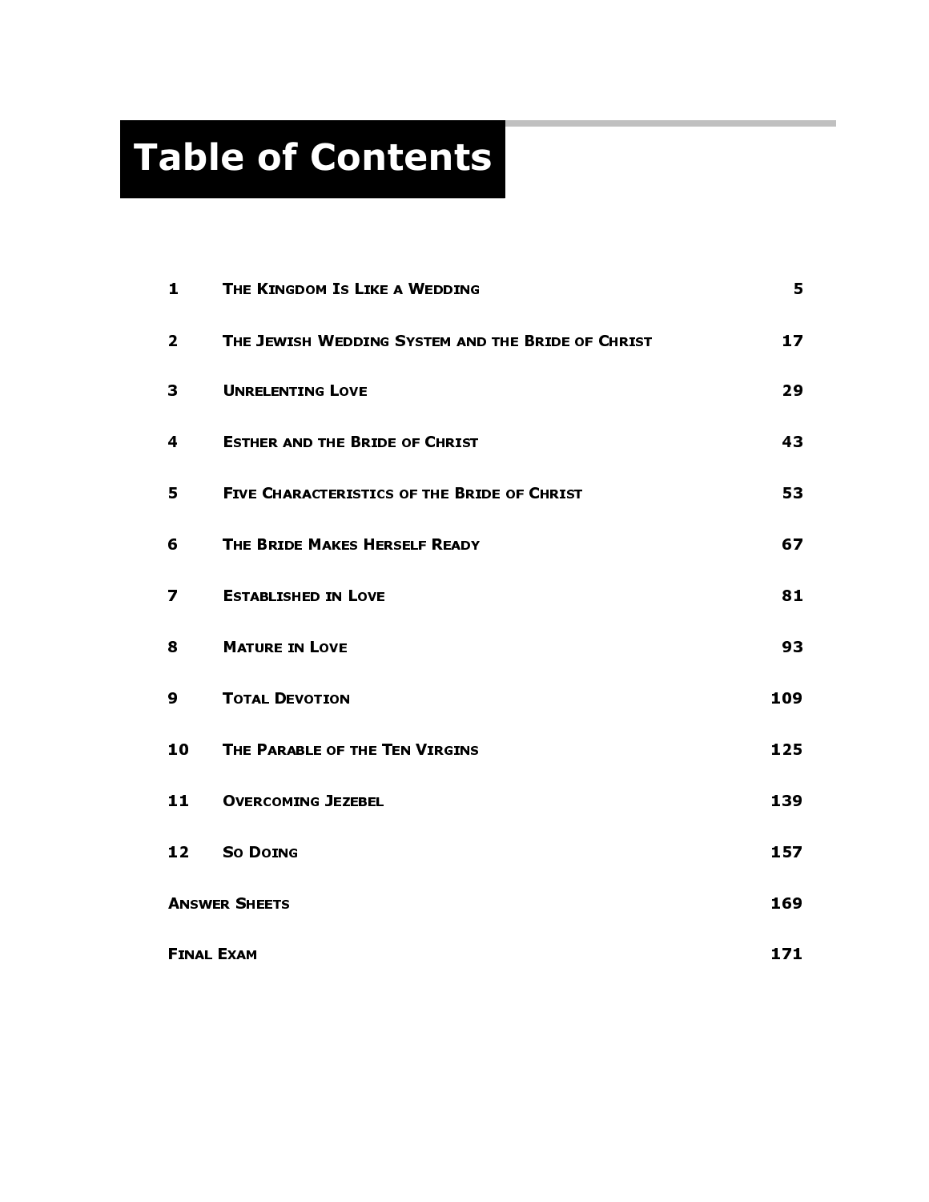# Table of Contents

| | | |
|---|---|---|
| 1 | The Kingdom Is Like a Wedding | 5 |
| 2 | The Jewish Wedding System and the Bride of Christ | 17 |
| 3 | Unrelenting Love | 29 |
| 4 | Esther and the Bride of Christ | 43 |
| 5 | Five Characteristics of the Bride of Christ | 53 |
| 6 | The Bride Makes Herself Ready | 67 |
| 7 | Established in Love | 81 |
| 8 | Mature in Love | 93 |
| 9 | Total Devotion | 109 |
| 10 | The Parable of the Ten Virgins | 125 |
| 11 | Overcoming Jezebel | 139 |
| 12 | So Doing | 157 |
| Answer Sheets | | 169 |
| Final Exam | | 171 |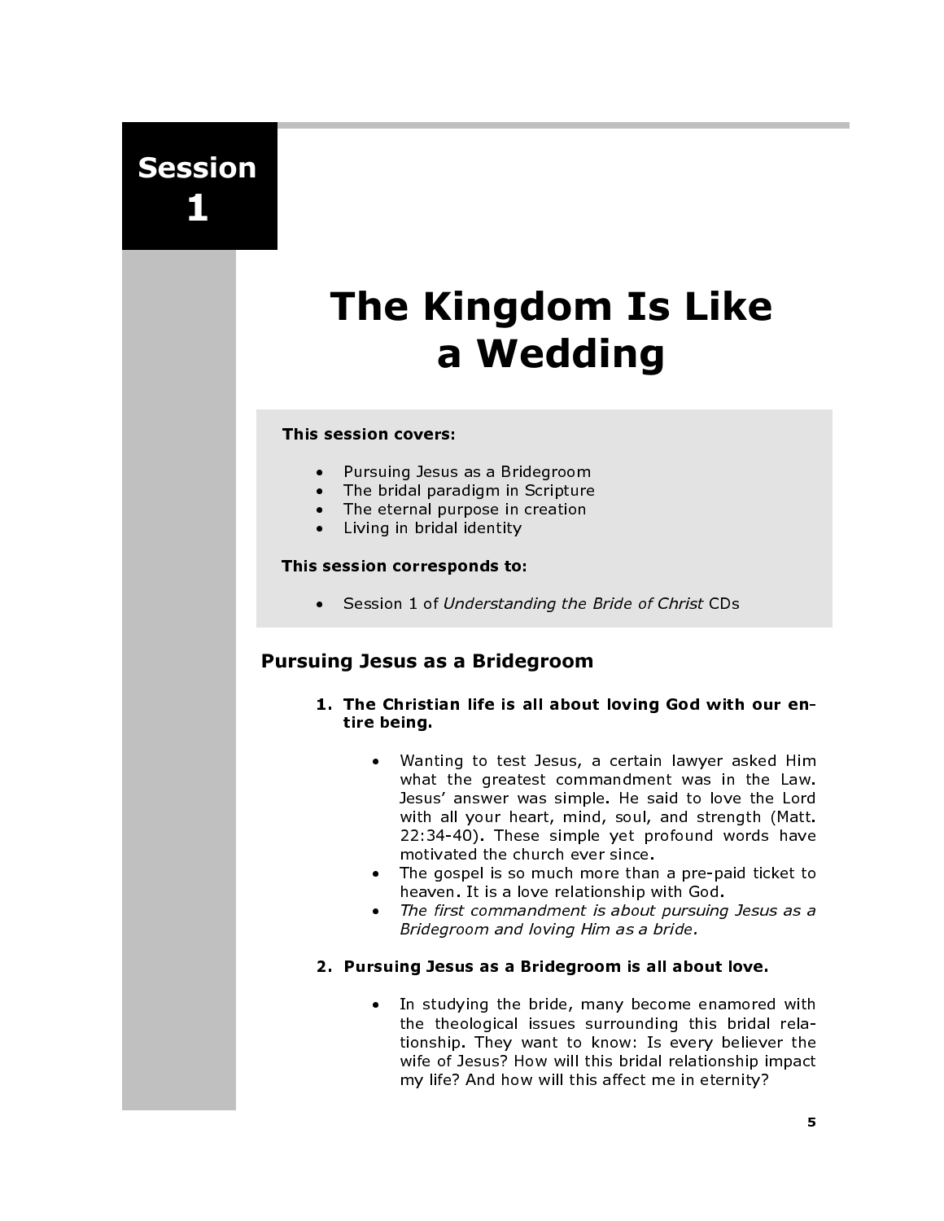**Session 1**

# The Kingdom Is Like a Wedding

**This session covers:**

- Pursuing Jesus as a Bridegroom
- The bridal paradigm in Scripture
- The eternal purpose in creation
- Living in bridal identity

**This session corresponds to:**

- Session 1 of *Understanding the Bride of Christ* CDs

## Pursuing Jesus as a Bridegroom

1. **The Christian life is all about loving God with our entire being.**

   - Wanting to test Jesus, a certain lawyer asked Him what the greatest commandment was in the Law. Jesus' answer was simple. He said to love the Lord with all your heart, mind, soul, and strength (Matt. 22:34-40). These simple yet profound words have motivated the church ever since.
   - The gospel is so much more than a pre-paid ticket to heaven. It is a love relationship with God.
   - *The first commandment is about pursuing Jesus as a Bridegroom and loving Him as a bride.*

2. **Pursuing Jesus as a Bridegroom is all about love.**

   - In studying the bride, many become enamored with the theological issues surrounding this bridal relationship. They want to know: Is every believer the wife of Jesus? How will this bridal relationship impact my life? And how will this affect me in eternity?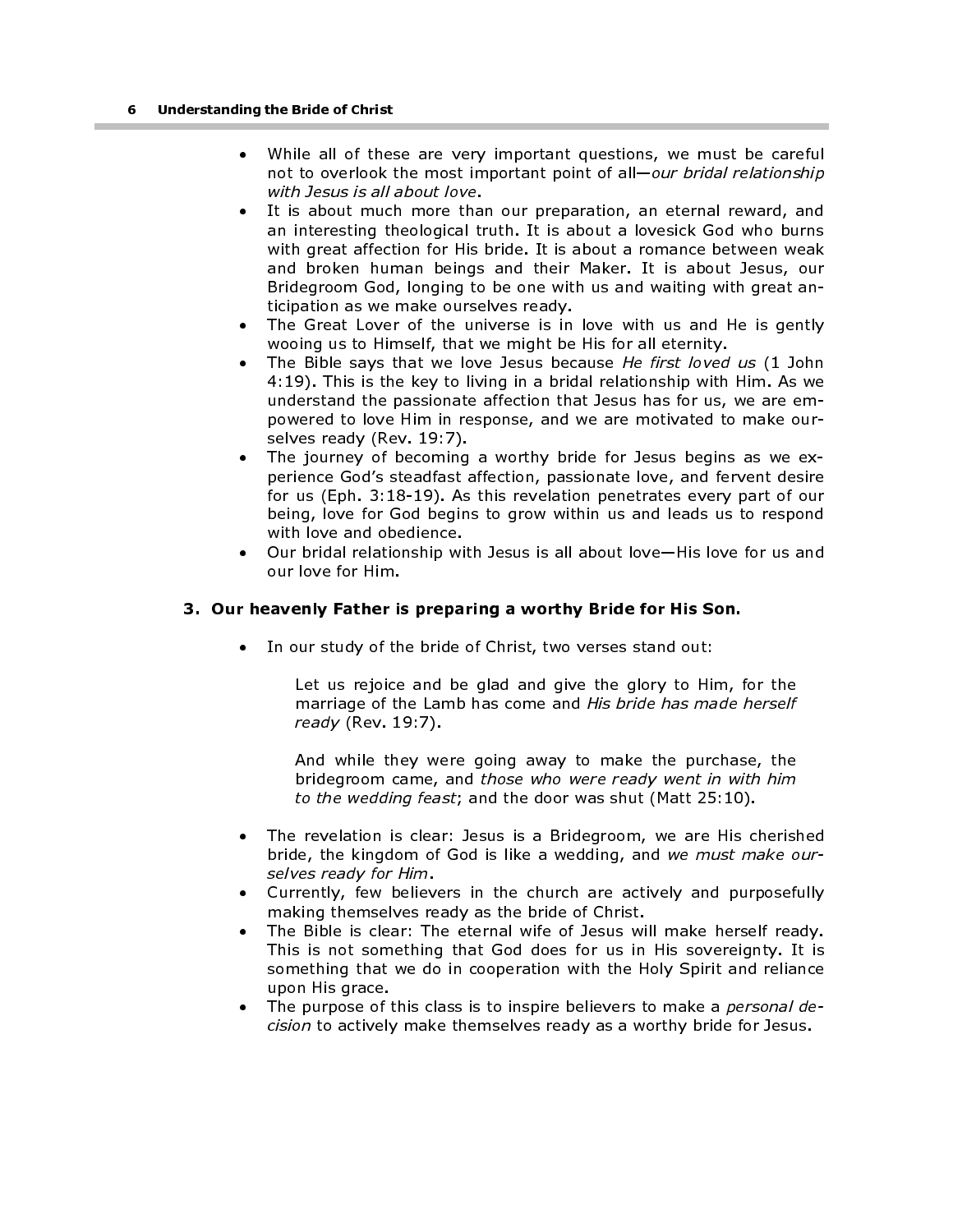- While all of these are very important questions, we must be careful not to overlook the most important point of all—*our bridal relationship with Jesus is all about love*.
- It is about much more than our preparation, an eternal reward, and an interesting theological truth. It is about a lovesick God who burns with great affection for His bride. It is about a romance between weak and broken human beings and their Maker. It is about Jesus, our Bridegroom God, longing to be one with us and waiting with great anticipation as we make ourselves ready.
- The Great Lover of the universe is in love with us and He is gently wooing us to Himself, that we might be His for all eternity.
- The Bible says that we love Jesus because *He first loved us* (1 John 4:19). This is the key to living in a bridal relationship with Him. As we understand the passionate affection that Jesus has for us, we are empowered to love Him in response, and we are motivated to make ourselves ready (Rev. 19:7).
- The journey of becoming a worthy bride for Jesus begins as we experience God's steadfast affection, passionate love, and fervent desire for us (Eph. 3:18-19). As this revelation penetrates every part of our being, love for God begins to grow within us and leads us to respond with love and obedience.
- Our bridal relationship with Jesus is all about love—His love for us and our love for Him.

### 3. Our heavenly Father is preparing a worthy Bride for His Son.

- In our study of the bride of Christ, two verses stand out:

  > Let us rejoice and be glad and give the glory to Him, for the marriage of the Lamb has come and *His bride has made herself ready* (Rev. 19:7).
  >
  > And while they were going away to make the purchase, the bridegroom came, and *those who were ready went in with him to the wedding feast*; and the door was shut (Matt 25:10).

- The revelation is clear: Jesus is a Bridegroom, we are His cherished bride, the kingdom of God is like a wedding, and *we must make ourselves ready for Him*.
- Currently, few believers in the church are actively and purposefully making themselves ready as the bride of Christ.
- The Bible is clear: The eternal wife of Jesus will make herself ready. This is not something that God does for us in His sovereignty. It is something that we do in cooperation with the Holy Spirit and reliance upon His grace.
- The purpose of this class is to inspire believers to make a *personal decision* to actively make themselves ready as a worthy bride for Jesus.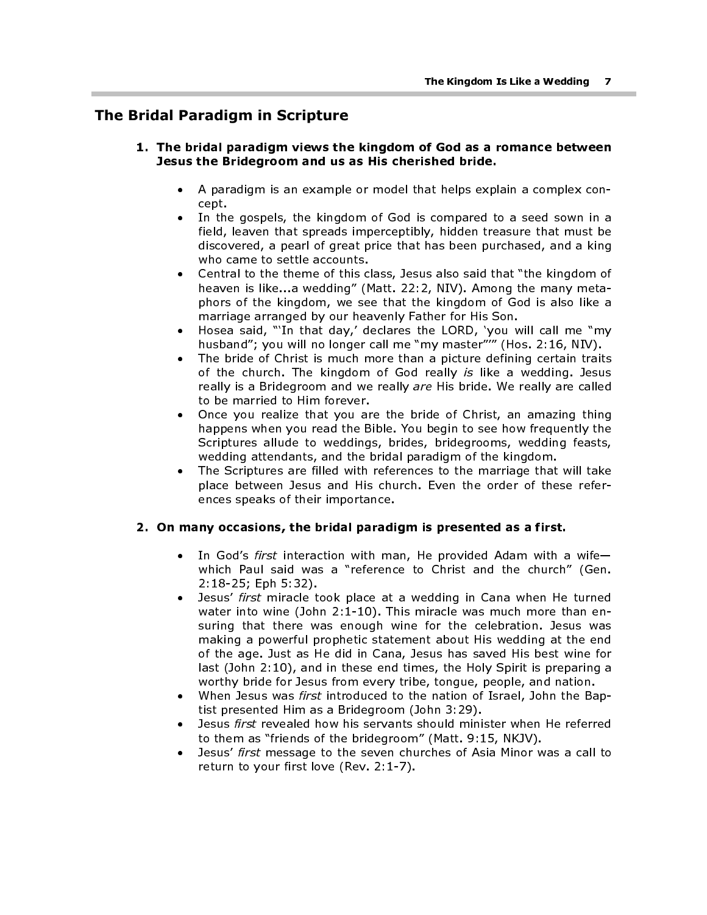## The Bridal Paradigm in Scripture

1. **The bridal paradigm views the kingdom of God as a romance between Jesus the Bridegroom and us as His cherished bride.**

    - A paradigm is an example or model that helps explain a complex concept.
    - In the gospels, the kingdom of God is compared to a seed sown in a field, leaven that spreads imperceptibly, hidden treasure that must be discovered, a pearl of great price that has been purchased, and a king who came to settle accounts.
    - Central to the theme of this class, Jesus also said that "the kingdom of heaven is like...a wedding" (Matt. 22:2, NIV). Among the many metaphors of the kingdom, we see that the kingdom of God is also like a marriage arranged by our heavenly Father for His Son.
    - Hosea said, "'In that day,' declares the LORD, 'you will call me "my husband"; you will no longer call me "my master"'" (Hos. 2:16, NIV).
    - The bride of Christ is much more than a picture defining certain traits of the church. The kingdom of God really *is* like a wedding. Jesus really is a Bridegroom and we really *are* His bride. We really are called to be married to Him forever.
    - Once you realize that you are the bride of Christ, an amazing thing happens when you read the Bible. You begin to see how frequently the Scriptures allude to weddings, brides, bridegrooms, wedding feasts, wedding attendants, and the bridal paradigm of the kingdom.
    - The Scriptures are filled with references to the marriage that will take place between Jesus and His church. Even the order of these references speaks of their importance.

2. **On many occasions, the bridal paradigm is presented as a first.**

    - In God's *first* interaction with man, He provided Adam with a wife—which Paul said was a "reference to Christ and the church" (Gen. 2:18-25; Eph 5:32).
    - Jesus' *first* miracle took place at a wedding in Cana when He turned water into wine (John 2:1-10). This miracle was much more than ensuring that there was enough wine for the celebration. Jesus was making a powerful prophetic statement about His wedding at the end of the age. Just as He did in Cana, Jesus has saved His best wine for last (John 2:10), and in these end times, the Holy Spirit is preparing a worthy bride for Jesus from every tribe, tongue, people, and nation.
    - When Jesus was *first* introduced to the nation of Israel, John the Baptist presented Him as a Bridegroom (John 3:29).
    - Jesus *first* revealed how his servants should minister when He referred to them as "friends of the bridegroom" (Matt. 9:15, NKJV).
    - Jesus' *first* message to the seven churches of Asia Minor was a call to return to your first love (Rev. 2:1-7).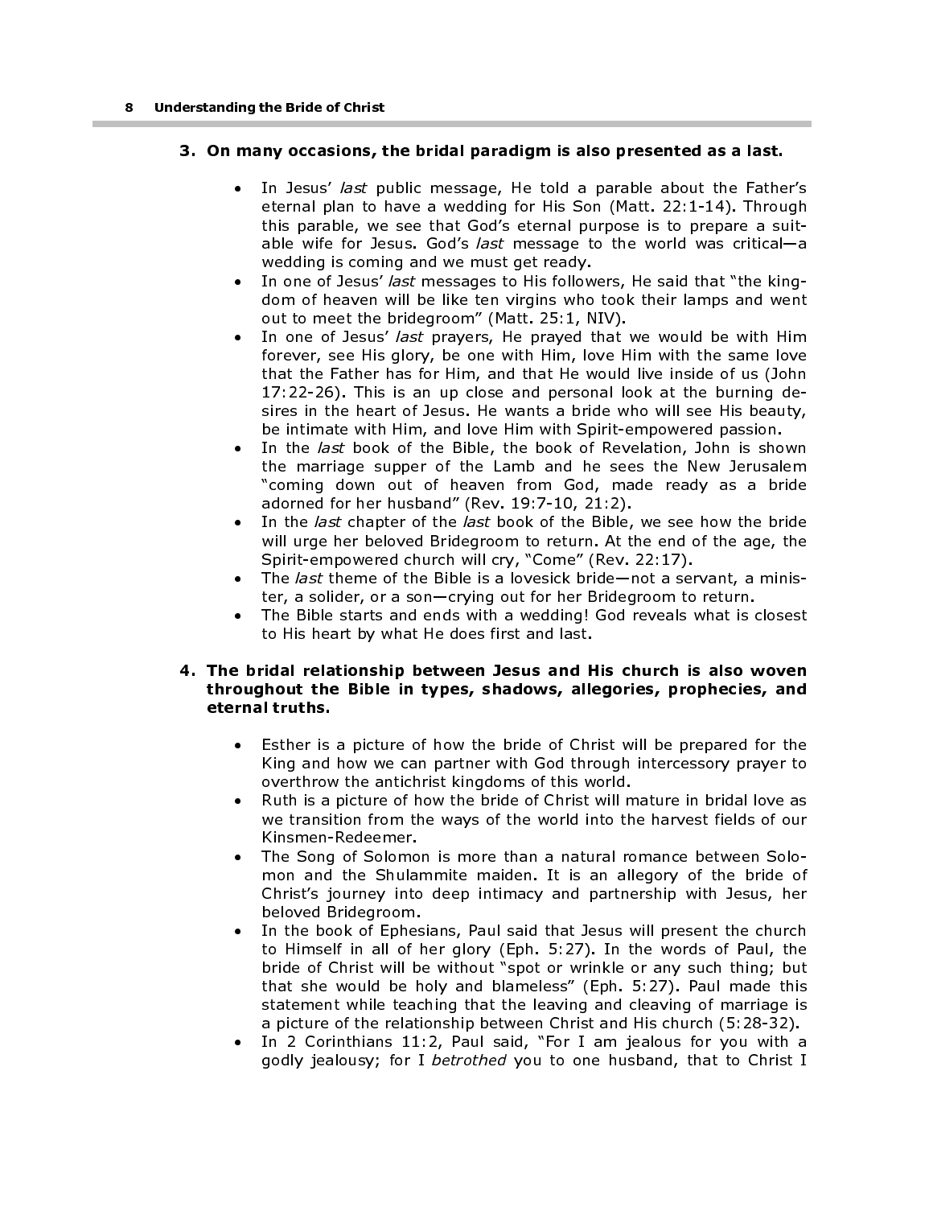**3. On many occasions, the bridal paradigm is also presented as a last.**

- In Jesus' *last* public message, He told a parable about the Father's eternal plan to have a wedding for His Son (Matt. 22:1-14). Through this parable, we see that God's eternal purpose is to prepare a suitable wife for Jesus. God's *last* message to the world was critical—a wedding is coming and we must get ready.
- In one of Jesus' *last* messages to His followers, He said that "the kingdom of heaven will be like ten virgins who took their lamps and went out to meet the bridegroom" (Matt. 25:1, NIV).
- In one of Jesus' *last* prayers, He prayed that we would be with Him forever, see His glory, be one with Him, love Him with the same love that the Father has for Him, and that He would live inside of us (John 17:22-26). This is an up close and personal look at the burning desires in the heart of Jesus. He wants a bride who will see His beauty, be intimate with Him, and love Him with Spirit-empowered passion.
- In the *last* book of the Bible, the book of Revelation, John is shown the marriage supper of the Lamb and he sees the New Jerusalem "coming down out of heaven from God, made ready as a bride adorned for her husband" (Rev. 19:7-10, 21:2).
- In the *last* chapter of the Bible, we see how the bride will urge her beloved Bridegroom to return. At the end of the age, the Spirit-empowered church will cry, "Come" (Rev. 22:17).
- The *last* theme of the Bible is a lovesick bride—not a servant, a minister, a solider, or a son—crying out for her Bridegroom to return.
- The Bible starts and ends with a wedding! God reveals what is closest to His heart by what He does first and last.

**4. The bridal relationship between Jesus and His church is also woven throughout the Bible in types, shadows, allegories, prophecies, and eternal truths.**

- Esther is a picture of how the bride of Christ will be prepared for the King and how we can partner with God through intercessory prayer to overthrow the antichrist kingdoms of this world.
- Ruth is a picture of how the bride of Christ will mature in bridal love as we transition from the ways of the world into the harvest fields of our Kinsmen-Redeemer.
- The Song of Solomon is more than a natural romance between Solomon and the Shulammite maiden. It is an allegory of the bride of Christ's journey into deep intimacy and partnership with Jesus, her beloved Bridegroom.
- In the book of Ephesians, Paul said that Jesus will present the church to Himself in all of her glory (Eph. 5:27). In the words of Paul, the bride of Christ will be without "spot or wrinkle or any such thing; but that she would be holy and blameless" (Eph. 5:27). Paul made this statement while teaching that the leaving and cleaving of marriage is a picture of the relationship between Christ and His church (5:28-32).
- In 2 Corinthians 11:2, Paul said, "For I am jealous for you with a godly jealousy; for I *betrothed* you to one husband, that to Christ I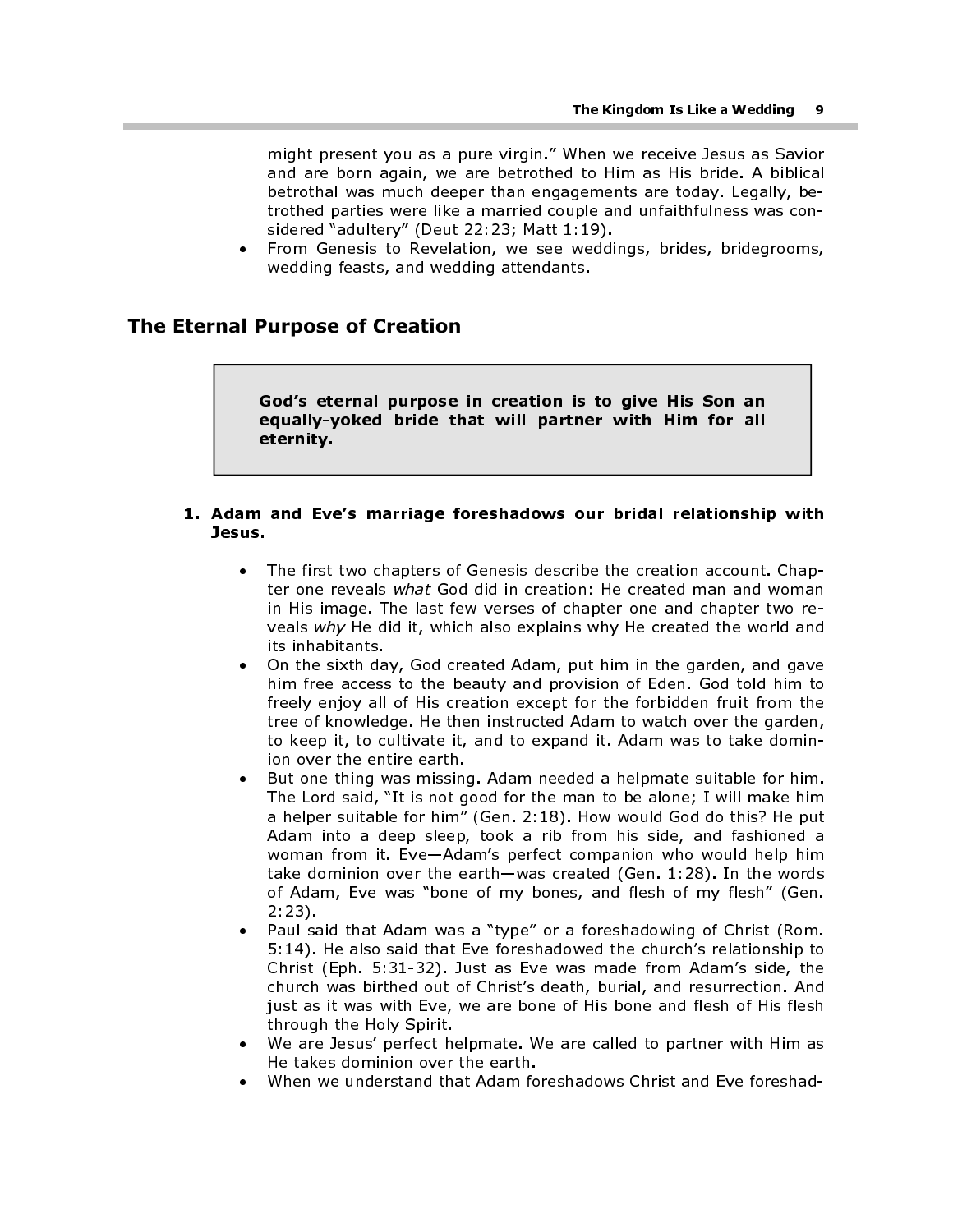might present you as a pure virgin." When we receive Jesus as Savior and are born again, we are betrothed to Him as His bride. A biblical betrothal was much deeper than engagements are today. Legally, betrothed parties were like a married couple and unfaithfulness was considered "adultery" (Deut 22:23; Matt 1:19).

- From Genesis to Revelation, we see weddings, brides, bridegrooms, wedding feasts, and wedding attendants.

## The Eternal Purpose of Creation

> **God's eternal purpose in creation is to give His Son an equally-yoked bride that will partner with Him for all eternity.**

**1. Adam and Eve's marriage foreshadows our bridal relationship with Jesus.**

- The first two chapters of Genesis describe the creation account. Chapter one reveals *what* God did in creation: He created man and woman in His image. The last few verses of chapter one and chapter two reveals *why* He did it, which also explains why He created the world and its inhabitants.
- On the sixth day, God created Adam, put him in the garden, and gave him free access to the beauty and provision of Eden. God told him to freely enjoy all of His creation except for the forbidden fruit from the tree of knowledge. He then instructed Adam to watch over the garden, to keep it, to cultivate it, and to expand it. Adam was to take dominion over the entire earth.
- But one thing was missing. Adam needed a helpmate suitable for him. The Lord said, "It is not good for the man to be alone; I will make him a helper suitable for him" (Gen. 2:18). How would God do this? He put Adam into a deep sleep, took a rib from his side, and fashioned a woman from it. Eve—Adam's perfect companion who would help him take dominion over the earth—was created (Gen. 1:28). In the words of Adam, Eve was "bone of my bones, and flesh of my flesh" (Gen. 2:23).
- Paul said that Adam was a "type" or a foreshadowing of Christ (Rom. 5:14). He also said that Eve foreshadowed the church's relationship to Christ (Eph. 5:31-32). Just as Eve was made from Adam's side, the church was birthed out of Christ's death, burial, and resurrection. And just as it was with Eve, we are bone of His bone and flesh of His flesh through the Holy Spirit.
- We are Jesus' perfect helpmate. We are called to partner with Him as He takes dominion over the earth.
- When we understand that Adam foreshadows Christ and Eve foreshad-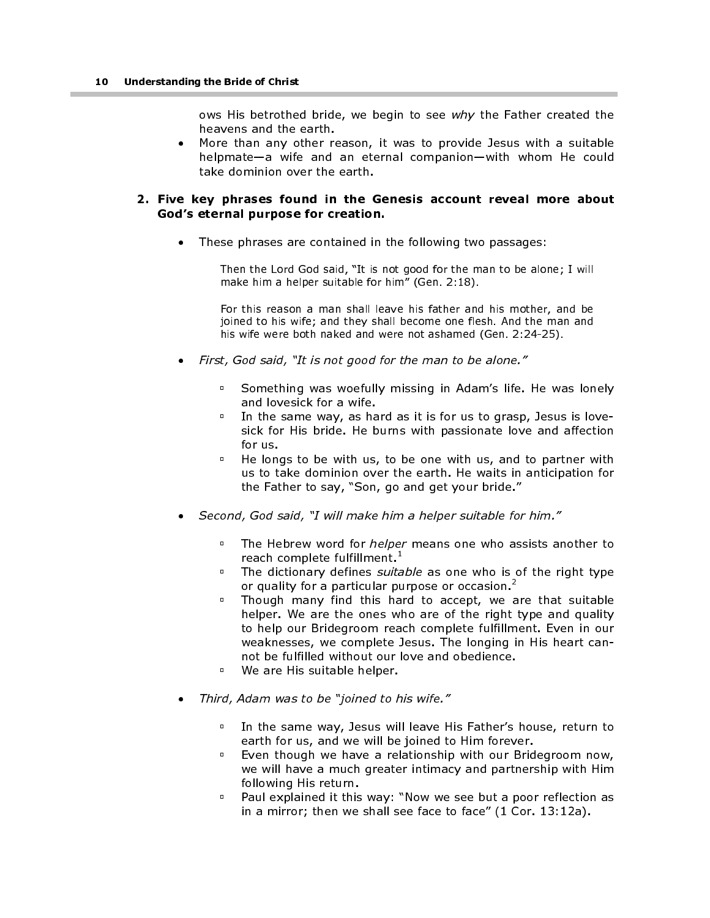ows His betrothed bride, we begin to see *why* the Father created the heavens and the earth.

- More than any other reason, it was to provide Jesus with a suitable helpmate—a wife and an eternal companion—with whom He could take dominion over the earth.

**2. Five key phrases found in the Genesis account reveal more about God's eternal purpose for creation.**

- These phrases are contained in the following two passages:

> Then the Lord God said, "It is not good for the man to be alone; I will make him a helper suitable for him" (Gen. 2:18).
>
> For this reason a man shall leave his father and his mother, and be joined to his wife; and they shall become one flesh. And the man and his wife were both naked and were not ashamed (Gen. 2:24-25).

- *First, God said, "It is not good for the man to be alone."*
  - Something was woefully missing in Adam's life. He was lonely and lovesick for a wife.
  - In the same way, as hard as it is for us to grasp, Jesus is love-sick for His bride. He burns with passionate love and affection for us.
  - He longs to be with us, to be one with us, and to partner with us to take dominion over the earth. He waits in anticipation for the Father to say, "Son, go and get your bride."

- *Second, God said, "I will make him a helper suitable for him."*
  - The Hebrew word for *helper* means one who assists another to reach complete fulfillment.[1]
  - The dictionary defines *suitable* as one who is of the right type or quality for a particular purpose or occasion.[2]
  - Though many find this hard to accept, we are that suitable helper. We are the ones who are of the right type and quality to help our Bridegroom reach complete fulfillment. Even in our weaknesses, we complete Jesus. The longing in His heart cannot be fulfilled without our love and obedience.
  - We are His suitable helper.

- *Third, Adam was to be "joined to his wife."*
  - In the same way, Jesus will leave His Father's house, return to earth for us, and we will be joined to Him forever.
  - Even though we have a relationship with our Bridegroom now, we will have a much greater intimacy and partnership with Him following His return.
  - Paul explained it this way: "Now we see but a poor reflection as in a mirror; then we shall see face to face" (1 Cor. 13:12a).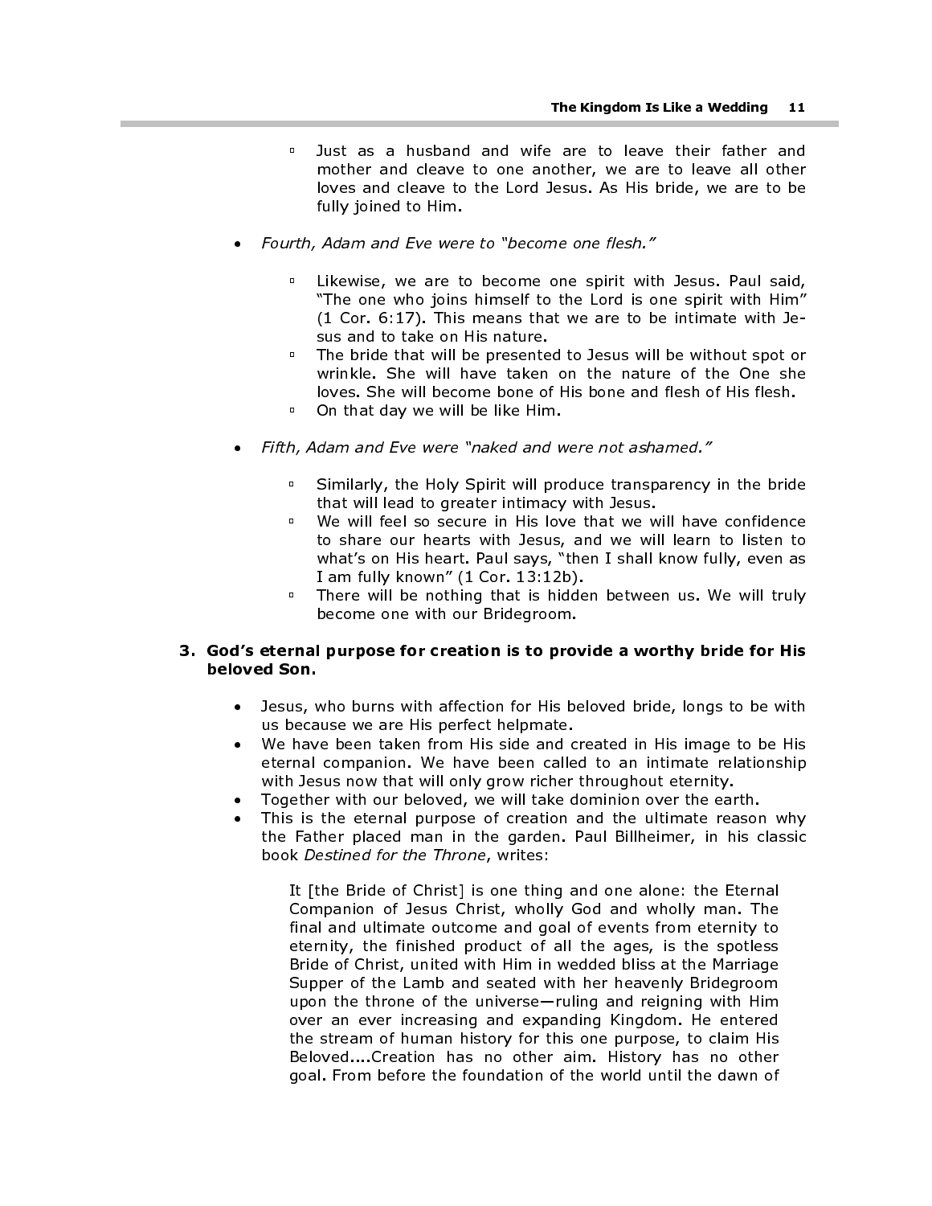- Just as a husband and wife are to leave their father and mother and cleave to one another, we are to leave all other loves and cleave to the Lord Jesus. As His bride, we are to be fully joined to Him.

- *Fourth, Adam and Eve were to "become one flesh."*

  - Likewise, we are to become one spirit with Jesus. Paul said, "The one who joins himself to the Lord is one spirit with Him" (1 Cor. 6:17). This means that we are to be intimate with Jesus and to take on His nature.
  - The bride that will be presented to Jesus will be without spot or wrinkle. She will have taken on the nature of the One she loves. She will become bone of His bone and flesh of His flesh.
  - On that day we will be like Him.

- *Fifth, Adam and Eve were "naked and were not ashamed."*

  - Similarly, the Holy Spirit will produce transparency in the bride that will lead to greater intimacy with Jesus.
  - We will feel so secure in His love that we will have confidence to share our hearts with Jesus, and we will learn to listen to what's on His heart. Paul says, "then I shall know fully, even as I am fully known" (1 Cor. 13:12b).
  - There will be nothing that is hidden between us. We will truly become one with our Bridegroom.

**3. God's eternal purpose for creation is to provide a worthy bride for His beloved Son.**

- Jesus, who burns with affection for His beloved bride, longs to be with us because we are His perfect helpmate.
- We have been taken from His side and created in His image to be His eternal companion. We have been called to an intimate relationship with Jesus now that will only grow richer throughout eternity.
- Together with our beloved, we will take dominion over the earth.
- This is the eternal purpose of creation and the ultimate reason why the Father placed man in the garden. Paul Billheimer, in his classic book *Destined for the Throne*, writes:

> It [the Bride of Christ] is one thing and one alone: the Eternal Companion of Jesus Christ, wholly God and wholly man. The final and ultimate outcome and goal of events from eternity to eternity, the finished product of all the ages, is the spotless Bride of Christ, united with Him in wedded bliss at the Marriage Supper of the Lamb and seated with her heavenly Bridegroom upon the throne of the universe—ruling and reigning with Him over an ever increasing and expanding Kingdom. He entered the stream of human history for this one purpose, to claim His Beloved....Creation has no other aim. History has no other goal. From before the foundation of the world until the dawn of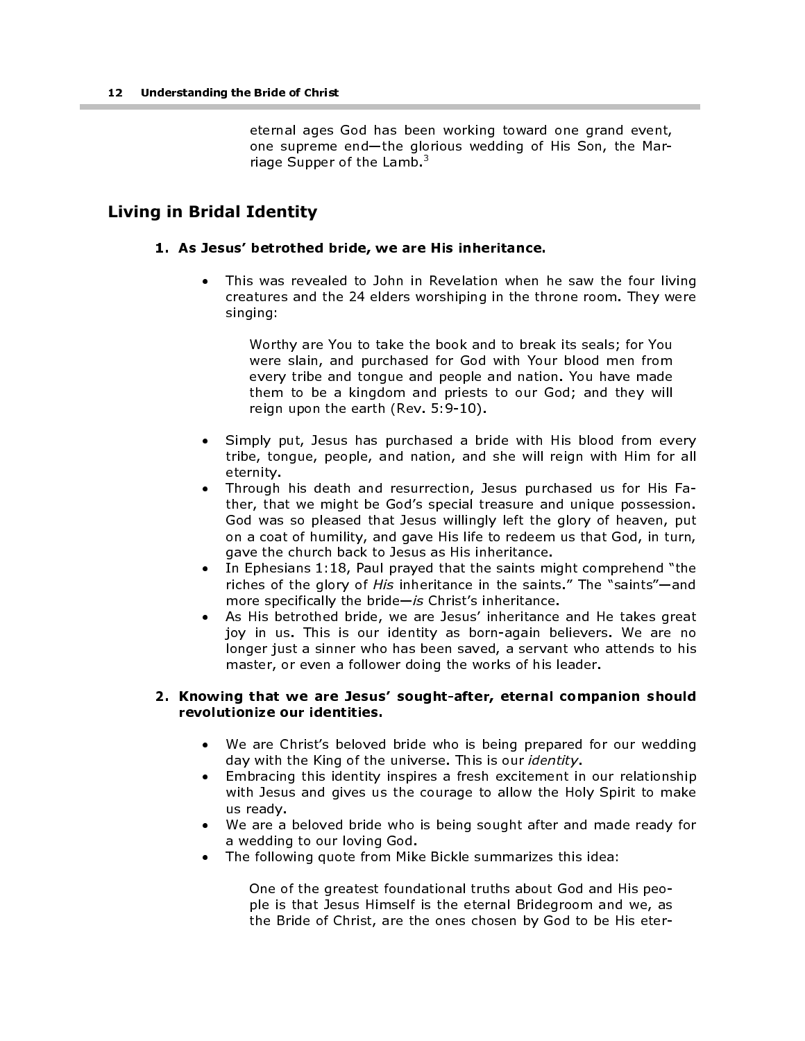> eternal ages God has been working toward one grand event, one supreme end—the glorious wedding of His Son, the Marriage Supper of the Lamb.[3]

## Living in Bridal Identity

**1. As Jesus' betrothed bride, we are His inheritance.**

- This was revealed to John in Revelation when he saw the four living creatures and the 24 elders worshiping in the throne room. They were singing:

> Worthy are You to take the book and to break its seals; for You were slain, and purchased for God with Your blood men from every tribe and tongue and people and nation. You have made them to be a kingdom and priests to our God; and they will reign upon the earth (Rev. 5:9-10).

- Simply put, Jesus has purchased a bride with His blood from every tribe, tongue, people, and nation, and she will reign with Him for all eternity.
- Through his death and resurrection, Jesus purchased us for His Father, that we might be God's special treasure and unique possession. God was so pleased that Jesus willingly left the glory of heaven, put on a coat of humility, and gave His life to redeem us that God, in turn, gave the church back to Jesus as His inheritance.
- In Ephesians 1:18, Paul prayed that the saints might comprehend "the riches of the glory of *His* inheritance in the saints." The "saints"—and more specifically the bride—*is* Christ's inheritance.
- As His betrothed bride, we are Jesus' inheritance and He takes great joy in us. This is our identity as born-again believers. We are no longer just a sinner who has been saved, a servant who attends to his master, or even a follower doing the works of his leader.

**2. Knowing that we are Jesus' sought-after, eternal companion should revolutionize our identities.**

- We are Christ's beloved bride who is being prepared for our wedding day with the King of the universe. This is our *identity*.
- Embracing this identity inspires a fresh excitement in our relationship with Jesus and gives us the courage to allow the Holy Spirit to make us ready.
- We are a beloved bride who is being sought after and made ready for a wedding to our loving God.
- The following quote from Mike Bickle summarizes this idea:

> One of the greatest foundational truths about God and His people is that Jesus Himself is the eternal Bridegroom and we, as the Bride of Christ, are the ones chosen by God to be His eter-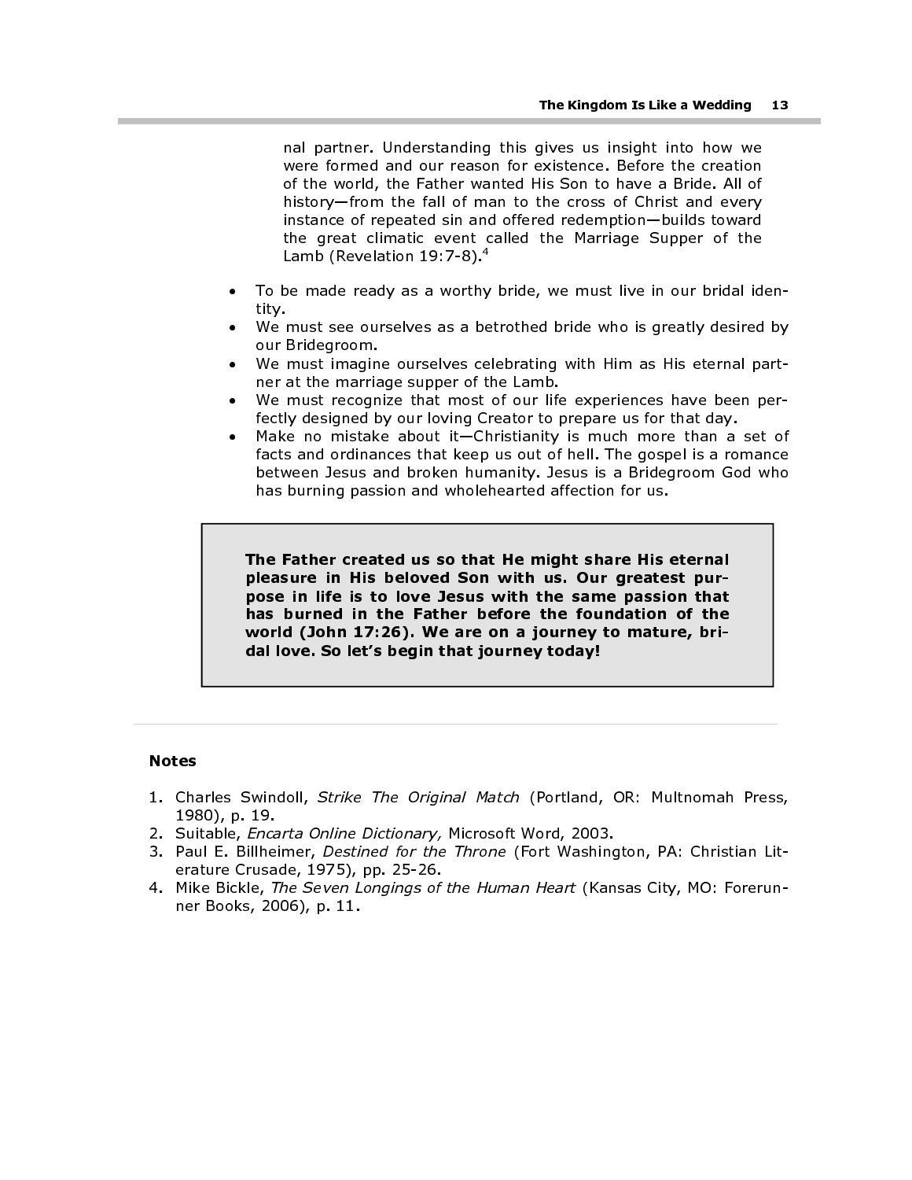nal partner. Understanding this gives us insight into how we were formed and our reason for existence. Before the creation of the world, the Father wanted His Son to have a Bride. All of history—from the fall of man to the cross of Christ and every instance of repeated sin and offered redemption—builds toward the great climatic event called the Marriage Supper of the Lamb (Revelation 19:7-8).[4]

- To be made ready as a worthy bride, we must live in our bridal identity.
- We must see ourselves as a betrothed bride who is greatly desired by our Bridegroom.
- We must imagine ourselves celebrating with Him as His eternal partner at the marriage supper of the Lamb.
- We must recognize that most of our life experiences have been perfectly designed by our loving Creator to prepare us for that day.
- Make no mistake about it—Christianity is much more than a set of facts and ordinances that keep us out of hell. The gospel is a romance between Jesus and broken humanity. Jesus is a Bridegroom God who has burning passion and wholehearted affection for us.

> **The Father created us so that He might share His eternal pleasure in His beloved Son with us. Our greatest purpose in life is to love Jesus with the same passion that has burned in the Father before the foundation of the world (John 17:26). We are on a journey to mature, bridal love. So let's begin that journey today!**

---

**Notes**

1. Charles Swindoll, *Strike The Original Match* (Portland, OR: Multnomah Press, 1980), p. 19.
2. Suitable, *Encarta Online Dictionary,* Microsoft Word, 2003.
3. Paul E. Billheimer, *Destined for the Throne* (Fort Washington, PA: Christian Literature Crusade, 1975), pp. 25-26.
4. Mike Bickle, *The Seven Longings of the Human Heart* (Kansas City, MO: Forerunner Books, 2006), p. 11.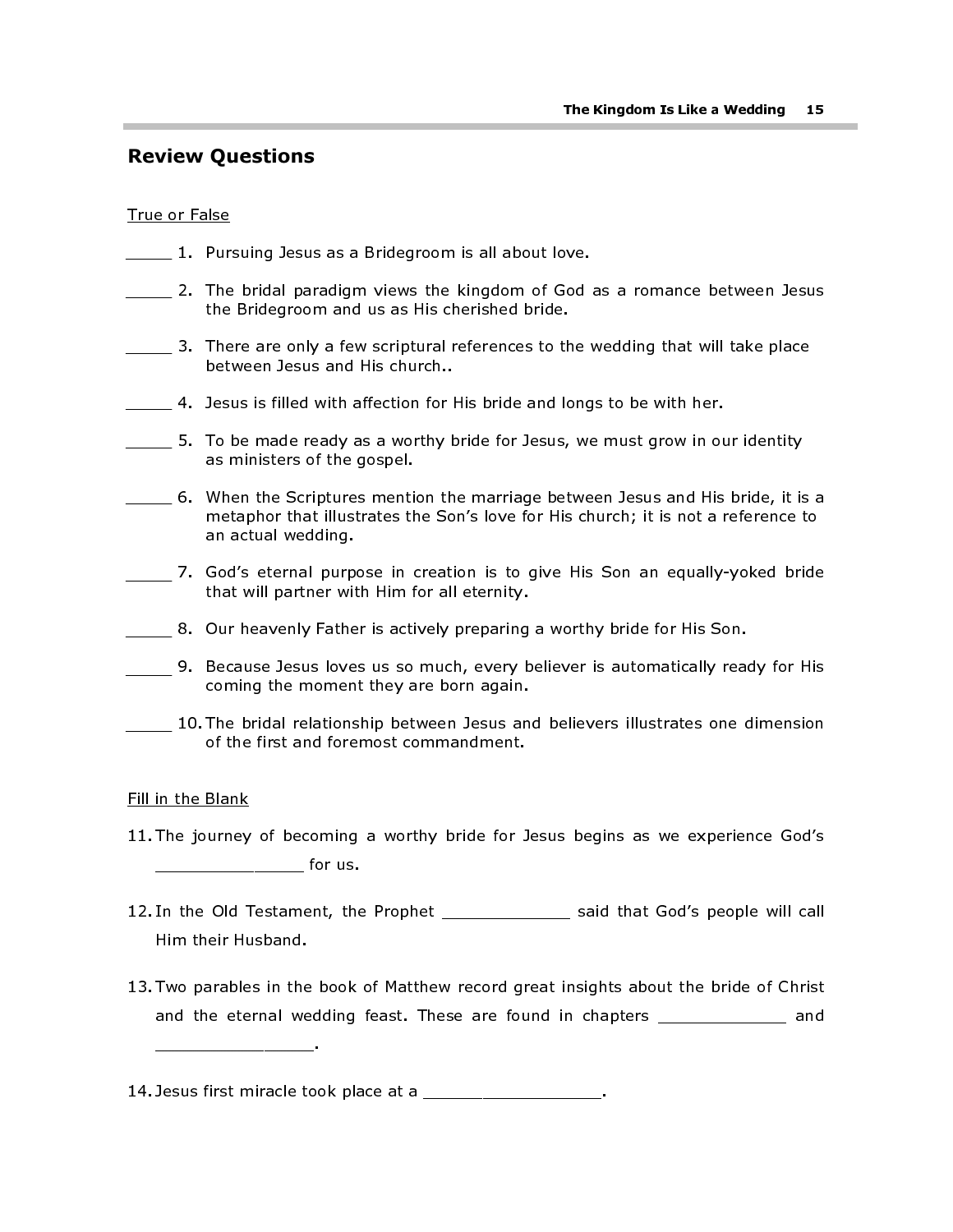## Review Questions

True or False

_____ 1. Pursuing Jesus as a Bridegroom is all about love.

_____ 2. The bridal paradigm views the kingdom of God as a romance between Jesus the Bridegroom and us as His cherished bride.

_____ 3. There are only a few scriptural references to the wedding that will take place between Jesus and His church..

_____ 4. Jesus is filled with affection for His bride and longs to be with her.

_____ 5. To be made ready as a worthy bride for Jesus, we must grow in our identity as ministers of the gospel.

_____ 6. When the Scriptures mention the marriage between Jesus and His bride, it is a metaphor that illustrates the Son's love for His church; it is not a reference to an actual wedding.

_____ 7. God's eternal purpose in creation is to give His Son an equally-yoked bride that will partner with Him for all eternity.

_____ 8. Our heavenly Father is actively preparing a worthy bride for His Son.

_____ 9. Because Jesus loves us so much, every believer is automatically ready for His coming the moment they are born again.

_____ 10. The bridal relationship between Jesus and believers illustrates one dimension of the first and foremost commandment.

Fill in the Blank

11. The journey of becoming a worthy bride for Jesus begins as we experience God's _______________ for us.

12. In the Old Testament, the Prophet _____________ said that God's people will call Him their Husband.

13. Two parables in the book of Matthew record great insights about the bride of Christ and the eternal wedding feast. These are found in chapters _____________ and _______________.

14. Jesus first miracle took place at a _________________.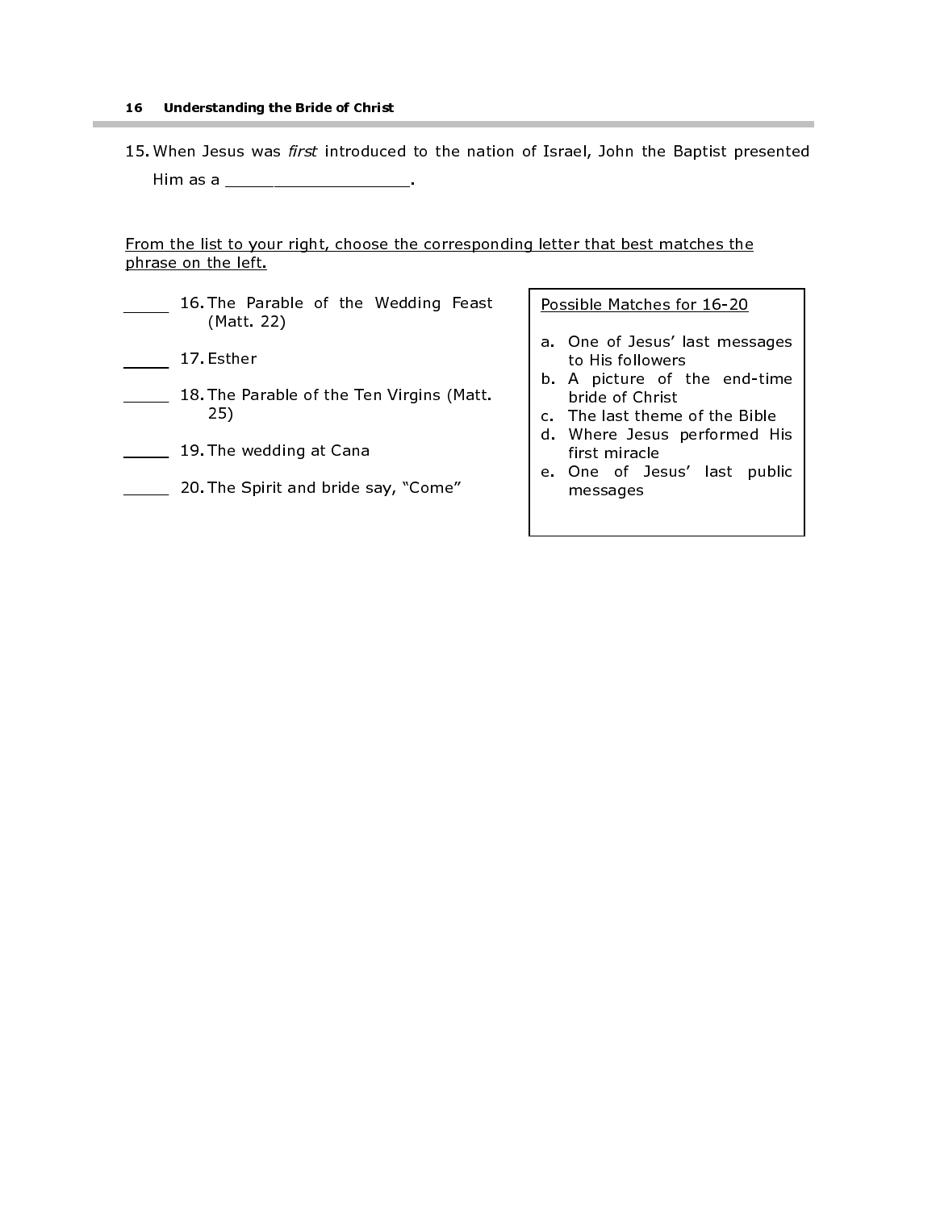15. When Jesus was *first* introduced to the nation of Israel, John the Baptist presented Him as a ________________.

From the list to your right, choose the corresponding letter that best matches the phrase on the left.

_____ 16. The Parable of the Wedding Feast (Matt. 22)

_____ 17. Esther

_____ 18. The Parable of the Ten Virgins (Matt. 25)

_____ 19. The wedding at Cana

_____ 20. The Spirit and bride say, "Come"

Possible Matches for 16-20

a. One of Jesus' last messages to His followers
b. A picture of the end-time bride of Christ
c. The last theme of the Bible
d. Where Jesus performed His first miracle
e. One of Jesus' last public messages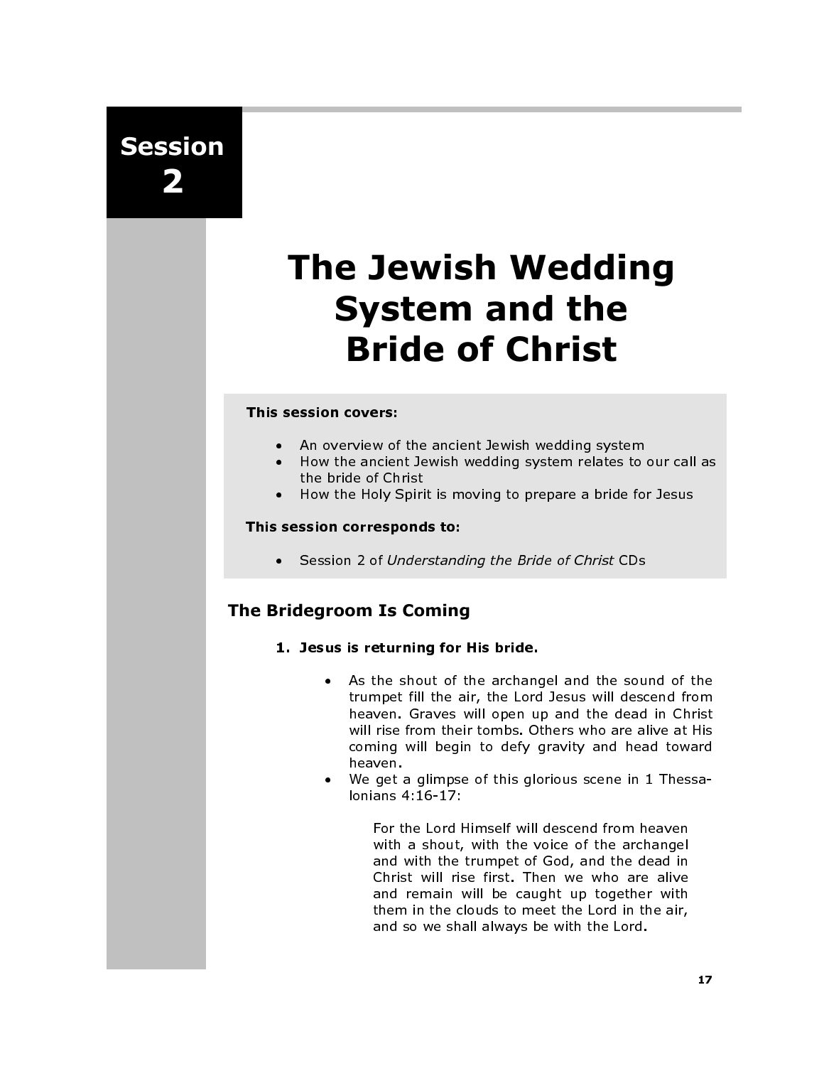# Session 2

# The Jewish Wedding System and the Bride of Christ

**This session covers:**

- An overview of the ancient Jewish wedding system
- How the ancient Jewish wedding system relates to our call as the bride of Christ
- How the Holy Spirit is moving to prepare a bride for Jesus

**This session corresponds to:**

- Session 2 of *Understanding the Bride of Christ* CDs

## The Bridegroom Is Coming

1. **Jesus is returning for His bride.**

   - As the shout of the archangel and the sound of the trumpet fill the air, the Lord Jesus will descend from heaven. Graves will open up and the dead in Christ will rise from their tombs. Others who are alive at His coming will begin to defy gravity and head toward heaven.
   - We get a glimpse of this glorious scene in 1 Thessalonians 4:16-17:

     > For the Lord Himself will descend from heaven with a shout, with the voice of the archangel and with the trumpet of God, and the dead in Christ will rise first. Then we who are alive and remain will be caught up together with them in the clouds to meet the Lord in the air, and so we shall always be with the Lord.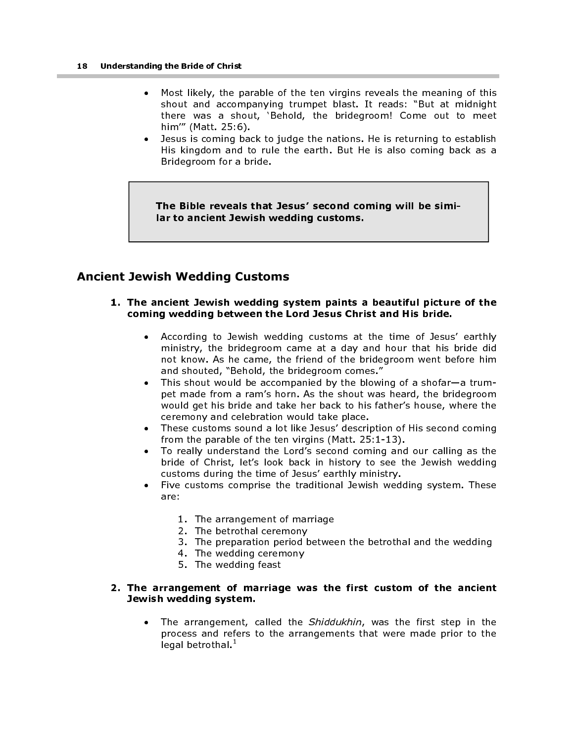- Most likely, the parable of the ten virgins reveals the meaning of this shout and accompanying trumpet blast. It reads: "But at midnight there was a shout, 'Behold, the bridegroom! Come out to meet him'" (Matt. 25:6).
- Jesus is coming back to judge the nations. He is returning to establish His kingdom and to rule the earth. But He is also coming back as a Bridegroom for a bride.

> **The Bible reveals that Jesus' second coming will be similar to ancient Jewish wedding customs.**

## Ancient Jewish Wedding Customs

**1. The ancient Jewish wedding system paints a beautiful picture of the coming wedding between the Lord Jesus Christ and His bride.**

- According to Jewish wedding customs at the time of Jesus' earthly ministry, the bridegroom came at a day and hour that his bride did not know. As he came, the friend of the bridegroom went before him and shouted, "Behold, the bridegroom comes."
- This shout would be accompanied by the blowing of a shofar—a trumpet made from a ram's horn. As the shout was heard, the bridegroom would get his bride and take her back to his father's house, where the ceremony and celebration would take place.
- These customs sound a lot like Jesus' description of His second coming from the parable of the ten virgins (Matt. 25:1-13).
- To really understand the Lord's second coming and our calling as the bride of Christ, let's look back in history to see the Jewish wedding customs during the time of Jesus' earthly ministry.
- Five customs comprise the traditional Jewish wedding system. These are:

  1. The arrangement of marriage
  2. The betrothal ceremony
  3. The preparation period between the betrothal and the wedding
  4. The wedding ceremony
  5. The wedding feast

**2. The arrangement of marriage was the first custom of the ancient Jewish wedding system.**

- The arrangement, called the *Shiddukhin*, was the first step in the process and refers to the arrangements that were made prior to the legal betrothal.[1]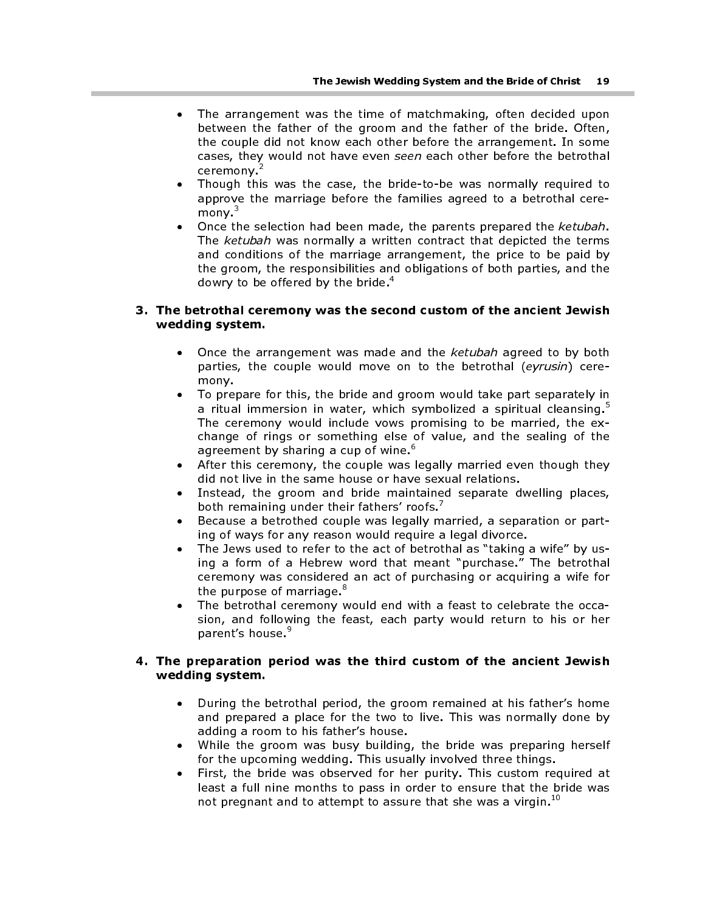- The arrangement was the time of matchmaking, often decided upon between the father of the groom and the father of the bride. Often, the couple did not know each other before the arrangement. In some cases, they would not have even *seen* each other before the betrothal ceremony.[2]
- Though this was the case, the bride-to-be was normally required to approve the marriage before the families agreed to a betrothal ceremony.[3]
- Once the selection had been made, the parents prepared the *ketubah*. The *ketubah* was normally a written contract that depicted the terms and conditions of the marriage arrangement, the price to be paid by the groom, the responsibilities and obligations of both parties, and the dowry to be offered by the bride.[4]

**3. The betrothal ceremony was the second custom of the ancient Jewish wedding system.**

- Once the arrangement was made and the *ketubah* agreed to by both parties, the couple would move on to the betrothal (*eyrusin*) ceremony.
- To prepare for this, the bride and groom would take part separately in a ritual immersion in water, which symbolized a spiritual cleansing.[5] The ceremony would include vows promising to be married, the exchange of rings or something else of value, and the sealing of the agreement by sharing a cup of wine.[6]
- After this ceremony, the couple was legally married even though they did not live in the same house or have sexual relations.
- Instead, the groom and bride maintained separate dwelling places, both remaining under their fathers' roofs.[7]
- Because a betrothed couple was legally married, a separation or parting of ways for any reason would require a legal divorce.
- The Jews used to refer to the act of betrothal as "taking a wife" by using a form of a Hebrew word that meant "purchase." The betrothal ceremony was considered an act of purchasing or acquiring a wife for the purpose of marriage.[8]
- The betrothal ceremony would end with a feast to celebrate the occasion, and following the feast, each party would return to his or her parent's house.[9]

**4. The preparation period was the third custom of the ancient Jewish wedding system.**

- During the betrothal period, the groom remained at his father's home and prepared a place for the two to live. This was normally done by adding a room to his father's house.
- While the groom was busy building, the bride was preparing herself for the upcoming wedding. This usually involved three things.
- First, the bride was observed for her purity. This custom required at least a full nine months to pass in order to ensure that the bride was not pregnant and to attempt to assure that she was a virgin.[10]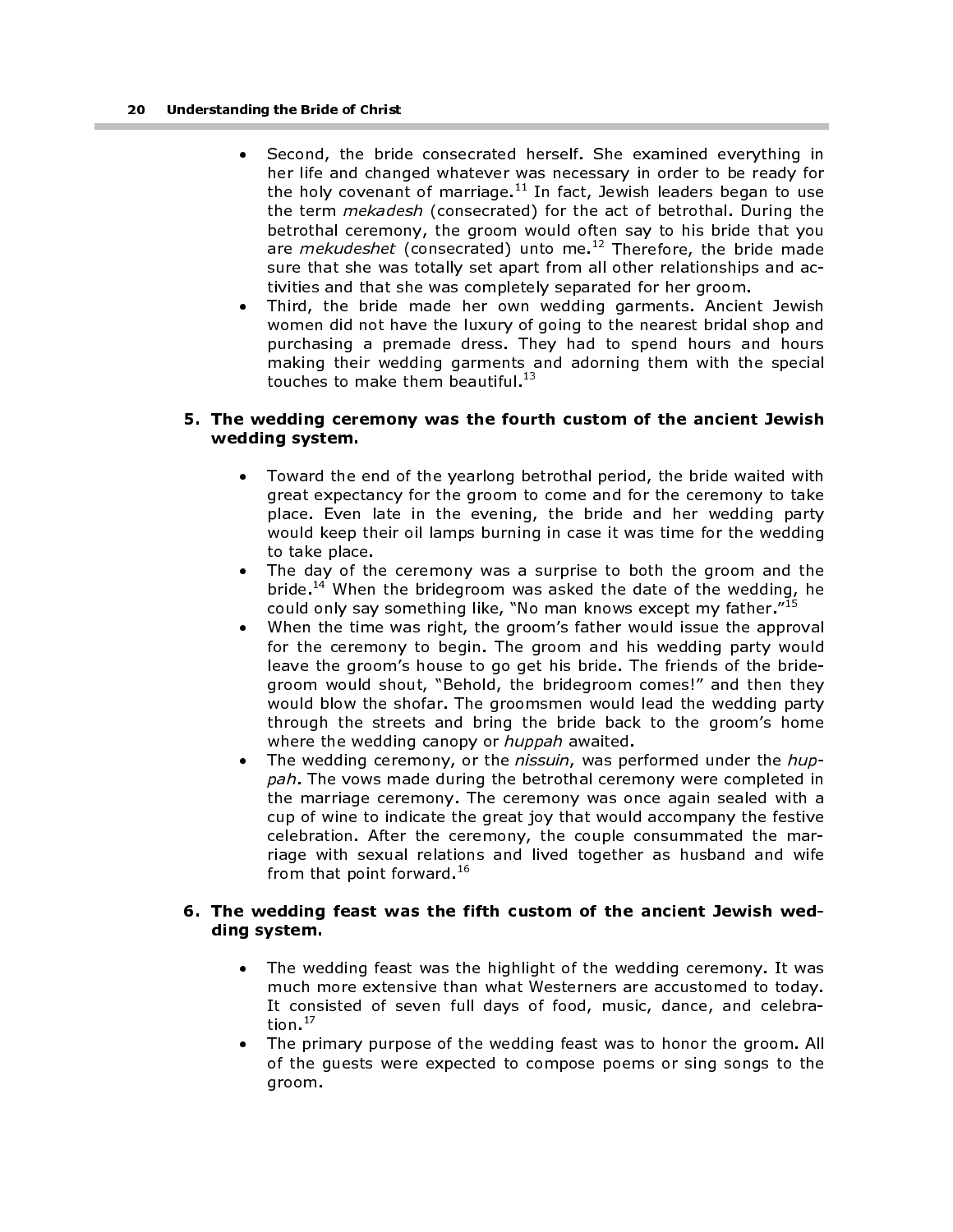- Second, the bride consecrated herself. She examined everything in her life and changed whatever was necessary in order to be ready for the holy covenant of marriage.[11] In fact, Jewish leaders began to use the term *mekadesh* (consecrated) for the act of betrothal. During the betrothal ceremony, the groom would often say to his bride that you are *mekudeshet* (consecrated) unto me.[12] Therefore, the bride made sure that she was totally set apart from all other relationships and activities and that she was completely separated for her groom.
- Third, the bride made her own wedding garments. Ancient Jewish women did not have the luxury of going to the nearest bridal shop and purchasing a premade dress. They had to spend hours and hours making their wedding garments and adorning them with the special touches to make them beautiful.[13]

**5. The wedding ceremony was the fourth custom of the ancient Jewish wedding system.**

- Toward the end of the yearlong betrothal period, the bride waited with great expectancy for the groom to come and for the ceremony to take place. Even late in the evening, the bride and her wedding party would keep their oil lamps burning in case it was time for the wedding to take place.
- The day of the ceremony was a surprise to both the groom and the bride.[14] When the bridegroom was asked the date of the wedding, he could only say something like, "No man knows except my father."[15]
- When the time was right, the groom's father would issue the approval for the ceremony to begin. The groom and his wedding party would leave the groom's house to go get his bride. The friends of the bridegroom would shout, "Behold, the bridegroom comes!" and then they would blow the shofar. The groomsmen would lead the wedding party through the streets and bring the bride back to the groom's home where the wedding canopy or *huppah* awaited.
- The wedding ceremony, or the *nissuin*, was performed under the *huppah*. The vows made during the betrothal ceremony were completed in the marriage ceremony. The ceremony was once again sealed with a cup of wine to indicate the great joy that would accompany the festive celebration. After the ceremony, the couple consummated the marriage with sexual relations and lived together as husband and wife from that point forward.[16]

**6. The wedding feast was the fifth custom of the ancient Jewish wedding system.**

- The wedding feast was the highlight of the wedding ceremony. It was much more extensive than what Westerners are accustomed to today. It consisted of seven full days of food, music, dance, and celebration.[17]
- The primary purpose of the wedding feast was to honor the groom. All of the guests were expected to compose poems or sing songs to the groom.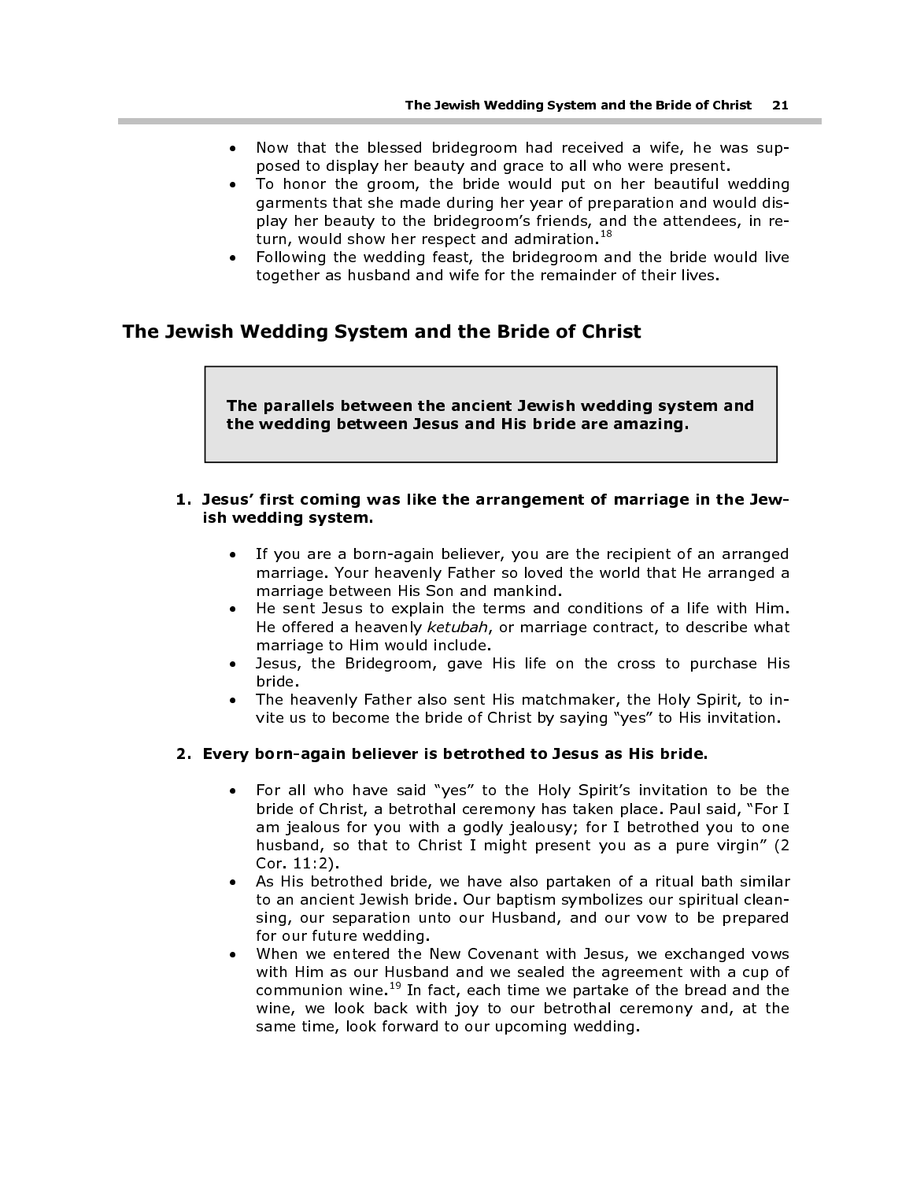- Now that the blessed bridegroom had received a wife, he was supposed to display her beauty and grace to all who were present.
- To honor the groom, the bride would put on her beautiful wedding garments that she made during her year of preparation and would display her beauty to the bridegroom's friends, and the attendees, in return, would show her respect and admiration.[18]
- Following the wedding feast, the bridegroom and the bride would live together as husband and wife for the remainder of their lives.

## The Jewish Wedding System and the Bride of Christ

> **The parallels between the ancient Jewish wedding system and the wedding between Jesus and His bride are amazing.**

**1. Jesus' first coming was like the arrangement of marriage in the Jewish wedding system.**

- If you are a born-again believer, you are the recipient of an arranged marriage. Your heavenly Father so loved the world that He arranged a marriage between His Son and mankind.
- He sent Jesus to explain the terms and conditions of a life with Him. He offered a heavenly *ketubah*, or marriage contract, to describe what marriage to Him would include.
- Jesus, the Bridegroom, gave His life on the cross to purchase His bride.
- The heavenly Father also sent His matchmaker, the Holy Spirit, to invite us to become the bride of Christ by saying "yes" to His invitation.

**2. Every born-again believer is betrothed to Jesus as His bride.**

- For all who have said "yes" to the Holy Spirit's invitation to be the bride of Christ, a betrothal ceremony has taken place. Paul said, "For I am jealous for you with a godly jealousy; for I betrothed you to one husband, so that to Christ I might present you as a pure virgin" (2 Cor. 11:2).
- As His betrothed bride, we have also partaken of a ritual bath similar to an ancient Jewish bride. Our baptism symbolizes our spiritual cleansing, our separation unto our Husband, and our vow to be prepared for our future wedding.
- When we entered the New Covenant with Jesus, we exchanged vows with Him as our Husband and we sealed the agreement with a cup of communion wine.[19] In fact, each time we partake of the bread and the wine, we look back with joy to our betrothal ceremony and, at the same time, look forward to our upcoming wedding.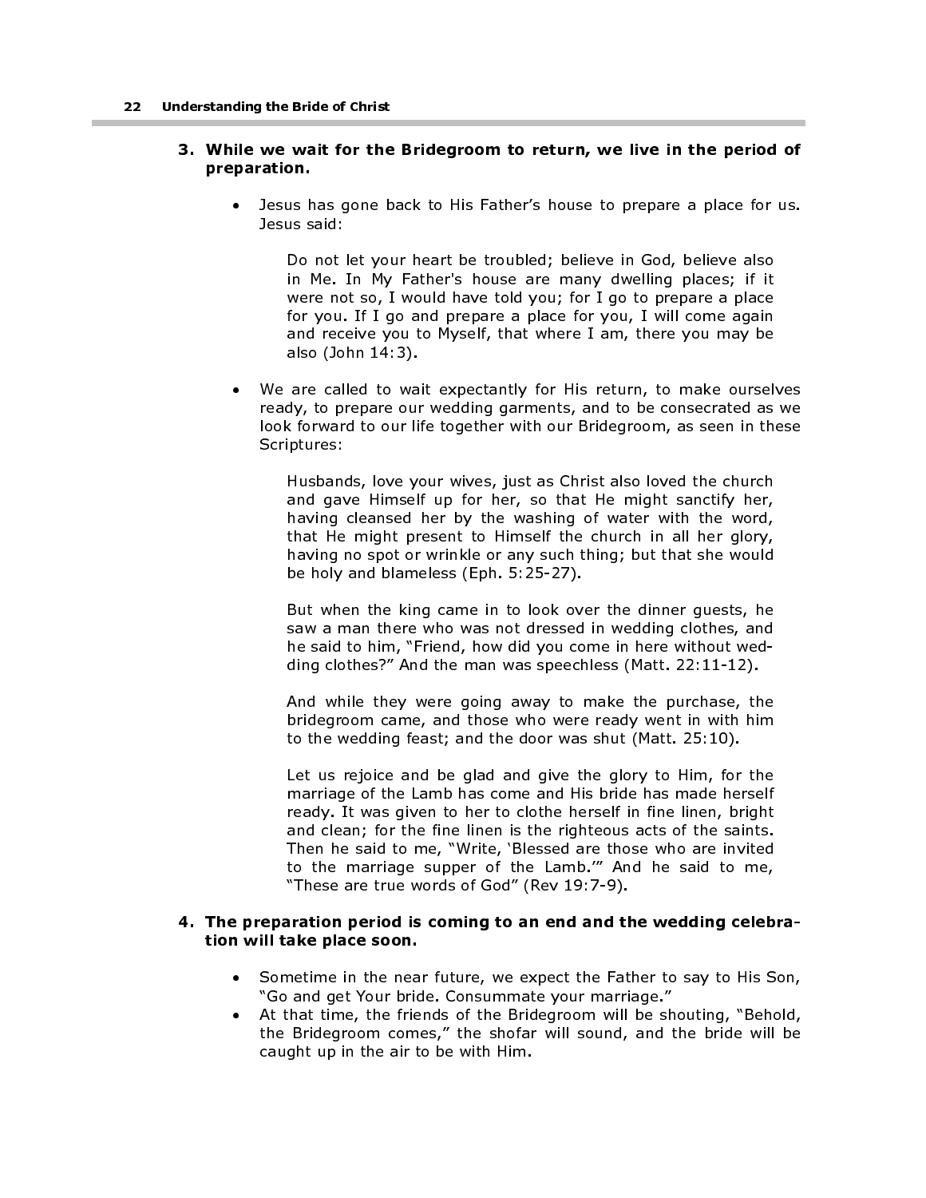3. **While we wait for the Bridegroom to return, we live in the period of preparation.**

    - Jesus has gone back to His Father's house to prepare a place for us. Jesus said:

        > Do not let your heart be troubled; believe in God, believe also in Me. In My Father's house are many dwelling places; if it were not so, I would have told you; for I go to prepare a place for you. If I go and prepare a place for you, I will come again and receive you to Myself, that where I am, there you may be also (John 14:3).

    - We are called to wait expectantly for His return, to make ourselves ready, to prepare our wedding garments, and to be consecrated as we look forward to our life together with our Bridegroom, as seen in these Scriptures:

        > Husbands, love your wives, just as Christ also loved the church and gave Himself up for her, so that He might sanctify her, having cleansed her by the washing of water with the word, that He might present to Himself the church in all her glory, having no spot or wrinkle or any such thing; but that she would be holy and blameless (Eph. 5:25-27).
        >
        > But when the king came in to look over the dinner guests, he saw a man there who was not dressed in wedding clothes, and he said to him, "Friend, how did you come in here without wedding clothes?" And the man was speechless (Matt. 22:11-12).
        >
        > And while they were going away to make the purchase, the bridegroom came, and those who were ready went in with him to the wedding feast; and the door was shut (Matt. 25:10).
        >
        > Let us rejoice and be glad and give the glory to Him, for the marriage of the Lamb has come and His bride has made herself ready. It was given to her to clothe herself in fine linen, bright and clean; for the fine linen is the righteous acts of the saints. Then he said to me, "Write, 'Blessed are those who are invited to the marriage supper of the Lamb.'" And he said to me, "These are true words of God" (Rev 19:7-9).

4. **The preparation period is coming to an end and the wedding celebration will take place soon.**

    - Sometime in the near future, we expect the Father to say to His Son, "Go and get Your bride. Consummate your marriage."
    - At that time, the friends of the Bridegroom will be shouting, "Behold, the Bridegroom comes," the shofar will sound, and the bride will be caught up in the air to be with Him.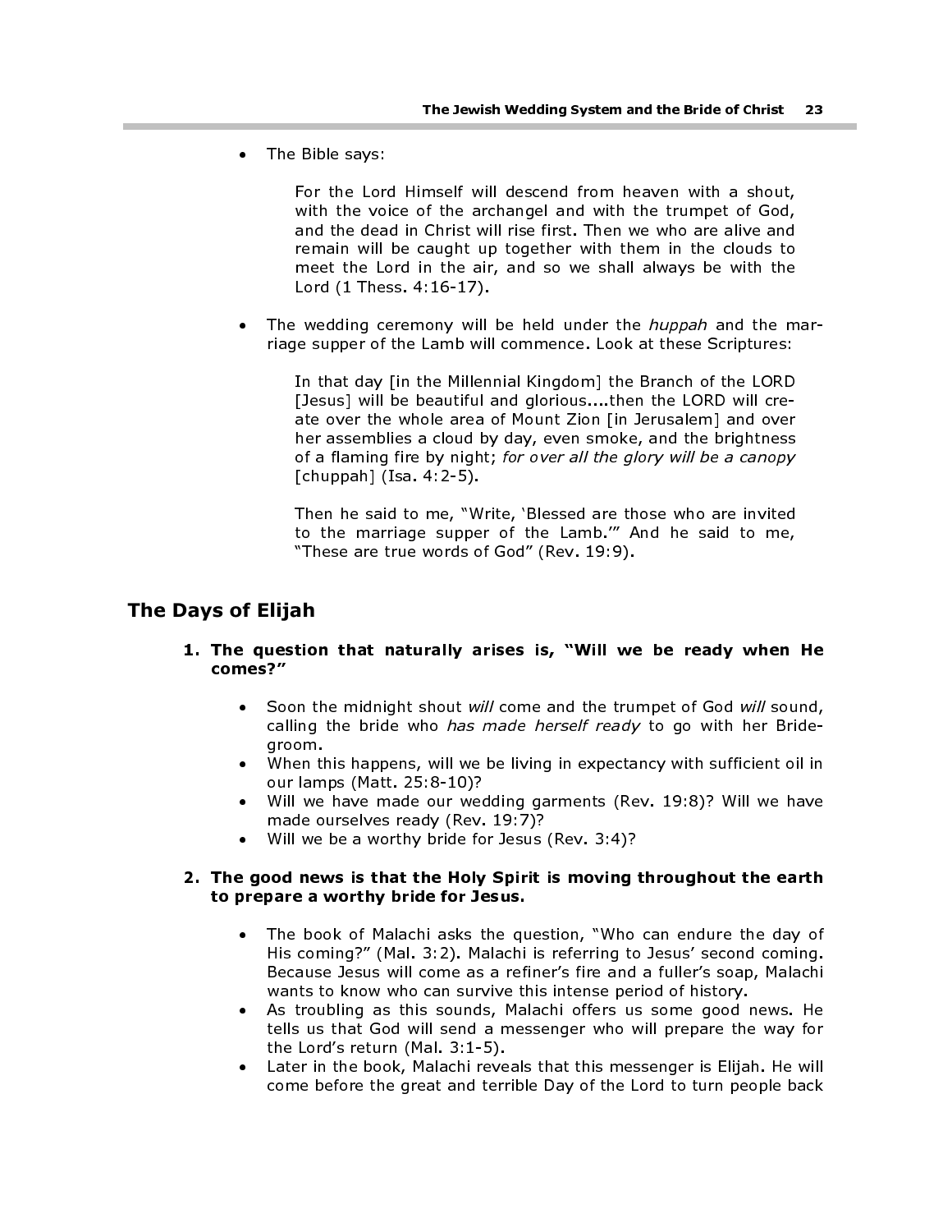- The Bible says:

  > For the Lord Himself will descend from heaven with a shout, with the voice of the archangel and with the trumpet of God, and the dead in Christ will rise first. Then we who are alive and remain will be caught up together with them in the clouds to meet the Lord in the air, and so we shall always be with the Lord (1 Thess. 4:16-17).

- The wedding ceremony will be held under the *huppah* and the marriage supper of the Lamb will commence. Look at these Scriptures:

  > In that day [in the Millennial Kingdom] the Branch of the LORD [Jesus] will be beautiful and glorious....then the LORD will create over the whole area of Mount Zion [in Jerusalem] and over her assemblies a cloud by day, even smoke, and the brightness of a flaming fire by night; *for over all the glory will be a canopy* [chuppah] (Isa. 4:2-5).
  >
  > Then he said to me, "Write, 'Blessed are those who are invited to the marriage supper of the Lamb.'" And he said to me, "These are true words of God" (Rev. 19:9).

## The Days of Elijah

**1. The question that naturally arises is, "Will we be ready when He comes?"**

- Soon the midnight shout *will* come and the trumpet of God *will* sound, calling the bride who *has made herself ready* to go with her Bridegroom.
- When this happens, will we be living in expectancy with sufficient oil in our lamps (Matt. 25:8-10)?
- Will we have made our wedding garments (Rev. 19:8)? Will we have made ourselves ready (Rev. 19:7)?
- Will we be a worthy bride for Jesus (Rev. 3:4)?

**2. The good news is that the Holy Spirit is moving throughout the earth to prepare a worthy bride for Jesus.**

- The book of Malachi asks the question, "Who can endure the day of His coming?" (Mal. 3:2). Malachi is referring to Jesus' second coming. Because Jesus will come as a refiner's fire and a fuller's soap, Malachi wants to know who can survive this intense period of history.
- As troubling as this sounds, Malachi offers us some good news. He tells us that God will send a messenger who will prepare the way for the Lord's return (Mal. 3:1-5).
- Later in the book, Malachi reveals that this messenger is Elijah. He will come before the great and terrible Day of the Lord to turn people back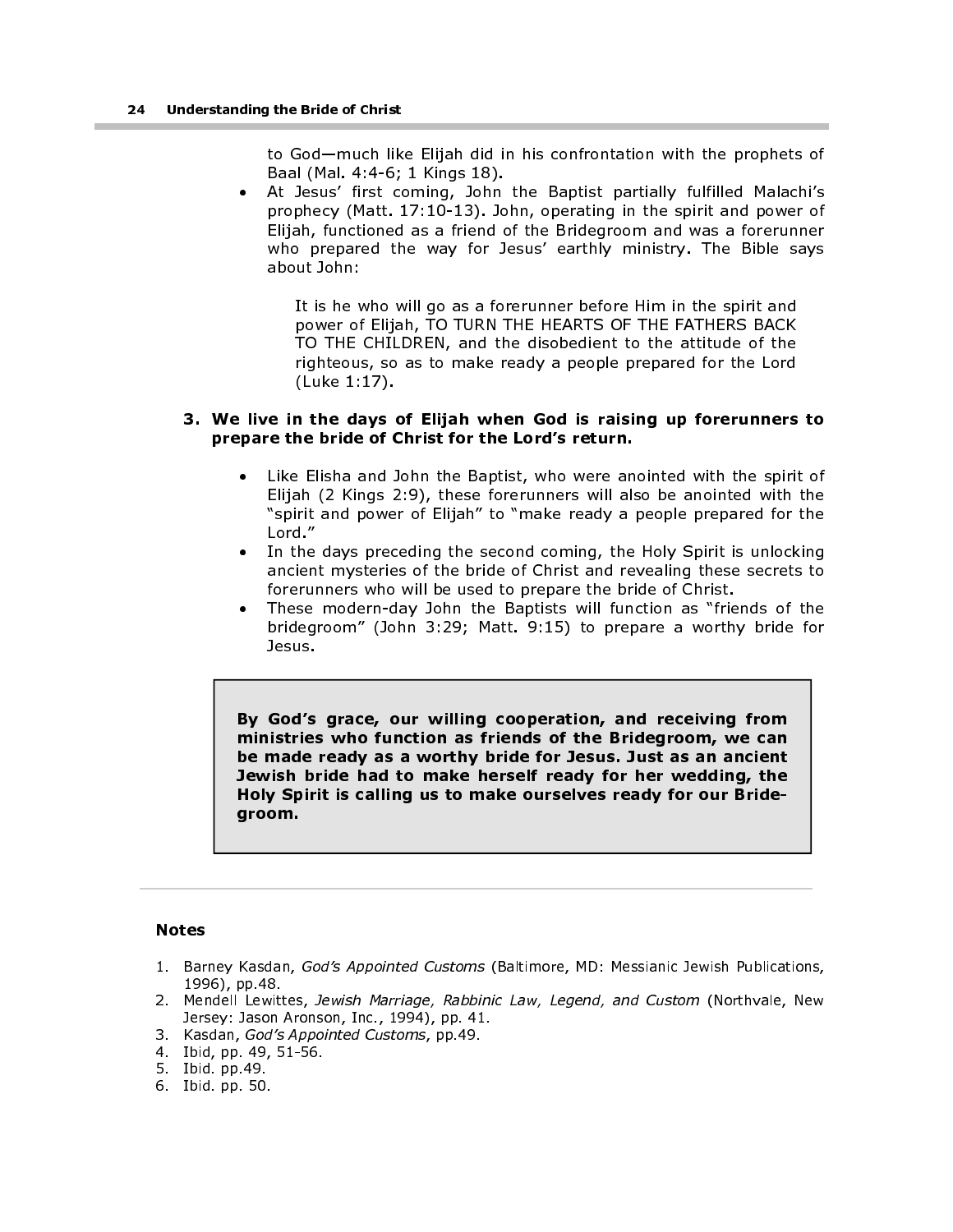to God—much like Elijah did in his confrontation with the prophets of Baal (Mal. 4:4-6; 1 Kings 18).

- At Jesus' first coming, John the Baptist partially fulfilled Malachi's prophecy (Matt. 17:10-13). John, operating in the spirit and power of Elijah, functioned as a friend of the Bridegroom and was a forerunner who prepared the way for Jesus' earthly ministry. The Bible says about John:

> It is he who will go as a forerunner before Him in the spirit and power of Elijah, TO TURN THE HEARTS OF THE FATHERS BACK TO THE CHILDREN, and the disobedient to the attitude of the righteous, so as to make ready a people prepared for the Lord (Luke 1:17).

**3. We live in the days of Elijah when God is raising up forerunners to prepare the bride of Christ for the Lord's return.**

- Like Elisha and John the Baptist, who were anointed with the spirit of Elijah (2 Kings 2:9), these forerunners will also be anointed with the "spirit and power of Elijah" to "make ready a people prepared for the Lord."
- In the days preceding the second coming, the Holy Spirit is unlocking ancient mysteries of the bride of Christ and revealing these secrets to forerunners who will be used to prepare the bride of Christ.
- These modern-day John the Baptists will function as "friends of the bridegroom" (John 3:29; Matt. 9:15) to prepare a worthy bride for Jesus.

**By God's grace, our willing cooperation, and receiving from ministries who function as friends of the Bridegroom, we can be made ready as a worthy bride for Jesus. Just as an ancient Jewish bride had to make herself ready for her wedding, the Holy Spirit is calling us to make ourselves ready for our Bridegroom.**

### Notes

1. Barney Kasdan, *God's Appointed Customs* (Baltimore, MD: Messianic Jewish Publications, 1996), pp.48.
2. Mendell Lewittes, *Jewish Marriage, Rabbinic Law, Legend, and Custom* (Northvale, New Jersey: Jason Aronson, Inc., 1994), pp. 41.
3. Kasdan, *God's Appointed Customs*, pp.49.
4. Ibid, pp. 49, 51-56.
5. Ibid. pp.49.
6. Ibid. pp. 50.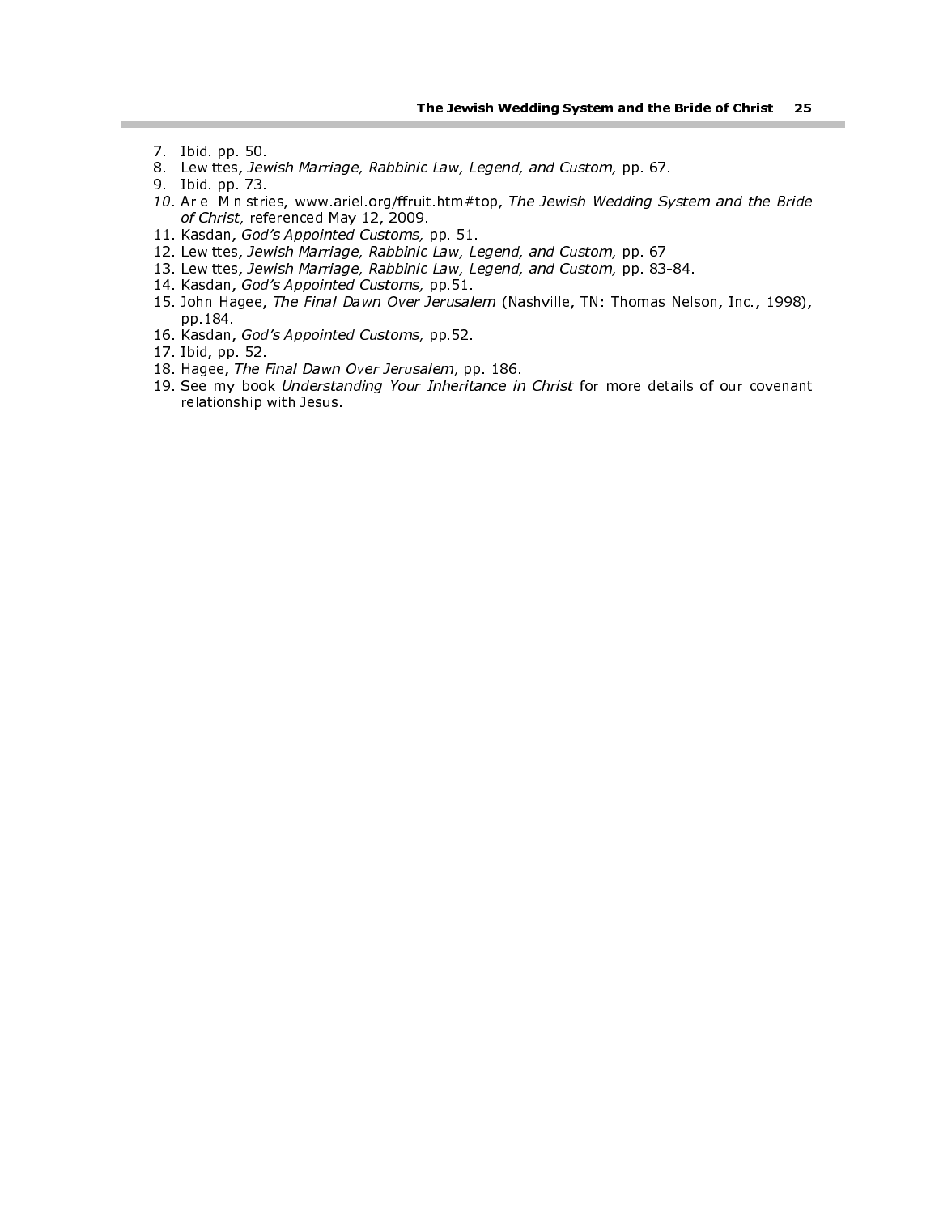7. Ibid. pp. 50.
8. Lewittes, *Jewish Marriage, Rabbinic Law, Legend, and Custom,* pp. 67.
9. Ibid. pp. 73.
10. Ariel Ministries, www.ariel.org/ffruit.htm#top, *The Jewish Wedding System and the Bride of Christ,* referenced May 12, 2009.
11. Kasdan, *God's Appointed Customs,* pp. 51.
12. Lewittes, *Jewish Marriage, Rabbinic Law, Legend, and Custom,* pp. 67
13. Lewittes, *Jewish Marriage, Rabbinic Law, Legend, and Custom,* pp. 83-84.
14. Kasdan, *God's Appointed Customs,* pp.51.
15. John Hagee, *The Final Dawn Over Jerusalem* (Nashville, TN: Thomas Nelson, Inc., 1998), pp.184.
16. Kasdan, *God's Appointed Customs,* pp.52.
17. Ibid, pp. 52.
18. Hagee, *The Final Dawn Over Jerusalem,* pp. 186.
19. See my book *Understanding Your Inheritance in Christ* for more details of our covenant relationship with Jesus.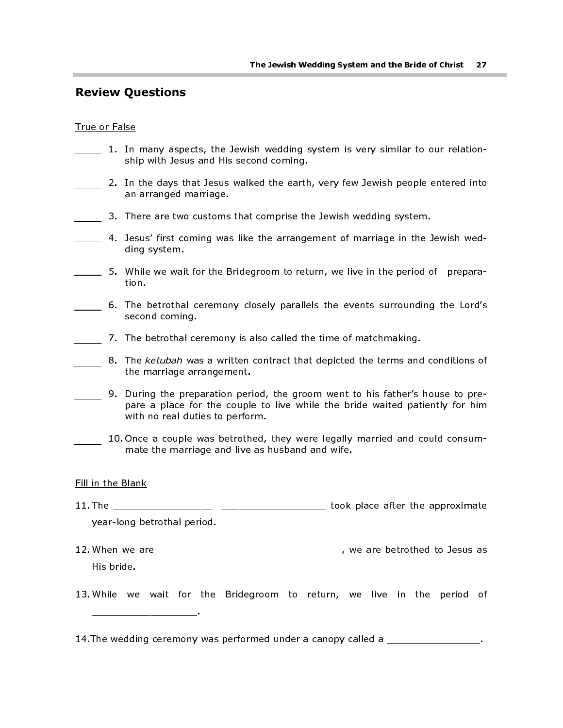## Review Questions

True or False

_____ 1. In many aspects, the Jewish wedding system is very similar to our relationship with Jesus and His second coming.

_____ 2. In the days that Jesus walked the earth, very few Jewish people entered into an arranged marriage.

_____ 3. There are two customs that comprise the Jewish wedding system.

_____ 4. Jesus' first coming was like the arrangement of marriage in the Jewish wedding system.

_____ 5. While we wait for the Bridegroom to return, we live in the period of preparation.

_____ 6. The betrothal ceremony closely parallels the events surrounding the Lord's second coming.

_____ 7. The betrothal ceremony is also called the time of matchmaking.

_____ 8. The *ketubah* was a written contract that depicted the terms and conditions of the marriage arrangement.

_____ 9. During the preparation period, the groom went to his father's house to prepare a place for the couple to live while the bride waited patiently for him with no real duties to perform.

_____ 10. Once a couple was betrothed, they were legally married and could consummate the marriage and live as husband and wife.

Fill in the Blank

11. The ________________ ________________ took place after the approximate year-long betrothal period.

12. When we are ______________ ______________, we are betrothed to Jesus as His bride.

13. While we wait for the Bridegroom to return, we live in the period of ________________.

14. The wedding ceremony was performed under a canopy called a ______________.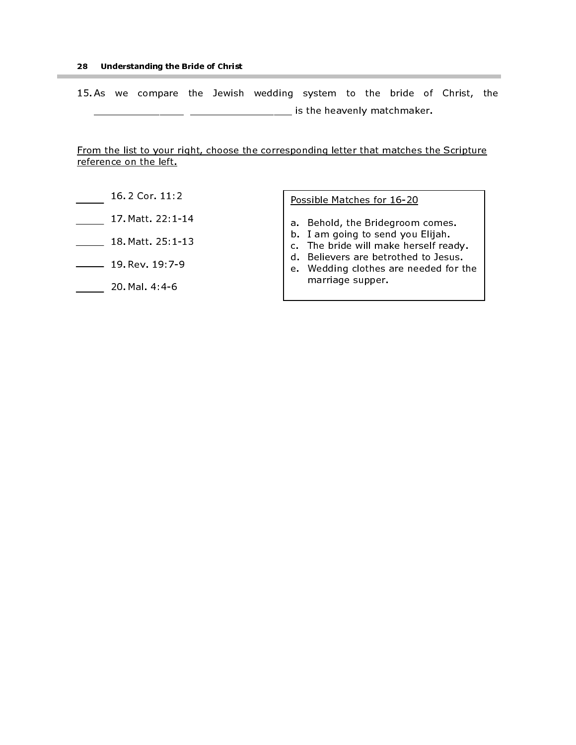15. As we compare the Jewish wedding system to the bride of Christ, the _____________ ________________ is the heavenly matchmaker.

<u>From the list to your right, choose the corresponding letter that matches the Scripture reference on the left.</u>

_____ 16. 2 Cor. 11:2

_____ 17. Matt. 22:1-14

_____ 18. Matt. 25:1-13

_____ 19. Rev. 19:7-9

_____ 20. Mal. 4:4-6

<u>Possible Matches for 16-20</u>

a. Behold, the Bridegroom comes.
b. I am going to send you Elijah.
c. The bride will make herself ready.
d. Believers are betrothed to Jesus.
e. Wedding clothes are needed for the marriage supper.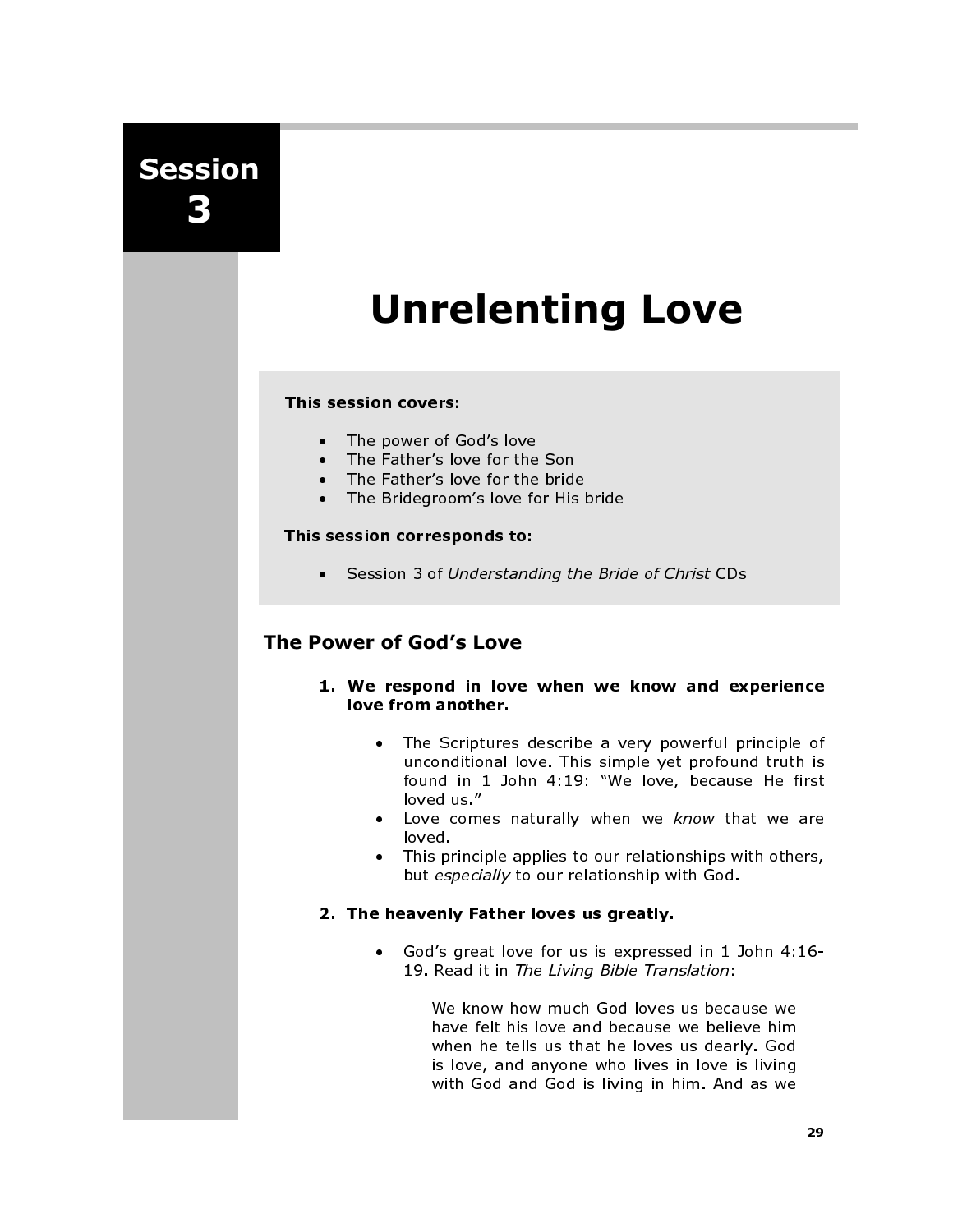# Session 3

# Unrelenting Love

**This session covers:**

- The power of God's love
- The Father's love for the Son
- The Father's love for the bride
- The Bridegroom's love for His bride

**This session corresponds to:**

- Session 3 of *Understanding the Bride of Christ* CDs

## The Power of God's Love

1. **We respond in love when we know and experience love from another.**

    - The Scriptures describe a very powerful principle of unconditional love. This simple yet profound truth is found in 1 John 4:19: "We love, because He first loved us."
    - Love comes naturally when we *know* that we are loved.
    - This principle applies to our relationships with others, but *especially* to our relationship with God.

2. **The heavenly Father loves us greatly.**

    - God's great love for us is expressed in 1 John 4:16-19. Read it in *The Living Bible Translation*:

        > We know how much God loves us because we have felt his love and because we believe him when he tells us that he loves us dearly. God is love, and anyone who lives in love is living with God and God is living in him. And as we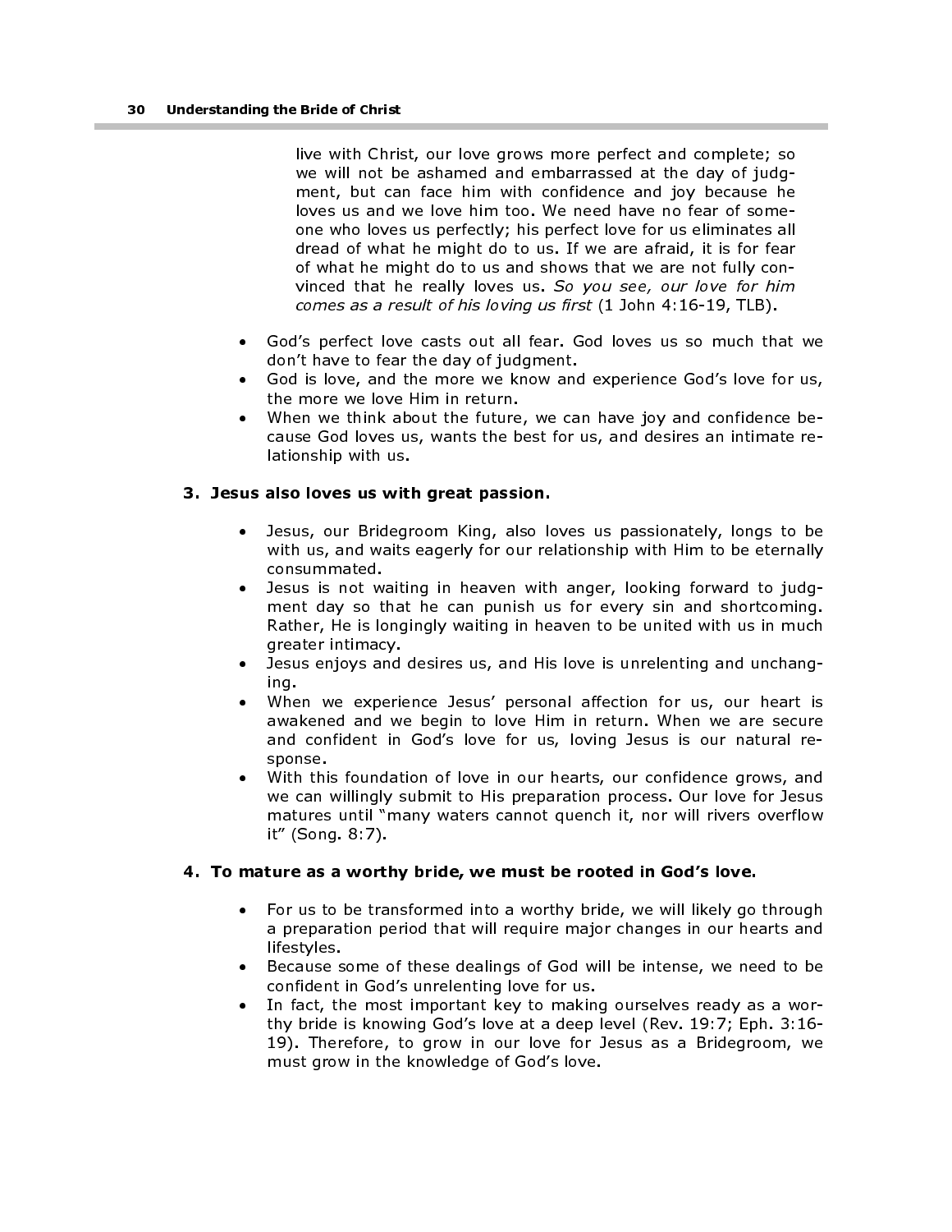> live with Christ, our love grows more perfect and complete; so we will not be ashamed and embarrassed at the day of judgment, but can face him with confidence and joy because he loves us and we love him too. We need have no fear of someone who loves us perfectly; his perfect love for us eliminates all dread of what he might do to us. If we are afraid, it is for fear of what he might do to us and shows that we are not fully convinced that he really loves us. *So you see, our love for him comes as a result of his loving us first* (1 John 4:16-19, TLB).

- God's perfect love casts out all fear. God loves us so much that we don't have to fear the day of judgment.
- God is love, and the more we know and experience God's love for us, the more we love Him in return.
- When we think about the future, we can have joy and confidence because God loves us, wants the best for us, and desires an intimate relationship with us.

**3. Jesus also loves us with great passion.**

- Jesus, our Bridegroom King, also loves us passionately, longs to be with us, and waits eagerly for our relationship with Him to be eternally consummated.
- Jesus is not waiting in heaven with anger, looking forward to judgment day so that he can punish us for every sin and shortcoming. Rather, He is longingly waiting in heaven to be united with us in much greater intimacy.
- Jesus enjoys and desires us, and His love is unrelenting and unchanging.
- When we experience Jesus' personal affection for us, our heart is awakened and we begin to love Him in return. When we are secure and confident in God's love for us, loving Jesus is our natural response.
- With this foundation of love in our hearts, our confidence grows, and we can willingly submit to His preparation process. Our love for Jesus matures until "many waters cannot quench it, nor will rivers overflow it" (Song. 8:7).

**4. To mature as a worthy bride, we must be rooted in God's love.**

- For us to be transformed into a worthy bride, we will likely go through a preparation period that will require major changes in our hearts and lifestyles.
- Because some of these dealings of God will be intense, we need to be confident in God's unrelenting love for us.
- In fact, the most important key to making ourselves ready as a worthy bride is knowing God's love at a deep level (Rev. 19:7; Eph. 3:16-19). Therefore, to grow in our love for Jesus as a Bridegroom, we must grow in the knowledge of God's love.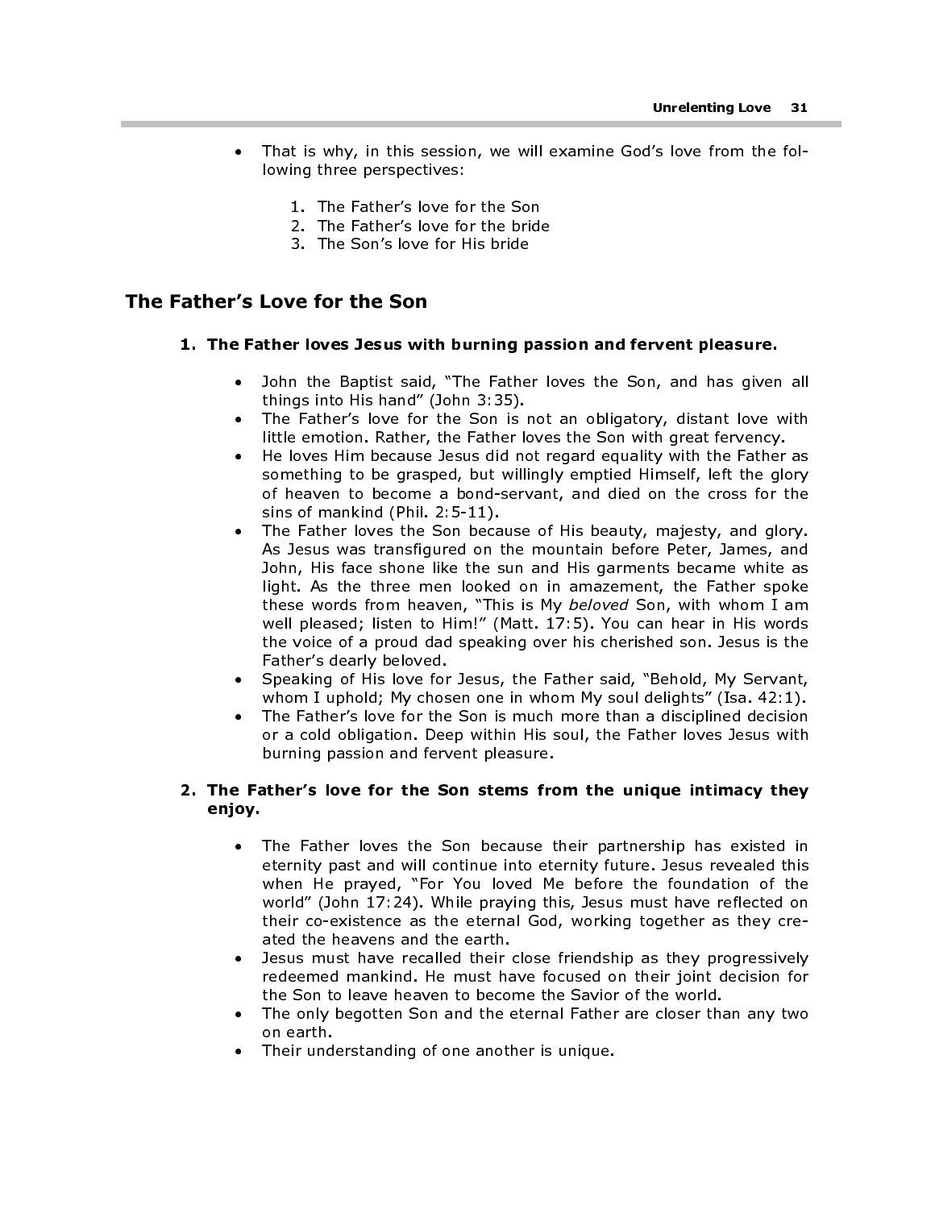- That is why, in this session, we will examine God's love from the following three perspectives:

    1. The Father's love for the Son
    2. The Father's love for the bride
    3. The Son's love for His bride

## The Father's Love for the Son

### 1. The Father loves Jesus with burning passion and fervent pleasure.

- John the Baptist said, "The Father loves the Son, and has given all things into His hand" (John 3:35).
- The Father's love for the Son is not an obligatory, distant love with little emotion. Rather, the Father loves the Son with great fervency.
- He loves Him because Jesus did not regard equality with the Father as something to be grasped, but willingly emptied Himself, left the glory of heaven to become a bond-servant, and died on the cross for the sins of mankind (Phil. 2:5-11).
- The Father loves the Son because of His beauty, majesty, and glory. As Jesus was transfigured on the mountain before Peter, James, and John, His face shone like the sun and His garments became white as light. As the three men looked on in amazement, the Father spoke these words from heaven, "This is My *beloved* Son, with whom I am well pleased; listen to Him!" (Matt. 17:5). You can hear in His words the voice of a proud dad speaking over his cherished son. Jesus is the Father's dearly beloved.
- Speaking of His love for Jesus, the Father said, "Behold, My Servant, whom I uphold; My chosen one in whom My soul delights" (Isa. 42:1).
- The Father's love for the Son is much more than a disciplined decision or a cold obligation. Deep within His soul, the Father loves Jesus with burning passion and fervent pleasure.

### 2. The Father's love for the Son stems from the unique intimacy they enjoy.

- The Father loves the Son because their partnership has existed in eternity past and will continue into eternity future. Jesus revealed this when He prayed, "For You loved Me before the foundation of the world" (John 17:24). While praying this, Jesus must have reflected on their co-existence as the eternal God, working together as they created the heavens and the earth.
- Jesus must have recalled their close friendship as they progressively redeemed mankind. He must have focused on their joint decision for the Son to leave heaven to become the Savior of the world.
- The only begotten Son and the eternal Father are closer than any two on earth.
- Their understanding of one another is unique.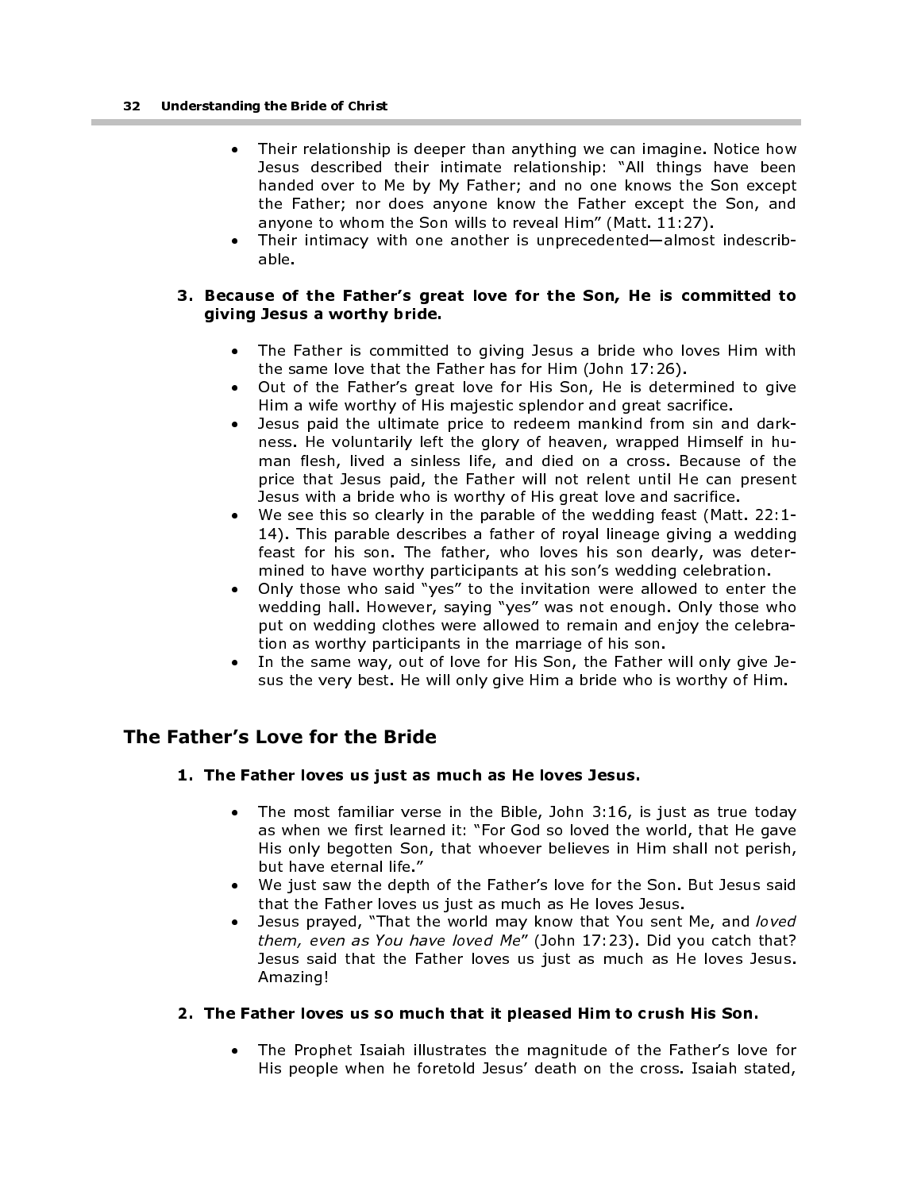- Their relationship is deeper than anything we can imagine. Notice how Jesus described their intimate relationship: "All things have been handed over to Me by My Father; and no one knows the Son except the Father; nor does anyone know the Father except the Son, and anyone to whom the Son wills to reveal Him" (Matt. 11:27).
- Their intimacy with one another is unprecedented—almost indescribable.

**3. Because of the Father's great love for the Son, He is committed to giving Jesus a worthy bride.**

- The Father is committed to giving Jesus a bride who loves Him with the same love that the Father has for Him (John 17:26).
- Out of the Father's great love for His Son, He is determined to give Him a wife worthy of His majestic splendor and great sacrifice.
- Jesus paid the ultimate price to redeem mankind from sin and darkness. He voluntarily left the glory of heaven, wrapped Himself in human flesh, lived a sinless life, and died on a cross. Because of the price that Jesus paid, the Father will not relent until He can present Jesus with a bride who is worthy of His great love and sacrifice.
- We see this so clearly in the parable of the wedding feast (Matt. 22:1-14). This parable describes a father of royal lineage giving a wedding feast for his son. The father, who loves his son dearly, was determined to have worthy participants at his son's wedding celebration.
- Only those who said "yes" to the invitation were allowed to enter the wedding hall. However, saying "yes" was not enough. Only those who put on wedding clothes were allowed to remain and enjoy the celebration as worthy participants in the marriage of his son.
- In the same way, out of love for His Son, the Father will only give Jesus the very best. He will only give Him a bride who is worthy of Him.

## The Father's Love for the Bride

**1. The Father loves us just as much as He loves Jesus.**

- The most familiar verse in the Bible, John 3:16, is just as true today as when we first learned it: "For God so loved the world, that He gave His only begotten Son, that whoever believes in Him shall not perish, but have eternal life."
- We just saw the depth of the Father's love for the Son. But Jesus said that the Father loves us just as much as He loves Jesus.
- Jesus prayed, "That the world may know that You sent Me, and *loved them, even as You have loved Me*" (John 17:23). Did you catch that? Jesus said that the Father loves us just as much as He loves Jesus. Amazing!

**2. The Father loves us so much that it pleased Him to crush His Son.**

- The Prophet Isaiah illustrates the magnitude of the Father's love for His people when he foretold Jesus' death on the cross. Isaiah stated,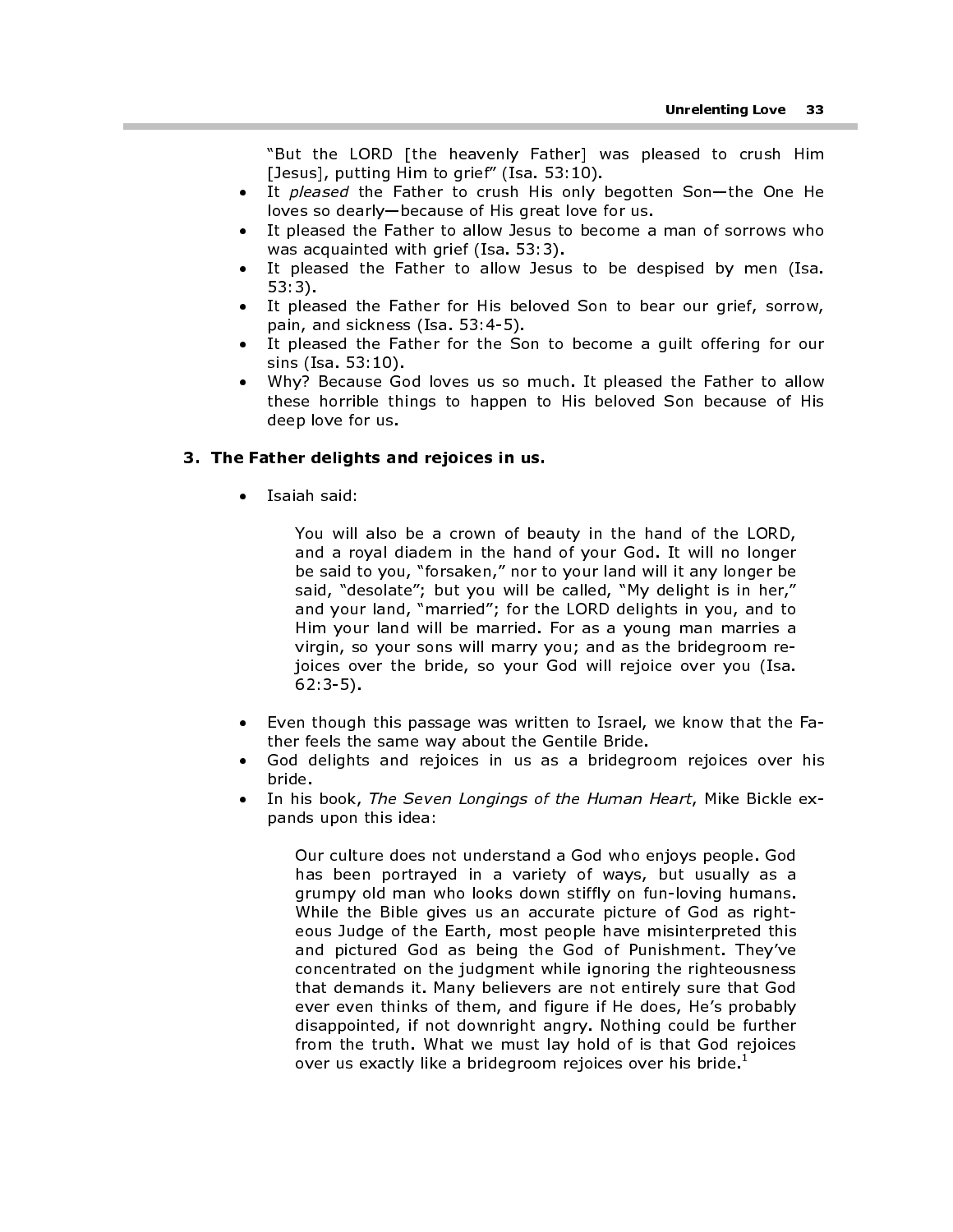"But the LORD [the heavenly Father] was pleased to crush Him [Jesus], putting Him to grief" (Isa. 53:10).

- It *pleased* the Father to crush His only begotten Son—the One He loves so dearly—because of His great love for us.
- It pleased the Father to allow Jesus to become a man of sorrows who was acquainted with grief (Isa. 53:3).
- It pleased the Father to allow Jesus to be despised by men (Isa. 53:3).
- It pleased the Father for His beloved Son to bear our grief, sorrow, pain, and sickness (Isa. 53:4-5).
- It pleased the Father for the Son to become a guilt offering for our sins (Isa. 53:10).
- Why? Because God loves us so much. It pleased the Father to allow these horrible things to happen to His beloved Son because of His deep love for us.

### 3. The Father delights and rejoices in us.

- Isaiah said:

> You will also be a crown of beauty in the hand of the LORD, and a royal diadem in the hand of your God. It will no longer be said to you, "forsaken," nor to your land will it any longer be said, "desolate"; but you will be called, "My delight is in her," and your land, "married"; for the LORD delights in you, and to Him your land will be married. For as a young man marries a virgin, so your sons will marry you; and as the bridegroom rejoices over the bride, so your God will rejoice over you (Isa. 62:3-5).

- Even though this passage was written to Israel, we know that the Father feels the same way about the Gentile Bride.
- God delights and rejoices in us as a bridegroom rejoices over his bride.
- In his book, *The Seven Longings of the Human Heart*, Mike Bickle expands upon this idea:

> Our culture does not understand a God who enjoys people. God has been portrayed in a variety of ways, but usually as a grumpy old man who looks down stiffly on fun-loving humans. While the Bible gives us an accurate picture of God as righteous Judge of the Earth, most people have misinterpreted this and pictured God as being the God of Punishment. They've concentrated on the judgment while ignoring the righteousness that demands it. Many believers are not entirely sure that God ever even thinks of them, and figure if He does, He's probably disappointed, if not downright angry. Nothing could be further from the truth. What we must lay hold of is that God rejoices over us exactly like a bridegroom rejoices over his bride.[1]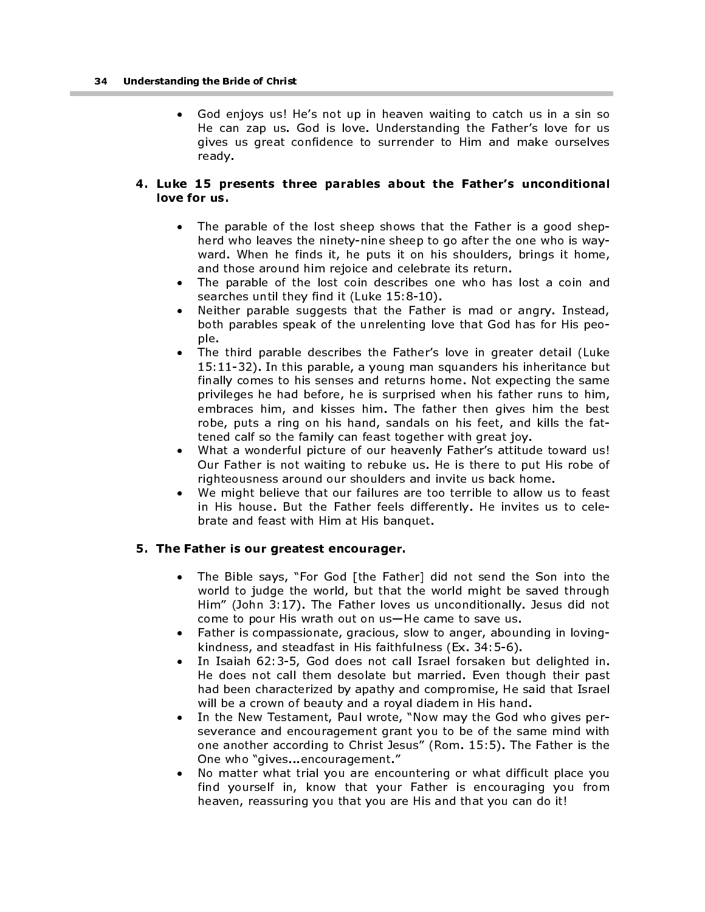- God enjoys us! He's not up in heaven waiting to catch us in a sin so He can zap us. God is love. Understanding the Father's love for us gives us great confidence to surrender to Him and make ourselves ready.

**4. Luke 15 presents three parables about the Father's unconditional love for us.**

- The parable of the lost sheep shows that the Father is a good shepherd who leaves the ninety-nine sheep to go after the one who is wayward. When he finds it, he puts it on his shoulders, brings it home, and those around him rejoice and celebrate its return.
- The parable of the lost coin describes one who has lost a coin and searches until they find it (Luke 15:8-10).
- Neither parable suggests that the Father is mad or angry. Instead, both parables speak of the unrelenting love that God has for His people.
- The third parable describes the Father's love in greater detail (Luke 15:11-32). In this parable, a young man squanders his inheritance but finally comes to his senses and returns home. Not expecting the same privileges he had before, he is surprised when his father runs to him, embraces him, and kisses him. The father then gives him the best robe, puts a ring on his hand, sandals on his feet, and kills the fattened calf so the family can feast together with great joy.
- What a wonderful picture of our heavenly Father's attitude toward us! Our Father is not waiting to rebuke us. He is there to put His robe of righteousness around our shoulders and invite us back home.
- We might believe that our failures are too terrible to allow us to feast in His house. But the Father feels differently. He invites us to celebrate and feast with Him at His banquet.

**5. The Father is our greatest encourager.**

- The Bible says, "For God [the Father] did not send the Son into the world to judge the world, but that the world might be saved through Him" (John 3:17). The Father loves us unconditionally. Jesus did not come to pour His wrath out on us—He came to save us.
- Father is compassionate, gracious, slow to anger, abounding in lovingkindness, and steadfast in His faithfulness (Ex. 34:5-6).
- In Isaiah 62:3-5, God does not call Israel forsaken but delighted in. He does not call them desolate but married. Even though their past had been characterized by apathy and compromise, He said that Israel will be a crown of beauty and a royal diadem in His hand.
- In the New Testament, Paul wrote, "Now may the God who gives perseverance and encouragement grant you to be of the same mind with one another according to Christ Jesus" (Rom. 15:5). The Father is the One who "gives...encouragement."
- No matter what trial you are encountering or what difficult place you find yourself in, know that your Father is encouraging you from heaven, reassuring you that you are His and that you can do it!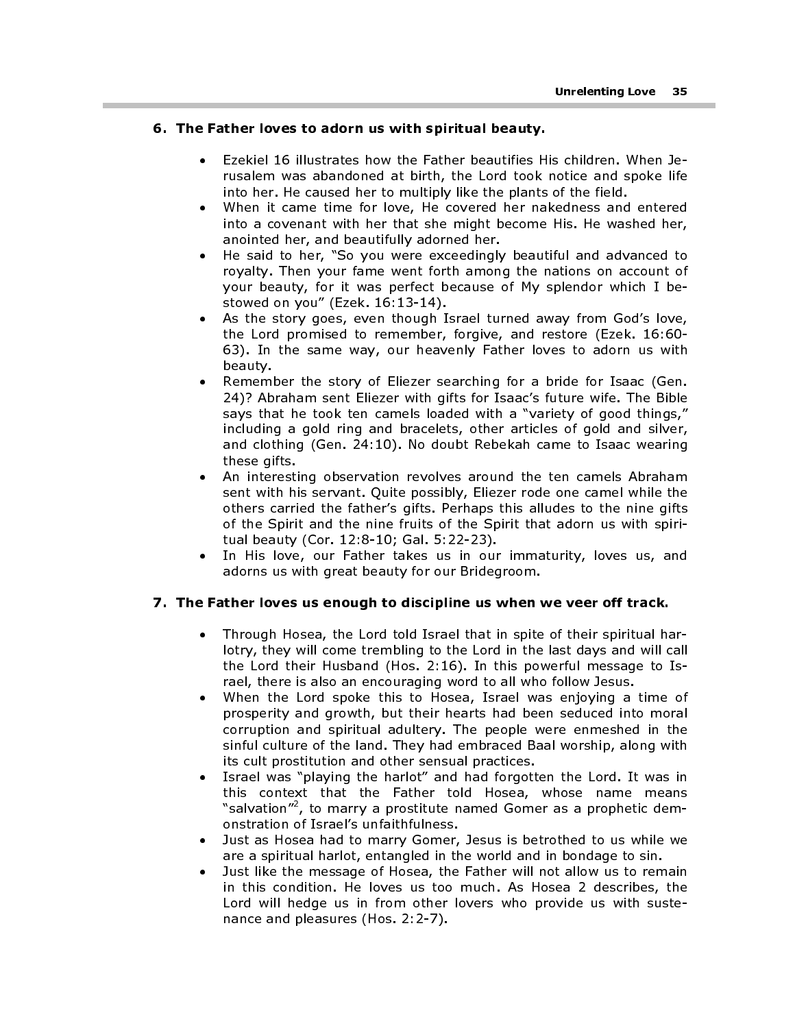**6. The Father loves to adorn us with spiritual beauty.**

- Ezekiel 16 illustrates how the Father beautifies His children. When Jerusalem was abandoned at birth, the Lord took notice and spoke life into her. He caused her to multiply like the plants of the field.
- When it came time for love, He covered her nakedness and entered into a covenant with her that she might become His. He washed her, anointed her, and beautifully adorned her.
- He said to her, "So you were exceedingly beautiful and advanced to royalty. Then your fame went forth among the nations on account of your beauty, for it was perfect because of My splendor which I bestowed on you" (Ezek. 16:13-14).
- As the story goes, even though Israel turned away from God's love, the Lord promised to remember, forgive, and restore (Ezek. 16:60-63). In the same way, our heavenly Father loves to adorn us with beauty.
- Remember the story of Eliezer searching for a bride for Isaac (Gen. 24)? Abraham sent Eliezer with gifts for Isaac's future wife. The Bible says that he took ten camels loaded with a "variety of good things," including a gold ring and bracelets, other articles of gold and silver, and clothing (Gen. 24:10). No doubt Rebekah came to Isaac wearing these gifts.
- An interesting observation revolves around the ten camels Abraham sent with his servant. Quite possibly, Eliezer rode one camel while the others carried the father's gifts. Perhaps this alludes to the nine gifts of the Spirit and the nine fruits of the Spirit that adorn us with spiritual beauty (Cor. 12:8-10; Gal. 5:22-23).
- In His love, our Father takes us in our immaturity, loves us, and adorns us with great beauty for our Bridegroom.

**7. The Father loves us enough to discipline us when we veer off track.**

- Through Hosea, the Lord told Israel that in spite of their spiritual harlotry, they will come trembling to the Lord in the last days and will call the Lord their Husband (Hos. 2:16). In this powerful message to Israel, there is also an encouraging word to all who follow Jesus.
- When the Lord spoke this to Hosea, Israel was enjoying a time of prosperity and growth, but their hearts had been seduced into moral corruption and spiritual adultery. The people were enmeshed in the sinful culture of the land. They had embraced Baal worship, along with its cult prostitution and other sensual practices.
- Israel was "playing the harlot" and had forgotten the Lord. It was in this context that the Father told Hosea, whose name means "salvation"[2], to marry a prostitute named Gomer as a prophetic demonstration of Israel's unfaithfulness.
- Just as Hosea had to marry Gomer, Jesus is betrothed to us while we are a spiritual harlot, entangled in the world and in bondage to sin.
- Just like the message of Hosea, the Father will not allow us to remain in this condition. He loves us too much. As Hosea 2 describes, the Lord will hedge us in from other lovers who provide us with sustenance and pleasures (Hos. 2:2-7).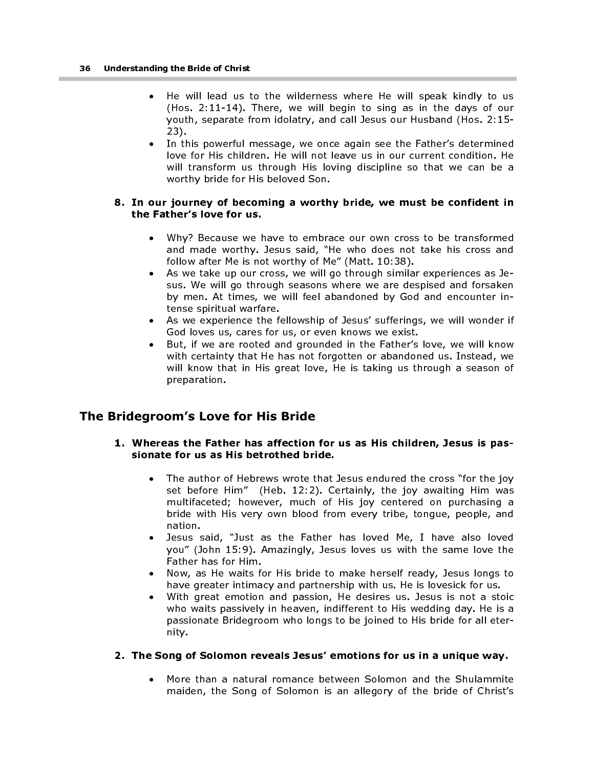- He will lead us to the wilderness where He will speak kindly to us (Hos. 2:11-14). There, we will begin to sing as in the days of our youth, separate from idolatry, and call Jesus our Husband (Hos. 2:15-23).
- In this powerful message, we once again see the Father's determined love for His children. He will not leave us in our current condition. He will transform us through His loving discipline so that we can be a worthy bride for His beloved Son.

**8. In our journey of becoming a worthy bride, we must be confident in the Father's love for us.**

- Why? Because we have to embrace our own cross to be transformed and made worthy. Jesus said, "He who does not take his cross and follow after Me is not worthy of Me" (Matt. 10:38).
- As we take up our cross, we will go through similar experiences as Jesus. We will go through seasons where we are despised and forsaken by men. At times, we will feel abandoned by God and encounter intense spiritual warfare.
- As we experience the fellowship of Jesus' sufferings, we will wonder if God loves us, cares for us, or even knows we exist.
- But, if we are rooted and grounded in the Father's love, we will know with certainty that He has not forgotten or abandoned us. Instead, we will know that in His great love, He is taking us through a season of preparation.

## The Bridegroom's Love for His Bride

**1. Whereas the Father has affection for us as His children, Jesus is passionate for us as His betrothed bride.**

- The author of Hebrews wrote that Jesus endured the cross "for the joy set before Him" (Heb. 12:2). Certainly, the joy awaiting Him was multifaceted; however, much of His joy centered on purchasing a bride with His very own blood from every tribe, tongue, people, and nation.
- Jesus said, "Just as the Father has loved Me, I have also loved you" (John 15:9). Amazingly, Jesus loves us with the same love the Father has for Him.
- Now, as He waits for His bride to make herself ready, Jesus longs to have greater intimacy and partnership with us. He is lovesick for us.
- With great emotion and passion, He desires us. Jesus is not a stoic who waits passively in heaven, indifferent to His wedding day. He is a passionate Bridegroom who longs to be joined to His bride for all eternity.

**2. The Song of Solomon reveals Jesus' emotions for us in a unique way.**

- More than a natural romance between Solomon and the Shulammite maiden, the Song of Solomon is an allegory of the bride of Christ's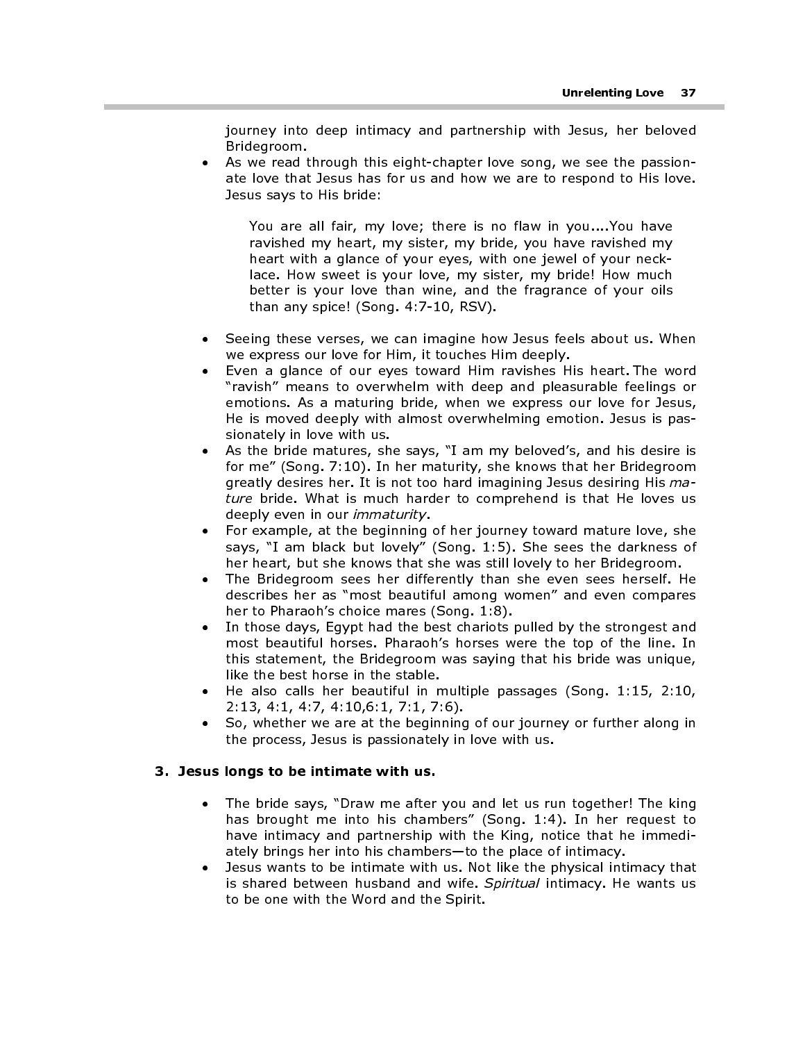journey into deep intimacy and partnership with Jesus, her beloved Bridegroom.

- As we read through this eight-chapter love song, we see the passionate love that Jesus has for us and how we are to respond to His love. Jesus says to His bride:

> You are all fair, my love; there is no flaw in you….You have ravished my heart, my sister, my bride, you have ravished my heart with a glance of your eyes, with one jewel of your necklace. How sweet is your love, my sister, my bride! How much better is your love than wine, and the fragrance of your oils than any spice! (Song. 4:7-10, RSV).

- Seeing these verses, we can imagine how Jesus feels about us. When we express our love for Him, it touches Him deeply.
- Even a glance of our eyes toward Him ravishes His heart. The word "ravish" means to overwhelm with deep and pleasurable feelings or emotions. As a maturing bride, when we express our love for Jesus, He is moved deeply with almost overwhelming emotion. Jesus is passionately in love with us.
- As the bride matures, she says, "I am my beloved's, and his desire is for me" (Song. 7:10). In her maturity, she knows that her Bridegroom greatly desires her. It is not too hard imagining Jesus desiring His *mature* bride. What is much harder to comprehend is that He loves us deeply even in our *immaturity*.
- For example, at the beginning of her journey toward mature love, she says, "I am black but lovely" (Song. 1:5). She sees the darkness of her heart, but she knows that she was still lovely to her Bridegroom.
- The Bridegroom sees her differently than she even sees herself. He describes her as "most beautiful among women" and even compares her to Pharaoh's choice mares (Song. 1:8).
- In those days, Egypt had the best chariots pulled by the strongest and most beautiful horses. Pharaoh's horses were the top of the line. In this statement, the Bridegroom was saying that his bride was unique, like the best horse in the stable.
- He also calls her beautiful in multiple passages (Song. 1:15, 2:10, 2:13, 4:1, 4:7, 4:10,6:1, 7:1, 7:6).
- So, whether we are at the beginning of our journey or further along in the process, Jesus is passionately in love with us.

**3. Jesus longs to be intimate with us.**

- The bride says, "Draw me after you and let us run together! The king has brought me into his chambers" (Song. 1:4). In her request to have intimacy and partnership with the King, notice that he immediately brings her into his chambers—to the place of intimacy.
- Jesus wants to be intimate with us. Not like the physical intimacy that is shared between husband and wife. *Spiritual* intimacy. He wants us to be one with the Word and the Spirit.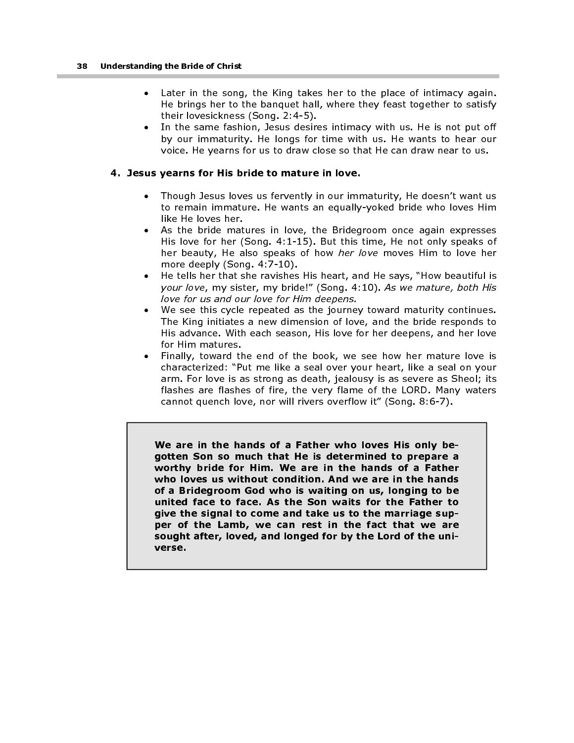- Later in the song, the King takes her to the place of intimacy again. He brings her to the banquet hall, where they feast together to satisfy their lovesickness (Song. 2:4-5).
- In the same fashion, Jesus desires intimacy with us. He is not put off by our immaturity. He longs for time with us. He wants to hear our voice. He yearns for us to draw close so that He can draw near to us.

**4. Jesus yearns for His bride to mature in love.**

- Though Jesus loves us fervently in our immaturity, He doesn't want us to remain immature. He wants an equally-yoked bride who loves Him like He loves her.
- As the bride matures in love, the Bridegroom once again expresses His love for her (Song. 4:1-15). But this time, He not only speaks of her beauty, He also speaks of how *her love* moves Him to love her more deeply (Song. 4:7-10).
- He tells her that she ravishes His heart, and He says, "How beautiful is *your love*, my sister, my bride!" (Song. 4:10). *As we mature, both His love for us and our love for Him deepens.*
- We see this cycle repeated as the journey toward maturity continues. The King initiates a new dimension of love, and the bride responds to His advance. With each season, His love for her deepens, and her love for Him matures.
- Finally, toward the end of the book, we see how her mature love is characterized: "Put me like a seal over your heart, like a seal on your arm. For love is as strong as death, jealousy is as severe as Sheol; its flashes are flashes of fire, the very flame of the LORD. Many waters cannot quench love, nor will rivers overflow it" (Song. 8:6-7).

> **We are in the hands of a Father who loves His only begotten Son so much that He is determined to prepare a worthy bride for Him. We are in the hands of a Father who loves us without condition. And we are in the hands of a Bridegroom God who is waiting on us, longing to be united face to face. As the Son waits for the Father to give the signal to come and take us to the marriage supper of the Lamb, we can rest in the fact that we are sought after, loved, and longed for by the Lord of the universe.**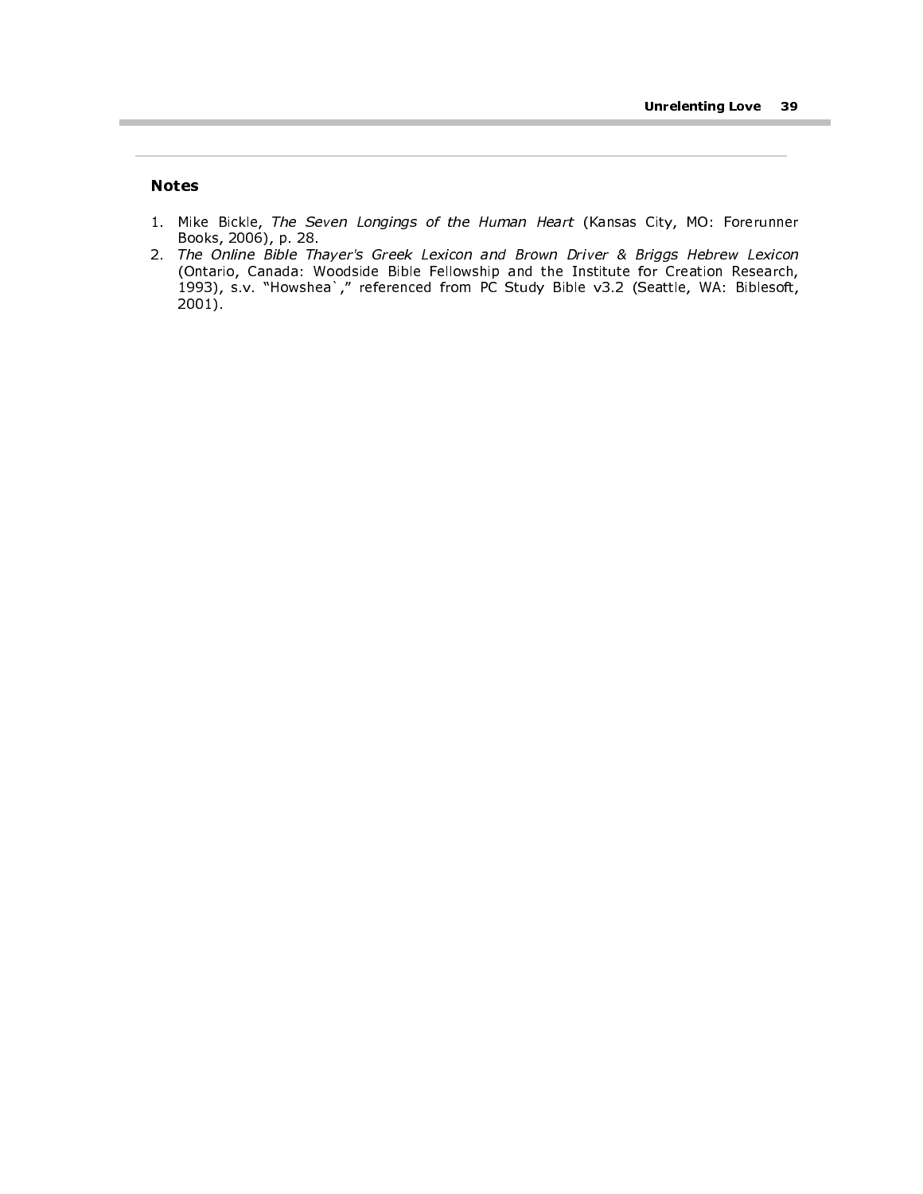## Notes

1. Mike Bickle, *The Seven Longings of the Human Heart* (Kansas City, MO: Forerunner Books, 2006), p. 28.
2. *The Online Bible Thayer's Greek Lexicon and Brown Driver & Briggs Hebrew Lexicon* (Ontario, Canada: Woodside Bible Fellowship and the Institute for Creation Research, 1993), s.v. "Howshea`," referenced from PC Study Bible v3.2 (Seattle, WA: Biblesoft, 2001).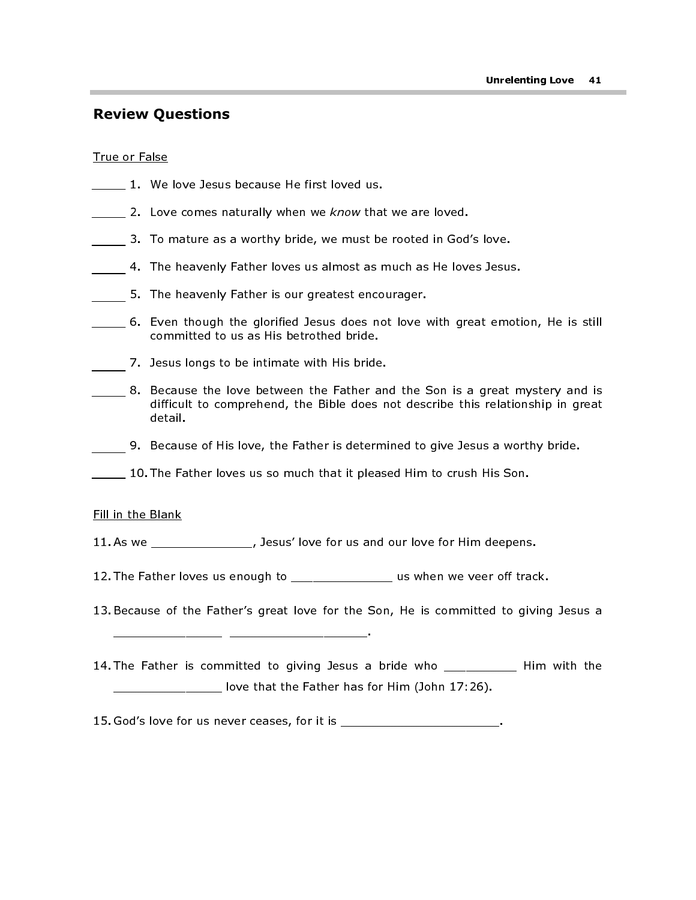## Review Questions

True or False

_____ 1. We love Jesus because He first loved us.

_____ 2. Love comes naturally when we *know* that we are loved.

_____ 3. To mature as a worthy bride, we must be rooted in God's love.

_____ 4. The heavenly Father loves us almost as much as He loves Jesus.

_____ 5. The heavenly Father is our greatest encourager.

_____ 6. Even though the glorified Jesus does not love with great emotion, He is still committed to us as His betrothed bride.

_____ 7. Jesus longs to be intimate with His bride.

_____ 8. Because the love between the Father and the Son is a great mystery and is difficult to comprehend, the Bible does not describe this relationship in great detail.

_____ 9. Because of His love, the Father is determined to give Jesus a worthy bride.

_____ 10. The Father loves us so much that it pleased Him to crush His Son.

Fill in the Blank

11. As we _______________, Jesus' love for us and our love for Him deepens.

12. The Father loves us enough to _______________ us when we veer off track.

13. Because of the Father's great love for the Son, He is committed to giving Jesus a _______________ ____________________.

14. The Father is committed to giving Jesus a bride who ___________ Him with the _______________ love that the Father has for Him (John 17:26).

15. God's love for us never ceases, for it is _______________________.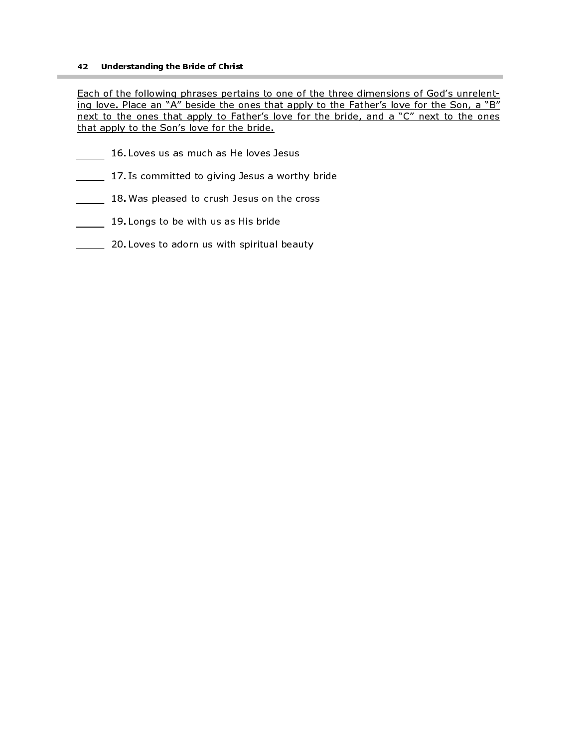<u>Each of the following phrases pertains to one of the three dimensions of God's unrelenting love. Place an "A" beside the ones that apply to the Father's love for the Son, a "B" next to the ones that apply to Father's love for the bride, and a "C" next to the ones that apply to the Son's love for the bride.</u>

_____ 16. Loves us as much as He loves Jesus

_____ 17. Is committed to giving Jesus a worthy bride

_____ 18. Was pleased to crush Jesus on the cross

_____ 19. Longs to be with us as His bride

_____ 20. Loves to adorn us with spiritual beauty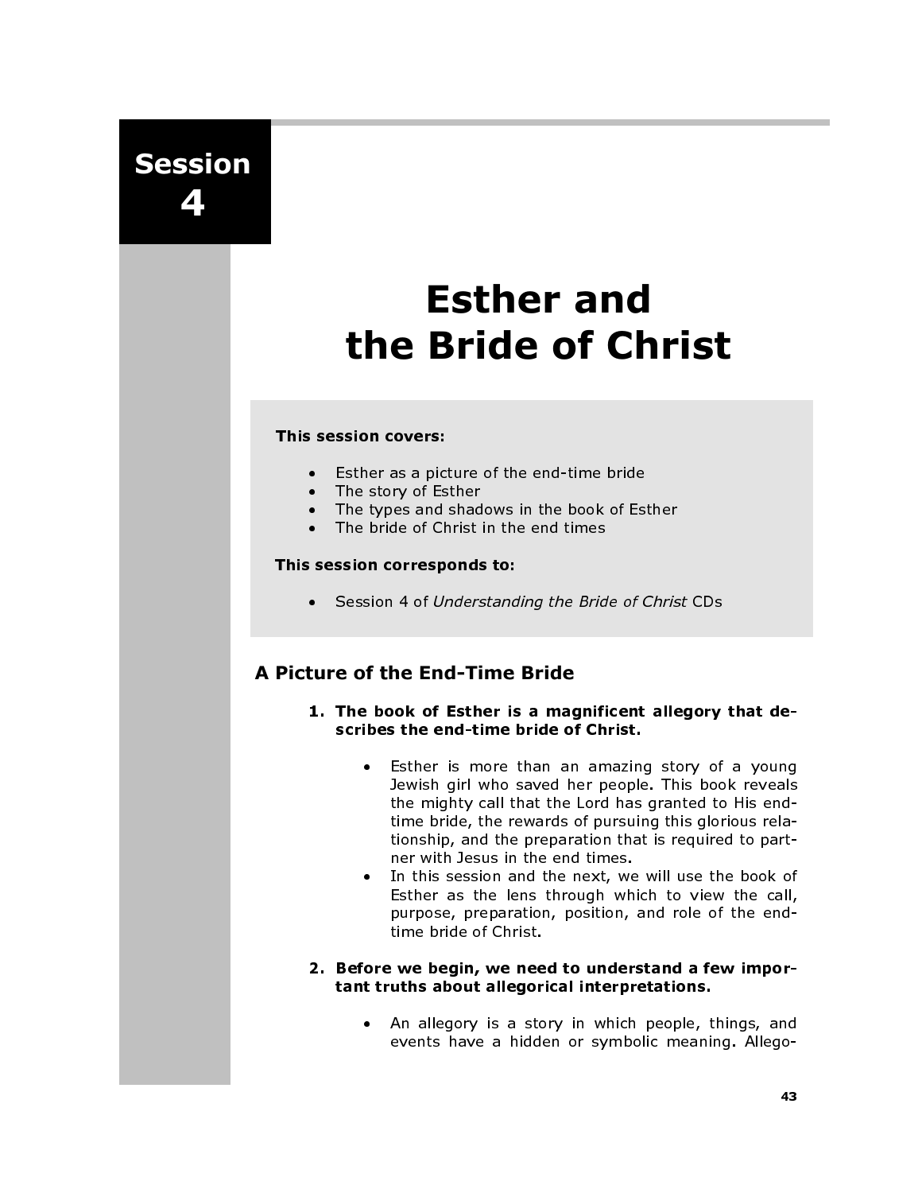# Session 4

# Esther and the Bride of Christ

**This session covers:**

- Esther as a picture of the end-time bride
- The story of Esther
- The types and shadows in the book of Esther
- The bride of Christ in the end times

**This session corresponds to:**

- Session 4 of *Understanding the Bride of Christ* CDs

## A Picture of the End-Time Bride

1. **The book of Esther is a magnificent allegory that describes the end-time bride of Christ.**

   - Esther is more than an amazing story of a young Jewish girl who saved her people. This book reveals the mighty call that the Lord has granted to His end-time bride, the rewards of pursuing this glorious relationship, and the preparation that is required to partner with Jesus in the end times.
   - In this session and the next, we will use the book of Esther as the lens through which to view the call, purpose, preparation, position, and role of the end-time bride of Christ.

2. **Before we begin, we need to understand a few important truths about allegorical interpretations.**

   - An allegory is a story in which people, things, and events have a hidden or symbolic meaning. Allego-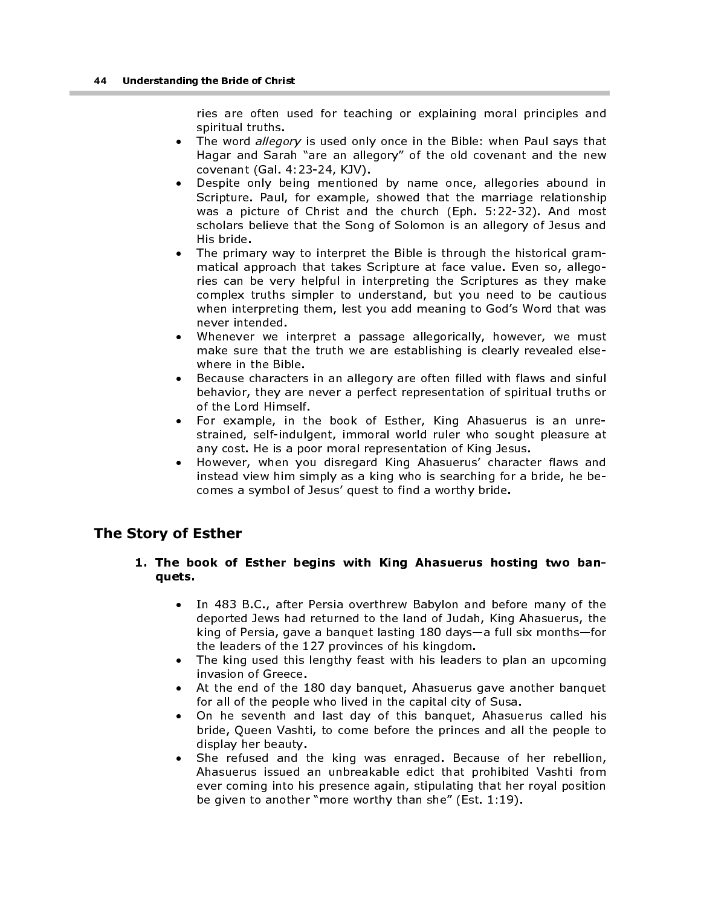ries are often used for teaching or explaining moral principles and spiritual truths.

- The word *allegory* is used only once in the Bible: when Paul says that Hagar and Sarah "are an allegory" of the old covenant and the new covenant (Gal. 4:23-24, KJV).
- Despite only being mentioned by name once, allegories abound in Scripture. Paul, for example, showed that the marriage relationship was a picture of Christ and the church (Eph. 5:22-32). And most scholars believe that the Song of Solomon is an allegory of Jesus and His bride.
- The primary way to interpret the Bible is through the historical grammatical approach that takes Scripture at face value. Even so, allegories can be very helpful in interpreting the Scriptures as they make complex truths simpler to understand, but you need to be cautious when interpreting them, lest you add meaning to God's Word that was never intended.
- Whenever we interpret a passage allegorically, however, we must make sure that the truth we are establishing is clearly revealed elsewhere in the Bible.
- Because characters in an allegory are often filled with flaws and sinful behavior, they are never a perfect representation of spiritual truths or of the Lord Himself.
- For example, in the book of Esther, King Ahasuerus is an unrestrained, self-indulgent, immoral world ruler who sought pleasure at any cost. He is a poor moral representation of King Jesus.
- However, when you disregard King Ahasuerus' character flaws and instead view him simply as a king who is searching for a bride, he becomes a symbol of Jesus' quest to find a worthy bride.

## The Story of Esther

**1. The book of Esther begins with King Ahasuerus hosting two banquets.**

- In 483 B.C., after Persia overthrew Babylon and before many of the deported Jews had returned to the land of Judah, King Ahasuerus, the king of Persia, gave a banquet lasting 180 days—a full six months—for the leaders of the 127 provinces of his kingdom.
- The king used this lengthy feast with his leaders to plan an upcoming invasion of Greece.
- At the end of the 180 day banquet, Ahasuerus gave another banquet for all of the people who lived in the capital city of Susa.
- On he seventh and last day of this banquet, Ahasuerus called his bride, Queen Vashti, to come before the princes and all the people to display her beauty.
- She refused and the king was enraged. Because of her rebellion, Ahasuerus issued an unbreakable edict that prohibited Vashti from ever coming into his presence again, stipulating that her royal position be given to another "more worthy than she" (Est. 1:19).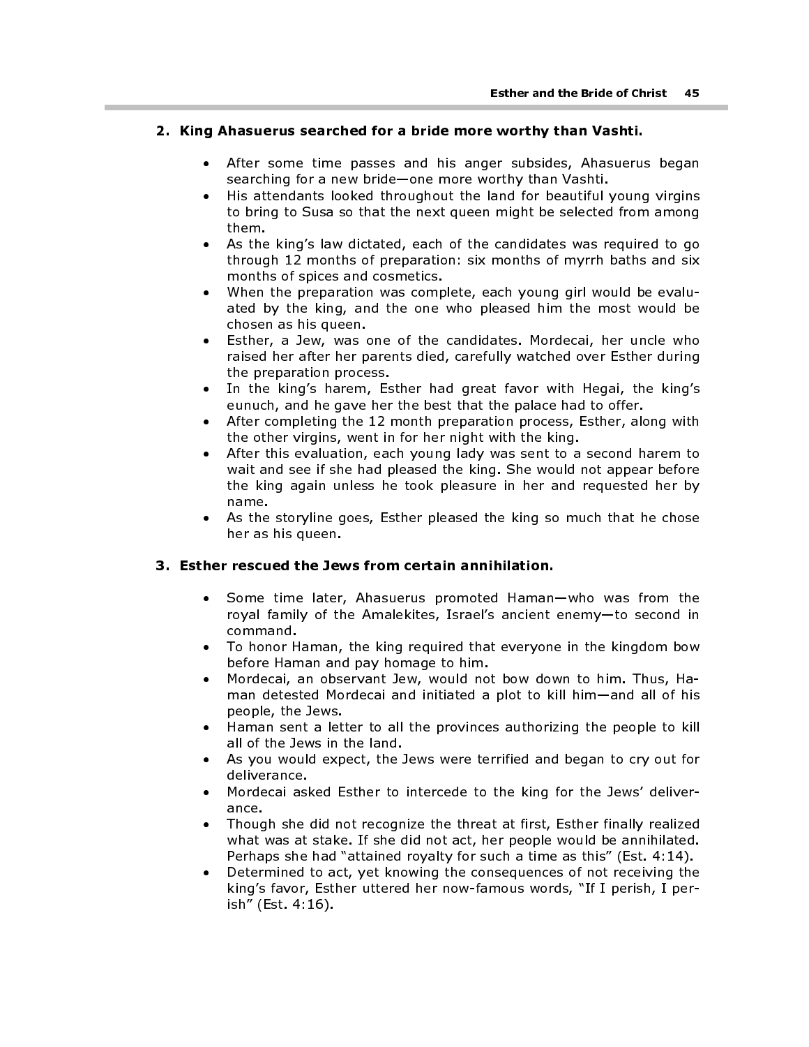2. **King Ahasuerus searched for a bride more worthy than Vashti.**

- After some time passes and his anger subsides, Ahasuerus began searching for a new bride—one more worthy than Vashti.
- His attendants looked throughout the land for beautiful young virgins to bring to Susa so that the next queen might be selected from among them.
- As the king's law dictated, each of the candidates was required to go through 12 months of preparation: six months of myrrh baths and six months of spices and cosmetics.
- When the preparation was complete, each young girl would be evaluated by the king, and the one who pleased him the most would be chosen as his queen.
- Esther, a Jew, was one of the candidates. Mordecai, her uncle who raised her after her parents died, carefully watched over Esther during the preparation process.
- In the king's harem, Esther had great favor with Hegai, the king's eunuch, and he gave her the best that the palace had to offer.
- After completing the 12 month preparation process, Esther, along with the other virgins, went in for her night with the king.
- After this evaluation, each young lady was sent to a second harem to wait and see if she had pleased the king. She would not appear before the king again unless he took pleasure in her and requested her by name.
- As the storyline goes, Esther pleased the king so much that he chose her as his queen.

3. **Esther rescued the Jews from certain annihilation.**

- Some time later, Ahasuerus promoted Haman—who was from the royal family of the Amalekites, Israel's ancient enemy—to second in command.
- To honor Haman, the king required that everyone in the kingdom bow before Haman and pay homage to him.
- Mordecai, an observant Jew, would not bow down to him. Thus, Haman detested Mordecai and initiated a plot to kill him—and all of his people, the Jews.
- Haman sent a letter to all the provinces authorizing the people to kill all of the Jews in the land.
- As you would expect, the Jews were terrified and began to cry out for deliverance.
- Mordecai asked Esther to intercede to the king for the Jews' deliverance.
- Though she did not recognize the threat at first, Esther finally realized what was at stake. If she did not act, her people would be annihilated. Perhaps she had "attained royalty for such a time as this" (Est. 4:14).
- Determined to act, yet knowing the consequences of not receiving the king's favor, Esther uttered her now-famous words, "If I perish, I perish" (Est. 4:16).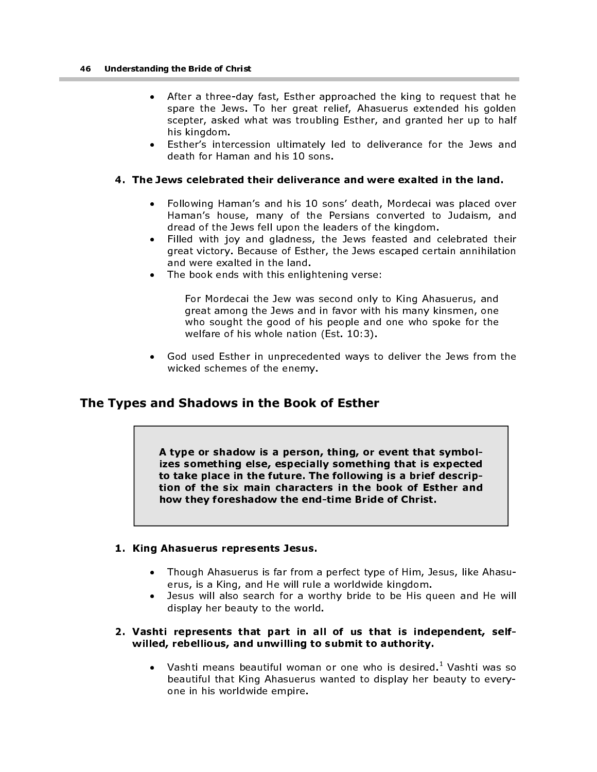- After a three-day fast, Esther approached the king to request that he spare the Jews. To her great relief, Ahasuerus extended his golden scepter, asked what was troubling Esther, and granted her up to half his kingdom.
- Esther's intercession ultimately led to deliverance for the Jews and death for Haman and his 10 sons.

**4. The Jews celebrated their deliverance and were exalted in the land.**

- Following Haman's and his 10 sons' death, Mordecai was placed over Haman's house, many of the Persians converted to Judaism, and dread of the Jews fell upon the leaders of the kingdom.
- Filled with joy and gladness, the Jews feasted and celebrated their great victory. Because of Esther, the Jews escaped certain annihilation and were exalted in the land.
- The book ends with this enlightening verse:

> For Mordecai the Jew was second only to King Ahasuerus, and great among the Jews and in favor with his many kinsmen, one who sought the good of his people and one who spoke for the welfare of his whole nation (Est. 10:3).

- God used Esther in unprecedented ways to deliver the Jews from the wicked schemes of the enemy.

## The Types and Shadows in the Book of Esther

**A type or shadow is a person, thing, or event that symbolizes something else, especially something that is expected to take place in the future. The following is a brief description of the six main characters in the book of Esther and how they foreshadow the end-time Bride of Christ.**

**1. King Ahasuerus represents Jesus.**

- Though Ahasuerus is far from a perfect type of Him, Jesus, like Ahasuerus, is a King, and He will rule a worldwide kingdom.
- Jesus will also search for a worthy bride to be His queen and He will display her beauty to the world.

**2. Vashti represents that part in all of us that is independent, self-willed, rebellious, and unwilling to submit to authority.**

- Vashti means beautiful woman or one who is desired.[1] Vashti was so beautiful that King Ahasuerus wanted to display her beauty to everyone in his worldwide empire.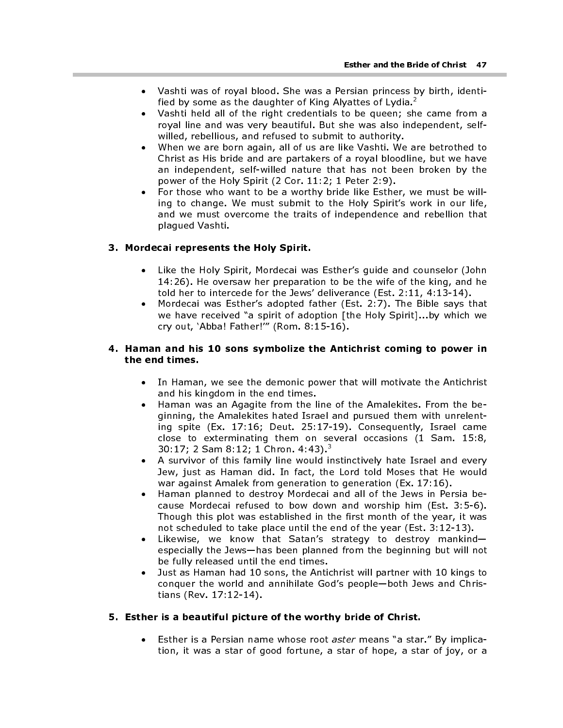- Vashti was of royal blood. She was a Persian princess by birth, identified by some as the daughter of King Alyattes of Lydia.[2]
- Vashti held all of the right credentials to be queen; she came from a royal line and was very beautiful. But she was also independent, self-willed, rebellious, and refused to submit to authority.
- When we are born again, all of us are like Vashti. We are betrothed to Christ as His bride and are partakers of a royal bloodline, but we have an independent, self-willed nature that has not been broken by the power of the Holy Spirit (2 Cor. 11:2; 1 Peter 2:9).
- For those who want to be a worthy bride like Esther, we must be willing to change. We must submit to the Holy Spirit's work in our life, and we must overcome the traits of independence and rebellion that plagued Vashti.

**3. Mordecai represents the Holy Spirit.**

- Like the Holy Spirit, Mordecai was Esther's guide and counselor (John 14:26). He oversaw her preparation to be the wife of the king, and he told her to intercede for the Jews' deliverance (Est. 2:11, 4:13-14).
- Mordecai was Esther's adopted father (Est. 2:7). The Bible says that we have received "a spirit of adoption [the Holy Spirit]...by which we cry out, 'Abba! Father!'" (Rom. 8:15-16).

**4. Haman and his 10 sons symbolize the Antichrist coming to power in the end times.**

- In Haman, we see the demonic power that will motivate the Antichrist and his kingdom in the end times.
- Haman was an Agagite from the line of the Amalekites. From the beginning, the Amalekites hated Israel and pursued them with unrelenting spite (Ex. 17:16; Deut. 25:17-19). Consequently, Israel came close to exterminating them on several occasions (1 Sam. 15:8, 30:17; 2 Sam 8:12; 1 Chron. 4:43).[3]
- A survivor of this family line would instinctively hate Israel and every Jew, just as Haman did. In fact, the Lord told Moses that He would war against Amalek from generation to generation (Ex. 17:16).
- Haman planned to destroy Mordecai and all of the Jews in Persia because Mordecai refused to bow down and worship him (Est. 3:5-6). Though this plot was established in the first month of the year, it was not scheduled to take place until the end of the year (Est. 3:12-13).
- Likewise, we know that Satan's strategy to destroy mankind—especially the Jews—has been planned from the beginning but will not be fully released until the end times.
- Just as Haman had 10 sons, the Antichrist will partner with 10 kings to conquer the world and annihilate God's people—both Jews and Christians (Rev. 17:12-14).

**5. Esther is a beautiful picture of the worthy bride of Christ.**

- Esther is a Persian name whose root *aster* means "a star." By implication, it was a star of good fortune, a star of hope, a star of joy, or a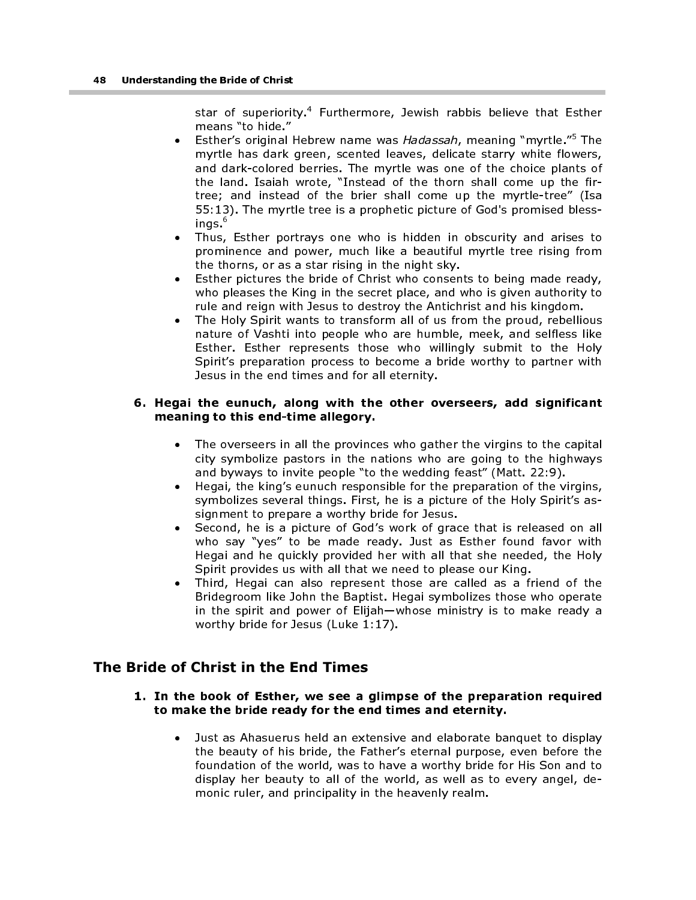star of superiority.[4] Furthermore, Jewish rabbis believe that Esther means "to hide."

- Esther's original Hebrew name was *Hadassah*, meaning "myrtle."[5] The myrtle has dark green, scented leaves, delicate starry white flowers, and dark-colored berries. The myrtle was one of the choice plants of the land. Isaiah wrote, "Instead of the thorn shall come up the fir-tree; and instead of the brier shall come up the myrtle-tree" (Isa 55:13). The myrtle tree is a prophetic picture of God's promised blessings.[6]
- Thus, Esther portrays one who is hidden in obscurity and arises to prominence and power, much like a beautiful myrtle tree rising from the thorns, or as a star rising in the night sky.
- Esther pictures the bride of Christ who consents to being made ready, who pleases the King in the secret place, and who is given authority to rule and reign with Jesus to destroy the Antichrist and his kingdom.
- The Holy Spirit wants to transform all of us from the proud, rebellious nature of Vashti into people who are humble, meek, and selfless like Esther. Esther represents those who willingly submit to the Holy Spirit's preparation process to become a bride worthy to partner with Jesus in the end times and for all eternity.

**6. Hegai the eunuch, along with the other overseers, add significant meaning to this end-time allegory.**

- The overseers in all the provinces who gather the virgins to the capital city symbolize pastors in the nations who are going to the highways and byways to invite people "to the wedding feast" (Matt. 22:9).
- Hegai, the king's eunuch responsible for the preparation of the virgins, symbolizes several things. First, he is a picture of the Holy Spirit's assignment to prepare a worthy bride for Jesus.
- Second, he is a picture of God's work of grace that is released on all who say "yes" to be made ready. Just as Esther found favor with Hegai and he quickly provided her with all that she needed, the Holy Spirit provides us with all that we need to please our King.
- Third, Hegai can also represent those are called as a friend of the Bridegroom like John the Baptist. Hegai symbolizes those who operate in the spirit and power of Elijah—whose ministry is to make ready a worthy bride for Jesus (Luke 1:17).

## The Bride of Christ in the End Times

**1. In the book of Esther, we see a glimpse of the preparation required to make the bride ready for the end times and eternity.**

- Just as Ahasuerus held an extensive and elaborate banquet to display the beauty of his bride, the Father's eternal purpose, even before the foundation of the world, was to have a worthy bride for His Son and to display her beauty to all of the world, as well as to every angel, demonic ruler, and principality in the heavenly realm.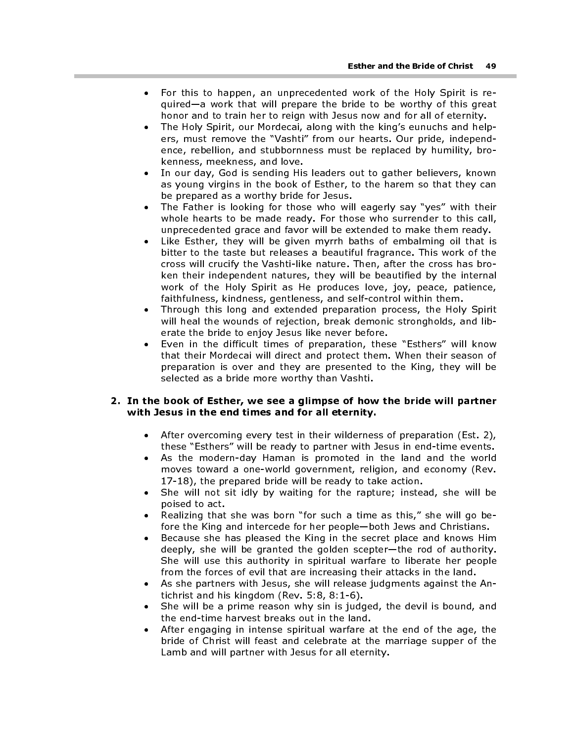- For this to happen, an unprecedented work of the Holy Spirit is required—a work that will prepare the bride to be worthy of this great honor and to train her to reign with Jesus now and for all of eternity.
- The Holy Spirit, our Mordecai, along with the king's eunuchs and helpers, must remove the "Vashti" from our hearts. Our pride, independence, rebellion, and stubbornness must be replaced by humility, brokenness, meekness, and love.
- In our day, God is sending His leaders out to gather believers, known as young virgins in the book of Esther, to the harem so that they can be prepared as a worthy bride for Jesus.
- The Father is looking for those who will eagerly say "yes" with their whole hearts to be made ready. For those who surrender to this call, unprecedented grace and favor will be extended to make them ready.
- Like Esther, they will be given myrrh baths of embalming oil that is bitter to the taste but releases a beautiful fragrance. This work of the cross will crucify the Vashti-like nature. Then, after the cross has broken their independent natures, they will be beautified by the internal work of the Holy Spirit as He produces love, joy, peace, patience, faithfulness, kindness, gentleness, and self-control within them.
- Through this long and extended preparation process, the Holy Spirit will heal the wounds of rejection, break demonic strongholds, and liberate the bride to enjoy Jesus like never before.
- Even in the difficult times of preparation, these "Esthers" will know that their Mordecai will direct and protect them. When their season of preparation is over and they are presented to the King, they will be selected as a bride more worthy than Vashti.

**2. In the book of Esther, we see a glimpse of how the bride will partner with Jesus in the end times and for all eternity.**

- After overcoming every test in their wilderness of preparation (Est. 2), these "Esthers" will be ready to partner with Jesus in end-time events.
- As the modern-day Haman is promoted in the land and the world moves toward a one-world government, religion, and economy (Rev. 17-18), the prepared bride will be ready to take action.
- She will not sit idly by waiting for the rapture; instead, she will be poised to act.
- Realizing that she was born "for such a time as this," she will go before the King and intercede for her people—both Jews and Christians.
- Because she has pleased the King in the secret place and knows Him deeply, she will be granted the golden scepter—the rod of authority. She will use this authority in spiritual warfare to liberate her people from the forces of evil that are increasing their attacks in the land.
- As she partners with Jesus, she will release judgments against the Antichrist and his kingdom (Rev. 5:8, 8:1-6).
- She will be a prime reason why sin is judged, the devil is bound, and the end-time harvest breaks out in the land.
- After engaging in intense spiritual warfare at the end of the age, the bride of Christ will feast and celebrate at the marriage supper of the Lamb and will partner with Jesus for all eternity.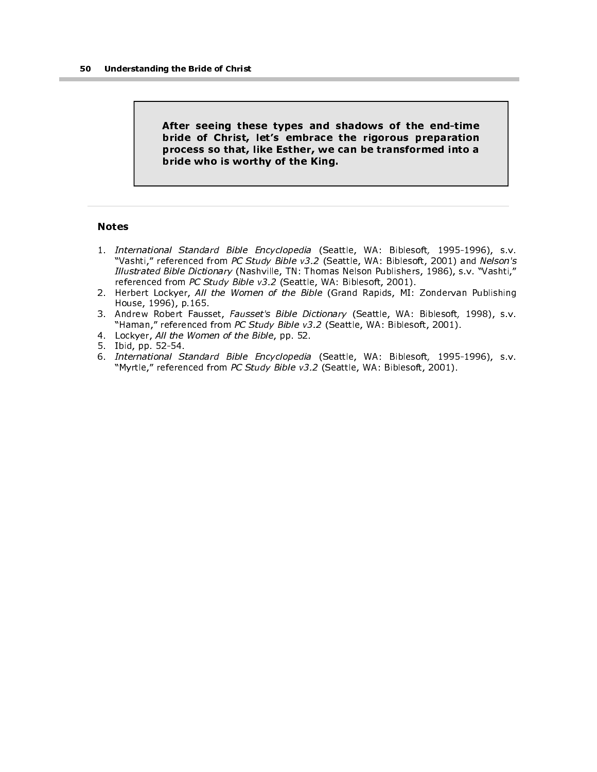> **After seeing these types and shadows of the end-time bride of Christ, let's embrace the rigorous preparation process so that, like Esther, we can be transformed into a bride who is worthy of the King.**

---

## Notes

1. *International Standard Bible Encyclopedia* (Seattle, WA: Biblesoft, 1995-1996), s.v. "Vashti," referenced from *PC Study Bible v3.2* (Seattle, WA: Biblesoft, 2001) and *Nelson's Illustrated Bible Dictionary* (Nashville, TN: Thomas Nelson Publishers, 1986), s.v. "Vashti," referenced from *PC Study Bible v3.2* (Seattle, WA: Biblesoft, 2001).
2. Herbert Lockyer, *All the Women of the Bible* (Grand Rapids, MI: Zondervan Publishing House, 1996), p.165.
3. Andrew Robert Fausset, *Fausset's Bible Dictionary* (Seattle, WA: Biblesoft, 1998), s.v. "Haman," referenced from *PC Study Bible v3.2* (Seattle, WA: Biblesoft, 2001).
4. Lockyer, *All the Women of the Bible*, pp. 52.
5. Ibid, pp. 52-54.
6. *International Standard Bible Encyclopedia* (Seattle, WA: Biblesoft, 1995-1996), s.v. "Myrtle," referenced from *PC Study Bible v3.2* (Seattle, WA: Biblesoft, 2001).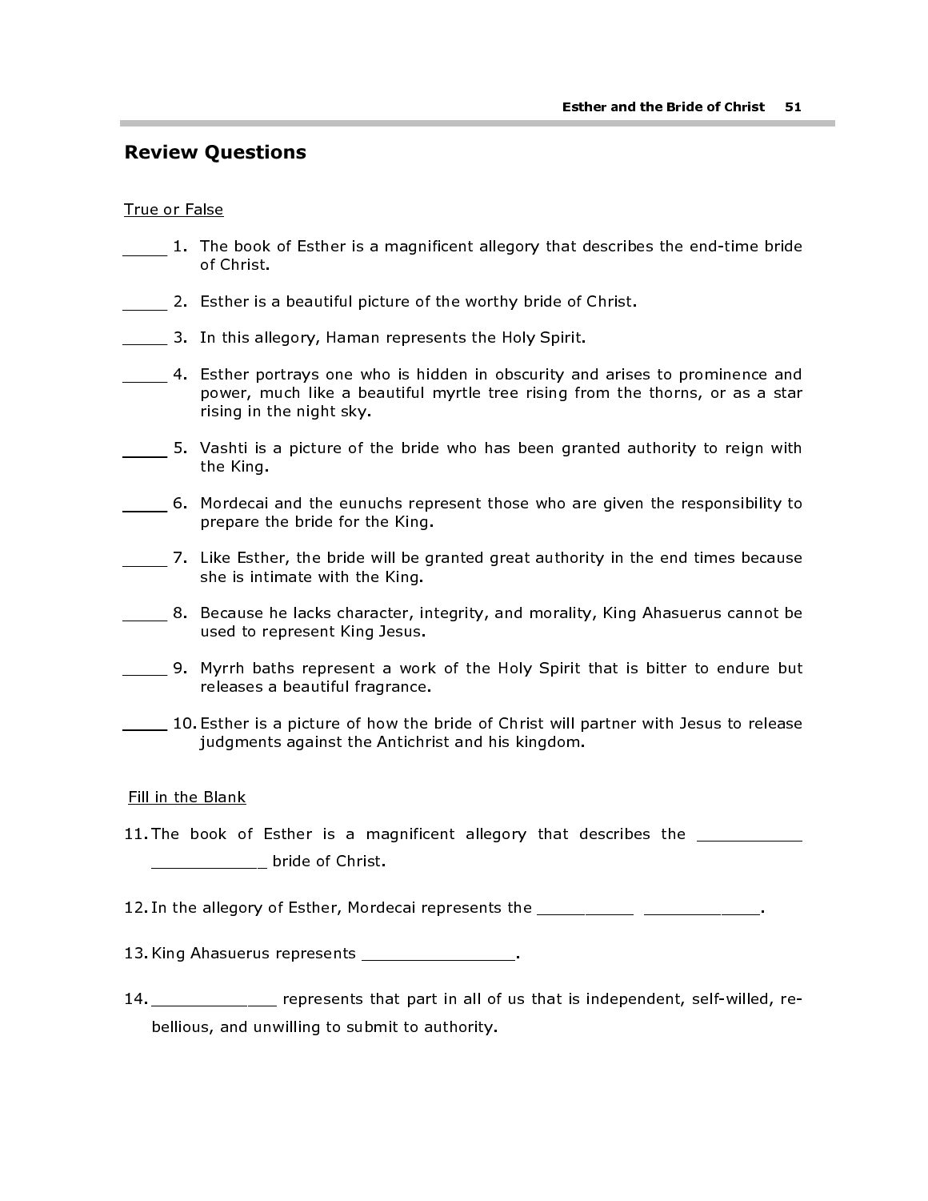## Review Questions

True or False

_____ 1. The book of Esther is a magnificent allegory that describes the end-time bride of Christ.

_____ 2. Esther is a beautiful picture of the worthy bride of Christ.

_____ 3. In this allegory, Haman represents the Holy Spirit.

_____ 4. Esther portrays one who is hidden in obscurity and arises to prominence and power, much like a beautiful myrtle tree rising from the thorns, or as a star rising in the night sky.

_____ 5. Vashti is a picture of the bride who has been granted authority to reign with the King.

_____ 6. Mordecai and the eunuchs represent those who are given the responsibility to prepare the bride for the King.

_____ 7. Like Esther, the bride will be granted great authority in the end times because she is intimate with the King.

_____ 8. Because he lacks character, integrity, and morality, King Ahasuerus cannot be used to represent King Jesus.

_____ 9. Myrrh baths represent a work of the Holy Spirit that is bitter to endure but releases a beautiful fragrance.

_____ 10. Esther is a picture of how the bride of Christ will partner with Jesus to release judgments against the Antichrist and his kingdom.

Fill in the Blank

11. The book of Esther is a magnificent allegory that describes the ___________ ___________ bride of Christ.

12. In the allegory of Esther, Mordecai represents the __________ ___________.

13. King Ahasuerus represents _______________.

14. ____________ represents that part in all of us that is independent, self-willed, rebellious, and unwilling to submit to authority.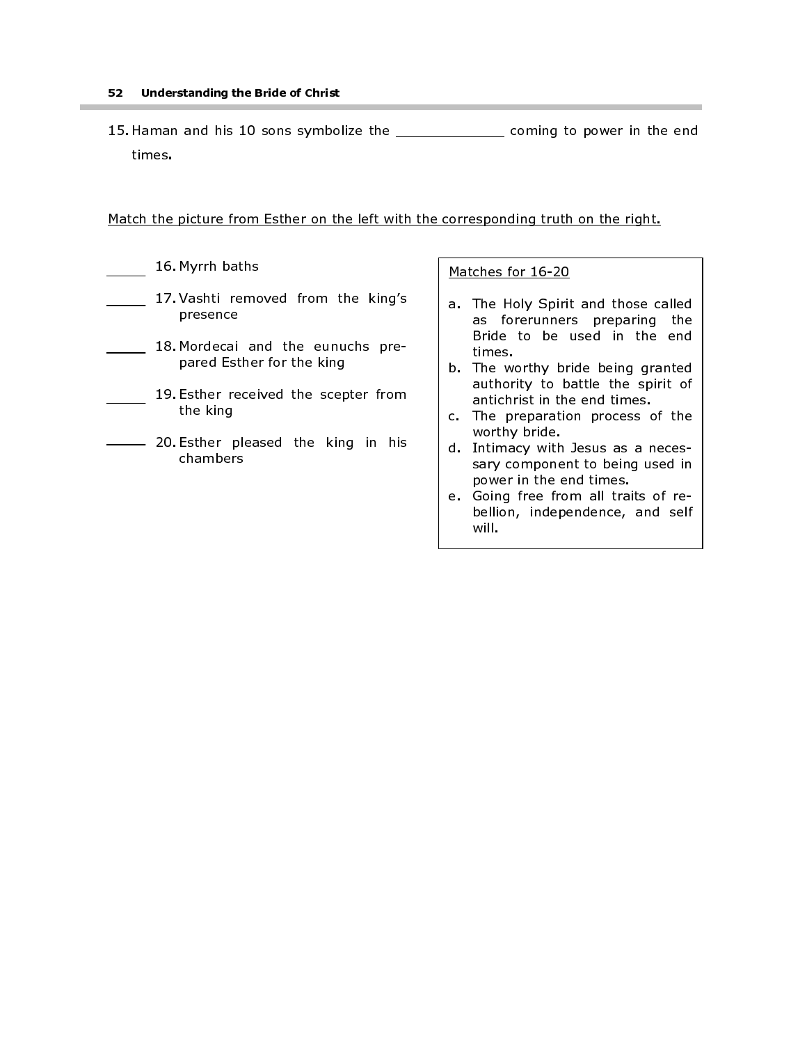15. Haman and his 10 sons symbolize the _____________ coming to power in the end times.

Match the picture from Esther on the left with the corresponding truth on the right.

_____ 16. Myrrh baths

_____ 17. Vashti removed from the king's presence

_____ 18. Mordecai and the eunuchs prepared Esther for the king

_____ 19. Esther received the scepter from the king

_____ 20. Esther pleased the king in his chambers

Matches for 16-20

a. The Holy Spirit and those called as forerunners preparing the Bride to be used in the end times.
b. The worthy bride being granted authority to battle the spirit of antichrist in the end times.
c. The preparation process of the worthy bride.
d. Intimacy with Jesus as a necessary component to being used in power in the end times.
e. Going free from all traits of rebellion, independence, and self will.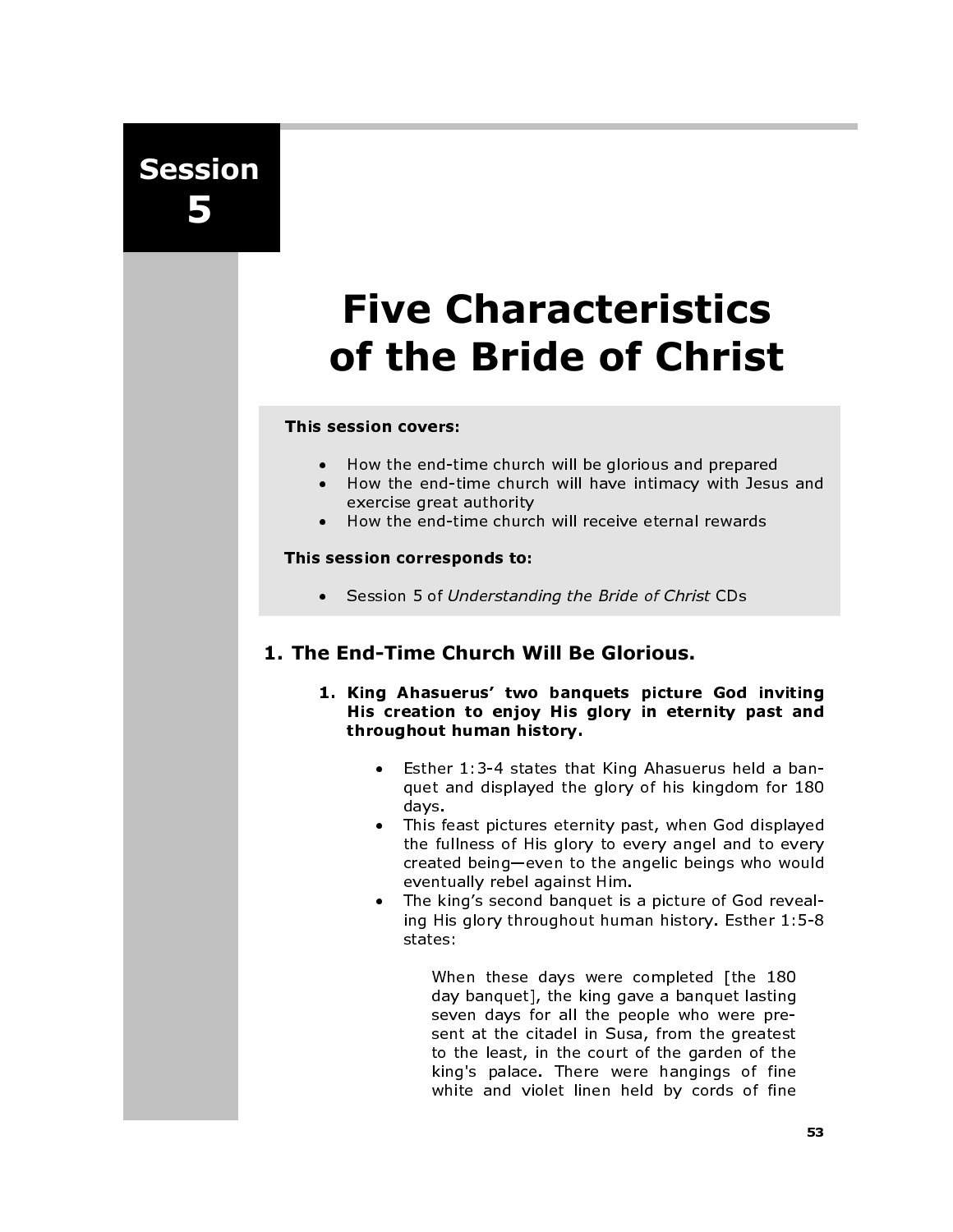# Session 5

# Five Characteristics of the Bride of Christ

**This session covers:**

- How the end-time church will be glorious and prepared
- How the end-time church will have intimacy with Jesus and exercise great authority
- How the end-time church will receive eternal rewards

**This session corresponds to:**

- Session 5 of *Understanding the Bride of Christ* CDs

## 1. The End-Time Church Will Be Glorious.

1. **King Ahasuerus' two banquets picture God inviting His creation to enjoy His glory in eternity past and throughout human history.**

   - Esther 1:3-4 states that King Ahasuerus held a banquet and displayed the glory of his kingdom for 180 days.
   - This feast pictures eternity past, when God displayed the fullness of His glory to every angel and to every created being—even to the angelic beings who would eventually rebel against Him.
   - The king's second banquet is a picture of God revealing His glory throughout human history. Esther 1:5-8 states:

     > When these days were completed [the 180 day banquet], the king gave a banquet lasting seven days for all the people who were present at the citadel in Susa, from the greatest to the least, in the court of the garden of the king's palace. There were hangings of fine white and violet linen held by cords of fine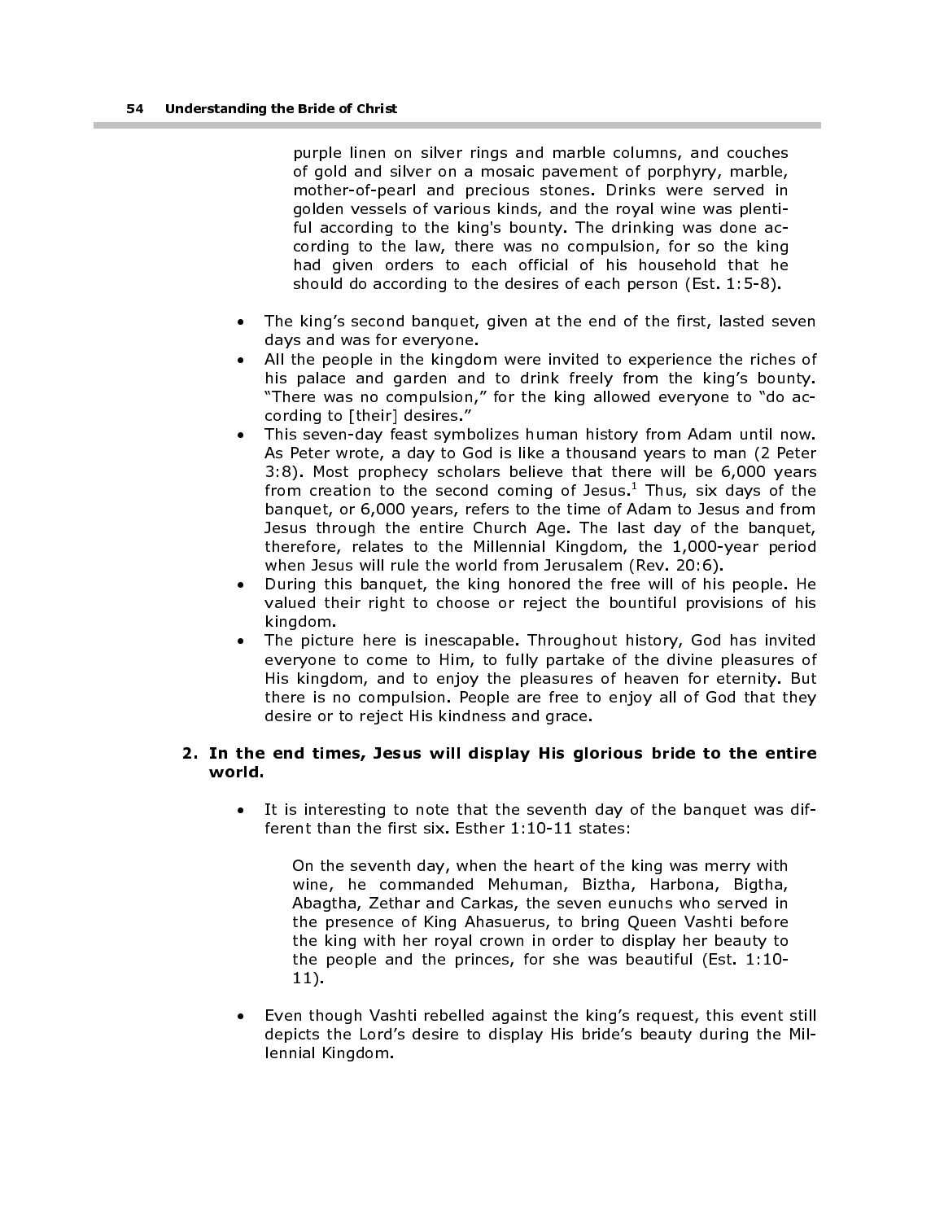> purple linen on silver rings and marble columns, and couches of gold and silver on a mosaic pavement of porphyry, marble, mother-of-pearl and precious stones. Drinks were served in golden vessels of various kinds, and the royal wine was plentiful according to the king's bounty. The drinking was done according to the law, there was no compulsion, for so the king had given orders to each official of his household that he should do according to the desires of each person (Est. 1:5-8).

- The king's second banquet, given at the end of the first, lasted seven days and was for everyone.
- All the people in the kingdom were invited to experience the riches of his palace and garden and to drink freely from the king's bounty. "There was no compulsion," for the king allowed everyone to "do according to [their] desires."
- This seven-day feast symbolizes human history from Adam until now. As Peter wrote, a day to God is like a thousand years to man (2 Peter 3:8). Most prophecy scholars believe that there will be 6,000 years from creation to the second coming of Jesus.[1] Thus, six days of the banquet, or 6,000 years, refers to the time of Adam to Jesus and from Jesus through the entire Church Age. The last day of the banquet, therefore, relates to the Millennial Kingdom, the 1,000-year period when Jesus will rule the world from Jerusalem (Rev. 20:6).
- During this banquet, the king honored the free will of his people. He valued their right to choose or reject the bountiful provisions of his kingdom.
- The picture here is inescapable. Throughout history, God has invited everyone to come to Him, to fully partake of the divine pleasures of His kingdom, and to enjoy the pleasures of heaven for eternity. But there is no compulsion. People are free to enjoy all of God that they desire or to reject His kindness and grace.

**2. In the end times, Jesus will display His glorious bride to the entire world.**

- It is interesting to note that the seventh day of the banquet was different than the first six. Esther 1:10-11 states:

> On the seventh day, when the heart of the king was merry with wine, he commanded Mehuman, Biztha, Harbona, Bigtha, Abagtha, Zethar and Carkas, the seven eunuchs who served in the presence of King Ahasuerus, to bring Queen Vashti before the king with her royal crown in order to display her beauty to the people and the princes, for she was beautiful (Est. 1:10-11).

- Even though Vashti rebelled against the king's request, this event still depicts the Lord's desire to display His bride's beauty during the Millennial Kingdom.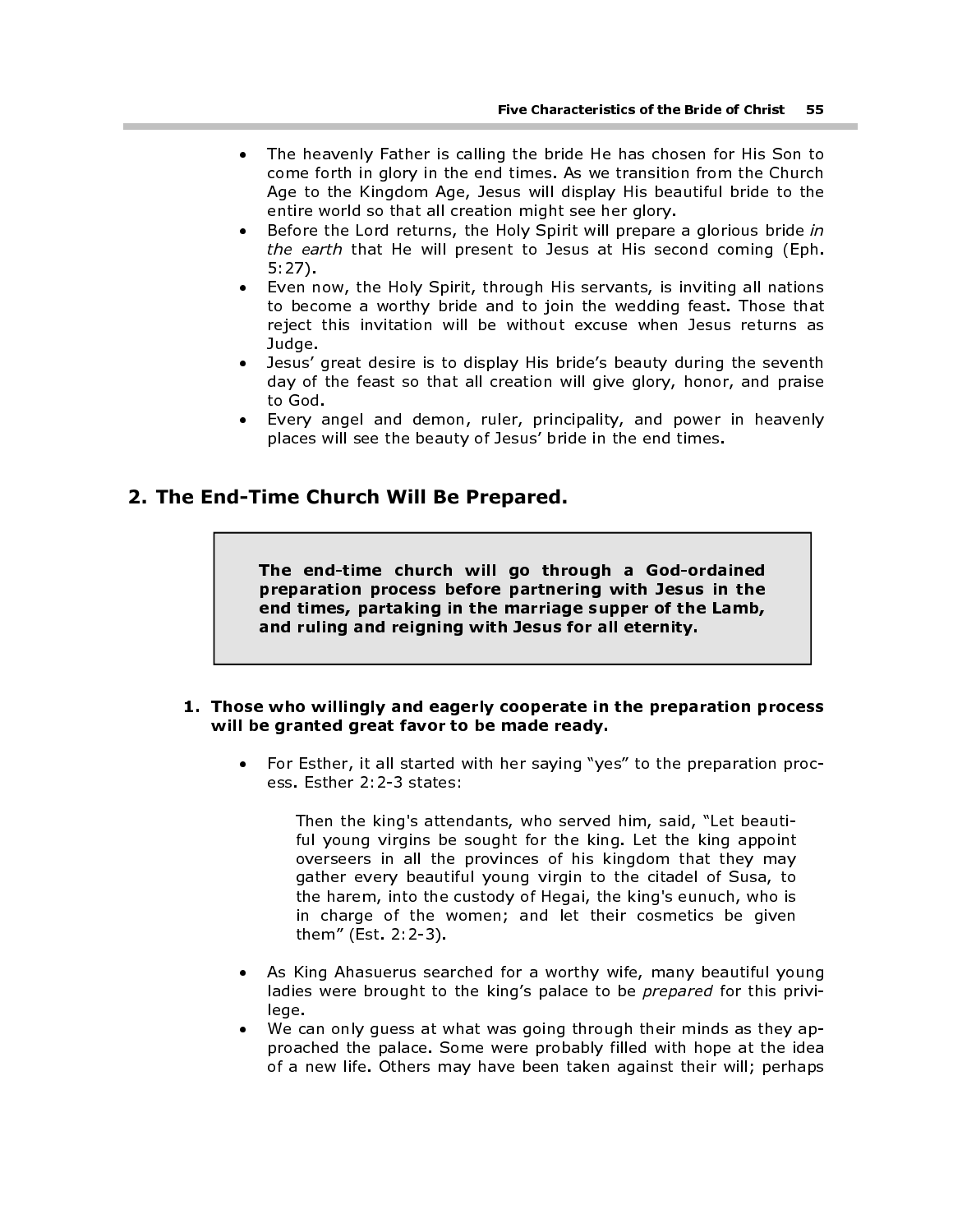- The heavenly Father is calling the bride He has chosen for His Son to come forth in glory in the end times. As we transition from the Church Age to the Kingdom Age, Jesus will display His beautiful bride to the entire world so that all creation might see her glory.
- Before the Lord returns, the Holy Spirit will prepare a glorious bride *in the earth* that He will present to Jesus at His second coming (Eph. 5:27).
- Even now, the Holy Spirit, through His servants, is inviting all nations to become a worthy bride and to join the wedding feast. Those that reject this invitation will be without excuse when Jesus returns as Judge.
- Jesus' great desire is to display His bride's beauty during the seventh day of the feast so that all creation will give glory, honor, and praise to God.
- Every angel and demon, ruler, principality, and power in heavenly places will see the beauty of Jesus' bride in the end times.

## 2. The End-Time Church Will Be Prepared.

> **The end-time church will go through a God-ordained preparation process before partnering with Jesus in the end times, partaking in the marriage supper of the Lamb, and ruling and reigning with Jesus for all eternity.**

1. **Those who willingly and eagerly cooperate in the preparation process will be granted great favor to be made ready.**

- For Esther, it all started with her saying "yes" to the preparation process. Esther 2:2-3 states:

> Then the king's attendants, who served him, said, "Let beautiful young virgins be sought for the king. Let the king appoint overseers in all the provinces of his kingdom that they may gather every beautiful young virgin to the citadel of Susa, to the harem, into the custody of Hegai, the king's eunuch, who is in charge of the women; and let their cosmetics be given them" (Est. 2:2-3).

- As King Ahasuerus searched for a worthy wife, many beautiful young ladies were brought to the king's palace to be *prepared* for this privilege.
- We can only guess at what was going through their minds as they approached the palace. Some were probably filled with hope at the idea of a new life. Others may have been taken against their will; perhaps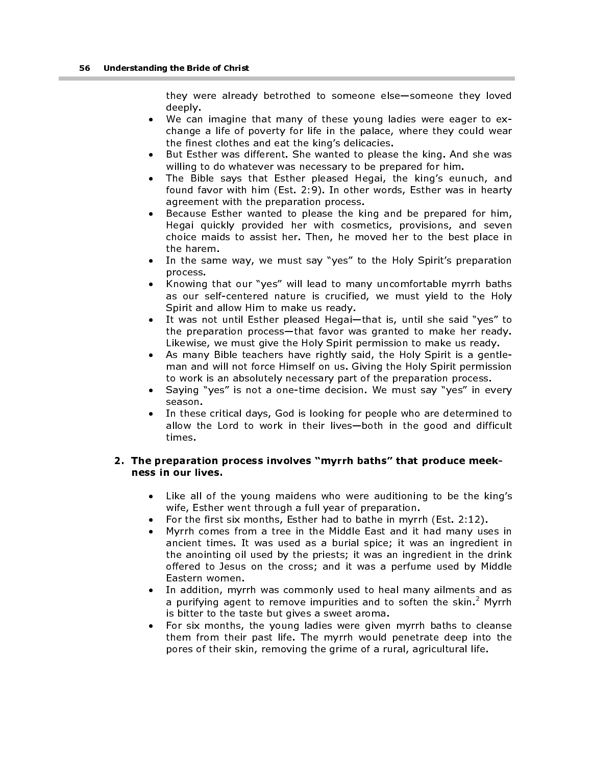they were already betrothed to someone else—someone they loved deeply.

- We can imagine that many of these young ladies were eager to exchange a life of poverty for life in the palace, where they could wear the finest clothes and eat the king's delicacies.
- But Esther was different. She wanted to please the king. And she was willing to do whatever was necessary to be prepared for him.
- The Bible says that Esther pleased Hegai, the king's eunuch, and found favor with him (Est. 2:9). In other words, Esther was in hearty agreement with the preparation process.
- Because Esther wanted to please the king and be prepared for him, Hegai quickly provided her with cosmetics, provisions, and seven choice maids to assist her. Then, he moved her to the best place in the harem.
- In the same way, we must say "yes" to the Holy Spirit's preparation process.
- Knowing that our "yes" will lead to many uncomfortable myrrh baths as our self-centered nature is crucified, we must yield to the Holy Spirit and allow Him to make us ready.
- It was not until Esther pleased Hegai—that is, until she said "yes" to the preparation process—that favor was granted to make her ready. Likewise, we must give the Holy Spirit permission to make us ready.
- As many Bible teachers have rightly said, the Holy Spirit is a gentleman and will not force Himself on us. Giving the Holy Spirit permission to work is an absolutely necessary part of the preparation process.
- Saying "yes" is not a one-time decision. We must say "yes" in every season.
- In these critical days, God is looking for people who are determined to allow the Lord to work in their lives—both in the good and difficult times.

**2. The preparation process involves "myrrh baths" that produce meekness in our lives.**

- Like all of the young maidens who were auditioning to be the king's wife, Esther went through a full year of preparation.
- For the first six months, Esther had to bathe in myrrh (Est. 2:12).
- Myrrh comes from a tree in the Middle East and it had many uses in ancient times. It was used as a burial spice; it was an ingredient in the anointing oil used by the priests; it was an ingredient in the drink offered to Jesus on the cross; and it was a perfume used by Middle Eastern women.
- In addition, myrrh was commonly used to heal many ailments and as a purifying agent to remove impurities and to soften the skin.[2] Myrrh is bitter to the taste but gives a sweet aroma.
- For six months, the young ladies were given myrrh baths to cleanse them from their past life. The myrrh would penetrate deep into the pores of their skin, removing the grime of a rural, agricultural life.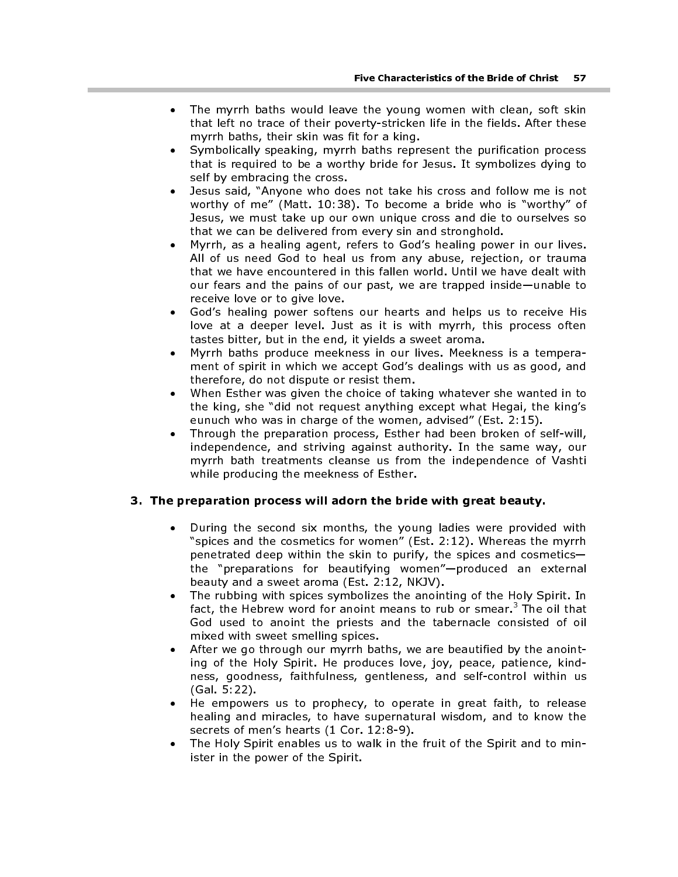- The myrrh baths would leave the young women with clean, soft skin that left no trace of their poverty-stricken life in the fields. After these myrrh baths, their skin was fit for a king.
- Symbolically speaking, myrrh baths represent the purification process that is required to be a worthy bride for Jesus. It symbolizes dying to self by embracing the cross.
- Jesus said, "Anyone who does not take his cross and follow me is not worthy of me" (Matt. 10:38). To become a bride who is "worthy" of Jesus, we must take up our own unique cross and die to ourselves so that we can be delivered from every sin and stronghold.
- Myrrh, as a healing agent, refers to God's healing power in our lives. All of us need God to heal us from any abuse, rejection, or trauma that we have encountered in this fallen world. Until we have dealt with our fears and the pains of our past, we are trapped inside—unable to receive love or to give love.
- God's healing power softens our hearts and helps us to receive His love at a deeper level. Just as it is with myrrh, this process often tastes bitter, but in the end, it yields a sweet aroma.
- Myrrh baths produce meekness in our lives. Meekness is a temperament of spirit in which we accept God's dealings with us as good, and therefore, do not dispute or resist them.
- When Esther was given the choice of taking whatever she wanted in to the king, she "did not request anything except what Hegai, the king's eunuch who was in charge of the women, advised" (Est. 2:15).
- Through the preparation process, Esther had been broken of self-will, independence, and striving against authority. In the same way, our myrrh bath treatments cleanse us from the independence of Vashti while producing the meekness of Esther.

**3. The preparation process will adorn the bride with great beauty.**

- During the second six months, the young ladies were provided with "spices and the cosmetics for women" (Est. 2:12). Whereas the myrrh penetrated deep within the skin to purify, the spices and cosmetics—the "preparations for beautifying women"—produced an external beauty and a sweet aroma (Est. 2:12, NKJV).
- The rubbing with spices symbolizes the anointing of the Holy Spirit. In fact, the Hebrew word for anoint means to rub or smear.[3] The oil that God used to anoint the priests and the tabernacle consisted of oil mixed with sweet smelling spices.
- After we go through our myrrh baths, we are beautified by the anointing of the Holy Spirit. He produces love, joy, peace, patience, kindness, goodness, faithfulness, gentleness, and self-control within us (Gal. 5:22).
- He empowers us to prophecy, to operate in great faith, to release healing and miracles, to have supernatural wisdom, and to know the secrets of men's hearts (1 Cor. 12:8-9).
- The Holy Spirit enables us to walk in the fruit of the Spirit and to minister in the power of the Spirit.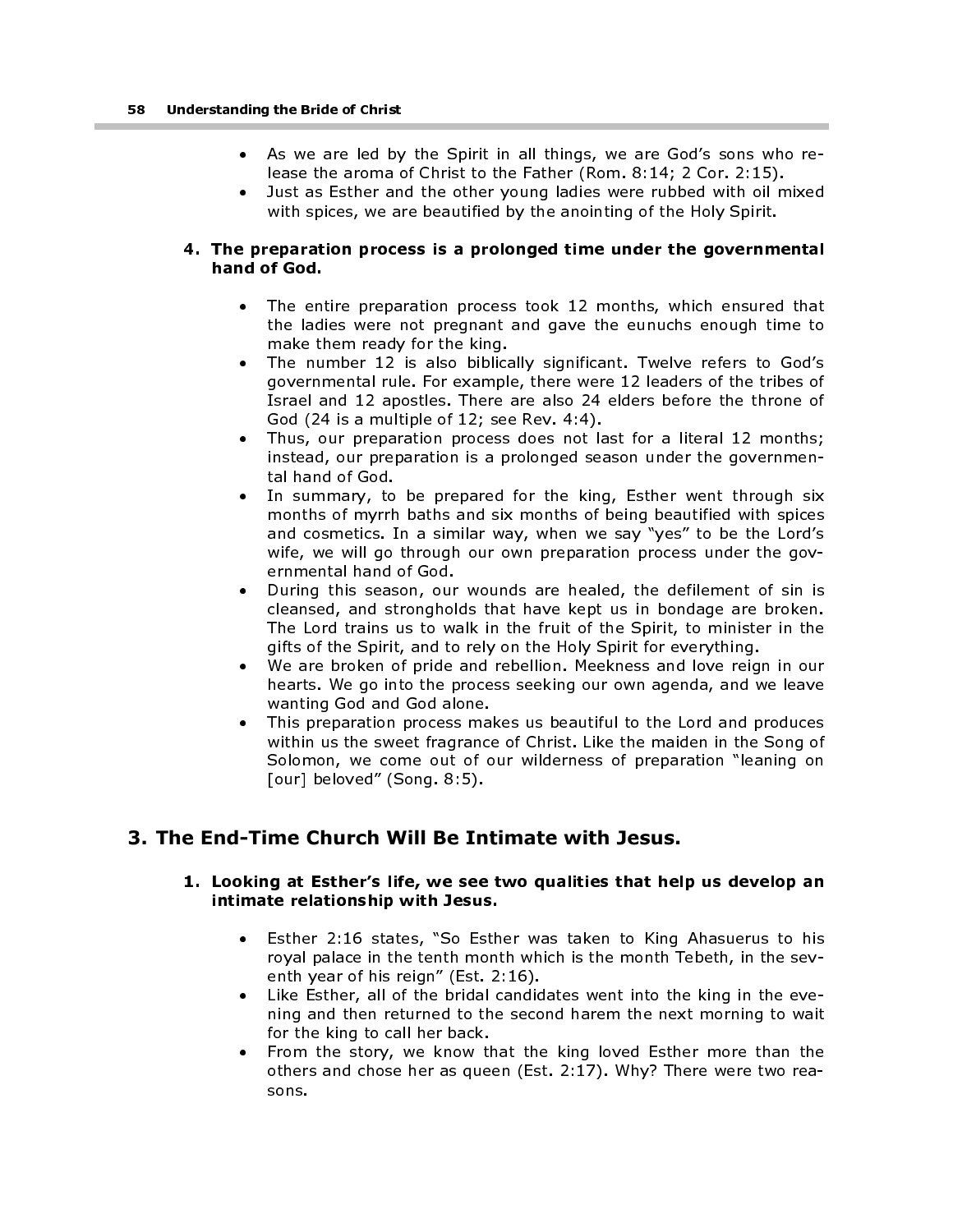- As we are led by the Spirit in all things, we are God's sons who release the aroma of Christ to the Father (Rom. 8:14; 2 Cor. 2:15).
- Just as Esther and the other young ladies were rubbed with oil mixed with spices, we are beautified by the anointing of the Holy Spirit.

**4. The preparation process is a prolonged time under the governmental hand of God.**

- The entire preparation process took 12 months, which ensured that the ladies were not pregnant and gave the eunuchs enough time to make them ready for the king.
- The number 12 is also biblically significant. Twelve refers to God's governmental rule. For example, there were 12 leaders of the tribes of Israel and 12 apostles. There are also 24 elders before the throne of God (24 is a multiple of 12; see Rev. 4:4).
- Thus, our preparation process does not last for a literal 12 months; instead, our preparation is a prolonged season under the governmental hand of God.
- In summary, to be prepared for the king, Esther went through six months of myrrh baths and six months of being beautified with spices and cosmetics. In a similar way, when we say "yes" to be the Lord's wife, we will go through our own preparation process under the governmental hand of God.
- During this season, our wounds are healed, the defilement of sin is cleansed, and strongholds that have kept us in bondage are broken. The Lord trains us to walk in the fruit of the Spirit, to minister in the gifts of the Spirit, and to rely on the Holy Spirit for everything.
- We are broken of pride and rebellion. Meekness and love reign in our hearts. We go into the process seeking our own agenda, and we leave wanting God and God alone.
- This preparation process makes us beautiful to the Lord and produces within us the sweet fragrance of Christ. Like the maiden in the Song of Solomon, we come out of our wilderness of preparation "leaning on [our] beloved" (Song. 8:5).

## 3. The End-Time Church Will Be Intimate with Jesus.

**1. Looking at Esther's life, we see two qualities that help us develop an intimate relationship with Jesus.**

- Esther 2:16 states, "So Esther was taken to King Ahasuerus to his royal palace in the tenth month which is the month Tebeth, in the seventh year of his reign" (Est. 2:16).
- Like Esther, all of the bridal candidates went into the king in the evening and then returned to the second harem the next morning to wait for the king to call her back.
- From the story, we know that the king loved Esther more than the others and chose her as queen (Est. 2:17). Why? There were two reasons.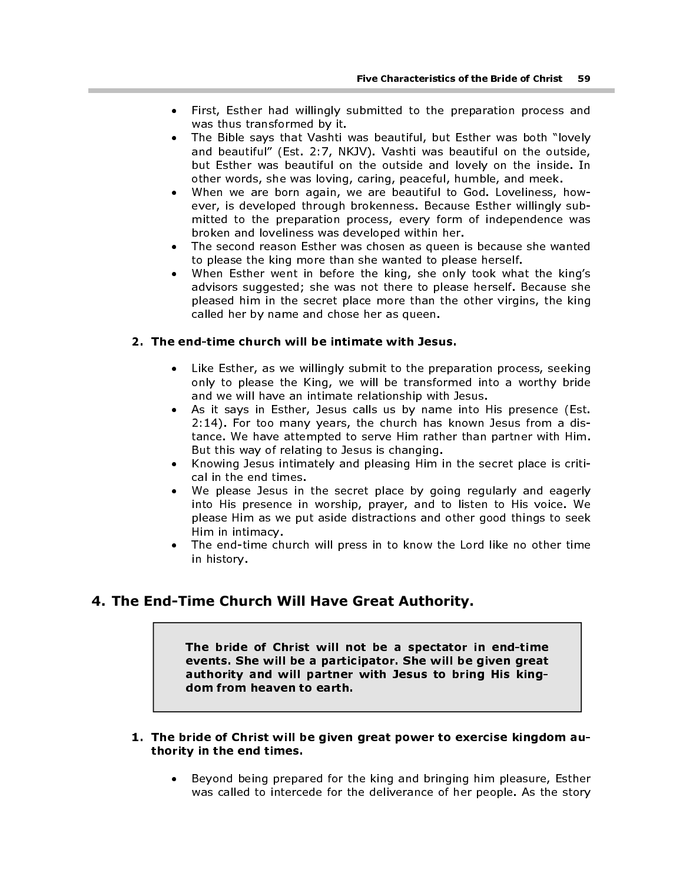- First, Esther had willingly submitted to the preparation process and was thus transformed by it.
- The Bible says that Vashti was beautiful, but Esther was both "lovely and beautiful" (Est. 2:7, NKJV). Vashti was beautiful on the outside, but Esther was beautiful on the outside and lovely on the inside. In other words, she was loving, caring, peaceful, humble, and meek.
- When we are born again, we are beautiful to God. Loveliness, however, is developed through brokenness. Because Esther willingly submitted to the preparation process, every form of independence was broken and loveliness was developed within her.
- The second reason Esther was chosen as queen is because she wanted to please the king more than she wanted to please herself.
- When Esther went in before the king, she only took what the king's advisors suggested; she was not there to please herself. Because she pleased him in the secret place more than the other virgins, the king called her by name and chose her as queen.

**2. The end-time church will be intimate with Jesus.**

- Like Esther, as we willingly submit to the preparation process, seeking only to please the King, we will be transformed into a worthy bride and we will have an intimate relationship with Jesus.
- As it says in Esther, Jesus calls us by name into His presence (Est. 2:14). For too many years, the church has known Jesus from a distance. We have attempted to serve Him rather than partner with Him. But this way of relating to Jesus is changing.
- Knowing Jesus intimately and pleasing Him in the secret place is critical in the end times.
- We please Jesus in the secret place by going regularly and eagerly into His presence in worship, prayer, and to listen to His voice. We please Him as we put aside distractions and other good things to seek Him in intimacy.
- The end-time church will press in to know the Lord like no other time in history.

## 4. The End-Time Church Will Have Great Authority.

> **The bride of Christ will not be a spectator in end-time events. She will be a participator. She will be given great authority and will partner with Jesus to bring His kingdom from heaven to earth.**

**1. The bride of Christ will be given great power to exercise kingdom authority in the end times.**

- Beyond being prepared for the king and bringing him pleasure, Esther was called to intercede for the deliverance of her people. As the story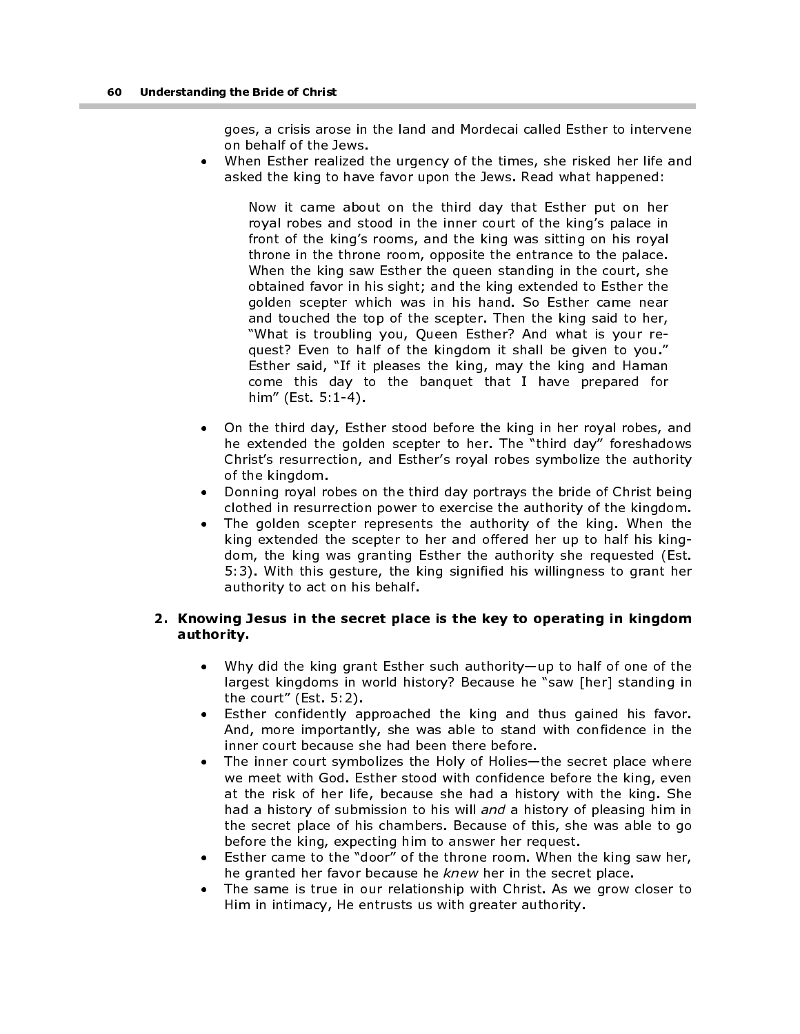goes, a crisis arose in the land and Mordecai called Esther to intervene on behalf of the Jews.

- When Esther realized the urgency of the times, she risked her life and asked the king to have favor upon the Jews. Read what happened:

> Now it came about on the third day that Esther put on her royal robes and stood in the inner court of the king's palace in front of the king's rooms, and the king was sitting on his royal throne in the throne room, opposite the entrance to the palace. When the king saw Esther the queen standing in the court, she obtained favor in his sight; and the king extended to Esther the golden scepter which was in his hand. So Esther came near and touched the top of the scepter. Then the king said to her, "What is troubling you, Queen Esther? And what is your request? Even to half of the kingdom it shall be given to you." Esther said, "If it pleases the king, may the king and Haman come this day to the banquet that I have prepared for him" (Est. 5:1-4).

- On the third day, Esther stood before the king in her royal robes, and he extended the golden scepter to her. The "third day" foreshadows Christ's resurrection, and Esther's royal robes symbolize the authority of the kingdom.
- Donning royal robes on the third day portrays the bride of Christ being clothed in resurrection power to exercise the authority of the kingdom.
- The golden scepter represents the authority of the king. When the king extended the scepter to her and offered her up to half his kingdom, the king was granting Esther the authority she requested (Est. 5:3). With this gesture, the king signified his willingness to grant her authority to act on his behalf.

**2. Knowing Jesus in the secret place is the key to operating in kingdom authority.**

- Why did the king grant Esther such authority—up to half of one of the largest kingdoms in world history? Because he "saw [her] standing in the court" (Est. 5:2).
- Esther confidently approached the king and thus gained his favor. And, more importantly, she was able to stand with confidence in the inner court because she had been there before.
- The inner court symbolizes the Holy of Holies—the secret place where we meet with God. Esther stood with confidence before the king, even at the risk of her life, because she had a history with the king. She had a history of submission to his will *and* a history of pleasing him in the secret place of his chambers. Because of this, she was able to go before the king, expecting him to answer her request.
- Esther came to the "door" of the throne room. When the king saw her, he granted her favor because he *knew* her in the secret place.
- The same is true in our relationship with Christ. As we grow closer to Him in intimacy, He entrusts us with greater authority.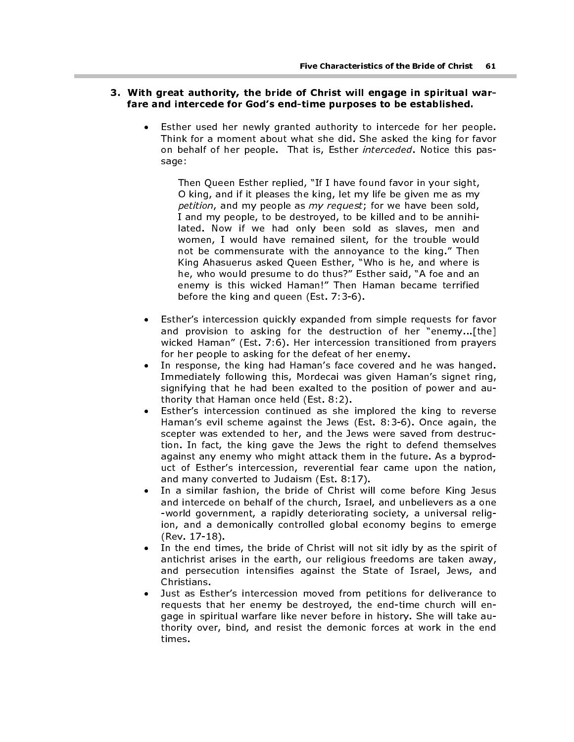**3. With great authority, the bride of Christ will engage in spiritual warfare and intercede for God's end-time purposes to be established.**

- Esther used her newly granted authority to intercede for her people. Think for a moment about what she did. She asked the king for favor on behalf of her people. That is, Esther *interceded*. Notice this passage:

  > Then Queen Esther replied, "If I have found favor in your sight, O king, and if it pleases the king, let my life be given me as my *petition*, and my people as *my request*; for we have been sold, I and my people, to be destroyed, to be killed and to be annihilated. Now if we had only been sold as slaves, men and women, I would have remained silent, for the trouble would not be commensurate with the annoyance to the king." Then King Ahasuerus asked Queen Esther, "Who is he, and where is he, who would presume to do thus?" Esther said, "A foe and an enemy is this wicked Haman!" Then Haman became terrified before the king and queen (Est. 7:3-6).

- Esther's intercession quickly expanded from simple requests for favor and provision to asking for the destruction of her "enemy...[the] wicked Haman" (Est. 7:6). Her intercession transitioned from prayers for her people to asking for the defeat of her enemy.
- In response, the king had Haman's face covered and he was hanged. Immediately following this, Mordecai was given Haman's signet ring, signifying that he had been exalted to the position of power and authority that Haman once held (Est. 8:2).
- Esther's intercession continued as she implored the king to reverse Haman's evil scheme against the Jews (Est. 8:3-6). Once again, the scepter was extended to her, and the Jews were saved from destruction. In fact, the king gave the Jews the right to defend themselves against any enemy who might attack them in the future. As a byproduct of Esther's intercession, reverential fear came upon the nation, and many converted to Judaism (Est. 8:17).
- In a similar fashion, the bride of Christ will come before King Jesus and intercede on behalf of the church, Israel, and unbelievers as a one-world government, a rapidly deteriorating society, a universal religion, and a demonically controlled global economy begins to emerge (Rev. 17-18).
- In the end times, the bride of Christ will not sit idly by as the spirit of antichrist arises in the earth, our religious freedoms are taken away, and persecution intensifies against the State of Israel, Jews, and Christians.
- Just as Esther's intercession moved from petitions for deliverance to requests that her enemy be destroyed, the end-time church will engage in spiritual warfare like never before in history. She will take authority over, bind, and resist the demonic forces at work in the end times.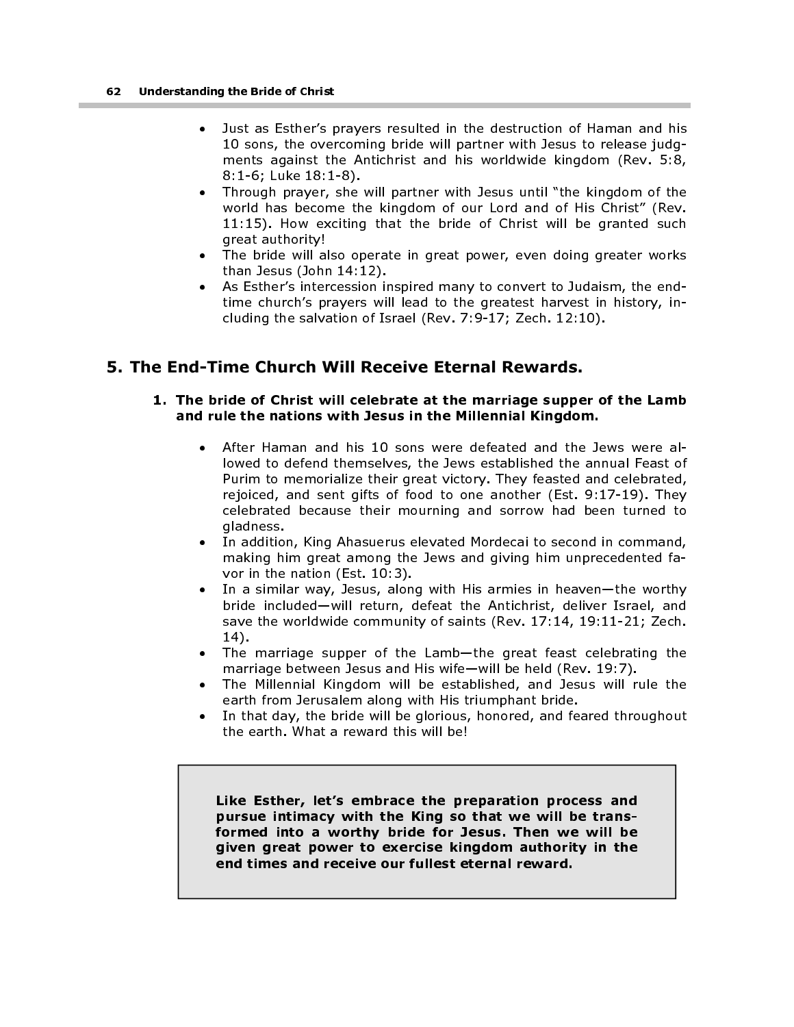- Just as Esther's prayers resulted in the destruction of Haman and his 10 sons, the overcoming bride will partner with Jesus to release judgments against the Antichrist and his worldwide kingdom (Rev. 5:8, 8:1-6; Luke 18:1-8).
- Through prayer, she will partner with Jesus until "the kingdom of the world has become the kingdom of our Lord and of His Christ" (Rev. 11:15). How exciting that the bride of Christ will be granted such great authority!
- The bride will also operate in great power, even doing greater works than Jesus (John 14:12).
- As Esther's intercession inspired many to convert to Judaism, the end-time church's prayers will lead to the greatest harvest in history, including the salvation of Israel (Rev. 7:9-17; Zech. 12:10).

## 5. The End-Time Church Will Receive Eternal Rewards.

### 1. The bride of Christ will celebrate at the marriage supper of the Lamb and rule the nations with Jesus in the Millennial Kingdom.

- After Haman and his 10 sons were defeated and the Jews were allowed to defend themselves, the Jews established the annual Feast of Purim to memorialize their great victory. They feasted and celebrated, rejoiced, and sent gifts of food to one another (Est. 9:17-19). They celebrated because their mourning and sorrow had been turned to gladness.
- In addition, King Ahasuerus elevated Mordecai to second in command, making him great among the Jews and giving him unprecedented favor in the nation (Est. 10:3).
- In a similar way, Jesus, along with His armies in heaven—the worthy bride included—will return, defeat the Antichrist, deliver Israel, and save the worldwide community of saints (Rev. 17:14, 19:11-21; Zech. 14).
- The marriage supper of the Lamb—the great feast celebrating the marriage between Jesus and His wife—will be held (Rev. 19:7).
- The Millennial Kingdom will be established, and Jesus will rule the earth from Jerusalem along with His triumphant bride.
- In that day, the bride will be glorious, honored, and feared throughout the earth. What a reward this will be!

**Like Esther, let's embrace the preparation process and pursue intimacy with the King so that we will be transformed into a worthy bride for Jesus. Then we will be given great power to exercise kingdom authority in the end times and receive our fullest eternal reward.**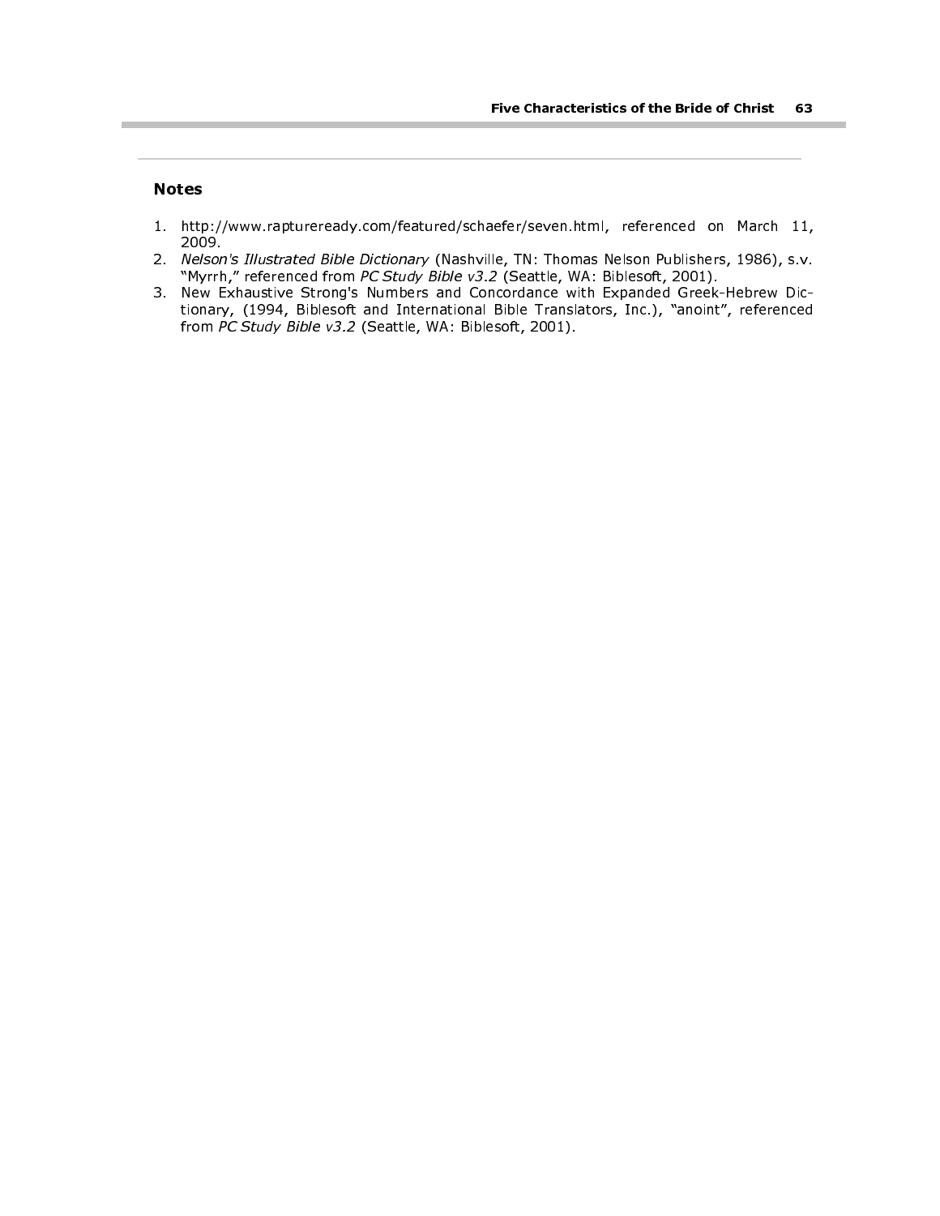## Notes

1. http://www.raptureready.com/featured/schaefer/seven.html, referenced on March 11, 2009.
2. *Nelson's Illustrated Bible Dictionary* (Nashville, TN: Thomas Nelson Publishers, 1986), s.v. "Myrrh," referenced from *PC Study Bible v3.2* (Seattle, WA: Biblesoft, 2001).
3. New Exhaustive Strong's Numbers and Concordance with Expanded Greek-Hebrew Dictionary, (1994, Biblesoft and International Bible Translators, Inc.), "anoint", referenced from *PC Study Bible v3.2* (Seattle, WA: Biblesoft, 2001).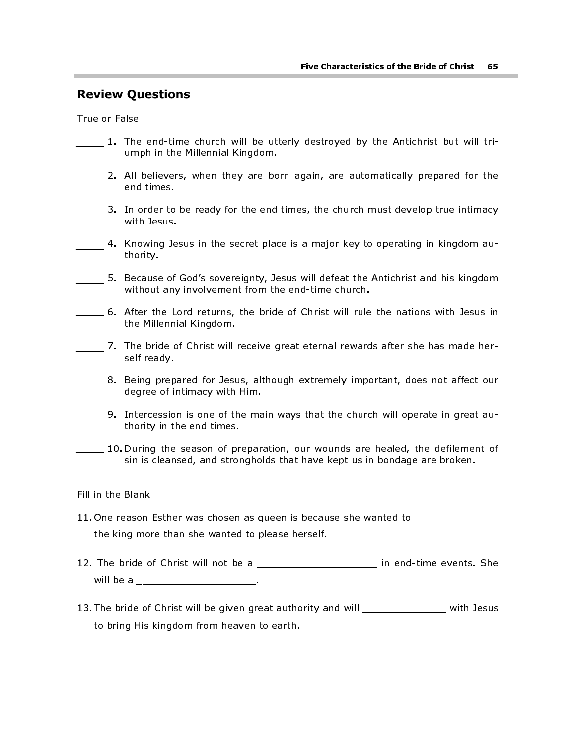## Review Questions

True or False

_____ 1. The end-time church will be utterly destroyed by the Antichrist but will triumph in the Millennial Kingdom.

_____ 2. All believers, when they are born again, are automatically prepared for the end times.

_____ 3. In order to be ready for the end times, the church must develop true intimacy with Jesus.

_____ 4. Knowing Jesus in the secret place is a major key to operating in kingdom authority.

_____ 5. Because of God's sovereignty, Jesus will defeat the Antichrist and his kingdom without any involvement from the end-time church.

_____ 6. After the Lord returns, the bride of Christ will rule the nations with Jesus in the Millennial Kingdom.

_____ 7. The bride of Christ will receive great eternal rewards after she has made herself ready.

_____ 8. Being prepared for Jesus, although extremely important, does not affect our degree of intimacy with Him.

_____ 9. Intercession is one of the main ways that the church will operate in great authority in the end times.

_____ 10. During the season of preparation, our wounds are healed, the defilement of sin is cleansed, and strongholds that have kept us in bondage are broken.

Fill in the Blank

11. One reason Esther was chosen as queen is because she wanted to _______________ the king more than she wanted to please herself.

12. The bride of Christ will not be a ____________________ in end-time events. She will be a ____________________.

13. The bride of Christ will be given great authority and will _______________ with Jesus to bring His kingdom from heaven to earth.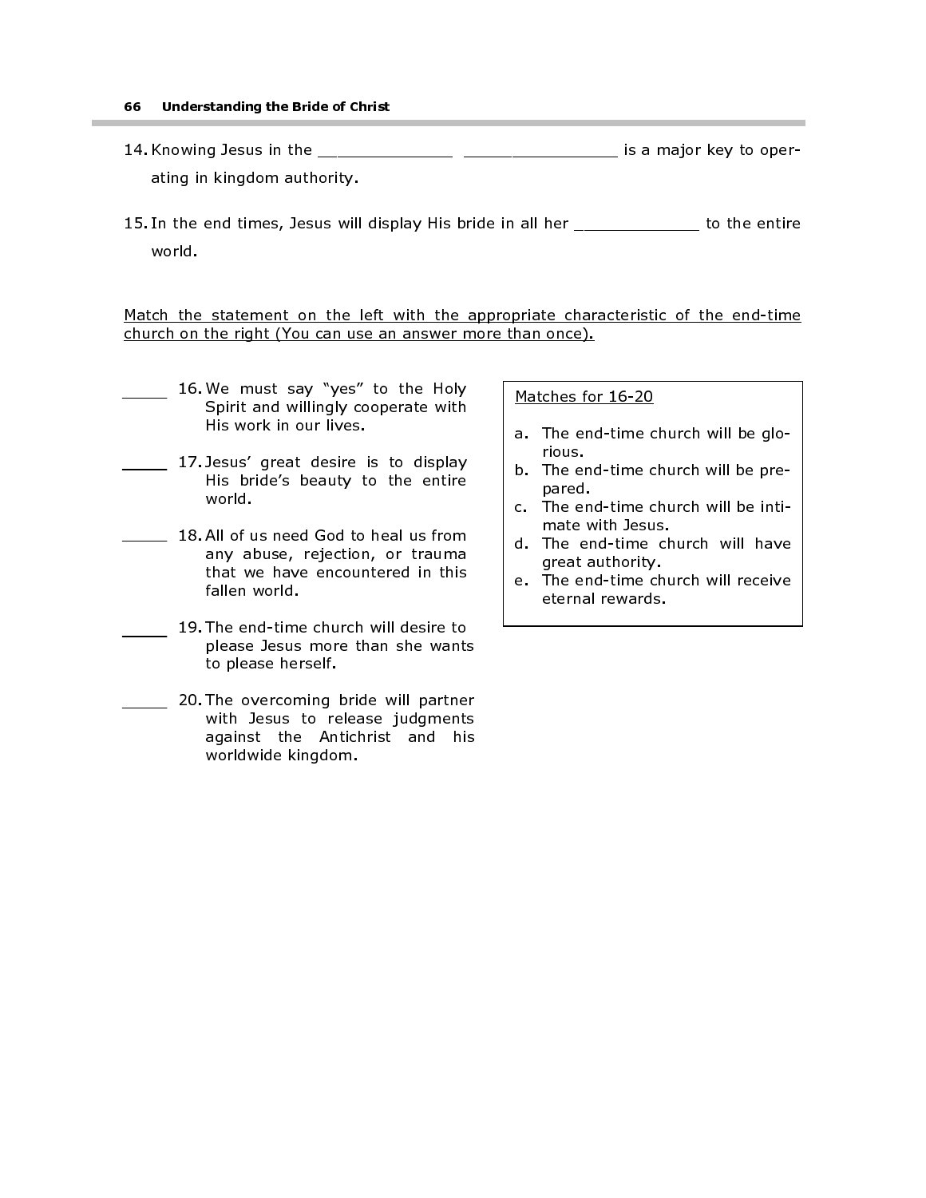14. Knowing Jesus in the ______________ ________________ is a major key to operating in kingdom authority.

15. In the end times, Jesus will display His bride in all her _____________ to the entire world.

Match the statement on the left with the appropriate characteristic of the end-time church on the right (You can use an answer more than once).

_____ 16. We must say "yes" to the Holy Spirit and willingly cooperate with His work in our lives.

_____ 17. Jesus' great desire is to display His bride's beauty to the entire world.

_____ 18. All of us need God to heal us from any abuse, rejection, or trauma that we have encountered in this fallen world.

_____ 19. The end-time church will desire to please Jesus more than she wants to please herself.

_____ 20. The overcoming bride will partner with Jesus to release judgments against the Antichrist and his worldwide kingdom.

Matches for 16-20

a. The end-time church will be glorious.
b. The end-time church will be prepared.
c. The end-time church will be intimate with Jesus.
d. The end-time church will have great authority.
e. The end-time church will receive eternal rewards.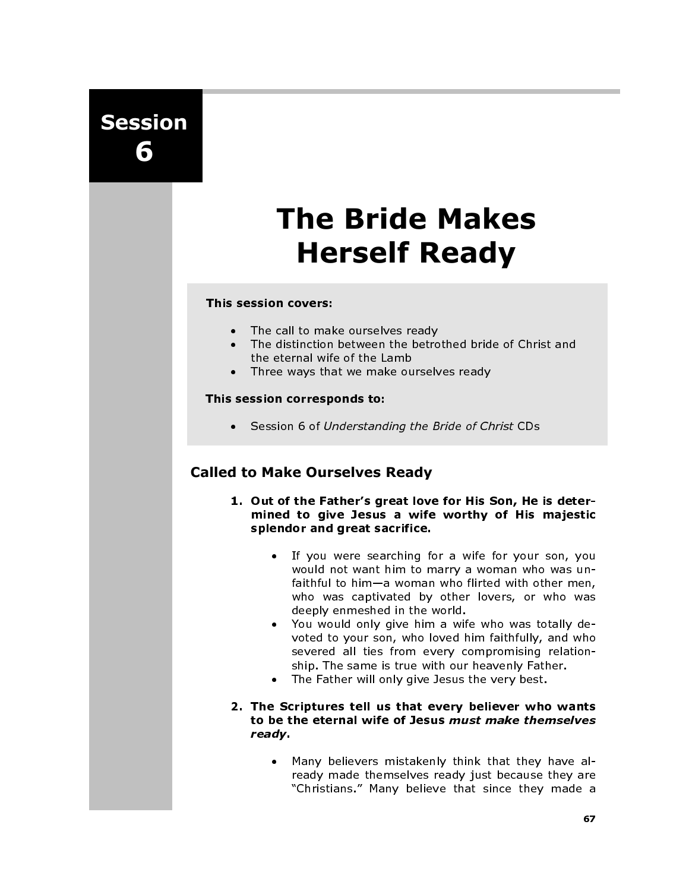# Session 6

# The Bride Makes Herself Ready

**This session covers:**

- The call to make ourselves ready
- The distinction between the betrothed bride of Christ and the eternal wife of the Lamb
- Three ways that we make ourselves ready

**This session corresponds to:**

- Session 6 of *Understanding the Bride of Christ* CDs

## Called to Make Ourselves Ready

1. **Out of the Father's great love for His Son, He is determined to give Jesus a wife worthy of His majestic splendor and great sacrifice.**

   - If you were searching for a wife for your son, you would not want him to marry a woman who was unfaithful to him—a woman who flirted with other men, who was captivated by other lovers, or who was deeply enmeshed in the world.
   - You would only give him a wife who was totally devoted to your son, who loved him faithfully, and who severed all ties from every compromising relationship. The same is true with our heavenly Father.
   - The Father will only give Jesus the very best.

2. **The Scriptures tell us that every believer who wants to be the eternal wife of Jesus *must make themselves ready*.**

   - Many believers mistakenly think that they have already made themselves ready just because they are "Christians." Many believe that since they made a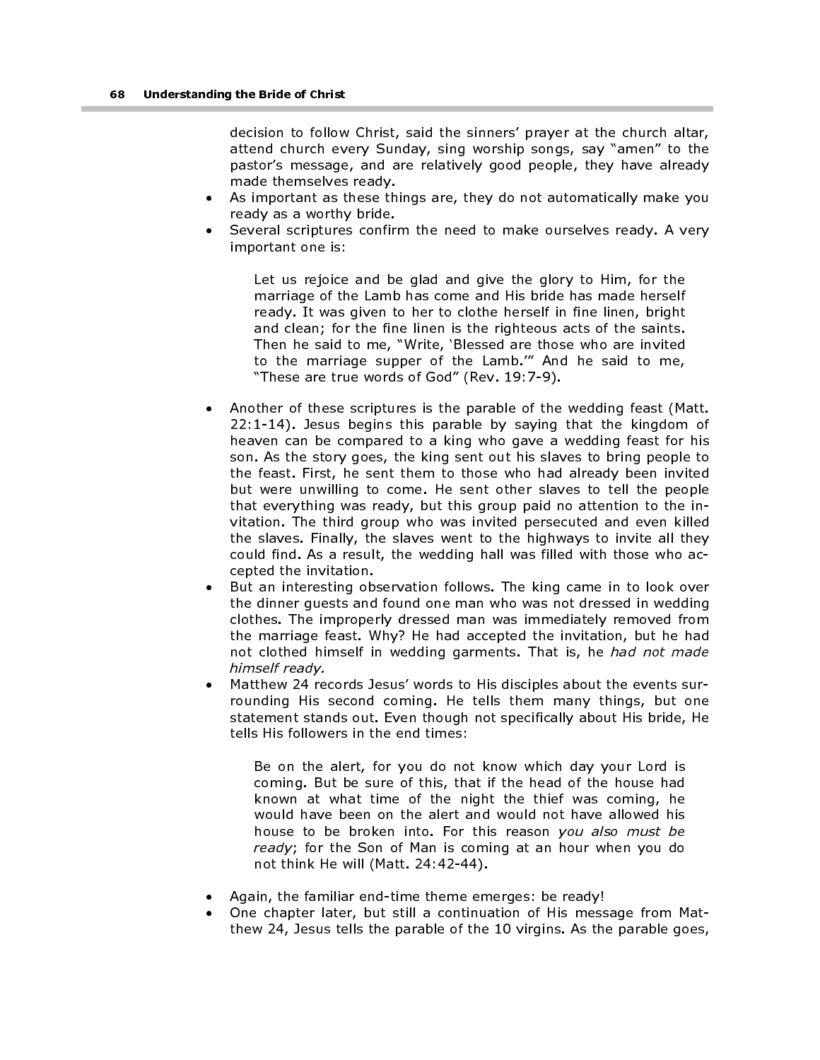decision to follow Christ, said the sinners' prayer at the church altar, attend church every Sunday, sing worship songs, say "amen" to the pastor's message, and are relatively good people, they have already made themselves ready.

- As important as these things are, they do not automatically make you ready as a worthy bride.
- Several scriptures confirm the need to make ourselves ready. A very important one is:

> Let us rejoice and be glad and give the glory to Him, for the marriage of the Lamb has come and His bride has made herself ready. It was given to her to clothe herself in fine linen, bright and clean; for the fine linen is the righteous acts of the saints. Then he said to me, "Write, 'Blessed are those who are invited to the marriage supper of the Lamb.'" And he said to me, "These are true words of God" (Rev. 19:7-9).

- Another of these scriptures is the parable of the wedding feast (Matt. 22:1-14). Jesus begins this parable by saying that the kingdom of heaven can be compared to a king who gave a wedding feast for his son. As the story goes, the king sent out his slaves to bring people to the feast. First, he sent them to those who had already been invited but were unwilling to come. He sent other slaves to tell the people that everything was ready, but this group paid no attention to the invitation. The third group who was invited persecuted and even killed the slaves. Finally, the slaves went to the highways to invite all they could find. As a result, the wedding hall was filled with those who accepted the invitation.
- But an interesting observation follows. The king came in to look over the dinner guests and found one man who was not dressed in wedding clothes. The improperly dressed man was immediately removed from the marriage feast. Why? He had accepted the invitation, but he had not clothed himself in wedding garments. That is, he *had not made himself ready.*
- Matthew 24 records Jesus' words to His disciples about the events surrounding His second coming. He tells them many things, but one statement stands out. Even though not specifically about His bride, He tells His followers in the end times:

> Be on the alert, for you do not know which day your Lord is coming. But be sure of this, that if the head of the house had known at what time of the night the thief was coming, he would have been on the alert and would not have allowed his house to be broken into. For this reason *you also must be ready*; for the Son of Man is coming at an hour when you do not think He will (Matt. 24:42-44).

- Again, the familiar end-time theme emerges: be ready!
- One chapter later, but still a continuation of His message from Matthew 24, Jesus tells the parable of the 10 virgins. As the parable goes,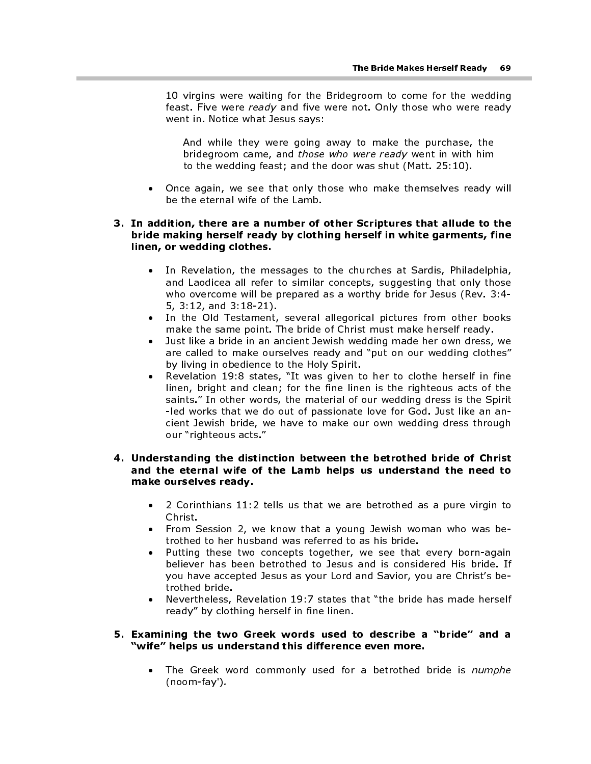10 virgins were waiting for the Bridegroom to come for the wedding feast. Five were *ready* and five were not. Only those who were ready went in. Notice what Jesus says:

> And while they were going away to make the purchase, the bridegroom came, and *those who were ready* went in with him to the wedding feast; and the door was shut (Matt. 25:10).

- Once again, we see that only those who make themselves ready will be the eternal wife of the Lamb.

**3. In addition, there are a number of other Scriptures that allude to the bride making herself ready by clothing herself in white garments, fine linen, or wedding clothes.**

- In Revelation, the messages to the churches at Sardis, Philadelphia, and Laodicea all refer to similar concepts, suggesting that only those who overcome will be prepared as a worthy bride for Jesus (Rev. 3:4-5, 3:12, and 3:18-21).
- In the Old Testament, several allegorical pictures from other books make the same point. The bride of Christ must make herself ready.
- Just like a bride in an ancient Jewish wedding made her own dress, we are called to make ourselves ready and "put on our wedding clothes" by living in obedience to the Holy Spirit.
- Revelation 19:8 states, "It was given to her to clothe herself in fine linen, bright and clean; for the fine linen is the righteous acts of the saints." In other words, the material of our wedding dress is the Spirit-led works that we do out of passionate love for God. Just like an ancient Jewish bride, we have to make our own wedding dress through our "righteous acts."

**4. Understanding the distinction between the betrothed bride of Christ and the eternal wife of the Lamb helps us understand the need to make ourselves ready.**

- 2 Corinthians 11:2 tells us that we are betrothed as a pure virgin to Christ.
- From Session 2, we know that a young Jewish woman who was betrothed to her husband was referred to as his bride.
- Putting these two concepts together, we see that every born-again believer has been betrothed to Jesus and is considered His bride. If you have accepted Jesus as your Lord and Savior, you are Christ's betrothed bride.
- Nevertheless, Revelation 19:7 states that "the bride has made herself ready" by clothing herself in fine linen.

**5. Examining the two Greek words used to describe a "bride" and a "wife" helps us understand this difference even more.**

- The Greek word commonly used for a betrothed bride is *numphe* (noom-fay').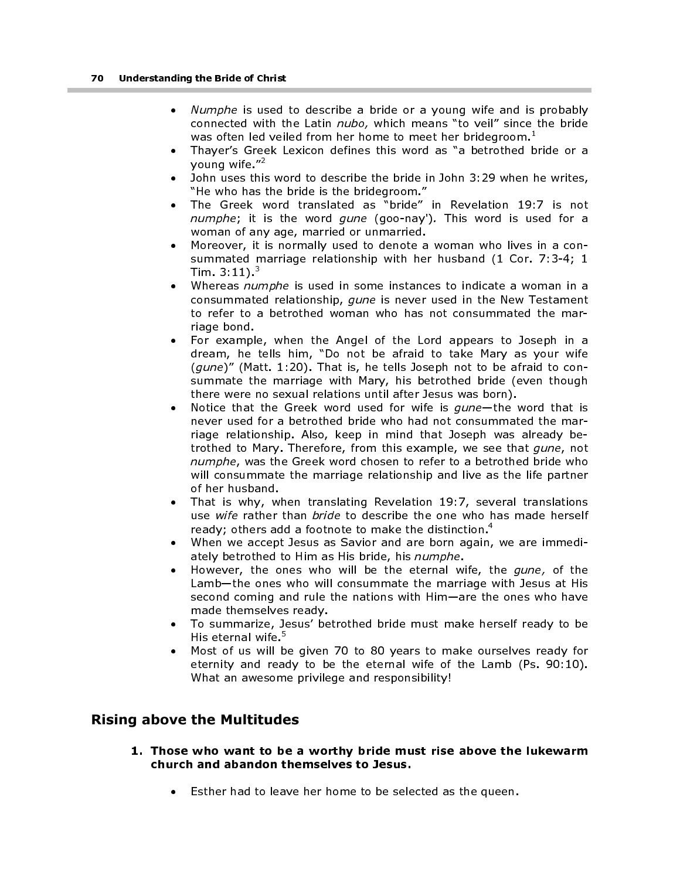- *Numphe* is used to describe a bride or a young wife and is probably connected with the Latin *nubo,* which means "to veil" since the bride was often led veiled from her home to meet her bridegroom.[1]
- Thayer's Greek Lexicon defines this word as "a betrothed bride or a young wife."[2]
- John uses this word to describe the bride in John 3:29 when he writes, "He who has the bride is the bridegroom."
- The Greek word translated as "bride" in Revelation 19:7 is not *numphe*; it is the word *gune* (goo-nay'). This word is used for a woman of any age, married or unmarried.
- Moreover, it is normally used to denote a woman who lives in a consummated marriage relationship with her husband (1 Cor. 7:3-4; 1 Tim. 3:11).[3]
- Whereas *numphe* is used in some instances to indicate a woman in a consummated relationship, *gune* is never used in the New Testament to refer to a betrothed woman who has not consummated the marriage bond.
- For example, when the Angel of the Lord appears to Joseph in a dream, he tells him, "Do not be afraid to take Mary as your wife (*gune*)" (Matt. 1:20). That is, he tells Joseph not to be afraid to consummate the marriage with Mary, his betrothed bride (even though there were no sexual relations until after Jesus was born).
- Notice that the Greek word used for wife is *gune*—the word that is never used for a betrothed bride who had not consummated the marriage relationship. Also, keep in mind that Joseph was already betrothed to Mary. Therefore, from this example, we see that *gune*, not *numphe*, was the Greek word chosen to refer to a betrothed bride who will consummate the marriage relationship and live as the life partner of her husband.
- That is why, when translating Revelation 19:7, several translations use *wife* rather than *bride* to describe the one who has made herself ready; others add a footnote to make the distinction.[4]
- When we accept Jesus as Savior and are born again, we are immediately betrothed to Him as His bride, his *numphe*.
- However, the ones who will be the eternal wife, the *gune,* of the Lamb—the ones who will consummate the marriage with Jesus at His second coming and rule the nations with Him—are the ones who have made themselves ready.
- To summarize, Jesus' betrothed bride must make herself ready to be His eternal wife.[5]
- Most of us will be given 70 to 80 years to make ourselves ready for eternity and ready to be the eternal wife of the Lamb (Ps. 90:10). What an awesome privilege and responsibility!

## Rising above the Multitudes

1. **Those who want to be a worthy bride must rise above the lukewarm church and abandon themselves to Jesus.**

   - Esther had to leave her home to be selected as the queen.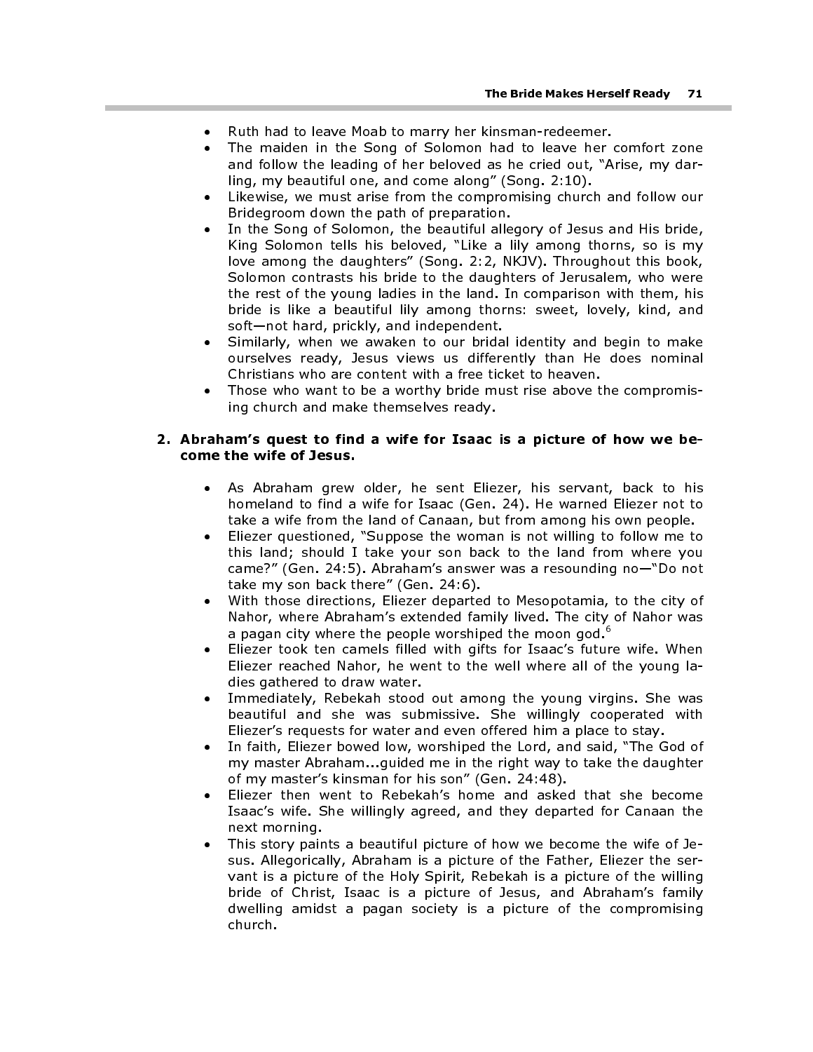- Ruth had to leave Moab to marry her kinsman-redeemer.
- The maiden in the Song of Solomon had to leave her comfort zone and follow the leading of her beloved as he cried out, "Arise, my darling, my beautiful one, and come along" (Song. 2:10).
- Likewise, we must arise from the compromising church and follow our Bridegroom down the path of preparation.
- In the Song of Solomon, the beautiful allegory of Jesus and His bride, King Solomon tells his beloved, "Like a lily among thorns, so is my love among the daughters" (Song. 2:2, NKJV). Throughout this book, Solomon contrasts his bride to the daughters of Jerusalem, who were the rest of the young ladies in the land. In comparison with them, his bride is like a beautiful lily among thorns: sweet, lovely, kind, and soft—not hard, prickly, and independent.
- Similarly, when we awaken to our bridal identity and begin to make ourselves ready, Jesus views us differently than He does nominal Christians who are content with a free ticket to heaven.
- Those who want to be a worthy bride must rise above the compromising church and make themselves ready.

**2. Abraham's quest to find a wife for Isaac is a picture of how we become the wife of Jesus.**

- As Abraham grew older, he sent Eliezer, his servant, back to his homeland to find a wife for Isaac (Gen. 24). He warned Eliezer not to take a wife from the land of Canaan, but from among his own people.
- Eliezer questioned, "Suppose the woman is not willing to follow me to this land; should I take your son back to the land from where you came?" (Gen. 24:5). Abraham's answer was a resounding no—"Do not take my son back there" (Gen. 24:6).
- With those directions, Eliezer departed to Mesopotamia, to the city of Nahor, where Abraham's extended family lived. The city of Nahor was a pagan city where the people worshiped the moon god.[6]
- Eliezer took ten camels filled with gifts for Isaac's future wife. When Eliezer reached Nahor, he went to the well where all of the young ladies gathered to draw water.
- Immediately, Rebekah stood out among the young virgins. She was beautiful and she was submissive. She willingly cooperated with Eliezer's requests for water and even offered him a place to stay.
- In faith, Eliezer bowed low, worshiped the Lord, and said, "The God of my master Abraham...guided me in the right way to take the daughter of my master's kinsman for his son" (Gen. 24:48).
- Eliezer then went to Rebekah's home and asked that she become Isaac's wife. She willingly agreed, and they departed for Canaan the next morning.
- This story paints a beautiful picture of how we become the wife of Jesus. Allegorically, Abraham is a picture of the Father, Eliezer the servant is a picture of the Holy Spirit, Rebekah is a picture of the willing bride of Christ, Isaac is a picture of Jesus, and Abraham's family dwelling amidst a pagan society is a picture of the compromising church.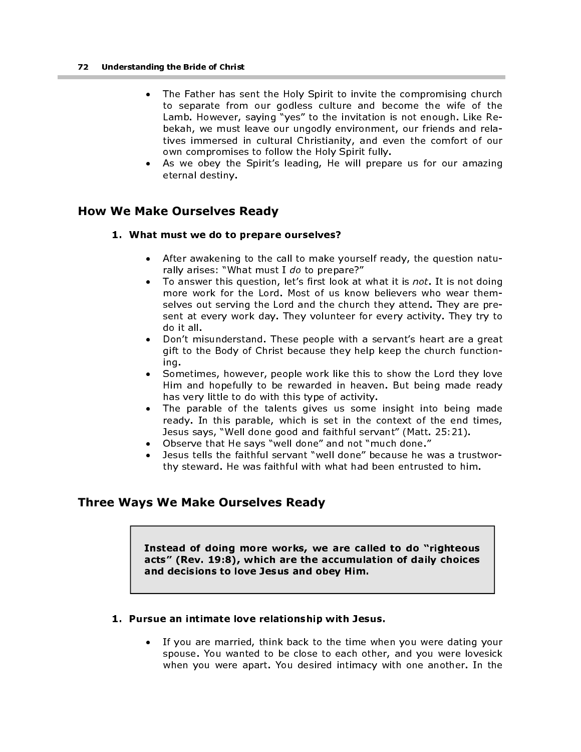- The Father has sent the Holy Spirit to invite the compromising church to separate from our godless culture and become the wife of the Lamb. However, saying "yes" to the invitation is not enough. Like Rebekah, we must leave our ungodly environment, our friends and relatives immersed in cultural Christianity, and even the comfort of our own compromises to follow the Holy Spirit fully.
- As we obey the Spirit's leading, He will prepare us for our amazing eternal destiny.

## How We Make Ourselves Ready

**1. What must we do to prepare ourselves?**

- After awakening to the call to make yourself ready, the question naturally arises: "What must I *do* to prepare?"
- To answer this question, let's first look at what it is *not*. It is not doing more work for the Lord. Most of us know believers who wear themselves out serving the Lord and the church they attend. They are present at every work day. They volunteer for every activity. They try to do it all.
- Don't misunderstand. These people with a servant's heart are a great gift to the Body of Christ because they help keep the church functioning.
- Sometimes, however, people work like this to show the Lord they love Him and hopefully to be rewarded in heaven. But being made ready has very little to do with this type of activity.
- The parable of the talents gives us some insight into being made ready. In this parable, which is set in the context of the end times, Jesus says, "Well done good and faithful servant" (Matt. 25:21).
- Observe that He says "well done" and not "much done."
- Jesus tells the faithful servant "well done" because he was a trustworthy steward. He was faithful with what had been entrusted to him.

## Three Ways We Make Ourselves Ready

> **Instead of doing more works, we are called to do "righteous acts" (Rev. 19:8), which are the accumulation of daily choices and decisions to love Jesus and obey Him.**

**1. Pursue an intimate love relationship with Jesus.**

- If you are married, think back to the time when you were dating your spouse. You wanted to be close to each other, and you were lovesick when you were apart. You desired intimacy with one another. In the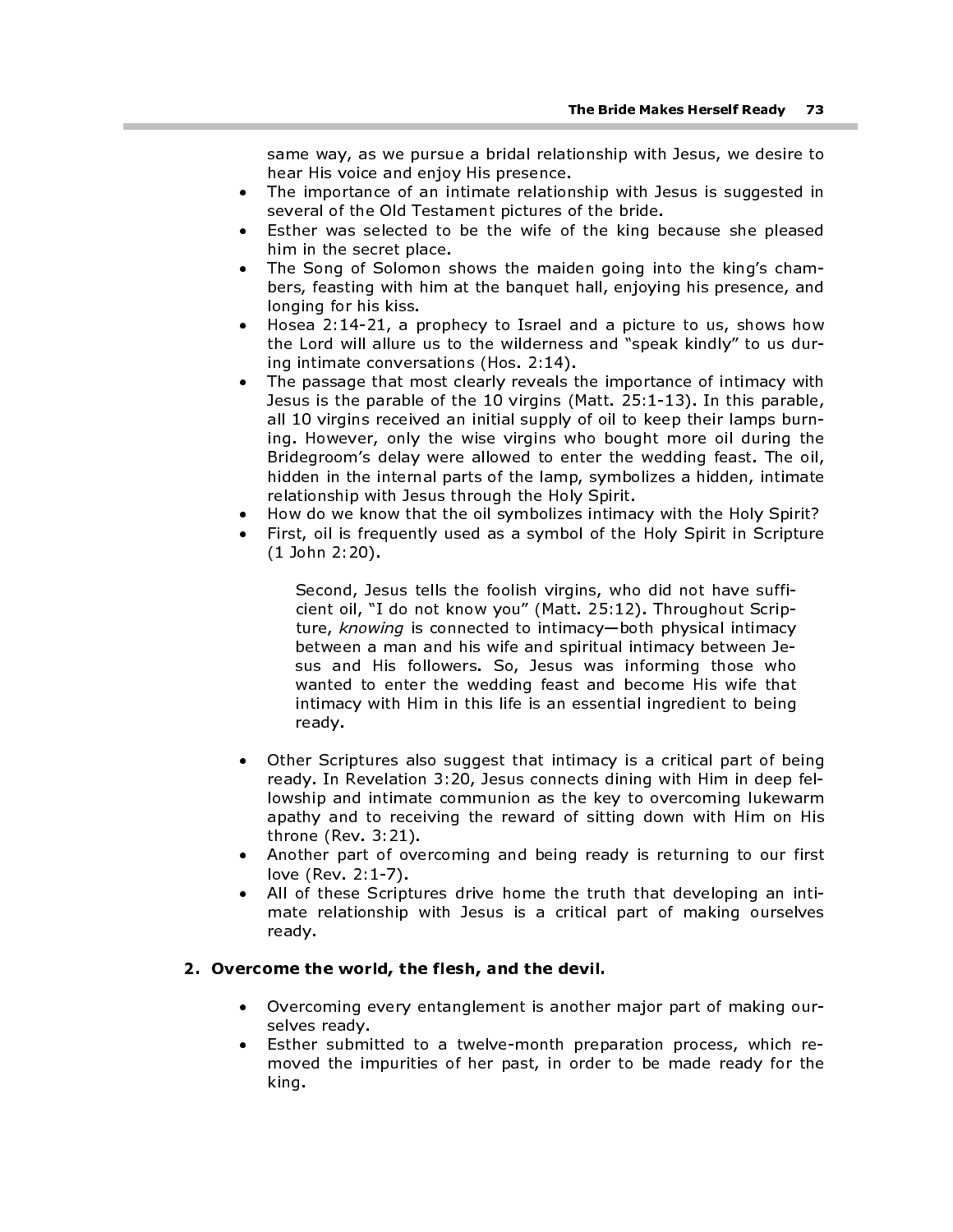same way, as we pursue a bridal relationship with Jesus, we desire to hear His voice and enjoy His presence.

- The importance of an intimate relationship with Jesus is suggested in several of the Old Testament pictures of the bride.
- Esther was selected to be the wife of the king because she pleased him in the secret place.
- The Song of Solomon shows the maiden going into the king's chambers, feasting with him at the banquet hall, enjoying his presence, and longing for his kiss.
- Hosea 2:14-21, a prophecy to Israel and a picture to us, shows how the Lord will allure us to the wilderness and "speak kindly" to us during intimate conversations (Hos. 2:14).
- The passage that most clearly reveals the importance of intimacy with Jesus is the parable of the 10 virgins (Matt. 25:1-13). In this parable, all 10 virgins received an initial supply of oil to keep their lamps burning. However, only the wise virgins who bought more oil during the Bridegroom's delay were allowed to enter the wedding feast. The oil, hidden in the internal parts of the lamp, symbolizes a hidden, intimate relationship with Jesus through the Holy Spirit.
- How do we know that the oil symbolizes intimacy with the Holy Spirit?
- First, oil is frequently used as a symbol of the Holy Spirit in Scripture (1 John 2:20).

  Second, Jesus tells the foolish virgins, who did not have sufficient oil, "I do not know you" (Matt. 25:12). Throughout Scripture, *knowing* is connected to intimacy—both physical intimacy between a man and his wife and spiritual intimacy between Jesus and His followers. So, Jesus was informing those who wanted to enter the wedding feast and become His wife that intimacy with Him in this life is an essential ingredient to being ready.

- Other Scriptures also suggest that intimacy is a critical part of being ready. In Revelation 3:20, Jesus connects dining with Him in deep fellowship and intimate communion as the key to overcoming lukewarm apathy and to receiving the reward of sitting down with Him on His throne (Rev. 3:21).
- Another part of overcoming and being ready is returning to our first love (Rev. 2:1-7).
- All of these Scriptures drive home the truth that developing an intimate relationship with Jesus is a critical part of making ourselves ready.

**2. Overcome the world, the flesh, and the devil.**

- Overcoming every entanglement is another major part of making ourselves ready.
- Esther submitted to a twelve-month preparation process, which removed the impurities of her past, in order to be made ready for the king.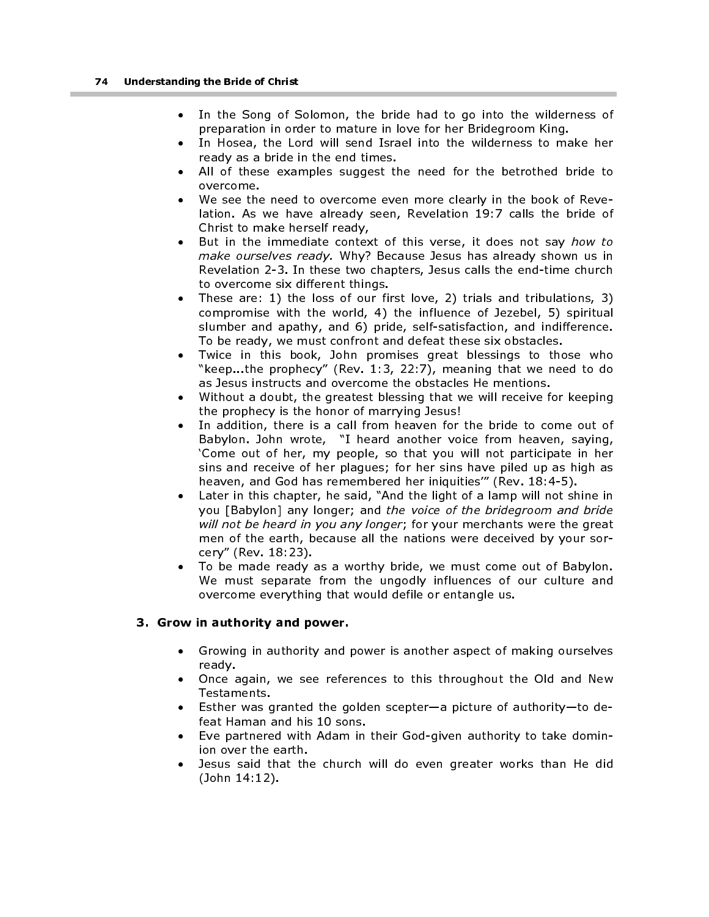- In the Song of Solomon, the bride had to go into the wilderness of preparation in order to mature in love for her Bridegroom King.
- In Hosea, the Lord will send Israel into the wilderness to make her ready as a bride in the end times.
- All of these examples suggest the need for the betrothed bride to overcome.
- We see the need to overcome even more clearly in the book of Revelation. As we have already seen, Revelation 19:7 calls the bride of Christ to make herself ready,
- But in the immediate context of this verse, it does not say *how to make ourselves ready.* Why? Because Jesus has already shown us in Revelation 2-3. In these two chapters, Jesus calls the end-time church to overcome six different things.
- These are: 1) the loss of our first love, 2) trials and tribulations, 3) compromise with the world, 4) the influence of Jezebel, 5) spiritual slumber and apathy, and 6) pride, self-satisfaction, and indifference. To be ready, we must confront and defeat these six obstacles.
- Twice in this book, John promises great blessings to those who "keep...the prophecy" (Rev. 1:3, 22:7), meaning that we need to do as Jesus instructs and overcome the obstacles He mentions.
- Without a doubt, the greatest blessing that we will receive for keeping the prophecy is the honor of marrying Jesus!
- In addition, there is a call from heaven for the bride to come out of Babylon. John wrote, "I heard another voice from heaven, saying, 'Come out of her, my people, so that you will not participate in her sins and receive of her plagues; for her sins have piled up as high as heaven, and God has remembered her iniquities'" (Rev. 18:4-5).
- Later in this chapter, he said, "And the light of a lamp will not shine in you [Babylon] any longer; and *the voice of the bridegroom and bride will not be heard in you any longer*; for your merchants were the great men of the earth, because all the nations were deceived by your sorcery" (Rev. 18:23).
- To be made ready as a worthy bride, we must come out of Babylon. We must separate from the ungodly influences of our culture and overcome everything that would defile or entangle us.

**3. Grow in authority and power.**

- Growing in authority and power is another aspect of making ourselves ready.
- Once again, we see references to this throughout the Old and New Testaments.
- Esther was granted the golden scepter—a picture of authority—to defeat Haman and his 10 sons.
- Eve partnered with Adam in their God-given authority to take dominion over the earth.
- Jesus said that the church will do even greater works than He did (John 14:12).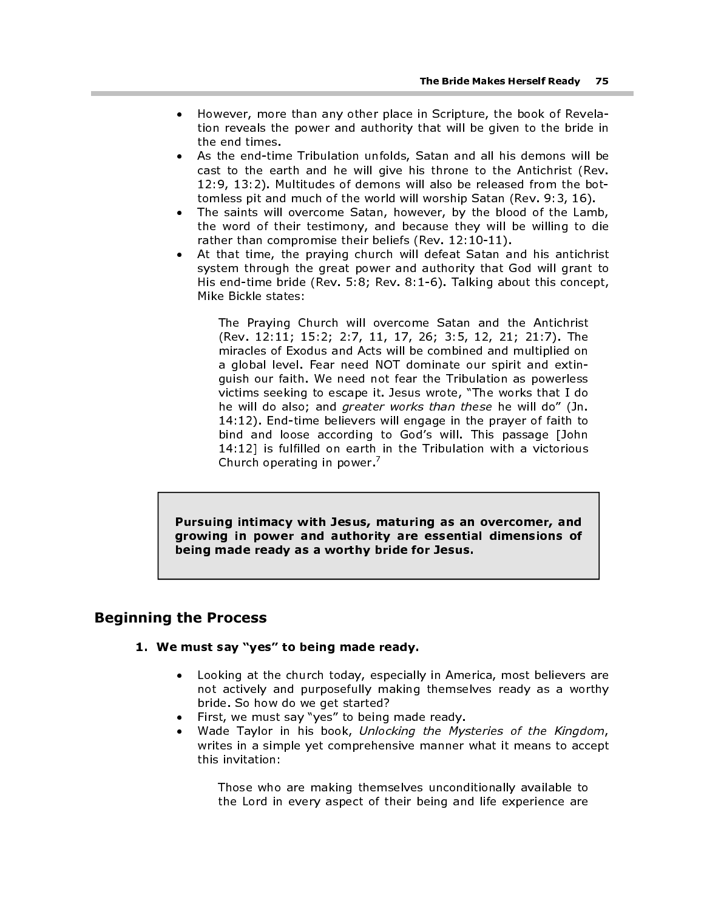- However, more than any other place in Scripture, the book of Revelation reveals the power and authority that will be given to the bride in the end times.
- As the end-time Tribulation unfolds, Satan and all his demons will be cast to the earth and he will give his throne to the Antichrist (Rev. 12:9, 13:2). Multitudes of demons will also be released from the bottomless pit and much of the world will worship Satan (Rev. 9:3, 16).
- The saints will overcome Satan, however, by the blood of the Lamb, the word of their testimony, and because they will be willing to die rather than compromise their beliefs (Rev. 12:10-11).
- At that time, the praying church will defeat Satan and his antichrist system through the great power and authority that God will grant to His end-time bride (Rev. 5:8; Rev. 8:1-6). Talking about this concept, Mike Bickle states:

> The Praying Church will overcome Satan and the Antichrist (Rev. 12:11; 15:2; 2:7, 11, 17, 26; 3:5, 12, 21; 21:7). The miracles of Exodus and Acts will be combined and multiplied on a global level. Fear need NOT dominate our spirit and extinguish our faith. We need not fear the Tribulation as powerless victims seeking to escape it. Jesus wrote, "The works that I do he will do also; and *greater works than these* he will do" (Jn. 14:12). End-time believers will engage in the prayer of faith to bind and loose according to God's will. This passage [John 14:12] is fulfilled on earth in the Tribulation with a victorious Church operating in power.[7]

> **Pursuing intimacy with Jesus, maturing as an overcomer, and growing in power and authority are essential dimensions of being made ready as a worthy bride for Jesus.**

## Beginning the Process

### 1. We must say "yes" to being made ready.

- Looking at the church today, especially in America, most believers are not actively and purposefully making themselves ready as a worthy bride. So how do we get started?
- First, we must say "yes" to being made ready.
- Wade Taylor in his book, *Unlocking the Mysteries of the Kingdom*, writes in a simple yet comprehensive manner what it means to accept this invitation:

> Those who are making themselves unconditionally available to the Lord in every aspect of their being and life experience are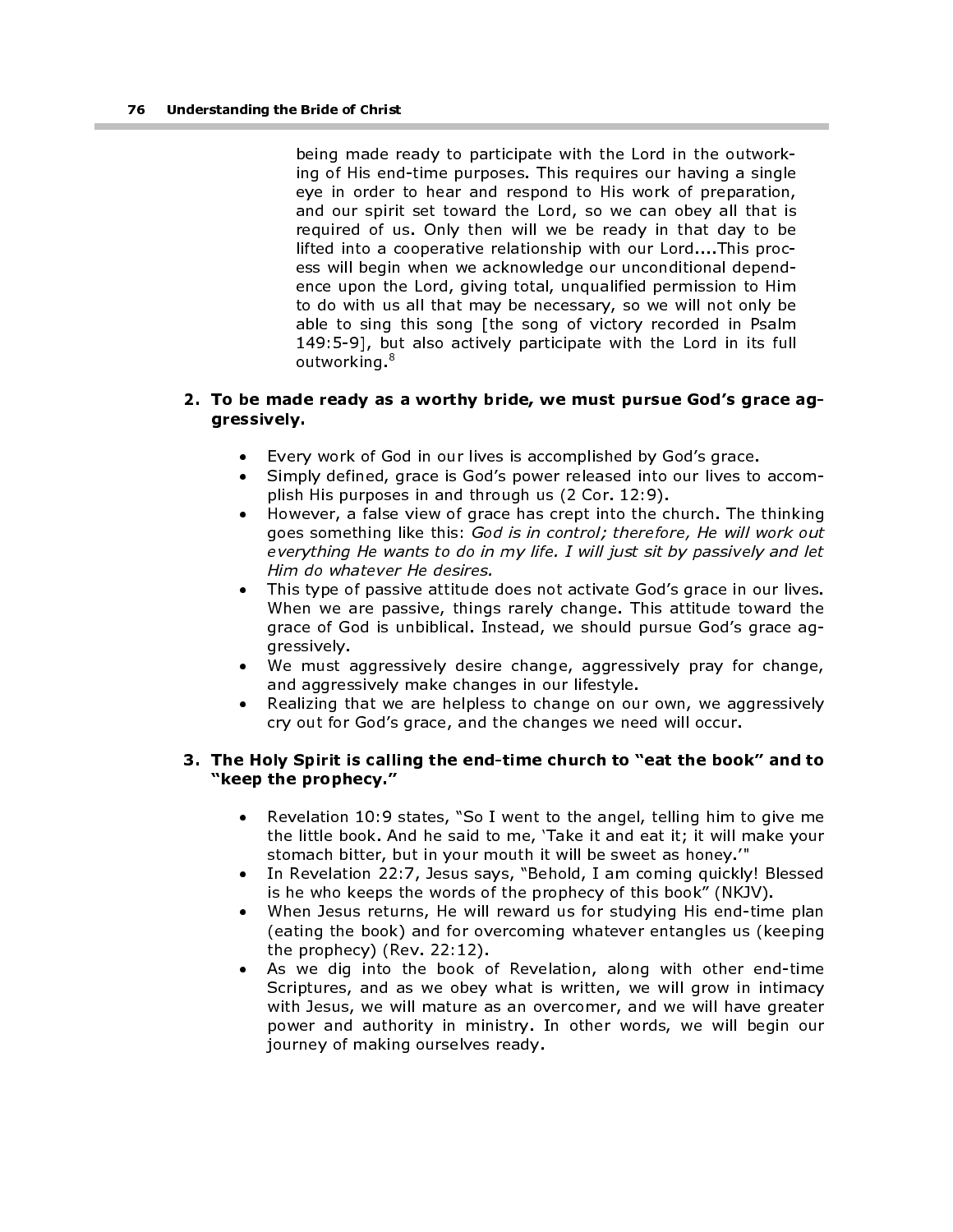> being made ready to participate with the Lord in the outworking of His end-time purposes. This requires our having a single eye in order to hear and respond to His work of preparation, and our spirit set toward the Lord, so we can obey all that is required of us. Only then will we be ready in that day to be lifted into a cooperative relationship with our Lord....This process will begin when we acknowledge our unconditional dependence upon the Lord, giving total, unqualified permission to Him to do with us all that may be necessary, so we will not only be able to sing this song [the song of victory recorded in Psalm 149:5-9], but also actively participate with the Lord in its full outworking.[8]

**2. To be made ready as a worthy bride, we must pursue God's grace aggressively.**

- Every work of God in our lives is accomplished by God's grace.
- Simply defined, grace is God's power released into our lives to accomplish His purposes in and through us (2 Cor. 12:9).
- However, a false view of grace has crept into the church. The thinking goes something like this: *God is in control; therefore, He will work out everything He wants to do in my life. I will just sit by passively and let Him do whatever He desires.*
- This type of passive attitude does not activate God's grace in our lives. When we are passive, things rarely change. This attitude toward the grace of God is unbiblical. Instead, we should pursue God's grace aggressively.
- We must aggressively desire change, aggressively pray for change, and aggressively make changes in our lifestyle.
- Realizing that we are helpless to change on our own, we aggressively cry out for God's grace, and the changes we need will occur.

**3. The Holy Spirit is calling the end-time church to "eat the book" and to "keep the prophecy."**

- Revelation 10:9 states, "So I went to the angel, telling him to give me the little book. And he said to me, 'Take it and eat it; it will make your stomach bitter, but in your mouth it will be sweet as honey.'"
- In Revelation 22:7, Jesus says, "Behold, I am coming quickly! Blessed is he who keeps the words of the prophecy of this book" (NKJV).
- When Jesus returns, He will reward us for studying His end-time plan (eating the book) and for overcoming whatever entangles us (keeping the prophecy) (Rev. 22:12).
- As we dig into the book of Revelation, along with other end-time Scriptures, and as we obey what is written, we will grow in intimacy with Jesus, we will mature as an overcomer, and we will have greater power and authority in ministry. In other words, we will begin our journey of making ourselves ready.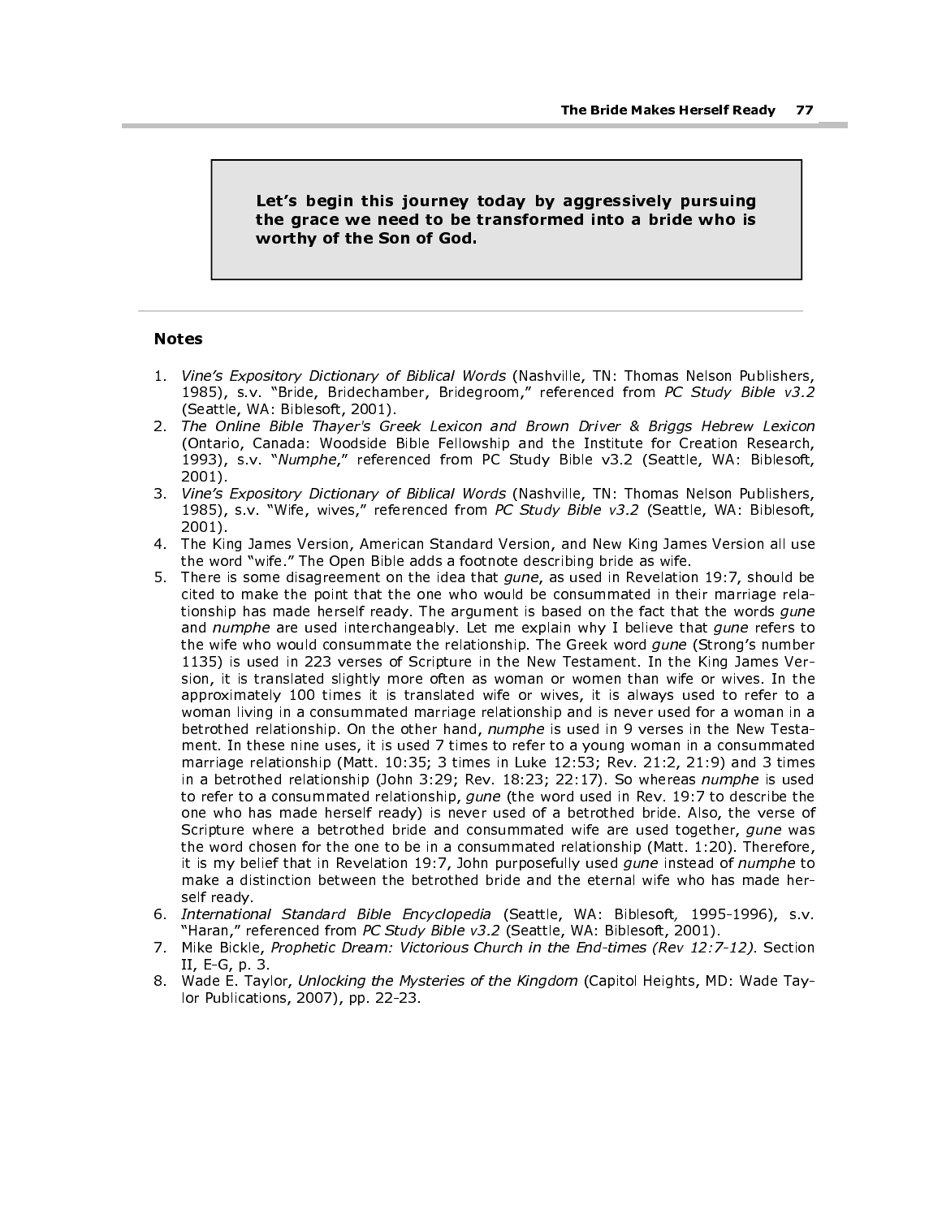> **Let's begin this journey today by aggressively pursuing the grace we need to be transformed into a bride who is worthy of the Son of God.**

---

### Notes

1. *Vine's Expository Dictionary of Biblical Words* (Nashville, TN: Thomas Nelson Publishers, 1985), s.v. "Bride, Bridechamber, Bridegroom," referenced from *PC Study Bible v3.2* (Seattle, WA: Biblesoft, 2001).
2. *The Online Bible Thayer's Greek Lexicon and Brown Driver & Briggs Hebrew Lexicon* (Ontario, Canada: Woodside Bible Fellowship and the Institute for Creation Research, 1993), s.v. "*Numphe*," referenced from PC Study Bible v3.2 (Seattle, WA: Biblesoft, 2001).
3. *Vine's Expository Dictionary of Biblical Words* (Nashville, TN: Thomas Nelson Publishers, 1985), s.v. "Wife, wives," referenced from *PC Study Bible v3.2* (Seattle, WA: Biblesoft, 2001).
4. The King James Version, American Standard Version, and New King James Version all use the word "wife." The Open Bible adds a footnote describing bride as wife.
5. There is some disagreement on the idea that *gune*, as used in Revelation 19:7, should be cited to make the point that the one who would be consummated in their marriage relationship has made herself ready. The argument is based on the fact that the words *gune* and *numphe* are used interchangeably. Let me explain why I believe that *gune* refers to the wife who would consummate the relationship. The Greek word *gune* (Strong's number 1135) is used in 223 verses of Scripture in the New Testament. In the King James Version, it is translated slightly more often as woman or women than wife or wives. In the approximately 100 times it is translated wife or wives, it is always used to refer to a woman living in a consummated marriage relationship and is never used for a woman in a betrothed relationship. On the other hand, *numphe* is used in 9 verses in the New Testament. In these nine uses, it is used 7 times to refer to a young woman in a consummated marriage relationship (Matt. 10:35; 3 times in Luke 12:53; Rev. 21:2, 21:9) and 3 times in a betrothed relationship (John 3:29; Rev. 18:23; 22:17). So whereas *numphe* is used to refer to a consummated relationship, *gune* (the word used in Rev. 19:7 to describe the one who has made herself ready) is never used of a betrothed bride. Also, the verse of Scripture where a betrothed bride and consummated wife are used together, *gune* was the word chosen for the one to be in a consummated relationship (Matt. 1:20). Therefore, it is my belief that in Revelation 19:7, John purposefully used *gune* instead of *numphe* to make a distinction between the betrothed bride and the eternal wife who has made herself ready.
6. *International Standard Bible Encyclopedia* (Seattle, WA: Biblesoft, 1995-1996), s.v. "Haran," referenced from *PC Study Bible v3.2* (Seattle, WA: Biblesoft, 2001).
7. Mike Bickle, *Prophetic Dream: Victorious Church in the End-times (Rev 12:7-12)*. Section II, E-G, p. 3.
8. Wade E. Taylor, *Unlocking the Mysteries of the Kingdom* (Capitol Heights, MD: Wade Taylor Publications, 2007), pp. 22-23.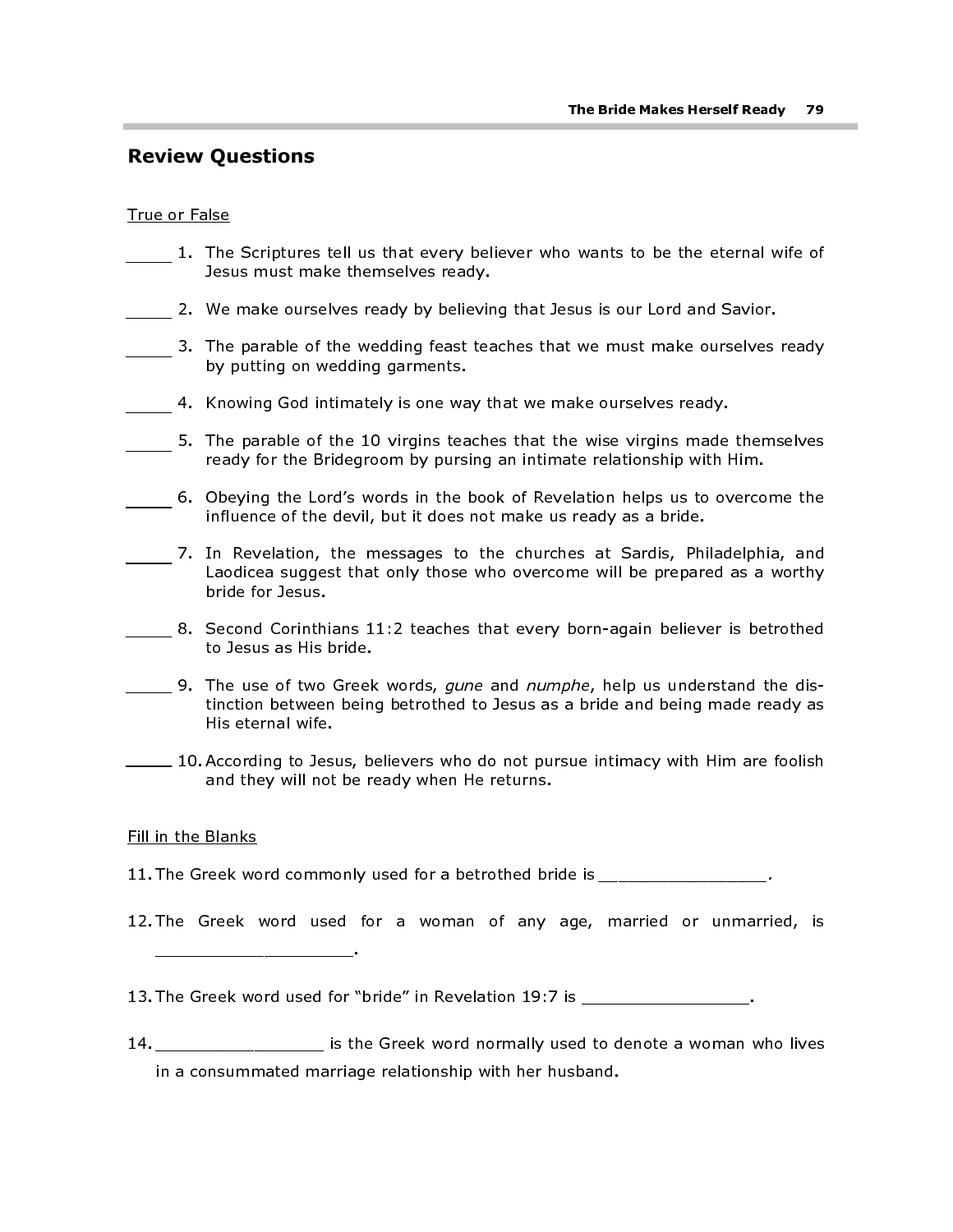## Review Questions

True or False

_____ 1. The Scriptures tell us that every believer who wants to be the eternal wife of Jesus must make themselves ready.

_____ 2. We make ourselves ready by believing that Jesus is our Lord and Savior.

_____ 3. The parable of the wedding feast teaches that we must make ourselves ready by putting on wedding garments.

_____ 4. Knowing God intimately is one way that we make ourselves ready.

_____ 5. The parable of the 10 virgins teaches that the wise virgins made themselves ready for the Bridegroom by pursing an intimate relationship with Him.

_____ 6. Obeying the Lord's words in the book of Revelation helps us to overcome the influence of the devil, but it does not make us ready as a bride.

_____ 7. In Revelation, the messages to the churches at Sardis, Philadelphia, and Laodicea suggest that only those who overcome will be prepared as a worthy bride for Jesus.

_____ 8. Second Corinthians 11:2 teaches that every born-again believer is betrothed to Jesus as His bride.

_____ 9. The use of two Greek words, *gune* and *numphe*, help us understand the distinction between being betrothed to Jesus as a bride and being made ready as His eternal wife.

_____ 10. According to Jesus, believers who do not pursue intimacy with Him are foolish and they will not be ready when He returns.

Fill in the Blanks

11. The Greek word commonly used for a betrothed bride is ________________.

12. The Greek word used for a woman of any age, married or unmarried, is ____________________.

13. The Greek word used for "bride" in Revelation 19:7 is ________________.

14. ________________ is the Greek word normally used to denote a woman who lives in a consummated marriage relationship with her husband.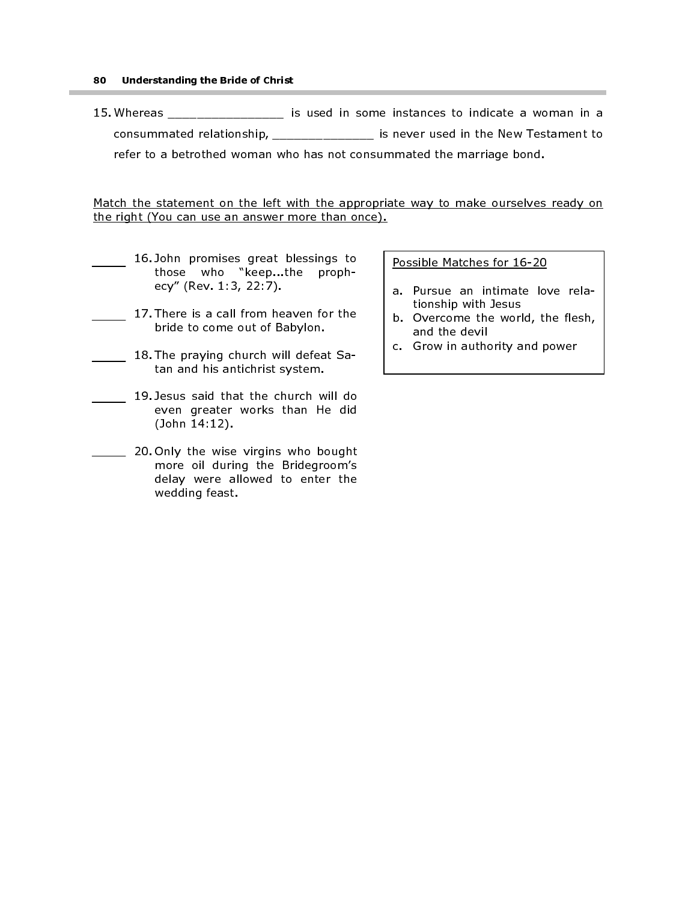15. Whereas ________________ is used in some instances to indicate a woman in a consummated relationship, ______________ is never used in the New Testament to refer to a betrothed woman who has not consummated the marriage bond.

Match the statement on the left with the appropriate way to make ourselves ready on the right (You can use an answer more than once).

_____ 16. John promises great blessings to those who "keep…the prophecy" (Rev. 1:3, 22:7).

_____ 17. There is a call from heaven for the bride to come out of Babylon.

_____ 18. The praying church will defeat Satan and his antichrist system.

_____ 19. Jesus said that the church will do even greater works than He did (John 14:12).

_____ 20. Only the wise virgins who bought more oil during the Bridegroom's delay were allowed to enter the wedding feast.

Possible Matches for 16-20

a. Pursue an intimate love relationship with Jesus
b. Overcome the world, the flesh, and the devil
c. Grow in authority and power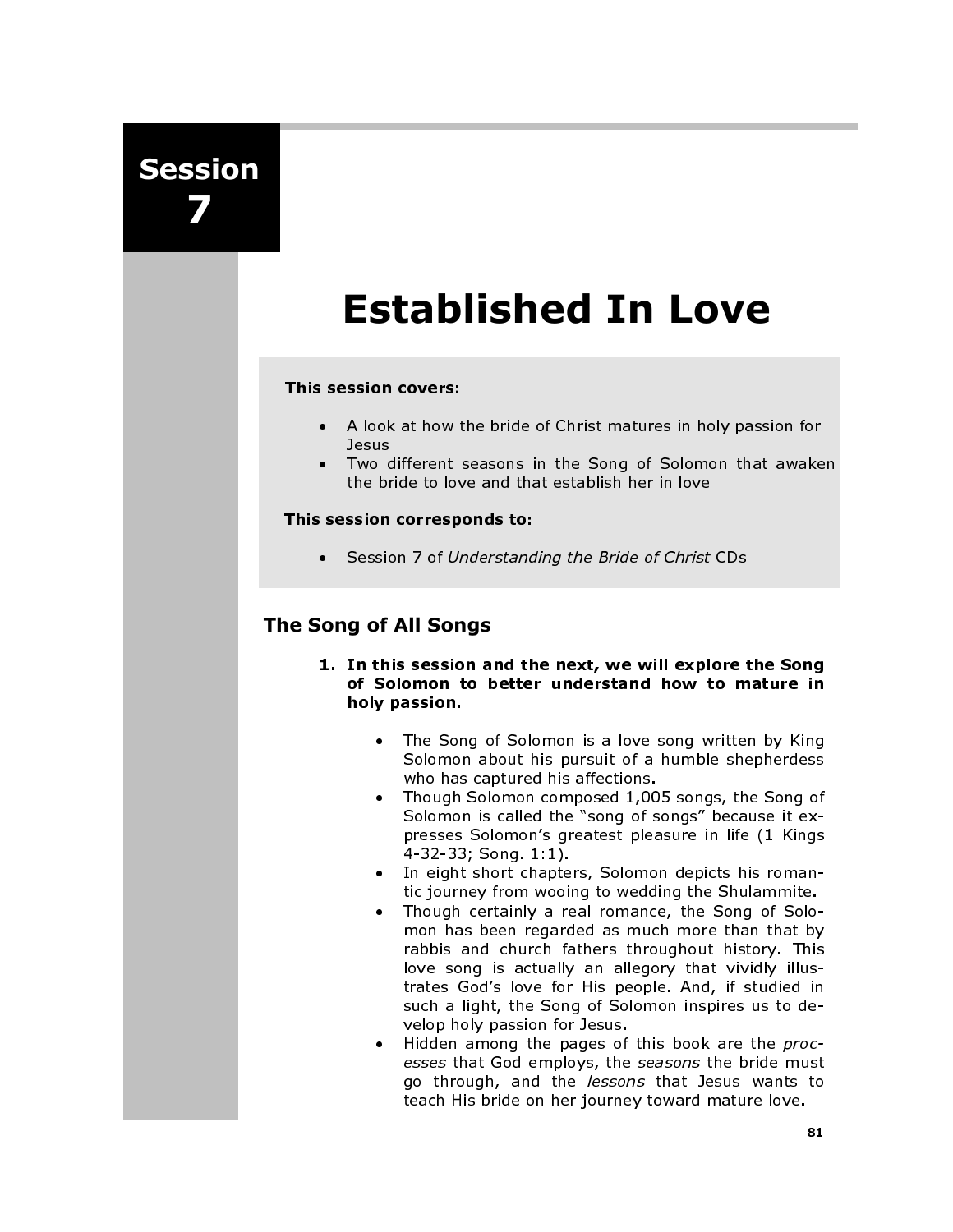# Session 7

# Established In Love

**This session covers:**

- A look at how the bride of Christ matures in holy passion for Jesus
- Two different seasons in the Song of Solomon that awaken the bride to love and that establish her in love

**This session corresponds to:**

- Session 7 of *Understanding the Bride of Christ* CDs

## The Song of All Songs

1. **In this session and the next, we will explore the Song of Solomon to better understand how to mature in holy passion.**

   - The Song of Solomon is a love song written by King Solomon about his pursuit of a humble shepherdess who has captured his affections.
   - Though Solomon composed 1,005 songs, the Song of Solomon is called the "song of songs" because it expresses Solomon's greatest pleasure in life (1 Kings 4-32-33; Song. 1:1).
   - In eight short chapters, Solomon depicts his romantic journey from wooing to wedding the Shulammite.
   - Though certainly a real romance, the Song of Solomon has been regarded as much more than that by rabbis and church fathers throughout history. This love song is actually an allegory that vividly illustrates God's love for His people. And, if studied in such a light, the Song of Solomon inspires us to develop holy passion for Jesus.
   - Hidden among the pages of this book are the *processes* that God employs, the *seasons* the bride must go through, and the *lessons* that Jesus wants to teach His bride on her journey toward mature love.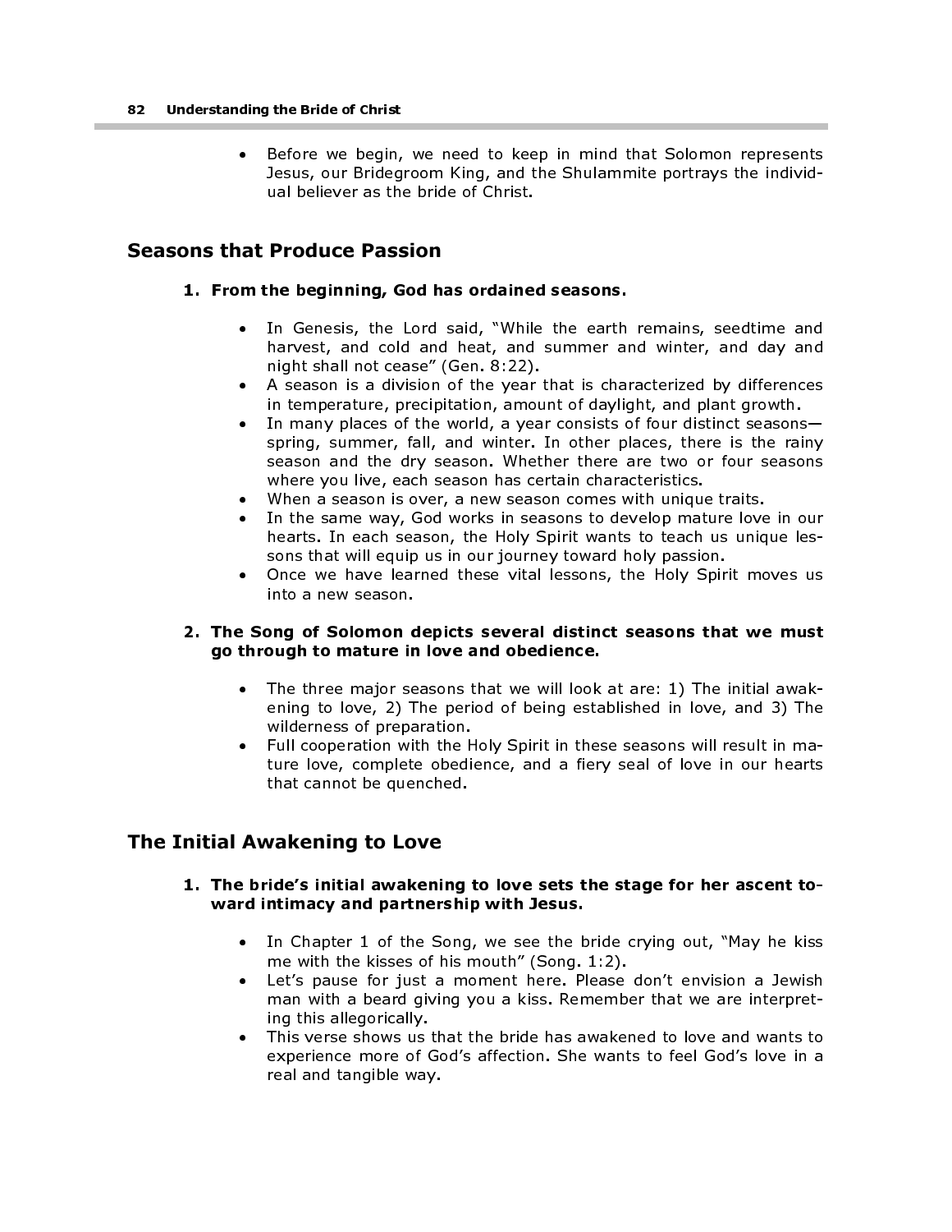- Before we begin, we need to keep in mind that Solomon represents Jesus, our Bridegroom King, and the Shulammite portrays the individual believer as the bride of Christ.

## Seasons that Produce Passion

**1. From the beginning, God has ordained seasons.**

- In Genesis, the Lord said, "While the earth remains, seedtime and harvest, and cold and heat, and summer and winter, and day and night shall not cease" (Gen. 8:22).
- A season is a division of the year that is characterized by differences in temperature, precipitation, amount of daylight, and plant growth.
- In many places of the world, a year consists of four distinct seasons—spring, summer, fall, and winter. In other places, there is the rainy season and the dry season. Whether there are two or four seasons where you live, each season has certain characteristics.
- When a season is over, a new season comes with unique traits.
- In the same way, God works in seasons to develop mature love in our hearts. In each season, the Holy Spirit wants to teach us unique lessons that will equip us in our journey toward holy passion.
- Once we have learned these vital lessons, the Holy Spirit moves us into a new season.

**2. The Song of Solomon depicts several distinct seasons that we must go through to mature in love and obedience.**

- The three major seasons that we will look at are: 1) The initial awakening to love, 2) The period of being established in love, and 3) The wilderness of preparation.
- Full cooperation with the Holy Spirit in these seasons will result in mature love, complete obedience, and a fiery seal of love in our hearts that cannot be quenched.

## The Initial Awakening to Love

**1. The bride's initial awakening to love sets the stage for her ascent toward intimacy and partnership with Jesus.**

- In Chapter 1 of the Song, we see the bride crying out, "May he kiss me with the kisses of his mouth" (Song. 1:2).
- Let's pause for just a moment here. Please don't envision a Jewish man with a beard giving you a kiss. Remember that we are interpreting this allegorically.
- This verse shows us that the bride has awakened to love and wants to experience more of God's affection. She wants to feel God's love in a real and tangible way.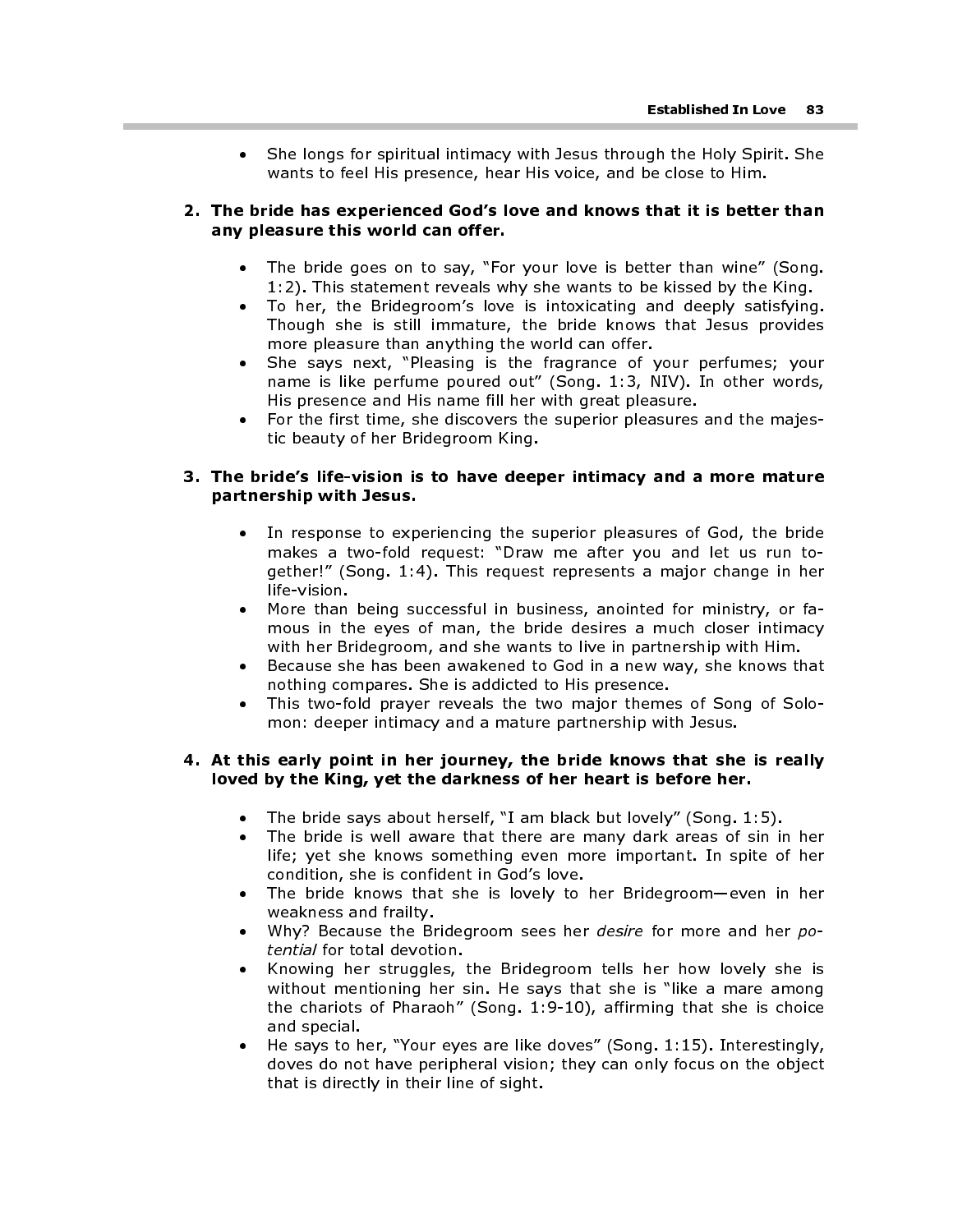- She longs for spiritual intimacy with Jesus through the Holy Spirit. She wants to feel His presence, hear His voice, and be close to Him.

**2. The bride has experienced God's love and knows that it is better than any pleasure this world can offer.**

- The bride goes on to say, "For your love is better than wine" (Song. 1:2). This statement reveals why she wants to be kissed by the King.
- To her, the Bridegroom's love is intoxicating and deeply satisfying. Though she is still immature, the bride knows that Jesus provides more pleasure than anything the world can offer.
- She says next, "Pleasing is the fragrance of your perfumes; your name is like perfume poured out" (Song. 1:3, NIV). In other words, His presence and His name fill her with great pleasure.
- For the first time, she discovers the superior pleasures and the majestic beauty of her Bridegroom King.

**3. The bride's life-vision is to have deeper intimacy and a more mature partnership with Jesus.**

- In response to experiencing the superior pleasures of God, the bride makes a two-fold request: "Draw me after you and let us run together!" (Song. 1:4). This request represents a major change in her life-vision.
- More than being successful in business, anointed for ministry, or famous in the eyes of man, the bride desires a much closer intimacy with her Bridegroom, and she wants to live in partnership with Him.
- Because she has been awakened to God in a new way, she knows that nothing compares. She is addicted to His presence.
- This two-fold prayer reveals the two major themes of Song of Solomon: deeper intimacy and a mature partnership with Jesus.

**4. At this early point in her journey, the bride knows that she is really loved by the King, yet the darkness of her heart is before her.**

- The bride says about herself, "I am black but lovely" (Song. 1:5).
- The bride is well aware that there are many dark areas of sin in her life; yet she knows something even more important. In spite of her condition, she is confident in God's love.
- The bride knows that she is lovely to her Bridegroom—even in her weakness and frailty.
- Why? Because the Bridegroom sees her *desire* for more and her *potential* for total devotion.
- Knowing her struggles, the Bridegroom tells her how lovely she is without mentioning her sin. He says that she is "like a mare among the chariots of Pharaoh" (Song. 1:9-10), affirming that she is choice and special.
- He says to her, "Your eyes are like doves" (Song. 1:15). Interestingly, doves do not have peripheral vision; they can only focus on the object that is directly in their line of sight.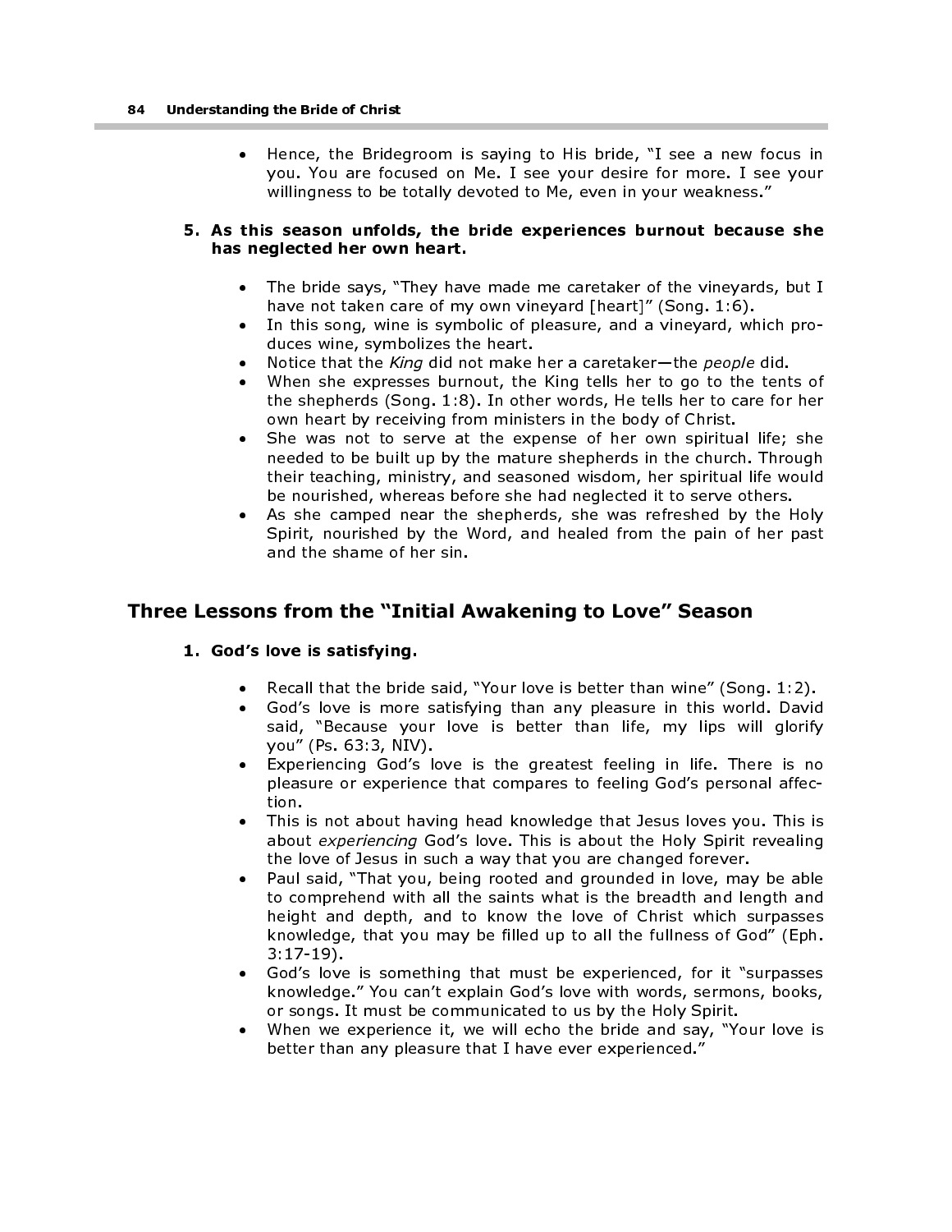- Hence, the Bridegroom is saying to His bride, "I see a new focus in you. You are focused on Me. I see your desire for more. I see your willingness to be totally devoted to Me, even in your weakness."

5. **As this season unfolds, the bride experiences burnout because she has neglected her own heart.**

- The bride says, "They have made me caretaker of the vineyards, but I have not taken care of my own vineyard [heart]" (Song. 1:6).
- In this song, wine is symbolic of pleasure, and a vineyard, which produces wine, symbolizes the heart.
- Notice that the *King* did not make her a caretaker—the *people* did.
- When she expresses burnout, the King tells her to go to the tents of the shepherds (Song. 1:8). In other words, He tells her to care for her own heart by receiving from ministers in the body of Christ.
- She was not to serve at the expense of her own spiritual life; she needed to be built up by the mature shepherds in the church. Through their teaching, ministry, and seasoned wisdom, her spiritual life would be nourished, whereas before she had neglected it to serve others.
- As she camped near the shepherds, she was refreshed by the Holy Spirit, nourished by the Word, and healed from the pain of her past and the shame of her sin.

## Three Lessons from the "Initial Awakening to Love" Season

1. **God's love is satisfying.**

- Recall that the bride said, "Your love is better than wine" (Song. 1:2).
- God's love is more satisfying than any pleasure in this world. David said, "Because your love is better than life, my lips will glorify you" (Ps. 63:3, NIV).
- Experiencing God's love is the greatest feeling in life. There is no pleasure or experience that compares to feeling God's personal affection.
- This is not about having head knowledge that Jesus loves you. This is about *experiencing* God's love. This is about the Holy Spirit revealing the love of Jesus in such a way that you are changed forever.
- Paul said, "That you, being rooted and grounded in love, may be able to comprehend with all the saints what is the breadth and length and height and depth, and to know the love of Christ which surpasses knowledge, that you may be filled up to all the fullness of God" (Eph. 3:17-19).
- God's love is something that must be experienced, for it "surpasses knowledge." You can't explain God's love with words, sermons, books, or songs. It must be communicated to us by the Holy Spirit.
- When we experience it, we will echo the bride and say, "Your love is better than any pleasure that I have ever experienced."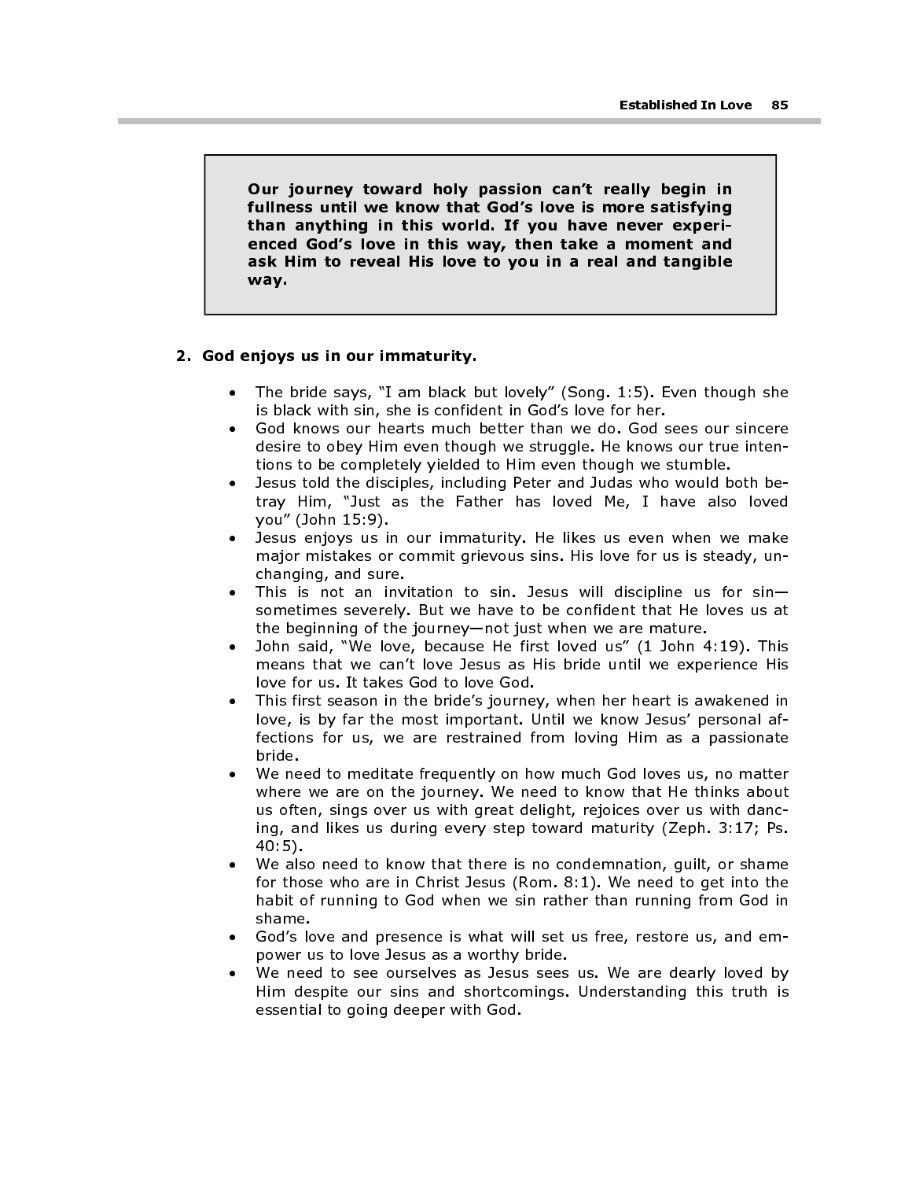> **Our journey toward holy passion can't really begin in fullness until we know that God's love is more satisfying than anything in this world. If you have never experienced God's love in this way, then take a moment and ask Him to reveal His love to you in a real and tangible way.**

**2. God enjoys us in our immaturity.**

- The bride says, "I am black but lovely" (Song. 1:5). Even though she is black with sin, she is confident in God's love for her.
- God knows our hearts much better than we do. God sees our sincere desire to obey Him even though we struggle. He knows our true intentions to be completely yielded to Him even though we stumble.
- Jesus told the disciples, including Peter and Judas who would both betray Him, "Just as the Father has loved Me, I have also loved you" (John 15:9).
- Jesus enjoys us in our immaturity. He likes us even when we make major mistakes or commit grievous sins. His love for us is steady, unchanging, and sure.
- This is not an invitation to sin. Jesus will discipline us for sin—sometimes severely. But we have to be confident that He loves us at the beginning of the journey—not just when we are mature.
- John said, "We love, because He first loved us" (1 John 4:19). This means that we can't love Jesus as His bride until we experience His love for us. It takes God to love God.
- This first season in the bride's journey, when her heart is awakened in love, is by far the most important. Until we know Jesus' personal affections for us, we are restrained from loving Him as a passionate bride.
- We need to meditate frequently on how much God loves us, no matter where we are on the journey. We need to know that He thinks about us often, sings over us with great delight, rejoices over us with dancing, and likes us during every step toward maturity (Zeph. 3:17; Ps. 40:5).
- We also need to know that there is no condemnation, guilt, or shame for those who are in Christ Jesus (Rom. 8:1). We need to get into the habit of running to God when we sin rather than running from God in shame.
- God's love and presence is what will set us free, restore us, and empower us to love Jesus as a worthy bride.
- We need to see ourselves as Jesus sees us. We are dearly loved by Him despite our sins and shortcomings. Understanding this truth is essential to going deeper with God.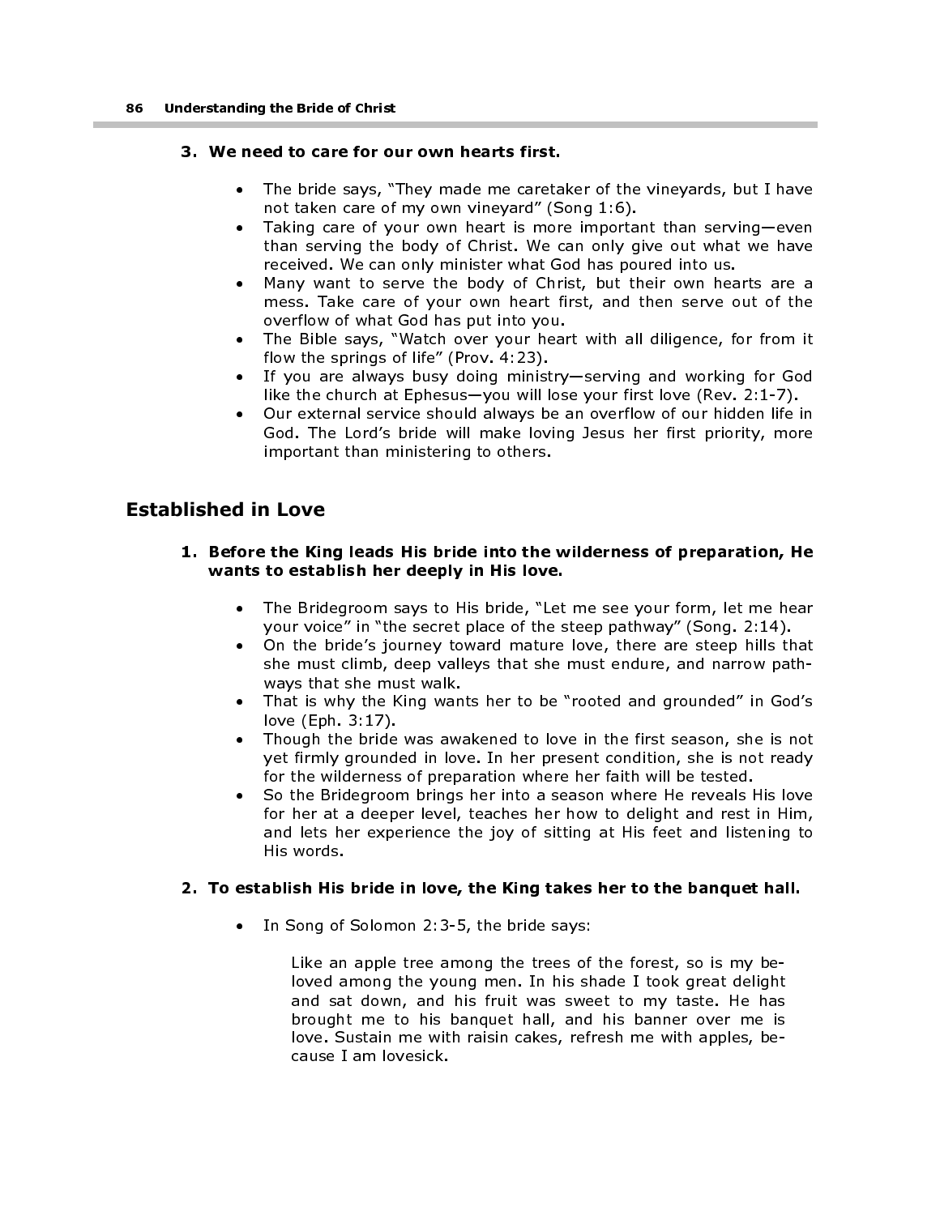**3. We need to care for our own hearts first.**

- The bride says, "They made me caretaker of the vineyards, but I have not taken care of my own vineyard" (Song 1:6).
- Taking care of your own heart is more important than serving—even than serving the body of Christ. We can only give out what we have received. We can only minister what God has poured into us.
- Many want to serve the body of Christ, but their own hearts are a mess. Take care of your own heart first, and then serve out of the overflow of what God has put into you.
- The Bible says, "Watch over your heart with all diligence, for from it flow the springs of life" (Prov. 4:23).
- If you are always busy doing ministry—serving and working for God like the church at Ephesus—you will lose your first love (Rev. 2:1-7).
- Our external service should always be an overflow of our hidden life in God. The Lord's bride will make loving Jesus her first priority, more important than ministering to others.

## Established in Love

**1. Before the King leads His bride into the wilderness of preparation, He wants to establish her deeply in His love.**

- The Bridegroom says to His bride, "Let me see your form, let me hear your voice" in "the secret place of the steep pathway" (Song. 2:14).
- On the bride's journey toward mature love, there are steep hills that she must climb, deep valleys that she must endure, and narrow pathways that she must walk.
- That is why the King wants her to be "rooted and grounded" in God's love (Eph. 3:17).
- Though the bride was awakened to love in the first season, she is not yet firmly grounded in love. In her present condition, she is not ready for the wilderness of preparation where her faith will be tested.
- So the Bridegroom brings her into a season where He reveals His love for her at a deeper level, teaches her how to delight and rest in Him, and lets her experience the joy of sitting at His feet and listening to His words.

**2. To establish His bride in love, the King takes her to the banquet hall.**

- In Song of Solomon 2:3-5, the bride says:

  > Like an apple tree among the trees of the forest, so is my beloved among the young men. In his shade I took great delight and sat down, and his fruit was sweet to my taste. He has brought me to his banquet hall, and his banner over me is love. Sustain me with raisin cakes, refresh me with apples, because I am lovesick.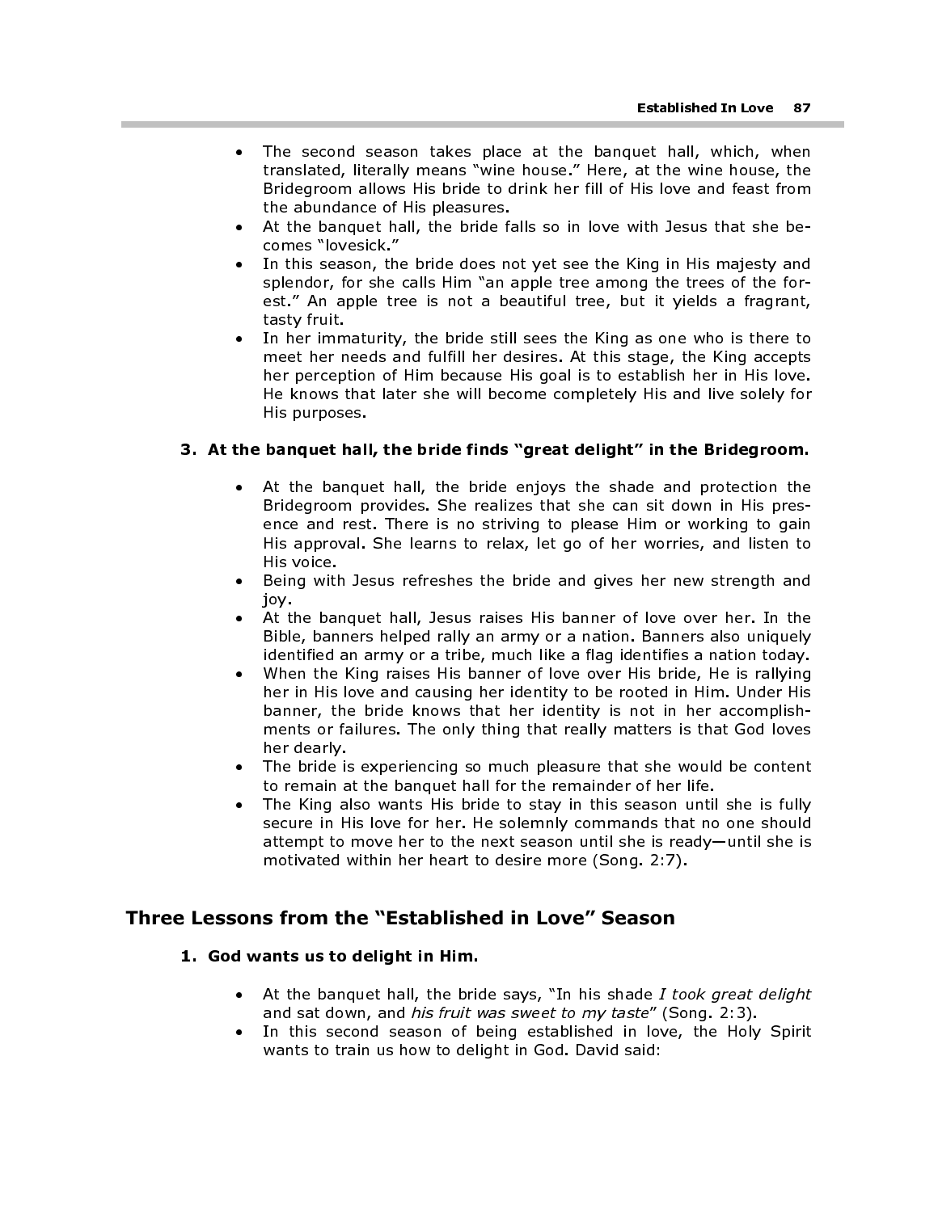- The second season takes place at the banquet hall, which, when translated, literally means "wine house." Here, at the wine house, the Bridegroom allows His bride to drink her fill of His love and feast from the abundance of His pleasures.
- At the banquet hall, the bride falls so in love with Jesus that she becomes "lovesick."
- In this season, the bride does not yet see the King in His majesty and splendor, for she calls Him "an apple tree among the trees of the forest." An apple tree is not a beautiful tree, but it yields a fragrant, tasty fruit.
- In her immaturity, the bride still sees the King as one who is there to meet her needs and fulfill her desires. At this stage, the King accepts her perception of Him because His goal is to establish her in His love. He knows that later she will become completely His and live solely for His purposes.

**3. At the banquet hall, the bride finds "great delight" in the Bridegroom.**

- At the banquet hall, the bride enjoys the shade and protection the Bridegroom provides. She realizes that she can sit down in His presence and rest. There is no striving to please Him or working to gain His approval. She learns to relax, let go of her worries, and listen to His voice.
- Being with Jesus refreshes the bride and gives her new strength and joy.
- At the banquet hall, Jesus raises His banner of love over her. In the Bible, banners helped rally an army or a nation. Banners also uniquely identified an army or a tribe, much like a flag identifies a nation today.
- When the King raises His banner of love over His bride, He is rallying her in His love and causing her identity to be rooted in Him. Under His banner, the bride knows that her identity is not in her accomplishments or failures. The only thing that really matters is that God loves her dearly.
- The bride is experiencing so much pleasure that she would be content to remain at the banquet hall for the remainder of her life.
- The King also wants His bride to stay in this season until she is fully secure in His love for her. He solemnly commands that no one should attempt to move her to the next season until she is ready—until she is motivated within her heart to desire more (Song. 2:7).

## Three Lessons from the "Established in Love" Season

**1. God wants us to delight in Him.**

- At the banquet hall, the bride says, "In his shade *I took great delight* and sat down, and *his fruit was sweet to my taste*" (Song. 2:3).
- In this second season of being established in love, the Holy Spirit wants to train us how to delight in God. David said: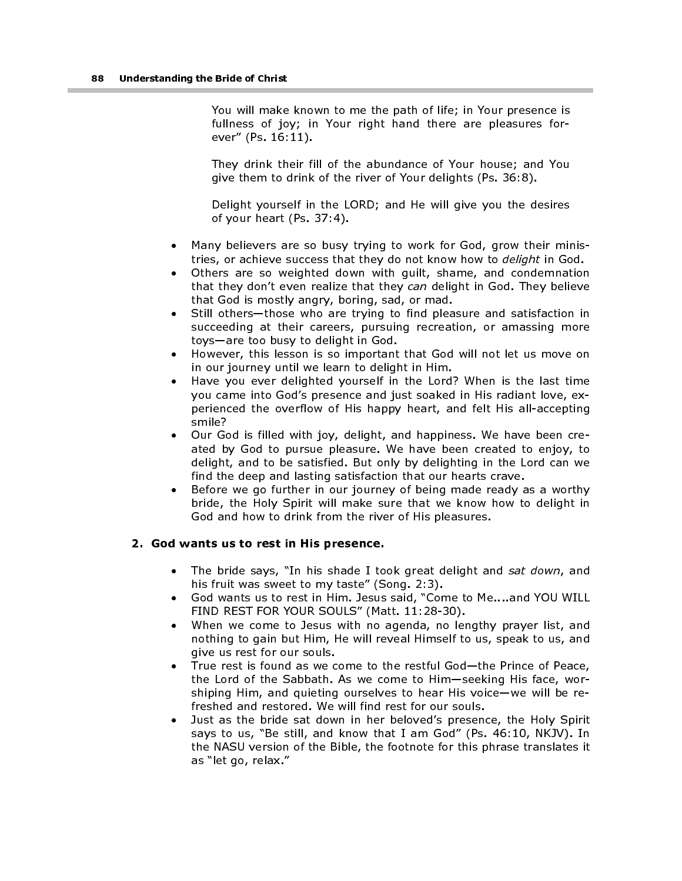You will make known to me the path of life; in Your presence is fullness of joy; in Your right hand there are pleasures forever" (Ps. 16:11).

They drink their fill of the abundance of Your house; and You give them to drink of the river of Your delights (Ps. 36:8).

Delight yourself in the LORD; and He will give you the desires of your heart (Ps. 37:4).

- Many believers are so busy trying to work for God, grow their ministries, or achieve success that they do not know how to *delight* in God.
- Others are so weighted down with guilt, shame, and condemnation that they don't even realize that they *can* delight in God. They believe that God is mostly angry, boring, sad, or mad.
- Still others—those who are trying to find pleasure and satisfaction in succeeding at their careers, pursuing recreation, or amassing more toys—are too busy to delight in God.
- However, this lesson is so important that God will not let us move on in our journey until we learn to delight in Him.
- Have you ever delighted yourself in the Lord? When is the last time you came into God's presence and just soaked in His radiant love, experienced the overflow of His happy heart, and felt His all-accepting smile?
- Our God is filled with joy, delight, and happiness. We have been created by God to pursue pleasure. We have been created to enjoy, to delight, and to be satisfied. But only by delighting in the Lord can we find the deep and lasting satisfaction that our hearts crave.
- Before we go further in our journey of being made ready as a worthy bride, the Holy Spirit will make sure that we know how to delight in God and how to drink from the river of His pleasures.

**2. God wants us to rest in His presence.**

- The bride says, "In his shade I took great delight and *sat down*, and his fruit was sweet to my taste" (Song. 2:3).
- God wants us to rest in Him. Jesus said, "Come to Me....and YOU WILL FIND REST FOR YOUR SOULS" (Matt. 11:28-30).
- When we come to Jesus with no agenda, no lengthy prayer list, and nothing to gain but Him, He will reveal Himself to us, speak to us, and give us rest for our souls.
- True rest is found as we come to the restful God—the Prince of Peace, the Lord of the Sabbath. As we come to Him—seeking His face, worshiping Him, and quieting ourselves to hear His voice—we will be refreshed and restored. We will find rest for our souls.
- Just as the bride sat down in her beloved's presence, the Holy Spirit says to us, "Be still, and know that I am God" (Ps. 46:10, NKJV). In the NASU version of the Bible, the footnote for this phrase translates it as "let go, relax."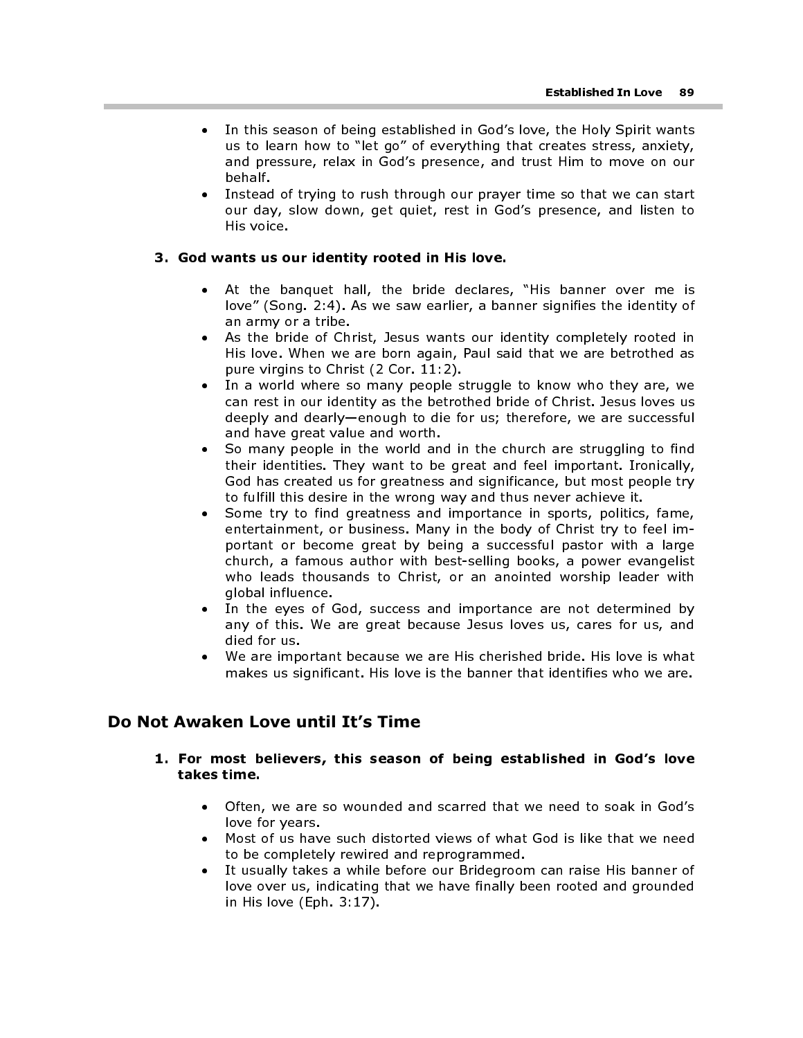- In this season of being established in God's love, the Holy Spirit wants us to learn how to "let go" of everything that creates stress, anxiety, and pressure, relax in God's presence, and trust Him to move on our behalf.
- Instead of trying to rush through our prayer time so that we can start our day, slow down, get quiet, rest in God's presence, and listen to His voice.

**3. God wants us our identity rooted in His love.**

- At the banquet hall, the bride declares, "His banner over me is love" (Song. 2:4). As we saw earlier, a banner signifies the identity of an army or a tribe.
- As the bride of Christ, Jesus wants our identity completely rooted in His love. When we are born again, Paul said that we are betrothed as pure virgins to Christ (2 Cor. 11:2).
- In a world where so many people struggle to know who they are, we can rest in our identity as the betrothed bride of Christ. Jesus loves us deeply and dearly—enough to die for us; therefore, we are successful and have great value and worth.
- So many people in the world and in the church are struggling to find their identities. They want to be great and feel important. Ironically, God has created us for greatness and significance, but most people try to fulfill this desire in the wrong way and thus never achieve it.
- Some try to find greatness and importance in sports, politics, fame, entertainment, or business. Many in the body of Christ try to feel important or become great by being a successful pastor with a large church, a famous author with best-selling books, a power evangelist who leads thousands to Christ, or an anointed worship leader with global influence.
- In the eyes of God, success and importance are not determined by any of this. We are great because Jesus loves us, cares for us, and died for us.
- We are important because we are His cherished bride. His love is what makes us significant. His love is the banner that identifies who we are.

## Do Not Awaken Love until It's Time

**1. For most believers, this season of being established in God's love takes time.**

- Often, we are so wounded and scarred that we need to soak in God's love for years.
- Most of us have such distorted views of what God is like that we need to be completely rewired and reprogrammed.
- It usually takes a while before our Bridegroom can raise His banner of love over us, indicating that we have finally been rooted and grounded in His love (Eph. 3:17).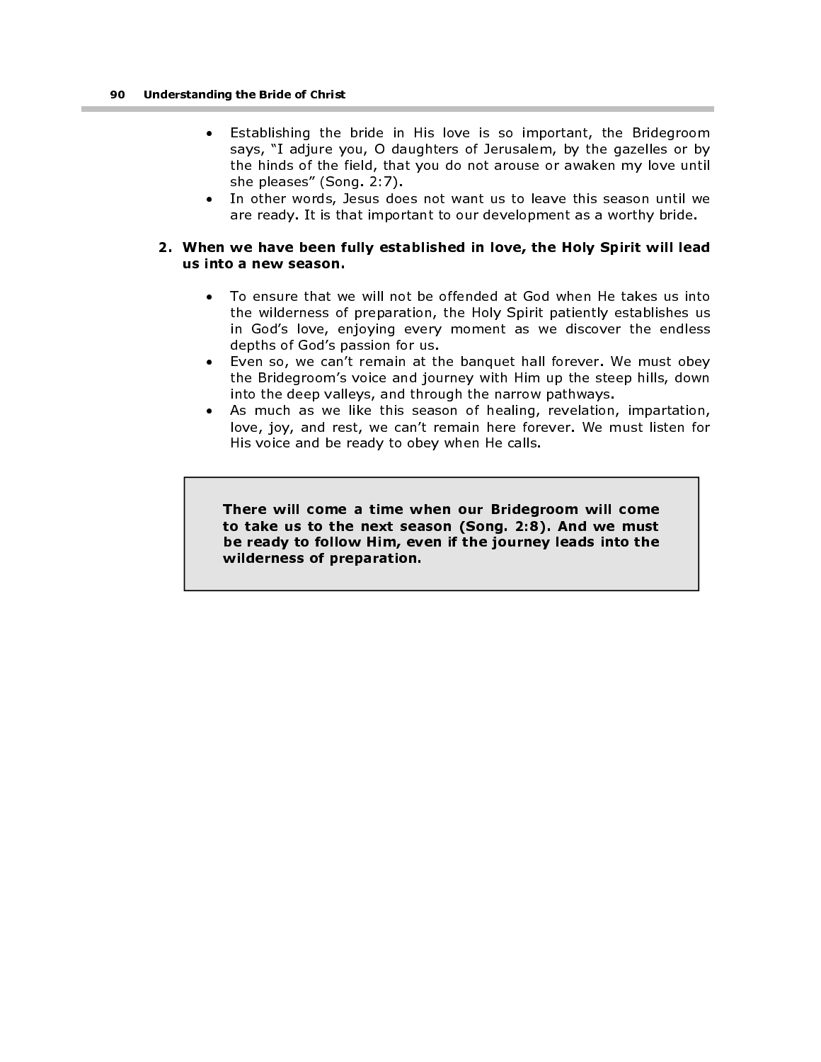- Establishing the bride in His love is so important, the Bridegroom says, "I adjure you, O daughters of Jerusalem, by the gazelles or by the hinds of the field, that you do not arouse or awaken my love until she pleases" (Song. 2:7).
- In other words, Jesus does not want us to leave this season until we are ready. It is that important to our development as a worthy bride.

**2. When we have been fully established in love, the Holy Spirit will lead us into a new season.**

- To ensure that we will not be offended at God when He takes us into the wilderness of preparation, the Holy Spirit patiently establishes us in God's love, enjoying every moment as we discover the endless depths of God's passion for us.
- Even so, we can't remain at the banquet hall forever. We must obey the Bridegroom's voice and journey with Him up the steep hills, down into the deep valleys, and through the narrow pathways.
- As much as we like this season of healing, revelation, impartation, love, joy, and rest, we can't remain here forever. We must listen for His voice and be ready to obey when He calls.

> **There will come a time when our Bridegroom will come to take us to the next season (Song. 2:8). And we must be ready to follow Him, even if the journey leads into the wilderness of preparation.**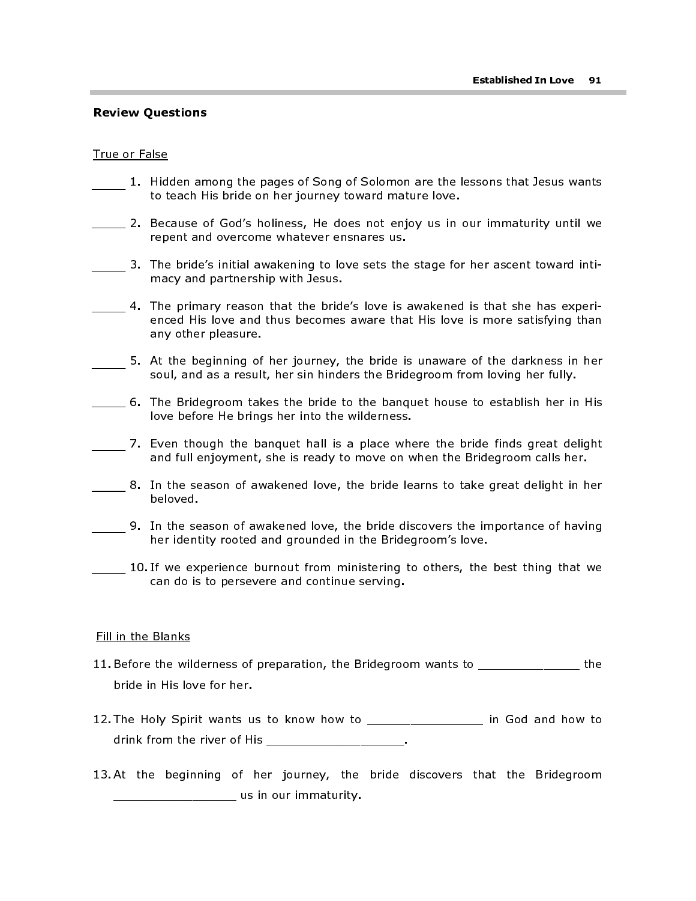## Review Questions

True or False

_____ 1. Hidden among the pages of Song of Solomon are the lessons that Jesus wants to teach His bride on her journey toward mature love.

_____ 2. Because of God's holiness, He does not enjoy us in our immaturity until we repent and overcome whatever ensnares us.

_____ 3. The bride's initial awakening to love sets the stage for her ascent toward intimacy and partnership with Jesus.

_____ 4. The primary reason that the bride's love is awakened is that she has experienced His love and thus becomes aware that His love is more satisfying than any other pleasure.

_____ 5. At the beginning of her journey, the bride is unaware of the darkness in her soul, and as a result, her sin hinders the Bridegroom from loving her fully.

_____ 6. The Bridegroom takes the bride to the banquet house to establish her in His love before He brings her into the wilderness.

_____ 7. Even though the banquet hall is a place where the bride finds great delight and full enjoyment, she is ready to move on when the Bridegroom calls her.

_____ 8. In the season of awakened love, the bride learns to take great delight in her beloved.

_____ 9. In the season of awakened love, the bride discovers the importance of having her identity rooted and grounded in the Bridegroom's love.

_____ 10. If we experience burnout from ministering to others, the best thing that we can do is to persevere and continue serving.

Fill in the Blanks

11. Before the wilderness of preparation, the Bridegroom wants to _______________ the bride in His love for her.

12. The Holy Spirit wants us to know how to _________________ in God and how to drink from the river of His ___________________.

13. At the beginning of her journey, the bride discovers that the Bridegroom _________________ us in our immaturity.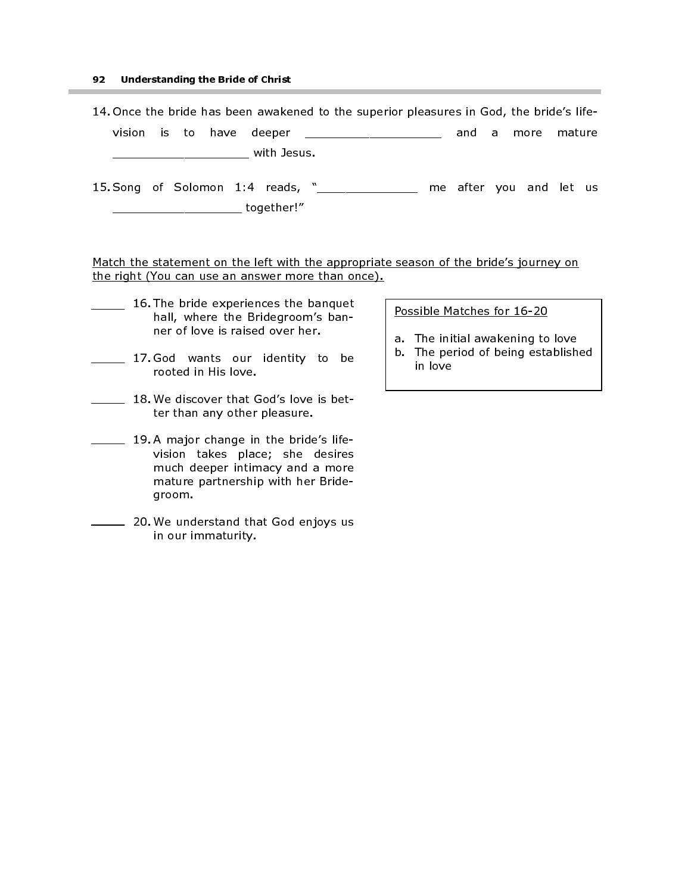14. Once the bride has been awakened to the superior pleasures in God, the bride's life-vision is to have deeper ____________________ and a more mature ____________________ with Jesus.

15. Song of Solomon 1:4 reads, "_______________ me after you and let us ___________________ together!"

Match the statement on the left with the appropriate season of the bride's journey on the right (You can use an answer more than once).

_____ 16. The bride experiences the banquet hall, where the Bridegroom's banner of love is raised over her.

_____ 17. God wants our identity to be rooted in His love.

_____ 18. We discover that God's love is better than any other pleasure.

_____ 19. A major change in the bride's life-vision takes place; she desires much deeper intimacy and a more mature partnership with her Bridegroom.

_____ 20. We understand that God enjoys us in our immaturity.

Possible Matches for 16-20

a. The initial awakening to love
b. The period of being established in love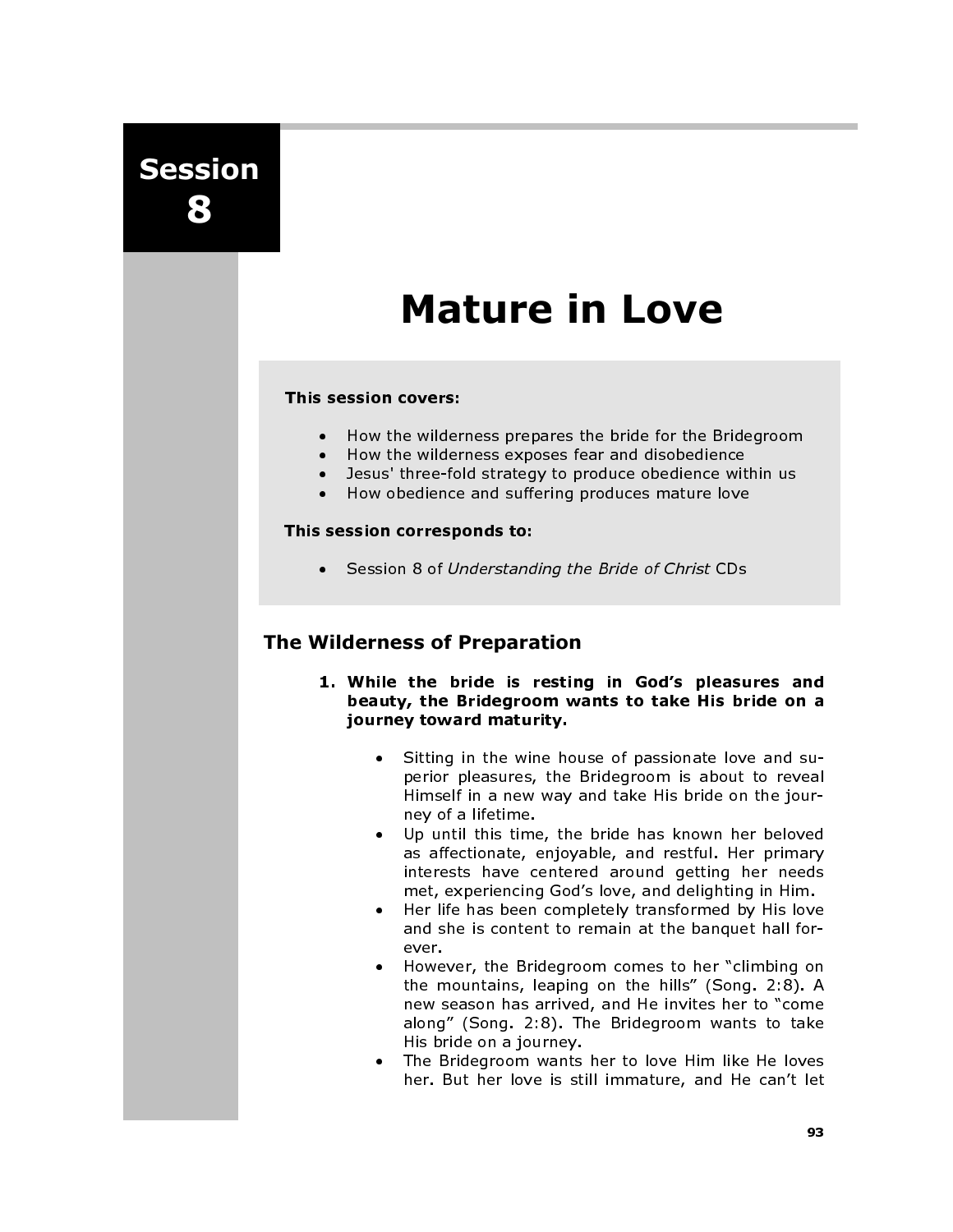# Session 8

# Mature in Love

**This session covers:**

- How the wilderness prepares the bride for the Bridegroom
- How the wilderness exposes fear and disobedience
- Jesus' three-fold strategy to produce obedience within us
- How obedience and suffering produces mature love

**This session corresponds to:**

- Session 8 of *Understanding the Bride of Christ* CDs

## The Wilderness of Preparation

1. **While the bride is resting in God's pleasures and beauty, the Bridegroom wants to take His bride on a journey toward maturity.**

   - Sitting in the wine house of passionate love and superior pleasures, the Bridegroom is about to reveal Himself in a new way and take His bride on the journey of a lifetime.
   - Up until this time, the bride has known her beloved as affectionate, enjoyable, and restful. Her primary interests have centered around getting her needs met, experiencing God's love, and delighting in Him.
   - Her life has been completely transformed by His love and she is content to remain at the banquet hall forever.
   - However, the Bridegroom comes to her "climbing on the mountains, leaping on the hills" (Song. 2:8). A new season has arrived, and He invites her to "come along" (Song. 2:8). The Bridegroom wants to take His bride on a journey.
   - The Bridegroom wants her to love Him like He loves her. But her love is still immature, and He can't let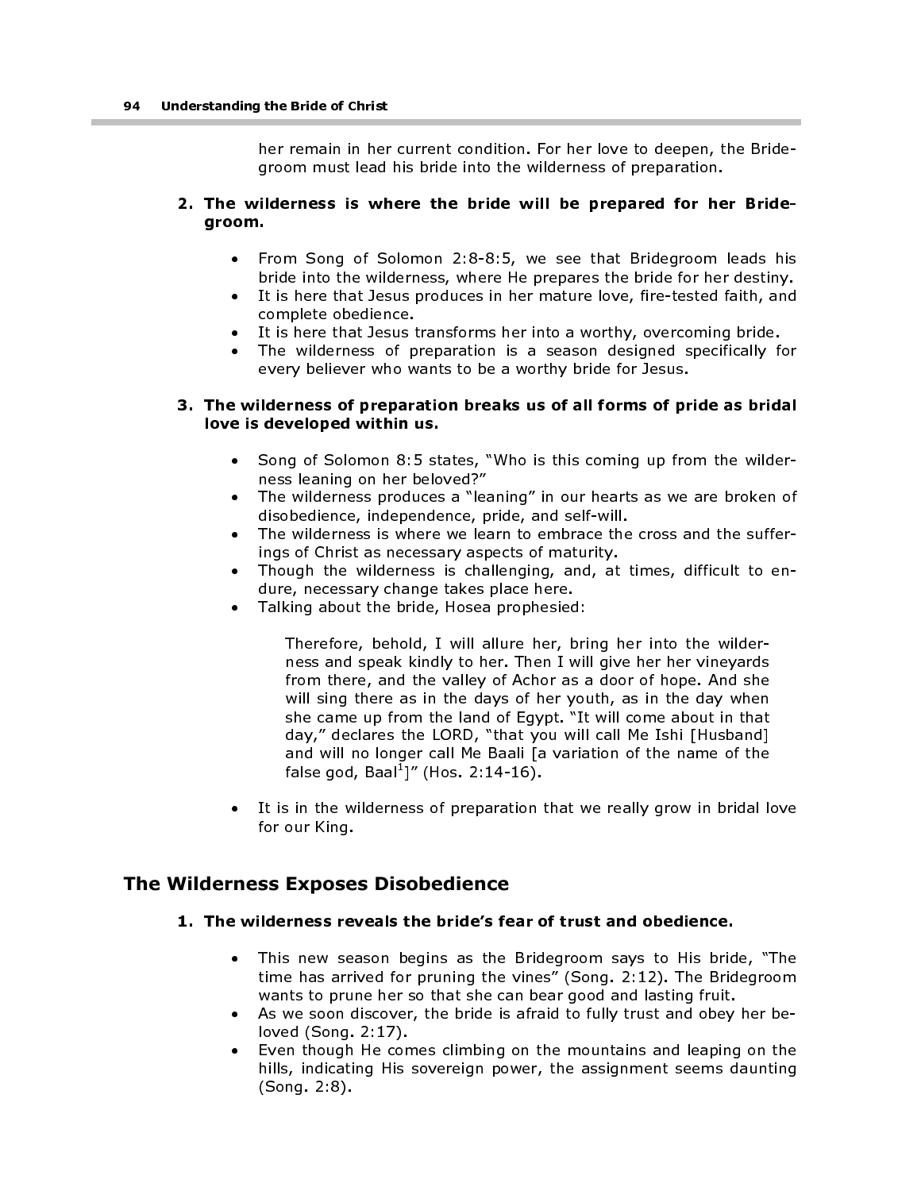her remain in her current condition. For her love to deepen, the Bridegroom must lead his bride into the wilderness of preparation.

2. **The wilderness is where the bride will be prepared for her Bridegroom.**

   - From Song of Solomon 2:8-8:5, we see that Bridegroom leads his bride into the wilderness, where He prepares the bride for her destiny.
   - It is here that Jesus produces in her mature love, fire-tested faith, and complete obedience.
   - It is here that Jesus transforms her into a worthy, overcoming bride.
   - The wilderness of preparation is a season designed specifically for every believer who wants to be a worthy bride for Jesus.

3. **The wilderness of preparation breaks us of all forms of pride as bridal love is developed within us.**

   - Song of Solomon 8:5 states, "Who is this coming up from the wilderness leaning on her beloved?"
   - The wilderness produces a "leaning" in our hearts as we are broken of disobedience, independence, pride, and self-will.
   - The wilderness is where we learn to embrace the cross and the sufferings of Christ as necessary aspects of maturity.
   - Though the wilderness is challenging, and, at times, difficult to endure, necessary change takes place here.
   - Talking about the bride, Hosea prophesied:

     > Therefore, behold, I will allure her, bring her into the wilderness and speak kindly to her. Then I will give her her vineyards from there, and the valley of Achor as a door of hope. And she will sing there as in the days of her youth, as in the day when she came up from the land of Egypt. "It will come about in that day," declares the LORD, "that you will call Me Ishi [Husband] and will no longer call Me Baali [a variation of the name of the false god, Baal[1]]" (Hos. 2:14-16).

   - It is in the wilderness of preparation that we really grow in bridal love for our King.

## The Wilderness Exposes Disobedience

1. **The wilderness reveals the bride's fear of trust and obedience.**

   - This new season begins as the Bridegroom says to His bride, "The time has arrived for pruning the vines" (Song. 2:12). The Bridegroom wants to prune her so that she can bear good and lasting fruit.
   - As we soon discover, the bride is afraid to fully trust and obey her beloved (Song. 2:17).
   - Even though He comes climbing on the mountains and leaping on the hills, indicating His sovereign power, the assignment seems daunting (Song. 2:8).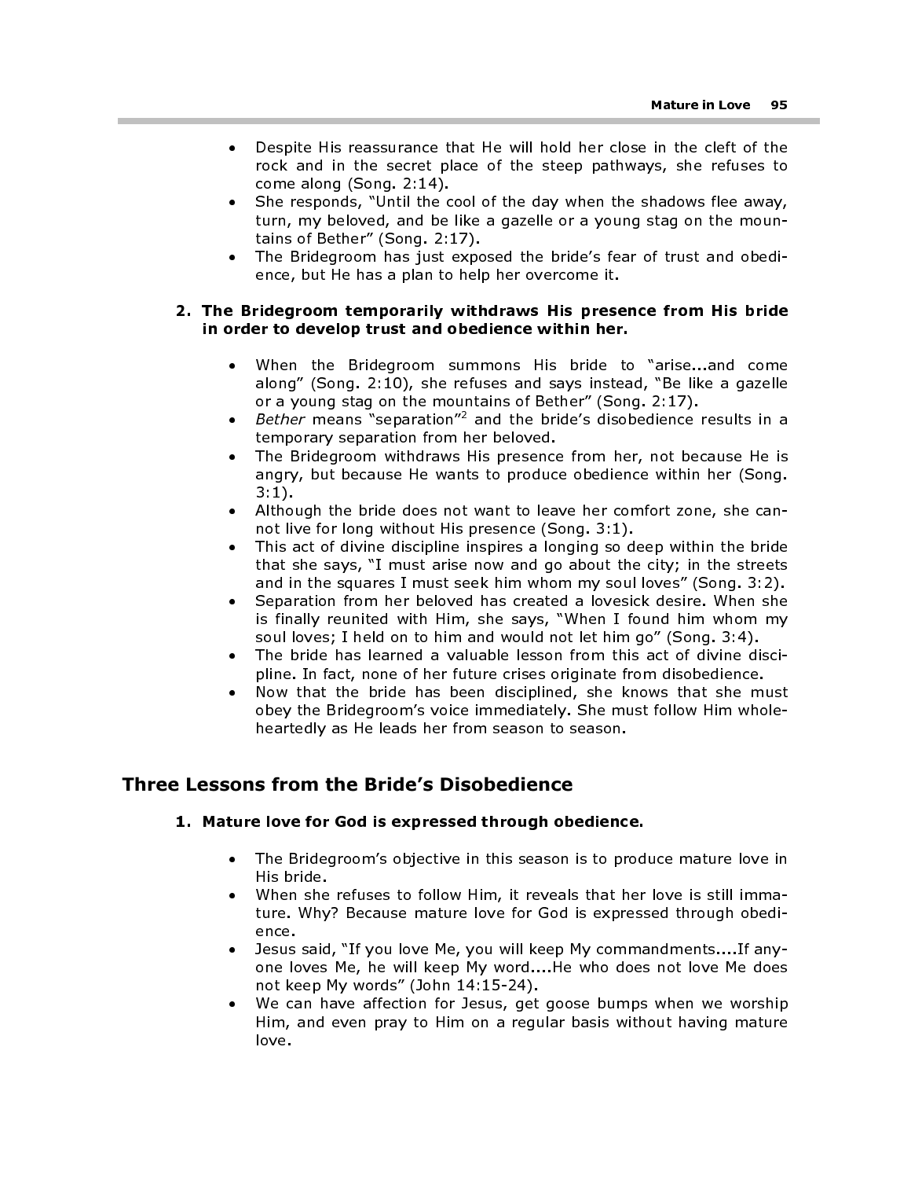- Despite His reassurance that He will hold her close in the cleft of the rock and in the secret place of the steep pathways, she refuses to come along (Song. 2:14).
- She responds, "Until the cool of the day when the shadows flee away, turn, my beloved, and be like a gazelle or a young stag on the mountains of Bether" (Song. 2:17).
- The Bridegroom has just exposed the bride's fear of trust and obedience, but He has a plan to help her overcome it.

**2. The Bridegroom temporarily withdraws His presence from His bride in order to develop trust and obedience within her.**

- When the Bridegroom summons His bride to "arise...and come along" (Song. 2:10), she refuses and says instead, "Be like a gazelle or a young stag on the mountains of Bether" (Song. 2:17).
- *Bether* means "separation"[2] and the bride's disobedience results in a temporary separation from her beloved.
- The Bridegroom withdraws His presence from her, not because He is angry, but because He wants to produce obedience within her (Song. 3:1).
- Although the bride does not want to leave her comfort zone, she cannot live for long without His presence (Song. 3:1).
- This act of divine discipline inspires a longing so deep within the bride that she says, "I must arise now and go about the city; in the streets and in the squares I must seek him whom my soul loves" (Song. 3:2).
- Separation from her beloved has created a lovesick desire. When she is finally reunited with Him, she says, "When I found him whom my soul loves; I held on to him and would not let him go" (Song. 3:4).
- The bride has learned a valuable lesson from this act of divine discipline. In fact, none of her future crises originate from disobedience.
- Now that the bride has been disciplined, she knows that she must obey the Bridegroom's voice immediately. She must follow Him wholeheartedly as He leads her from season to season.

## Three Lessons from the Bride's Disobedience

**1. Mature love for God is expressed through obedience.**

- The Bridegroom's objective in this season is to produce mature love in His bride.
- When she refuses to follow Him, it reveals that her love is still immature. Why? Because mature love for God is expressed through obedience.
- Jesus said, "If you love Me, you will keep My commandments....If anyone loves Me, he will keep My word....He who does not love Me does not keep My words" (John 14:15-24).
- We can have affection for Jesus, get goose bumps when we worship Him, and even pray to Him on a regular basis without having mature love.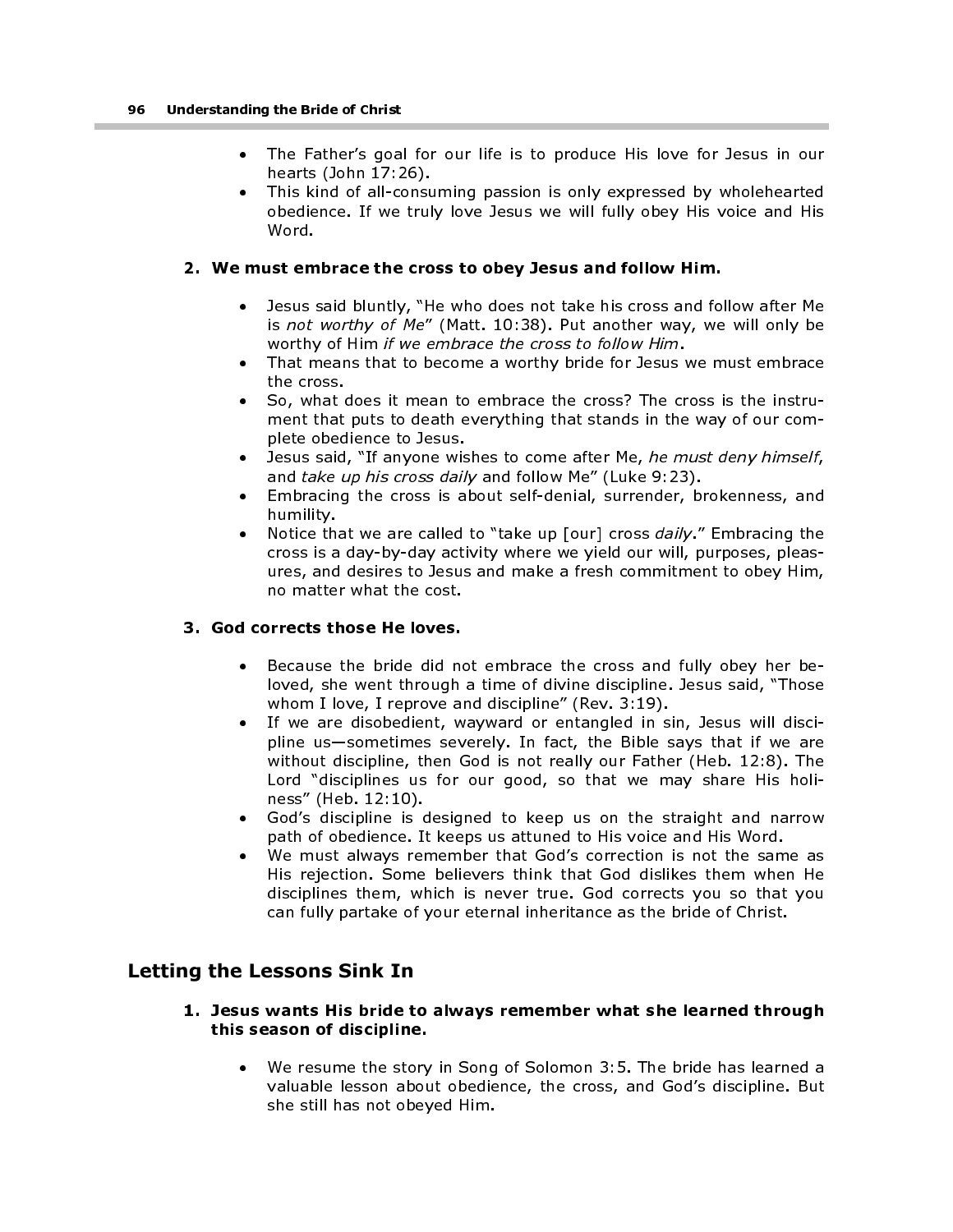- The Father's goal for our life is to produce His love for Jesus in our hearts (John 17:26).
- This kind of all-consuming passion is only expressed by wholehearted obedience. If we truly love Jesus we will fully obey His voice and His Word.

**2. We must embrace the cross to obey Jesus and follow Him.**

- Jesus said bluntly, "He who does not take his cross and follow after Me is *not worthy of Me*" (Matt. 10:38). Put another way, we will only be worthy of Him *if we embrace the cross to follow Him*.
- That means that to become a worthy bride for Jesus we must embrace the cross.
- So, what does it mean to embrace the cross? The cross is the instrument that puts to death everything that stands in the way of our complete obedience to Jesus.
- Jesus said, "If anyone wishes to come after Me, *he must deny himself*, and *take up his cross daily* and follow Me" (Luke 9:23).
- Embracing the cross is about self-denial, surrender, brokenness, and humility.
- Notice that we are called to "take up [our] cross *daily*." Embracing the cross is a day-by-day activity where we yield our will, purposes, pleasures, and desires to Jesus and make a fresh commitment to obey Him, no matter what the cost.

**3. God corrects those He loves.**

- Because the bride did not embrace the cross and fully obey her beloved, she went through a time of divine discipline. Jesus said, "Those whom I love, I reprove and discipline" (Rev. 3:19).
- If we are disobedient, wayward or entangled in sin, Jesus will discipline us—sometimes severely. In fact, the Bible says that if we are without discipline, then God is not really our Father (Heb. 12:8). The Lord "disciplines us for our good, so that we may share His holiness" (Heb. 12:10).
- God's discipline is designed to keep us on the straight and narrow path of obedience. It keeps us attuned to His voice and His Word.
- We must always remember that God's correction is not the same as His rejection. Some believers think that God dislikes them when He disciplines them, which is never true. God corrects you so that you can fully partake of your eternal inheritance as the bride of Christ.

## Letting the Lessons Sink In

**1. Jesus wants His bride to always remember what she learned through this season of discipline.**

- We resume the story in Song of Solomon 3:5. The bride has learned a valuable lesson about obedience, the cross, and God's discipline. But she still has not obeyed Him.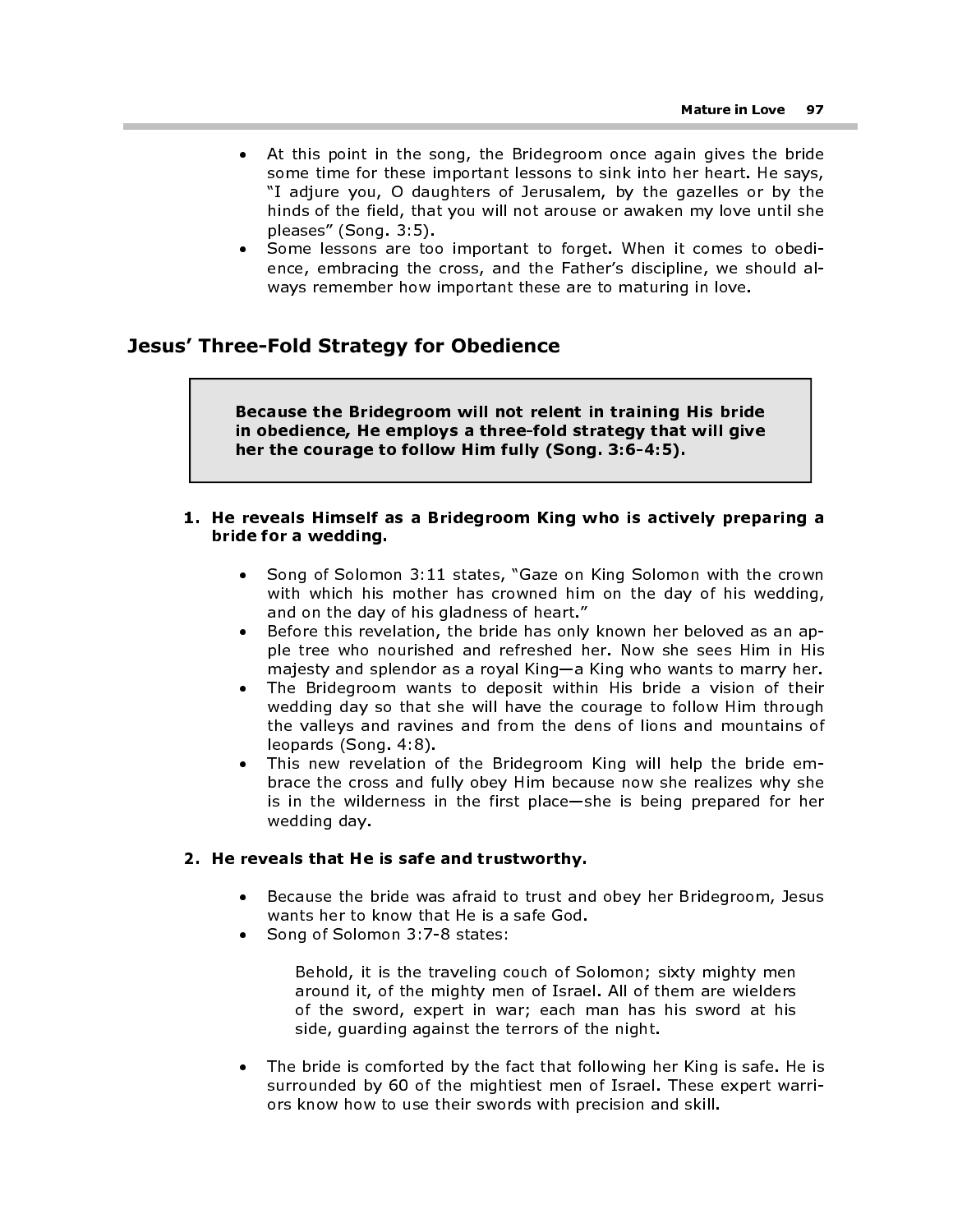- At this point in the song, the Bridegroom once again gives the bride some time for these important lessons to sink into her heart. He says, "I adjure you, O daughters of Jerusalem, by the gazelles or by the hinds of the field, that you will not arouse or awaken my love until she pleases" (Song. 3:5).
- Some lessons are too important to forget. When it comes to obedience, embracing the cross, and the Father's discipline, we should always remember how important these are to maturing in love.

## Jesus' Three-Fold Strategy for Obedience

> **Because the Bridegroom will not relent in training His bride in obedience, He employs a three-fold strategy that will give her the courage to follow Him fully (Song. 3:6-4:5).**

1. **He reveals Himself as a Bridegroom King who is actively preparing a bride for a wedding.**

   - Song of Solomon 3:11 states, "Gaze on King Solomon with the crown with which his mother has crowned him on the day of his wedding, and on the day of his gladness of heart."
   - Before this revelation, the bride has only known her beloved as an apple tree who nourished and refreshed her. Now she sees Him in His majesty and splendor as a royal King—a King who wants to marry her.
   - The Bridegroom wants to deposit within His bride a vision of their wedding day so that she will have the courage to follow Him through the valleys and ravines and from the dens of lions and mountains of leopards (Song. 4:8).
   - This new revelation of the Bridegroom King will help the bride embrace the cross and fully obey Him because now she realizes why she is in the wilderness in the first place—she is being prepared for her wedding day.

2. **He reveals that He is safe and trustworthy.**

   - Because the bride was afraid to trust and obey her Bridegroom, Jesus wants her to know that He is a safe God.
   - Song of Solomon 3:7-8 states:

     > Behold, it is the traveling couch of Solomon; sixty mighty men around it, of the mighty men of Israel. All of them are wielders of the sword, expert in war; each man has his sword at his side, guarding against the terrors of the night.

   - The bride is comforted by the fact that following her King is safe. He is surrounded by 60 of the mightiest men of Israel. These expert warriors know how to use their swords with precision and skill.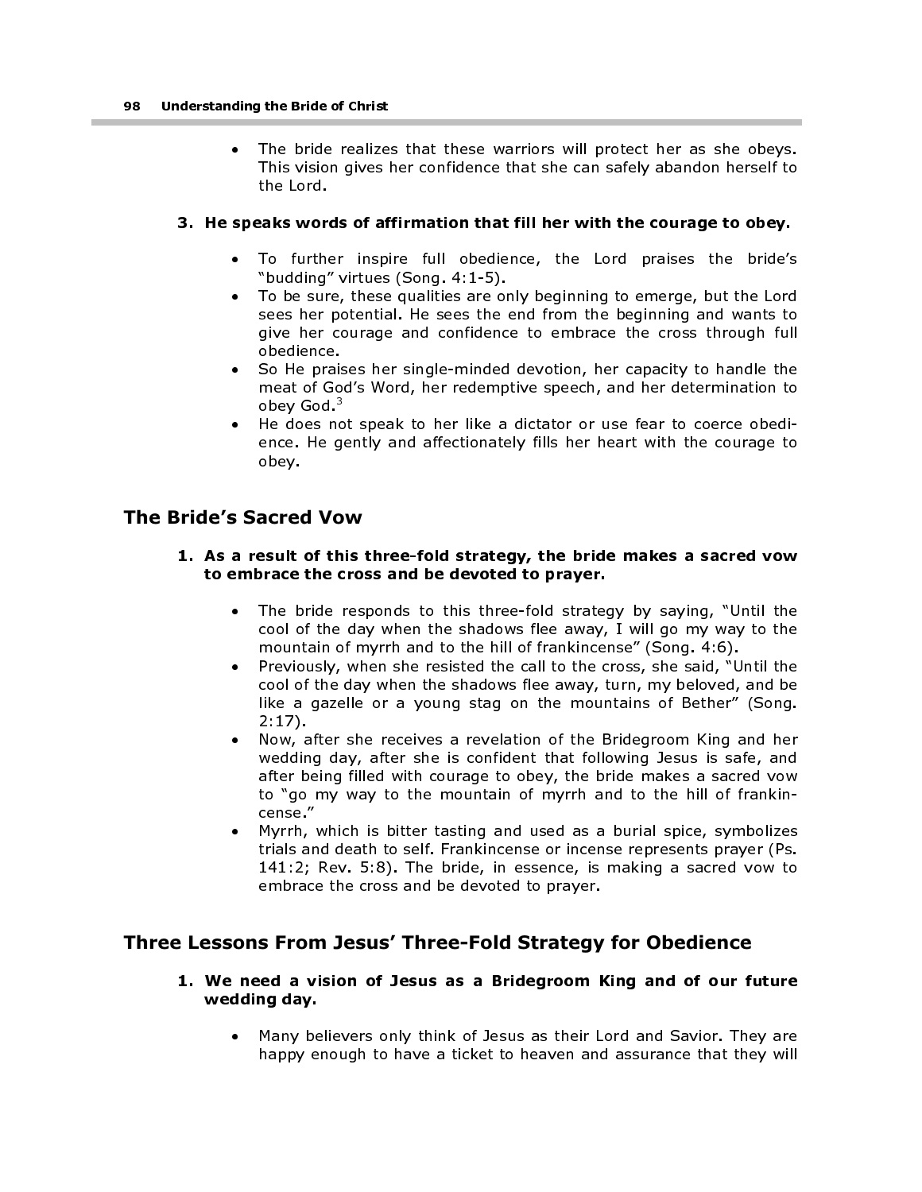- The bride realizes that these warriors will protect her as she obeys. This vision gives her confidence that she can safely abandon herself to the Lord.

3. **He speaks words of affirmation that fill her with the courage to obey.**

   - To further inspire full obedience, the Lord praises the bride's "budding" virtues (Song. 4:1-5).
   - To be sure, these qualities are only beginning to emerge, but the Lord sees her potential. He sees the end from the beginning and wants to give her courage and confidence to embrace the cross through full obedience.
   - So He praises her single-minded devotion, her capacity to handle the meat of God's Word, her redemptive speech, and her determination to obey God.[3]
   - He does not speak to her like a dictator or use fear to coerce obedience. He gently and affectionately fills her heart with the courage to obey.

## The Bride's Sacred Vow

1. **As a result of this three-fold strategy, the bride makes a sacred vow to embrace the cross and be devoted to prayer.**

   - The bride responds to this three-fold strategy by saying, "Until the cool of the day when the shadows flee away, I will go my way to the mountain of myrrh and to the hill of frankincense" (Song. 4:6).
   - Previously, when she resisted the call to the cross, she said, "Until the cool of the day when the shadows flee away, turn, my beloved, and be like a gazelle or a young stag on the mountains of Bether" (Song. 2:17).
   - Now, after she receives a revelation of the Bridegroom King and her wedding day, after she is confident that following Jesus is safe, and after being filled with courage to obey, the bride makes a sacred vow to "go my way to the mountain of myrrh and to the hill of frankincense."
   - Myrrh, which is bitter tasting and used as a burial spice, symbolizes trials and death to self. Frankincense or incense represents prayer (Ps. 141:2; Rev. 5:8). The bride, in essence, is making a sacred vow to embrace the cross and be devoted to prayer.

## Three Lessons From Jesus' Three-Fold Strategy for Obedience

1. **We need a vision of Jesus as a Bridegroom King and of our future wedding day.**

   - Many believers only think of Jesus as their Lord and Savior. They are happy enough to have a ticket to heaven and assurance that they will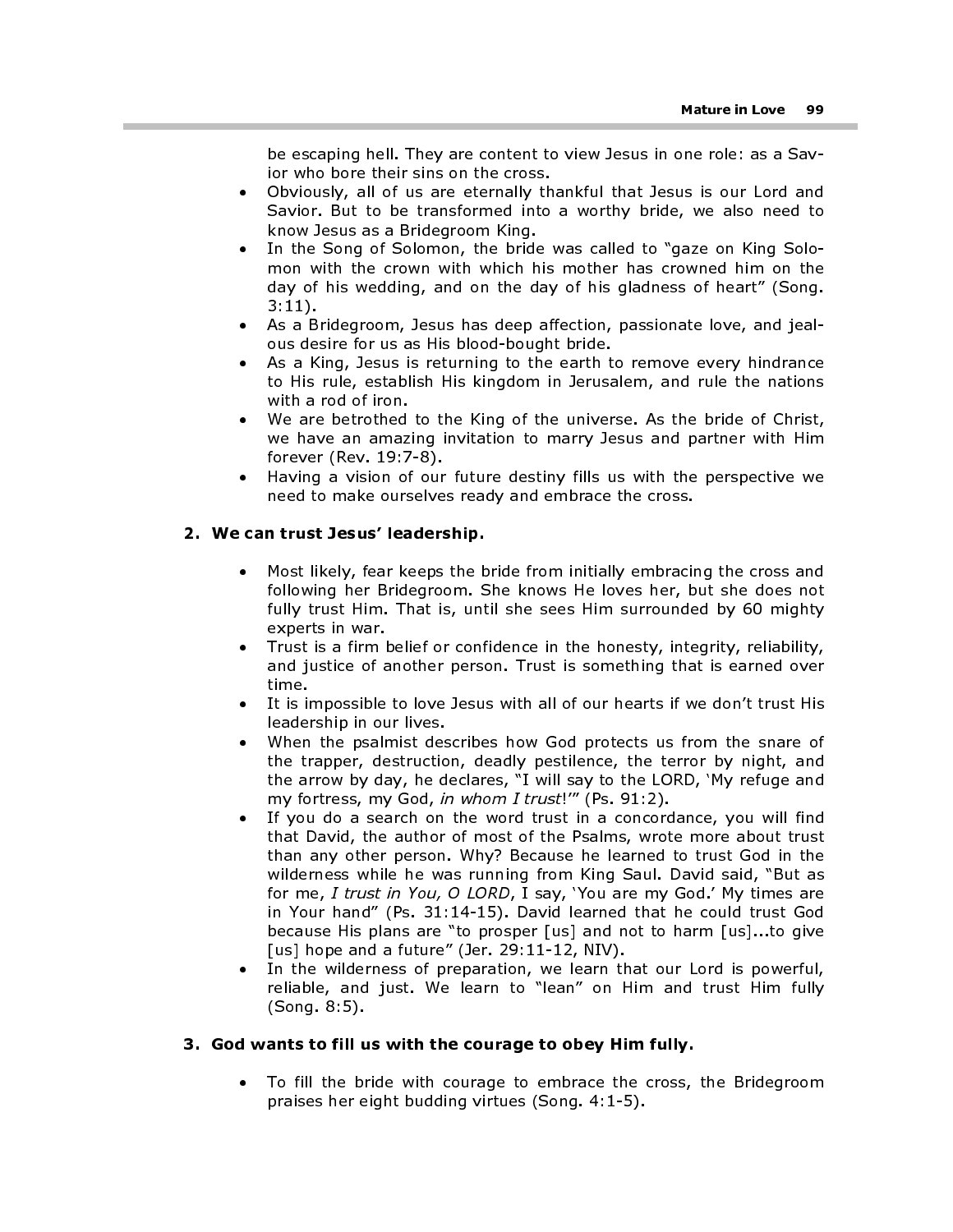be escaping hell. They are content to view Jesus in one role: as a Savior who bore their sins on the cross.

- Obviously, all of us are eternally thankful that Jesus is our Lord and Savior. But to be transformed into a worthy bride, we also need to know Jesus as a Bridegroom King.
- In the Song of Solomon, the bride was called to "gaze on King Solomon with the crown with which his mother has crowned him on the day of his wedding, and on the day of his gladness of heart" (Song. 3:11).
- As a Bridegroom, Jesus has deep affection, passionate love, and jealous desire for us as His blood-bought bride.
- As a King, Jesus is returning to the earth to remove every hindrance to His rule, establish His kingdom in Jerusalem, and rule the nations with a rod of iron.
- We are betrothed to the King of the universe. As the bride of Christ, we have an amazing invitation to marry Jesus and partner with Him forever (Rev. 19:7-8).
- Having a vision of our future destiny fills us with the perspective we need to make ourselves ready and embrace the cross.

**2. We can trust Jesus' leadership.**

- Most likely, fear keeps the bride from initially embracing the cross and following her Bridegroom. She knows He loves her, but she does not fully trust Him. That is, until she sees Him surrounded by 60 mighty experts in war.
- Trust is a firm belief or confidence in the honesty, integrity, reliability, and justice of another person. Trust is something that is earned over time.
- It is impossible to love Jesus with all of our hearts if we don't trust His leadership in our lives.
- When the psalmist describes how God protects us from the snare of the trapper, destruction, deadly pestilence, the terror by night, and the arrow by day, he declares, "I will say to the LORD, 'My refuge and my fortress, my God, *in whom I trust*!'" (Ps. 91:2).
- If you do a search on the word trust in a concordance, you will find that David, the author of most of the Psalms, wrote more about trust than any other person. Why? Because he learned to trust God in the wilderness while he was running from King Saul. David said, "But as for me, *I trust in You, O LORD*, I say, 'You are my God.' My times are in Your hand" (Ps. 31:14-15). David learned that he could trust God because His plans are "to prosper [us] and not to harm [us]...to give [us] hope and a future" (Jer. 29:11-12, NIV).
- In the wilderness of preparation, we learn that our Lord is powerful, reliable, and just. We learn to "lean" on Him and trust Him fully (Song. 8:5).

**3. God wants to fill us with the courage to obey Him fully.**

- To fill the bride with courage to embrace the cross, the Bridegroom praises her eight budding virtues (Song. 4:1-5).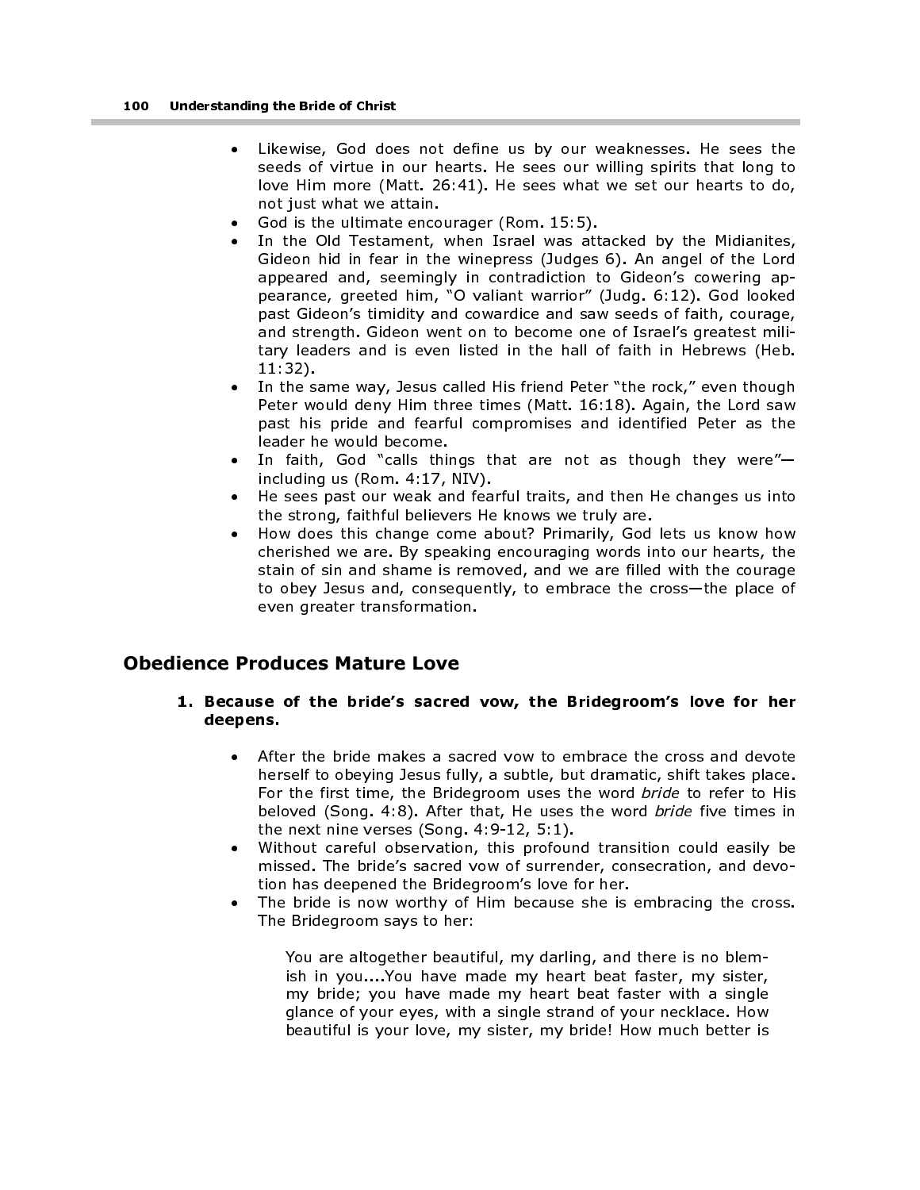- Likewise, God does not define us by our weaknesses. He sees the seeds of virtue in our hearts. He sees our willing spirits that long to love Him more (Matt. 26:41). He sees what we set our hearts to do, not just what we attain.
- God is the ultimate encourager (Rom. 15:5).
- In the Old Testament, when Israel was attacked by the Midianites, Gideon hid in fear in the winepress (Judges 6). An angel of the Lord appeared and, seemingly in contradiction to Gideon's cowering appearance, greeted him, "O valiant warrior" (Judg. 6:12). God looked past Gideon's timidity and cowardice and saw seeds of faith, courage, and strength. Gideon went on to become one of Israel's greatest military leaders and is even listed in the hall of faith in Hebrews (Heb. 11:32).
- In the same way, Jesus called His friend Peter "the rock," even though Peter would deny Him three times (Matt. 16:18). Again, the Lord saw past his pride and fearful compromises and identified Peter as the leader he would become.
- In faith, God "calls things that are not as though they were"—including us (Rom. 4:17, NIV).
- He sees past our weak and fearful traits, and then He changes us into the strong, faithful believers He knows we truly are.
- How does this change come about? Primarily, God lets us know how cherished we are. By speaking encouraging words into our hearts, the stain of sin and shame is removed, and we are filled with the courage to obey Jesus and, consequently, to embrace the cross—the place of even greater transformation.

## Obedience Produces Mature Love

1. **Because of the bride's sacred vow, the Bridegroom's love for her deepens.**

   - After the bride makes a sacred vow to embrace the cross and devote herself to obeying Jesus fully, a subtle, but dramatic, shift takes place. For the first time, the Bridegroom uses the word *bride* to refer to His beloved (Song. 4:8). After that, He uses the word *bride* five times in the next nine verses (Song. 4:9-12, 5:1).
   - Without careful observation, this profound transition could easily be missed. The bride's sacred vow of surrender, consecration, and devotion has deepened the Bridegroom's love for her.
   - The bride is now worthy of Him because she is embracing the cross. The Bridegroom says to her:

     > You are altogether beautiful, my darling, and there is no blemish in you....You have made my heart beat faster, my sister, my bride; you have made my heart beat faster with a single glance of your eyes, with a single strand of your necklace. How beautiful is your love, my sister, my bride! How much better is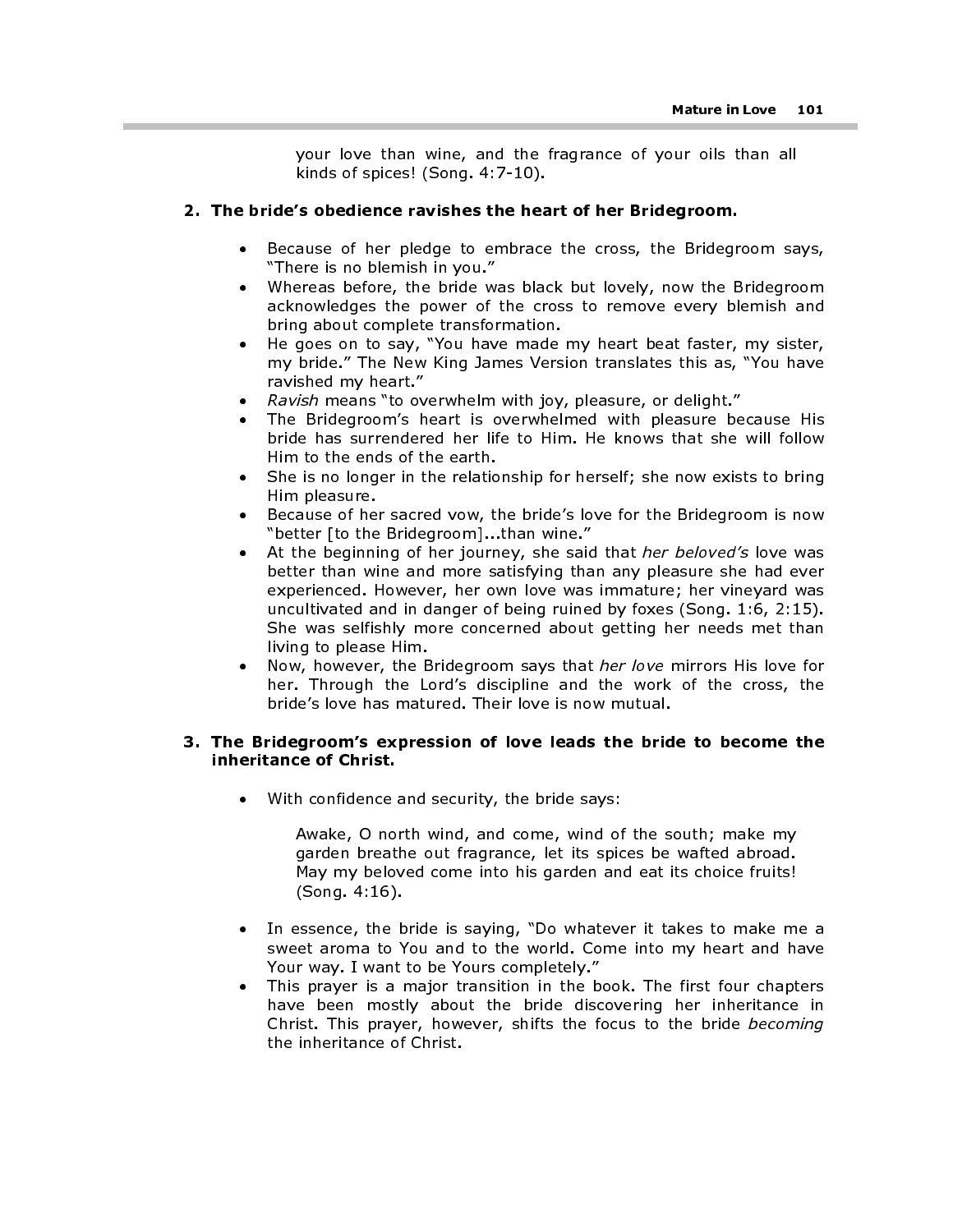> your love than wine, and the fragrance of your oils than all kinds of spices! (Song. 4:7-10).

**2. The bride's obedience ravishes the heart of her Bridegroom.**

- Because of her pledge to embrace the cross, the Bridegroom says, "There is no blemish in you."
- Whereas before, the bride was black but lovely, now the Bridegroom acknowledges the power of the cross to remove every blemish and bring about complete transformation.
- He goes on to say, "You have made my heart beat faster, my sister, my bride." The New King James Version translates this as, "You have ravished my heart."
- *Ravish* means "to overwhelm with joy, pleasure, or delight."
- The Bridegroom's heart is overwhelmed with pleasure because His bride has surrendered her life to Him. He knows that she will follow Him to the ends of the earth.
- She is no longer in the relationship for herself; she now exists to bring Him pleasure.
- Because of her sacred vow, the bride's love for the Bridegroom is now "better [to the Bridegroom]...than wine."
- At the beginning of her journey, she said that *her beloved's* love was better than wine and more satisfying than any pleasure she had ever experienced. However, her own love was immature; her vineyard was uncultivated and in danger of being ruined by foxes (Song. 1:6, 2:15). She was selfishly more concerned about getting her needs met than living to please Him.
- Now, however, the Bridegroom says that *her love* mirrors His love for her. Through the Lord's discipline and the work of the cross, the bride's love has matured. Their love is now mutual.

**3. The Bridegroom's expression of love leads the bride to become the inheritance of Christ.**

- With confidence and security, the bride says:

  > Awake, O north wind, and come, wind of the south; make my garden breathe out fragrance, let its spices be wafted abroad. May my beloved come into his garden and eat its choice fruits! (Song. 4:16).

- In essence, the bride is saying, "Do whatever it takes to make me a sweet aroma to You and to the world. Come into my heart and have Your way. I want to be Yours completely."
- This prayer is a major transition in the book. The first four chapters have been mostly about the bride discovering her inheritance in Christ. This prayer, however, shifts the focus to the bride *becoming* the inheritance of Christ.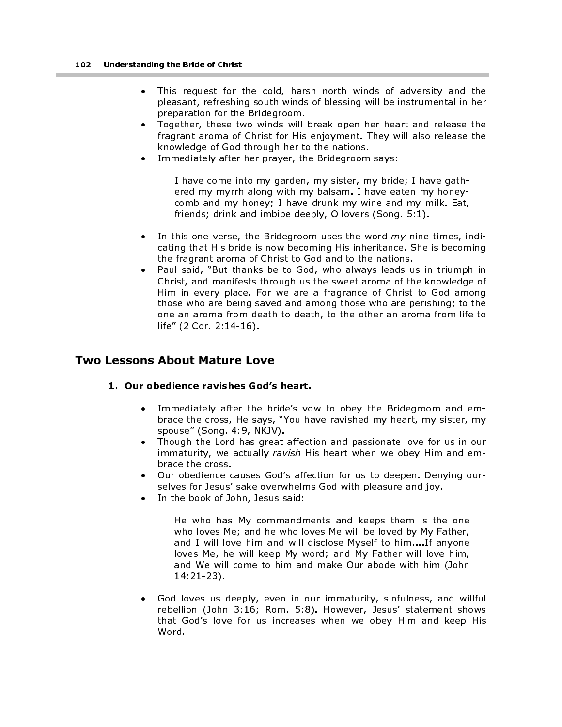- This request for the cold, harsh north winds of adversity and the pleasant, refreshing south winds of blessing will be instrumental in her preparation for the Bridegroom.
- Together, these two winds will break open her heart and release the fragrant aroma of Christ for His enjoyment. They will also release the knowledge of God through her to the nations.
- Immediately after her prayer, the Bridegroom says:

  > I have come into my garden, my sister, my bride; I have gathered my myrrh along with my balsam. I have eaten my honeycomb and my honey; I have drunk my wine and my milk. Eat, friends; drink and imbibe deeply, O lovers (Song. 5:1).

- In this one verse, the Bridegroom uses the word *my* nine times, indicating that His bride is now becoming His inheritance. She is becoming the fragrant aroma of Christ to God and to the nations.
- Paul said, "But thanks be to God, who always leads us in triumph in Christ, and manifests through us the sweet aroma of the knowledge of Him in every place. For we are a fragrance of Christ to God among those who are being saved and among those who are perishing; to the one an aroma from death to death, to the other an aroma from life to life" (2 Cor. 2:14-16).

## Two Lessons About Mature Love

**1. Our obedience ravishes God's heart.**

- Immediately after the bride's vow to obey the Bridegroom and embrace the cross, He says, "You have ravished my heart, my sister, my spouse" (Song. 4:9, NKJV).
- Though the Lord has great affection and passionate love for us in our immaturity, we actually *ravish* His heart when we obey Him and embrace the cross.
- Our obedience causes God's affection for us to deepen. Denying ourselves for Jesus' sake overwhelms God with pleasure and joy.
- In the book of John, Jesus said:

  > He who has My commandments and keeps them is the one who loves Me; and he who loves Me will be loved by My Father, and I will love him and will disclose Myself to him....If anyone loves Me, he will keep My word; and My Father will love him, and We will come to him and make Our abode with him (John 14:21-23).

- God loves us deeply, even in our immaturity, sinfulness, and willful rebellion (John 3:16; Rom. 5:8). However, Jesus' statement shows that God's love for us increases when we obey Him and keep His Word.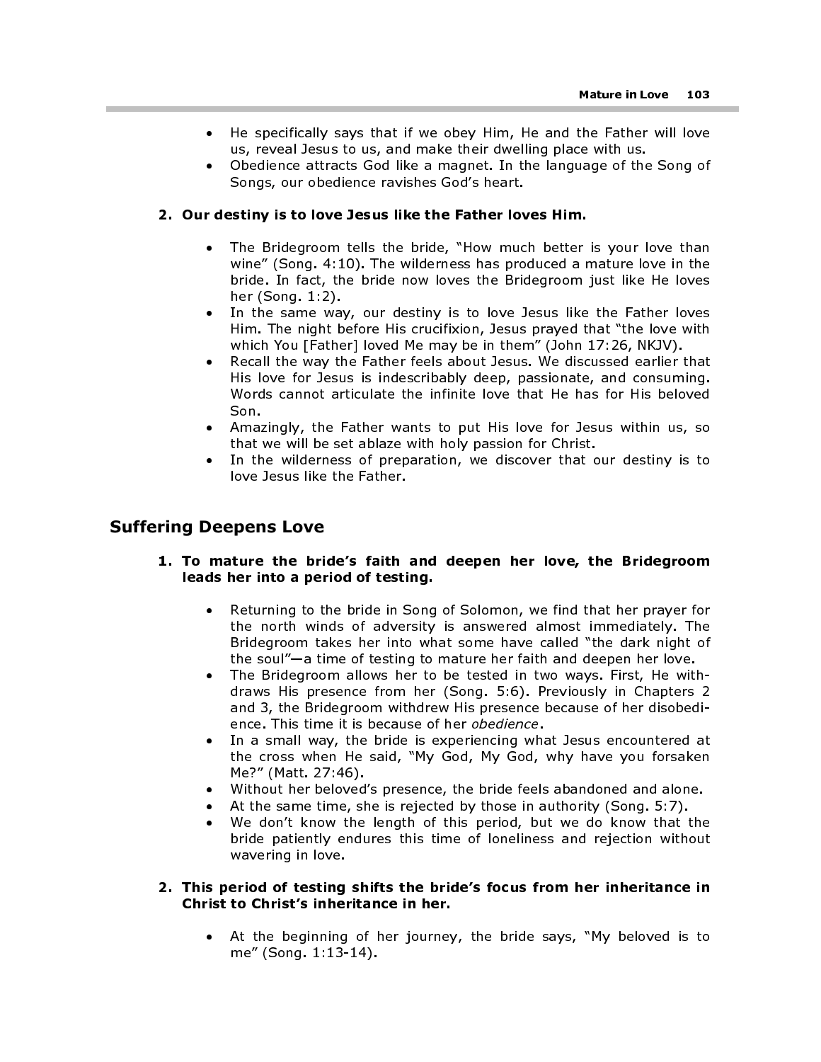- He specifically says that if we obey Him, He and the Father will love us, reveal Jesus to us, and make their dwelling place with us.
- Obedience attracts God like a magnet. In the language of the Song of Songs, our obedience ravishes God's heart.

**2. Our destiny is to love Jesus like the Father loves Him.**

- The Bridegroom tells the bride, "How much better is your love than wine" (Song. 4:10). The wilderness has produced a mature love in the bride. In fact, the bride now loves the Bridegroom just like He loves her (Song. 1:2).
- In the same way, our destiny is to love Jesus like the Father loves Him. The night before His crucifixion, Jesus prayed that "the love with which You [Father] loved Me may be in them" (John 17:26, NKJV).
- Recall the way the Father feels about Jesus. We discussed earlier that His love for Jesus is indescribably deep, passionate, and consuming. Words cannot articulate the infinite love that He has for His beloved Son.
- Amazingly, the Father wants to put His love for Jesus within us, so that we will be set ablaze with holy passion for Christ.
- In the wilderness of preparation, we discover that our destiny is to love Jesus like the Father.

## Suffering Deepens Love

**1. To mature the bride's faith and deepen her love, the Bridegroom leads her into a period of testing.**

- Returning to the bride in Song of Solomon, we find that her prayer for the north winds of adversity is answered almost immediately. The Bridegroom takes her into what some have called "the dark night of the soul"—a time of testing to mature her faith and deepen her love.
- The Bridegroom allows her to be tested in two ways. First, He withdraws His presence from her (Song. 5:6). Previously in Chapters 2 and 3, the Bridegroom withdrew His presence because of her disobedience. This time it is because of her *obedience*.
- In a small way, the bride is experiencing what Jesus encountered at the cross when He said, "My God, My God, why have you forsaken Me?" (Matt. 27:46).
- Without her beloved's presence, the bride feels abandoned and alone.
- At the same time, she is rejected by those in authority (Song. 5:7).
- We don't know the length of this period, but we do know that the bride patiently endures this time of loneliness and rejection without wavering in love.

**2. This period of testing shifts the bride's focus from her inheritance in Christ to Christ's inheritance in her.**

- At the beginning of her journey, the bride says, "My beloved is to me" (Song. 1:13-14).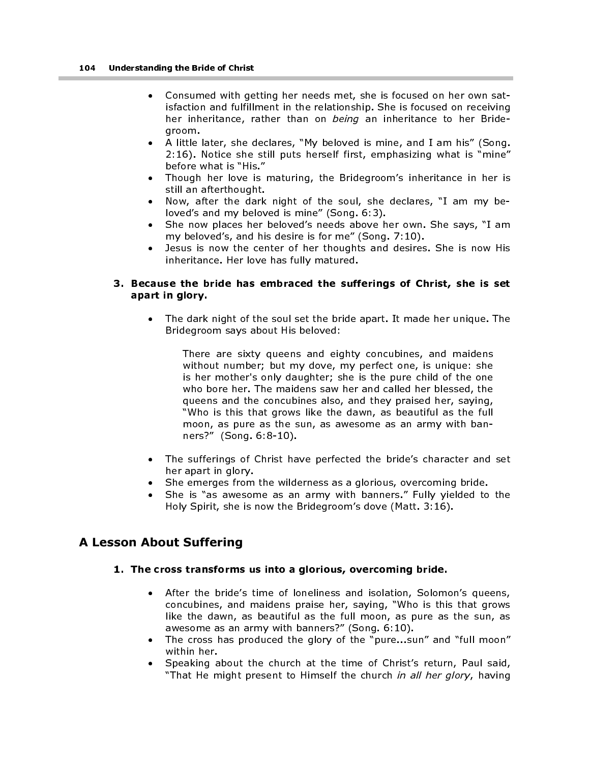- Consumed with getting her needs met, she is focused on her own satisfaction and fulfillment in the relationship. She is focused on receiving her inheritance, rather than on *being* an inheritance to her Bridegroom.
- A little later, she declares, "My beloved is mine, and I am his" (Song. 2:16). Notice she still puts herself first, emphasizing what is "mine" before what is "His."
- Though her love is maturing, the Bridegroom's inheritance in her is still an afterthought.
- Now, after the dark night of the soul, she declares, "I am my beloved's and my beloved is mine" (Song. 6:3).
- She now places her beloved's needs above her own. She says, "I am my beloved's, and his desire is for me" (Song. 7:10).
- Jesus is now the center of her thoughts and desires. She is now His inheritance. Her love has fully matured.

**3. Because the bride has embraced the sufferings of Christ, she is set apart in glory.**

- The dark night of the soul set the bride apart. It made her unique. The Bridegroom says about His beloved:

> There are sixty queens and eighty concubines, and maidens without number; but my dove, my perfect one, is unique: she is her mother's only daughter; she is the pure child of the one who bore her. The maidens saw her and called her blessed, the queens and the concubines also, and they praised her, saying, "Who is this that grows like the dawn, as beautiful as the full moon, as pure as the sun, as awesome as an army with banners?" (Song. 6:8-10).

- The sufferings of Christ have perfected the bride's character and set her apart in glory.
- She emerges from the wilderness as a glorious, overcoming bride.
- She is "as awesome as an army with banners." Fully yielded to the Holy Spirit, she is now the Bridegroom's dove (Matt. 3:16).

## A Lesson About Suffering

**1. The cross transforms us into a glorious, overcoming bride.**

- After the bride's time of loneliness and isolation, Solomon's queens, concubines, and maidens praise her, saying, "Who is this that grows like the dawn, as beautiful as the full moon, as pure as the sun, as awesome as an army with banners?" (Song. 6:10).
- The cross has produced the glory of the "pure...sun" and "full moon" within her.
- Speaking about the church at the time of Christ's return, Paul said, "That He might present to Himself the church *in all her glory*, having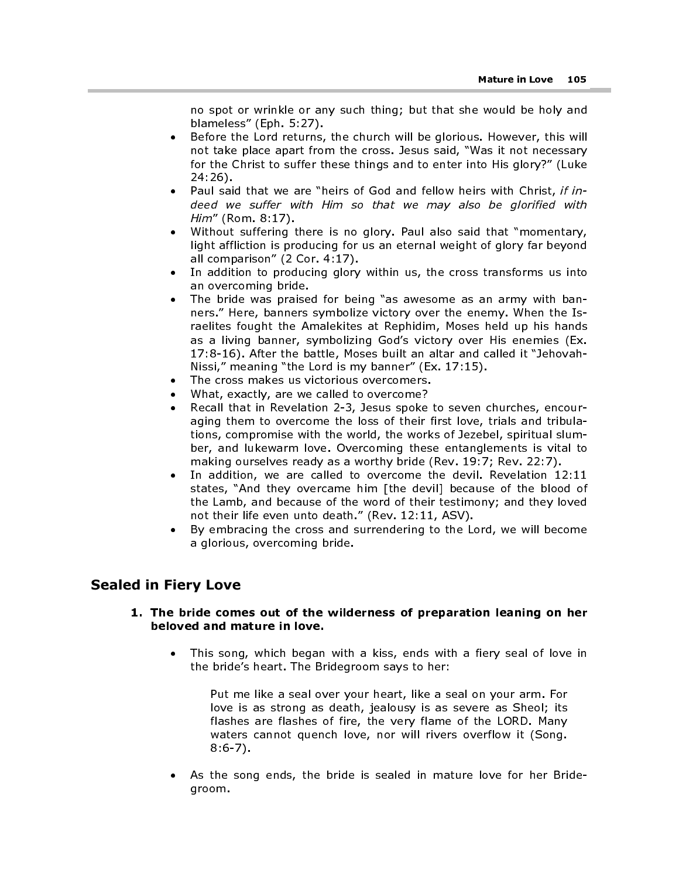no spot or wrinkle or any such thing; but that she would be holy and blameless" (Eph. 5:27).

- Before the Lord returns, the church will be glorious. However, this will not take place apart from the cross. Jesus said, "Was it not necessary for the Christ to suffer these things and to enter into His glory?" (Luke 24:26).
- Paul said that we are "heirs of God and fellow heirs with Christ, *if indeed we suffer with Him so that we may also be glorified with Him*" (Rom. 8:17).
- Without suffering there is no glory. Paul also said that "momentary, light affliction is producing for us an eternal weight of glory far beyond all comparison" (2 Cor. 4:17).
- In addition to producing glory within us, the cross transforms us into an overcoming bride.
- The bride was praised for being "as awesome as an army with banners." Here, banners symbolize victory over the enemy. When the Israelites fought the Amalekites at Rephidim, Moses held up his hands as a living banner, symbolizing God's victory over His enemies (Ex. 17:8-16). After the battle, Moses built an altar and called it "Jehovah-Nissi," meaning "the Lord is my banner" (Ex. 17:15).
- The cross makes us victorious overcomers.
- What, exactly, are we called to overcome?
- Recall that in Revelation 2-3, Jesus spoke to seven churches, encouraging them to overcome the loss of their first love, trials and tribulations, compromise with the world, the works of Jezebel, spiritual slumber, and lukewarm love. Overcoming these entanglements is vital to making ourselves ready as a worthy bride (Rev. 19:7; Rev. 22:7).
- In addition, we are called to overcome the devil. Revelation 12:11 states, "And they overcame him [the devil] because of the blood of the Lamb, and because of the word of their testimony; and they loved not their life even unto death." (Rev. 12:11, ASV).
- By embracing the cross and surrendering to the Lord, we will become a glorious, overcoming bride.

## Sealed in Fiery Love

**1. The bride comes out of the wilderness of preparation leaning on her beloved and mature in love.**

- This song, which began with a kiss, ends with a fiery seal of love in the bride's heart. The Bridegroom says to her:

  > Put me like a seal over your heart, like a seal on your arm. For love is as strong as death, jealousy is as severe as Sheol; its flashes are flashes of fire, the very flame of the LORD. Many waters cannot quench love, nor will rivers overflow it (Song. 8:6-7).

- As the song ends, the bride is sealed in mature love for her Bridegroom.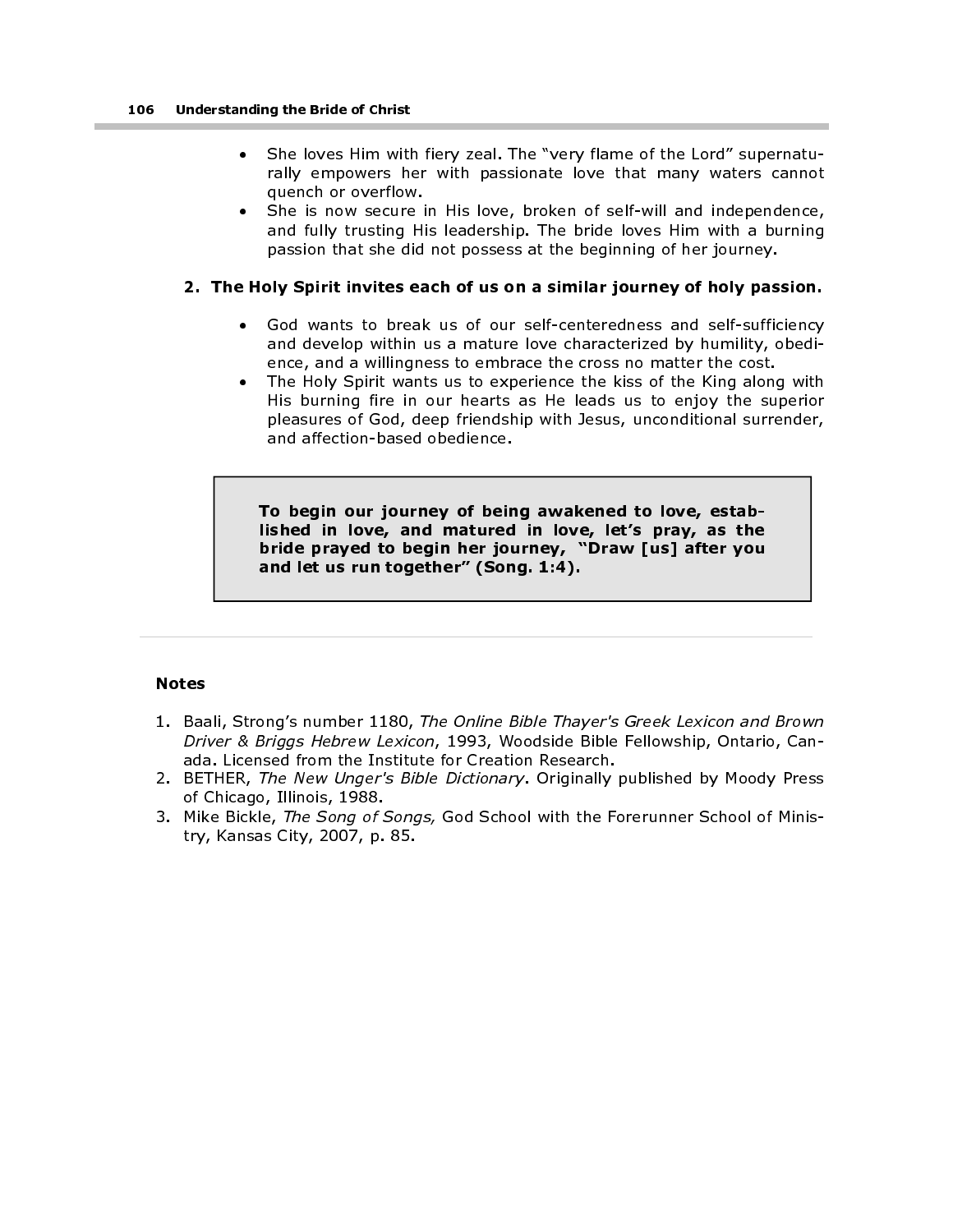- She loves Him with fiery zeal. The "very flame of the Lord" supernaturally empowers her with passionate love that many waters cannot quench or overflow.
- She is now secure in His love, broken of self-will and independence, and fully trusting His leadership. The bride loves Him with a burning passion that she did not possess at the beginning of her journey.

**2. The Holy Spirit invites each of us on a similar journey of holy passion.**

- God wants to break us of our self-centeredness and self-sufficiency and develop within us a mature love characterized by humility, obedience, and a willingness to embrace the cross no matter the cost.
- The Holy Spirit wants us to experience the kiss of the King along with His burning fire in our hearts as He leads us to enjoy the superior pleasures of God, deep friendship with Jesus, unconditional surrender, and affection-based obedience.

> **To begin our journey of being awakened to love, established in love, and matured in love, let's pray, as the bride prayed to begin her journey, "Draw [us] after you and let us run together" (Song. 1:4).**

---

**Notes**

1. Baali, Strong's number 1180, *The Online Bible Thayer's Greek Lexicon and Brown Driver & Briggs Hebrew Lexicon*, 1993, Woodside Bible Fellowship, Ontario, Canada. Licensed from the Institute for Creation Research.
2. BETHER, *The New Unger's Bible Dictionary*. Originally published by Moody Press of Chicago, Illinois, 1988.
3. Mike Bickle, *The Song of Songs,* God School with the Forerunner School of Ministry, Kansas City, 2007, p. 85.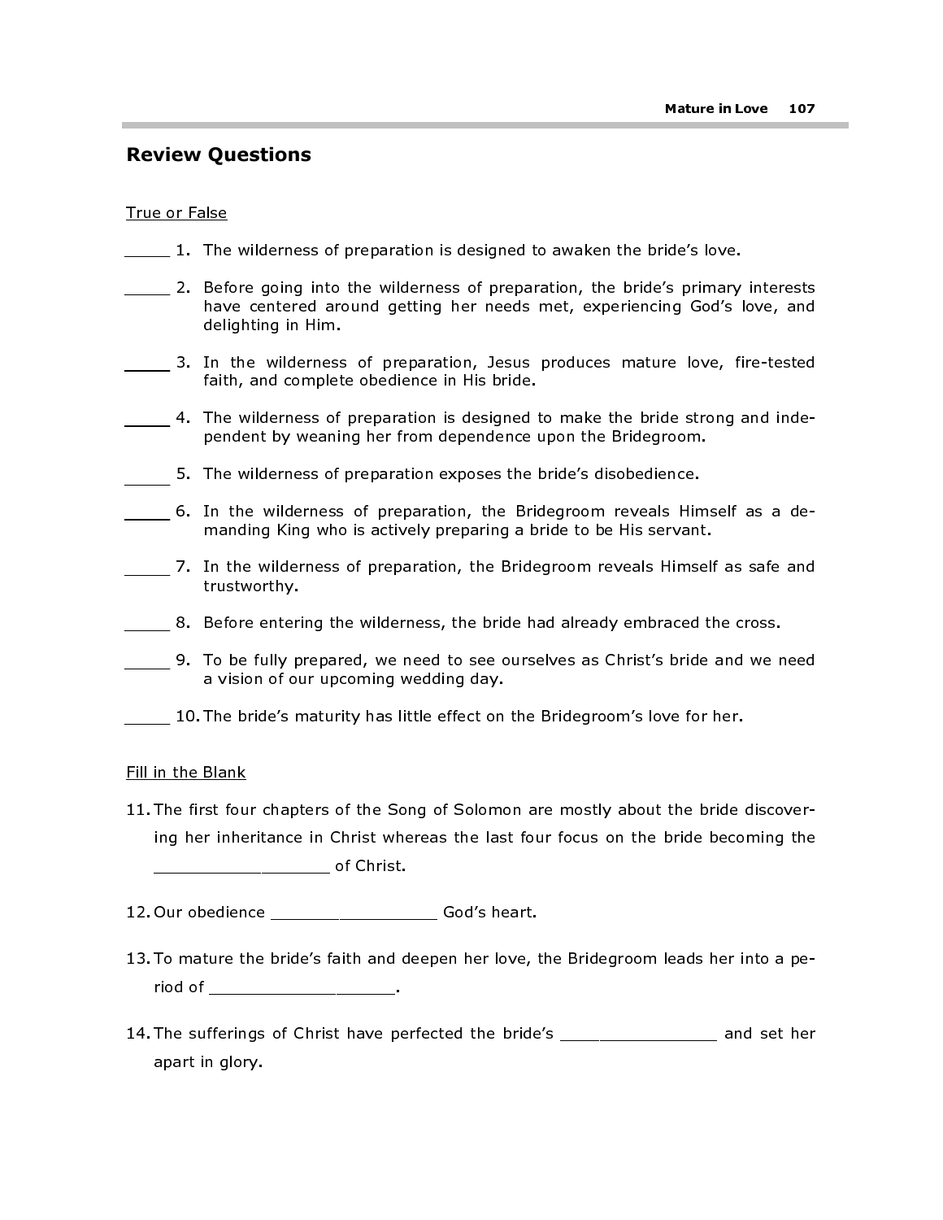## Review Questions

True or False

_____ 1. The wilderness of preparation is designed to awaken the bride's love.

_____ 2. Before going into the wilderness of preparation, the bride's primary interests have centered around getting her needs met, experiencing God's love, and delighting in Him.

_____ 3. In the wilderness of preparation, Jesus produces mature love, fire-tested faith, and complete obedience in His bride.

_____ 4. The wilderness of preparation is designed to make the bride strong and independent by weaning her from dependence upon the Bridegroom.

_____ 5. The wilderness of preparation exposes the bride's disobedience.

_____ 6. In the wilderness of preparation, the Bridegroom reveals Himself as a demanding King who is actively preparing a bride to be His servant.

_____ 7. In the wilderness of preparation, the Bridegroom reveals Himself as safe and trustworthy.

_____ 8. Before entering the wilderness, the bride had already embraced the cross.

_____ 9. To be fully prepared, we need to see ourselves as Christ's bride and we need a vision of our upcoming wedding day.

_____ 10. The bride's maturity has little effect on the Bridegroom's love for her.

Fill in the Blank

11. The first four chapters of the Song of Solomon are mostly about the bride discovering her inheritance in Christ whereas the last four focus on the bride becoming the ___________________ of Christ.

12. Our obedience __________________ God's heart.

13. To mature the bride's faith and deepen her love, the Bridegroom leads her into a period of ____________________.

14. The sufferings of Christ have perfected the bride's _________________ and set her apart in glory.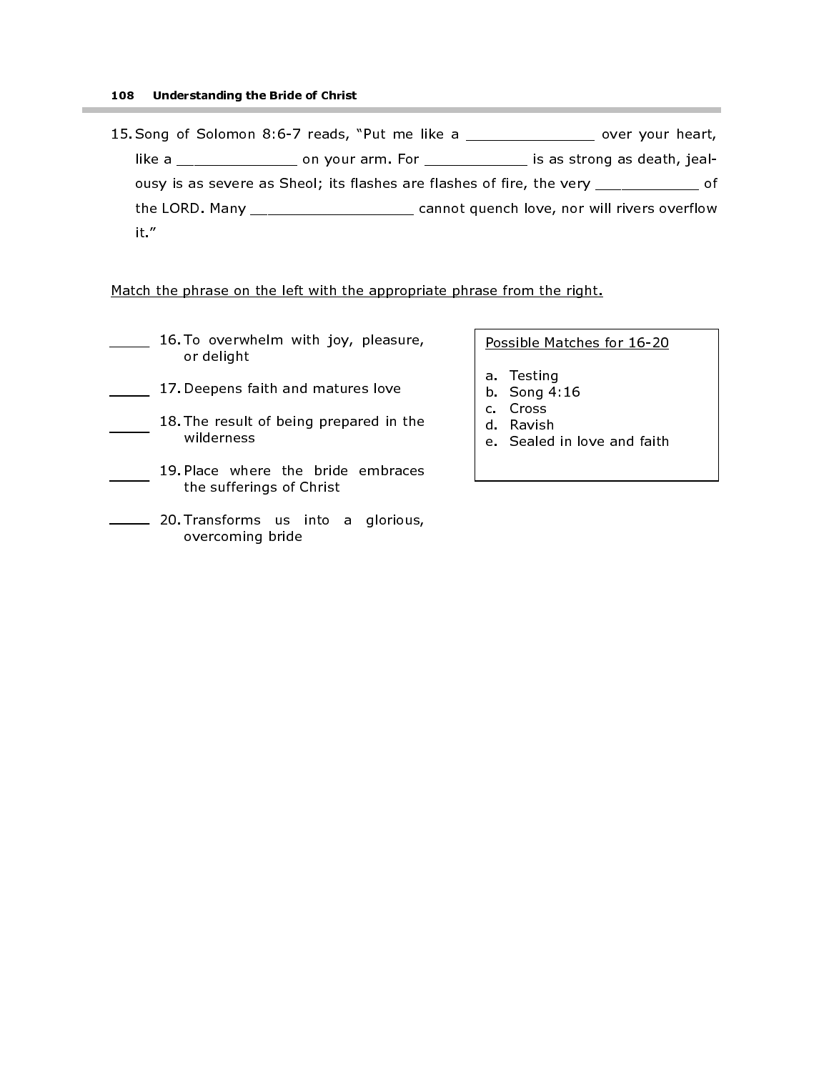15. Song of Solomon 8:6-7 reads, "Put me like a _______________ over your heart, like a ______________ on your arm. For ____________ is as strong as death, jealousy is as severe as Sheol; its flashes are flashes of fire, the very ____________ of the LORD. Many ___________________ cannot quench love, nor will rivers overflow it."

Match the phrase on the left with the appropriate phrase from the right.

_____ 16. To overwhelm with joy, pleasure, or delight

_____ 17. Deepens faith and matures love

_____ 18. The result of being prepared in the wilderness

_____ 19. Place where the bride embraces the sufferings of Christ

_____ 20. Transforms us into a glorious, overcoming bride

Possible Matches for 16-20

a. Testing
b. Song 4:16
c. Cross
d. Ravish
e. Sealed in love and faith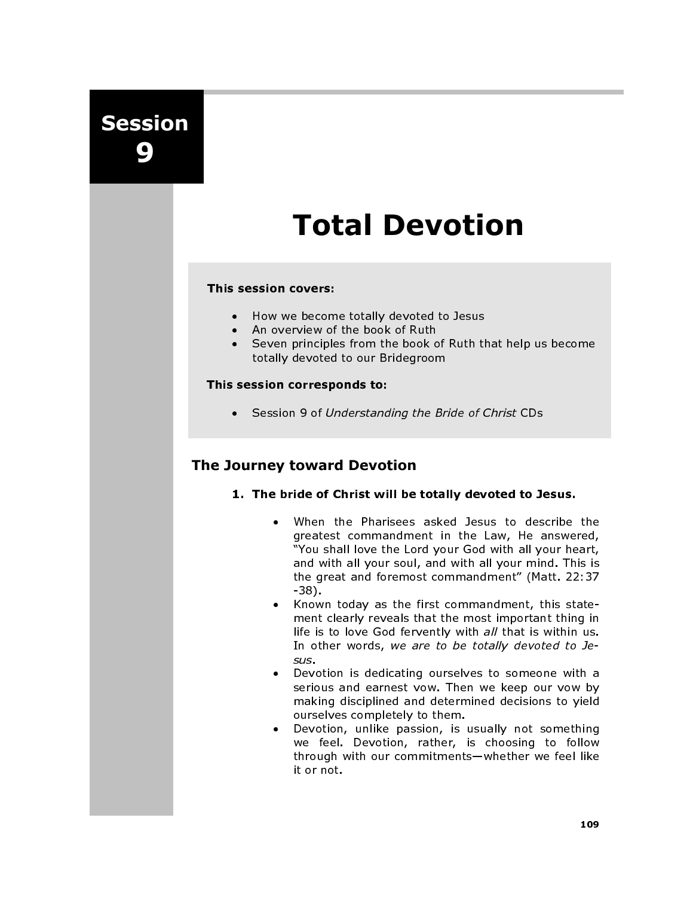# Session 9

# Total Devotion

**This session covers:**

- How we become totally devoted to Jesus
- An overview of the book of Ruth
- Seven principles from the book of Ruth that help us become totally devoted to our Bridegroom

**This session corresponds to:**

- Session 9 of *Understanding the Bride of Christ* CDs

## The Journey toward Devotion

1. **The bride of Christ will be totally devoted to Jesus.**

   - When the Pharisees asked Jesus to describe the greatest commandment in the Law, He answered, "You shall love the Lord your God with all your heart, and with all your soul, and with all your mind. This is the great and foremost commandment" (Matt. 22:37-38).
   - Known today as the first commandment, this statement clearly reveals that the most important thing in life is to love God fervently with *all* that is within us. In other words, *we are to be totally devoted to Jesus*.
   - Devotion is dedicating ourselves to someone with a serious and earnest vow. Then we keep our vow by making disciplined and determined decisions to yield ourselves completely to them.
   - Devotion, unlike passion, is usually not something we feel. Devotion, rather, is choosing to follow through with our commitments—whether we feel like it or not.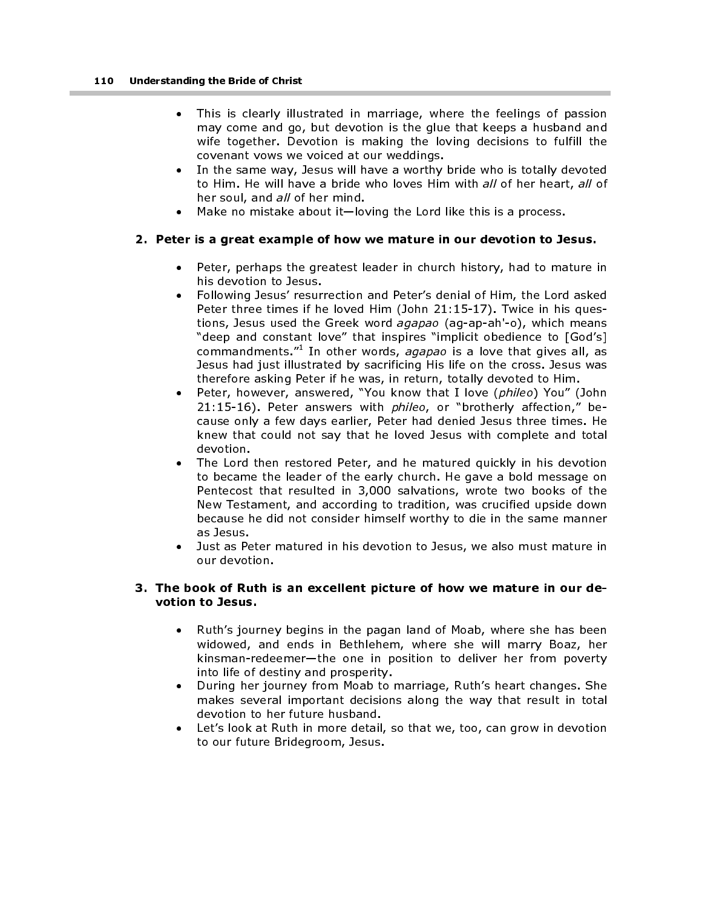- This is clearly illustrated in marriage, where the feelings of passion may come and go, but devotion is the glue that keeps a husband and wife together. Devotion is making the loving decisions to fulfill the covenant vows we voiced at our weddings.
- In the same way, Jesus will have a worthy bride who is totally devoted to Him. He will have a bride who loves Him with *all* of her heart, *all* of her soul, and *all* of her mind.
- Make no mistake about it—loving the Lord like this is a process.

**2. Peter is a great example of how we mature in our devotion to Jesus.**

- Peter, perhaps the greatest leader in church history, had to mature in his devotion to Jesus.
- Following Jesus' resurrection and Peter's denial of Him, the Lord asked Peter three times if he loved Him (John 21:15-17). Twice in his questions, Jesus used the Greek word *agapao* (ag-ap-ah'-o), which means "deep and constant love" that inspires "implicit obedience to [God's] commandments."[1] In other words, *agapao* is a love that gives all, as Jesus had just illustrated by sacrificing His life on the cross. Jesus was therefore asking Peter if he was, in return, totally devoted to Him.
- Peter, however, answered, "You know that I love (*phileo*) You" (John 21:15-16). Peter answers with *phileo*, or "brotherly affection," because only a few days earlier, Peter had denied Jesus three times. He knew that could not say that he loved Jesus with complete and total devotion.
- The Lord then restored Peter, and he matured quickly in his devotion to became the leader of the early church. He gave a bold message on Pentecost that resulted in 3,000 salvations, wrote two books of the New Testament, and according to tradition, was crucified upside down because he did not consider himself worthy to die in the same manner as Jesus.
- Just as Peter matured in his devotion to Jesus, we also must mature in our devotion.

**3. The book of Ruth is an excellent picture of how we mature in our devotion to Jesus.**

- Ruth's journey begins in the pagan land of Moab, where she has been widowed, and ends in Bethlehem, where she will marry Boaz, her kinsman-redeemer—the one in position to deliver her from poverty into life of destiny and prosperity.
- During her journey from Moab to marriage, Ruth's heart changes. She makes several important decisions along the way that result in total devotion to her future husband.
- Let's look at Ruth in more detail, so that we, too, can grow in devotion to our future Bridegroom, Jesus.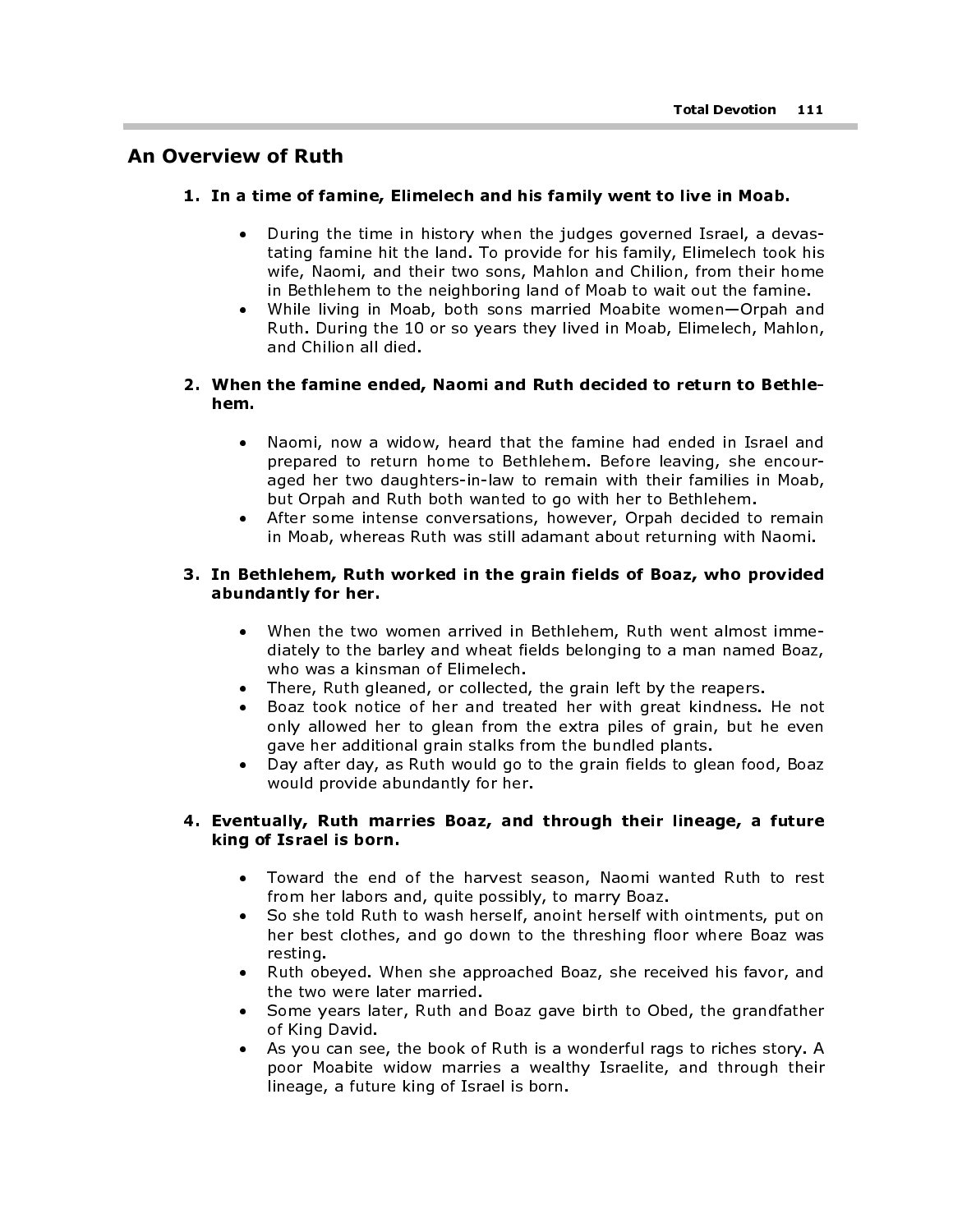## An Overview of Ruth

1. **In a time of famine, Elimelech and his family went to live in Moab.**

   - During the time in history when the judges governed Israel, a devastating famine hit the land. To provide for his family, Elimelech took his wife, Naomi, and their two sons, Mahlon and Chilion, from their home in Bethlehem to the neighboring land of Moab to wait out the famine.
   - While living in Moab, both sons married Moabite women—Orpah and Ruth. During the 10 or so years they lived in Moab, Elimelech, Mahlon, and Chilion all died.

2. **When the famine ended, Naomi and Ruth decided to return to Bethlehem.**

   - Naomi, now a widow, heard that the famine had ended in Israel and prepared to return home to Bethlehem. Before leaving, she encouraged her two daughters-in-law to remain with their families in Moab, but Orpah and Ruth both wanted to go with her to Bethlehem.
   - After some intense conversations, however, Orpah decided to remain in Moab, whereas Ruth was still adamant about returning with Naomi.

3. **In Bethlehem, Ruth worked in the grain fields of Boaz, who provided abundantly for her.**

   - When the two women arrived in Bethlehem, Ruth went almost immediately to the barley and wheat fields belonging to a man named Boaz, who was a kinsman of Elimelech.
   - There, Ruth gleaned, or collected, the grain left by the reapers.
   - Boaz took notice of her and treated her with great kindness. He not only allowed her to glean from the extra piles of grain, but he even gave her additional grain stalks from the bundled plants.
   - Day after day, as Ruth would go to the grain fields to glean food, Boaz would provide abundantly for her.

4. **Eventually, Ruth marries Boaz, and through their lineage, a future king of Israel is born.**

   - Toward the end of the harvest season, Naomi wanted Ruth to rest from her labors and, quite possibly, to marry Boaz.
   - So she told Ruth to wash herself, anoint herself with ointments, put on her best clothes, and go down to the threshing floor where Boaz was resting.
   - Ruth obeyed. When she approached Boaz, she received his favor, and the two were later married.
   - Some years later, Ruth and Boaz gave birth to Obed, the grandfather of King David.
   - As you can see, the book of Ruth is a wonderful rags to riches story. A poor Moabite widow marries a wealthy Israelite, and through their lineage, a future king of Israel is born.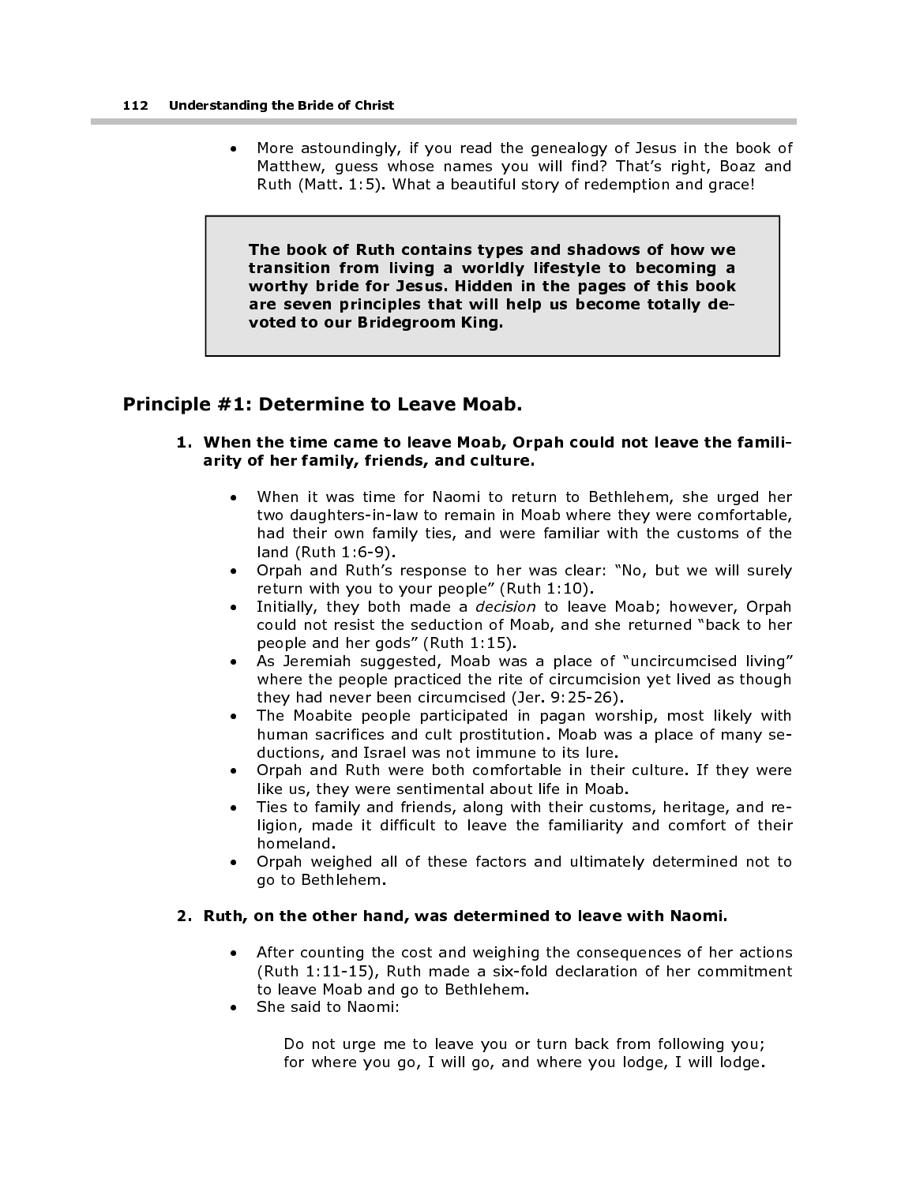- More astoundingly, if you read the genealogy of Jesus in the book of Matthew, guess whose names you will find? That's right, Boaz and Ruth (Matt. 1:5). What a beautiful story of redemption and grace!

> **The book of Ruth contains types and shadows of how we transition from living a worldly lifestyle to becoming a worthy bride for Jesus. Hidden in the pages of this book are seven principles that will help us become totally devoted to our Bridegroom King.**

## Principle #1: Determine to Leave Moab.

1. **When the time came to leave Moab, Orpah could not leave the familiarity of her family, friends, and culture.**

   - When it was time for Naomi to return to Bethlehem, she urged her two daughters-in-law to remain in Moab where they were comfortable, had their own family ties, and were familiar with the customs of the land (Ruth 1:6-9).
   - Orpah and Ruth's response to her was clear: "No, but we will surely return with you to your people" (Ruth 1:10).
   - Initially, they both made a *decision* to leave Moab; however, Orpah could not resist the seduction of Moab, and she returned "back to her people and her gods" (Ruth 1:15).
   - As Jeremiah suggested, Moab was a place of "uncircumcised living" where the people practiced the rite of circumcision yet lived as though they had never been circumcised (Jer. 9:25-26).
   - The Moabite people participated in pagan worship, most likely with human sacrifices and cult prostitution. Moab was a place of many seductions, and Israel was not immune to its lure.
   - Orpah and Ruth were both comfortable in their culture. If they were like us, they were sentimental about life in Moab.
   - Ties to family and friends, along with their customs, heritage, and religion, made it difficult to leave the familiarity and comfort of their homeland.
   - Orpah weighed all of these factors and ultimately determined not to go to Bethlehem.

2. **Ruth, on the other hand, was determined to leave with Naomi.**

   - After counting the cost and weighing the consequences of her actions (Ruth 1:11-15), Ruth made a six-fold declaration of her commitment to leave Moab and go to Bethlehem.
   - She said to Naomi:

     > Do not urge me to leave you or turn back from following you; for where you go, I will go, and where you lodge, I will lodge.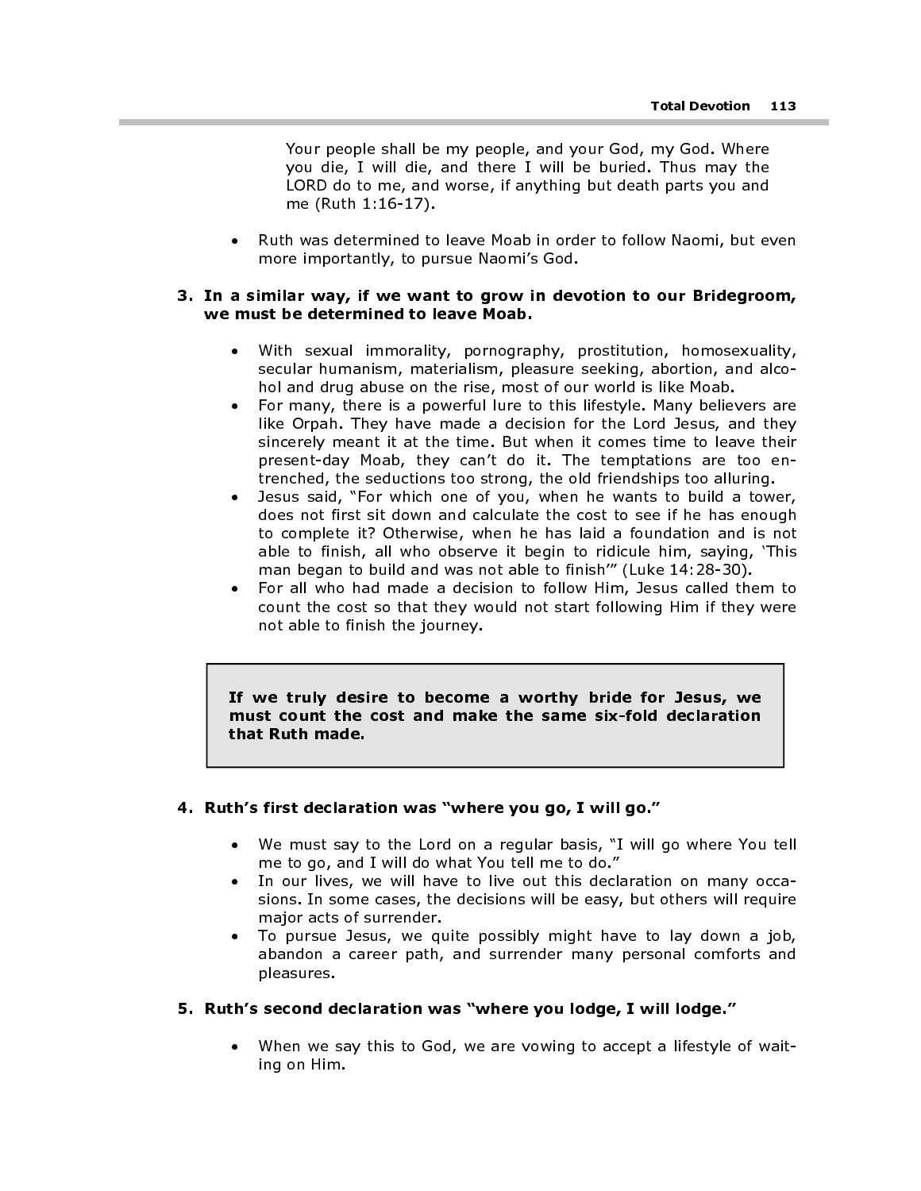> Your people shall be my people, and your God, my God. Where you die, I will die, and there I will be buried. Thus may the LORD do to me, and worse, if anything but death parts you and me (Ruth 1:16-17).

- Ruth was determined to leave Moab in order to follow Naomi, but even more importantly, to pursue Naomi's God.

**3. In a similar way, if we want to grow in devotion to our Bridegroom, we must be determined to leave Moab.**

- With sexual immorality, pornography, prostitution, homosexuality, secular humanism, materialism, pleasure seeking, abortion, and alcohol and drug abuse on the rise, most of our world is like Moab.
- For many, there is a powerful lure to this lifestyle. Many believers are like Orpah. They have made a decision for the Lord Jesus, and they sincerely meant it at the time. But when it comes time to leave their present-day Moab, they can't do it. The temptations are too entrenched, the seductions too strong, the old friendships too alluring.
- Jesus said, "For which one of you, when he wants to build a tower, does not first sit down and calculate the cost to see if he has enough to complete it? Otherwise, when he has laid a foundation and is not able to finish, all who observe it begin to ridicule him, saying, 'This man began to build and was not able to finish'" (Luke 14:28-30).
- For all who had made a decision to follow Him, Jesus called them to count the cost so that they would not start following Him if they were not able to finish the journey.

> **If we truly desire to become a worthy bride for Jesus, we must count the cost and make the same six-fold declaration that Ruth made.**

**4. Ruth's first declaration was "where you go, I will go."**

- We must say to the Lord on a regular basis, "I will go where You tell me to go, and I will do what You tell me to do."
- In our lives, we will have to live out this declaration on many occasions. In some cases, the decisions will be easy, but others will require major acts of surrender.
- To pursue Jesus, we quite possibly might have to lay down a job, abandon a career path, and surrender many personal comforts and pleasures.

**5. Ruth's second declaration was "where you lodge, I will lodge."**

- When we say this to God, we are vowing to accept a lifestyle of waiting on Him.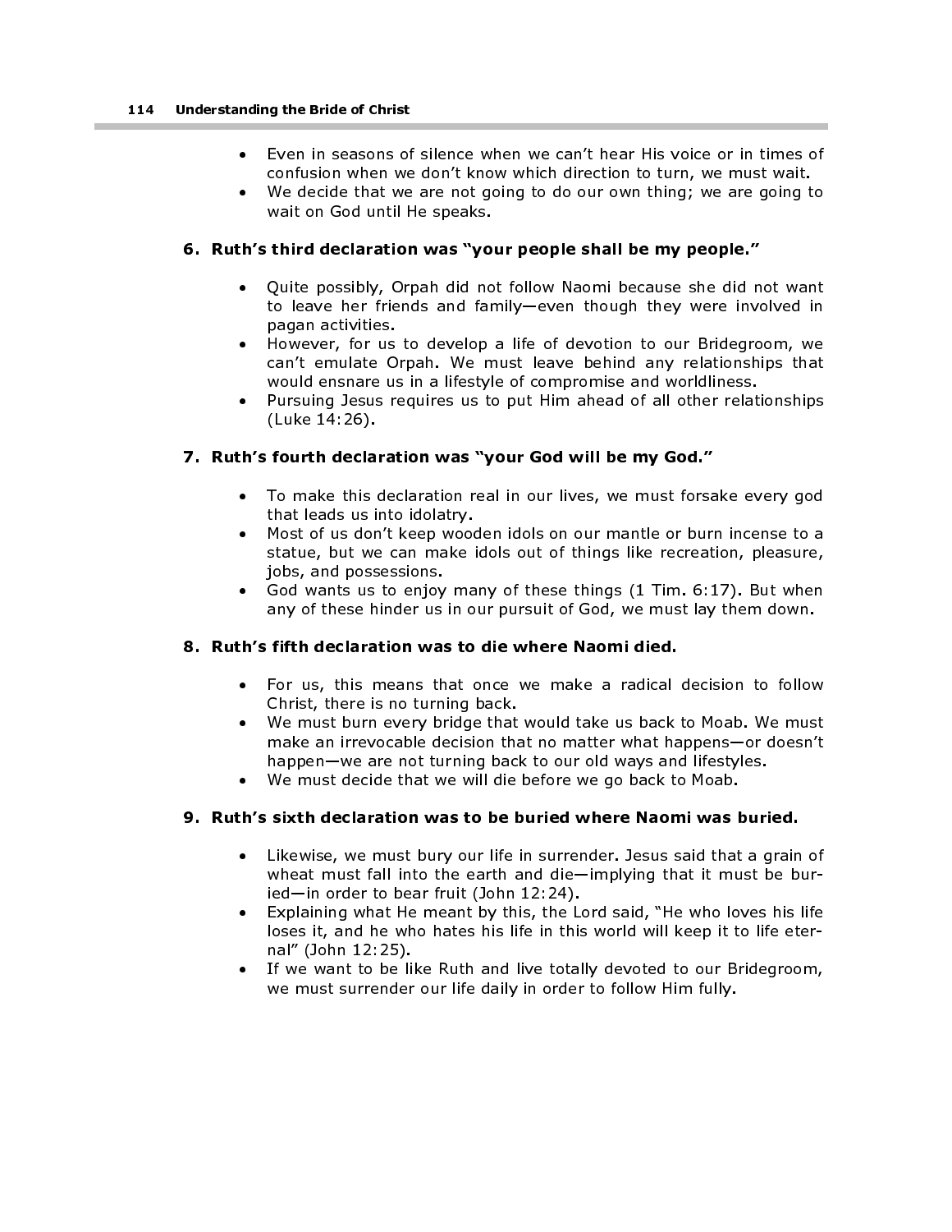- Even in seasons of silence when we can't hear His voice or in times of confusion when we don't know which direction to turn, we must wait.
- We decide that we are not going to do our own thing; we are going to wait on God until He speaks.

**6. Ruth's third declaration was "your people shall be my people."**

- Quite possibly, Orpah did not follow Naomi because she did not want to leave her friends and family—even though they were involved in pagan activities.
- However, for us to develop a life of devotion to our Bridegroom, we can't emulate Orpah. We must leave behind any relationships that would ensnare us in a lifestyle of compromise and worldliness.
- Pursuing Jesus requires us to put Him ahead of all other relationships (Luke 14:26).

**7. Ruth's fourth declaration was "your God will be my God."**

- To make this declaration real in our lives, we must forsake every god that leads us into idolatry.
- Most of us don't keep wooden idols on our mantle or burn incense to a statue, but we can make idols out of things like recreation, pleasure, jobs, and possessions.
- God wants us to enjoy many of these things (1 Tim. 6:17). But when any of these hinder us in our pursuit of God, we must lay them down.

**8. Ruth's fifth declaration was to die where Naomi died.**

- For us, this means that once we make a radical decision to follow Christ, there is no turning back.
- We must burn every bridge that would take us back to Moab. We must make an irrevocable decision that no matter what happens—or doesn't happen—we are not turning back to our old ways and lifestyles.
- We must decide that we will die before we go back to Moab.

**9. Ruth's sixth declaration was to be buried where Naomi was buried.**

- Likewise, we must bury our life in surrender. Jesus said that a grain of wheat must fall into the earth and die—implying that it must be buried—in order to bear fruit (John 12:24).
- Explaining what He meant by this, the Lord said, "He who loves his life loses it, and he who hates his life in this world will keep it to life eternal" (John 12:25).
- If we want to be like Ruth and live totally devoted to our Bridegroom, we must surrender our life daily in order to follow Him fully.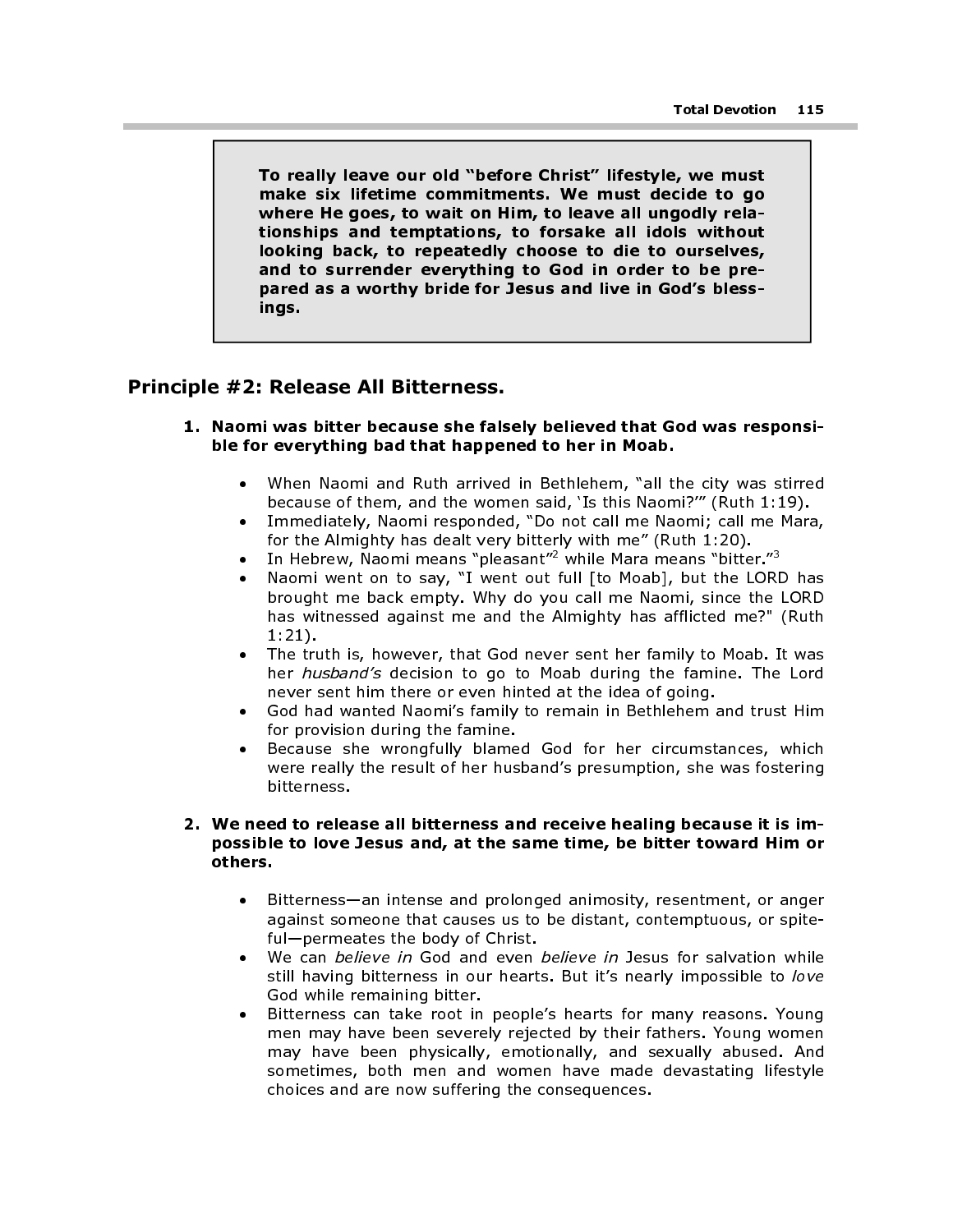> **To really leave our old "before Christ" lifestyle, we must make six lifetime commitments. We must decide to go where He goes, to wait on Him, to leave all ungodly relationships and temptations, to forsake all idols without looking back, to repeatedly choose to die to ourselves, and to surrender everything to God in order to be prepared as a worthy bride for Jesus and live in God's blessings.**

## Principle #2: Release All Bitterness.

1. **Naomi was bitter because she falsely believed that God was responsible for everything bad that happened to her in Moab.**

    - When Naomi and Ruth arrived in Bethlehem, "all the city was stirred because of them, and the women said, 'Is this Naomi?'" (Ruth 1:19).
    - Immediately, Naomi responded, "Do not call me Naomi; call me Mara, for the Almighty has dealt very bitterly with me" (Ruth 1:20).
    - In Hebrew, Naomi means "pleasant"[2] while Mara means "bitter."[3]
    - Naomi went on to say, "I went out full [to Moab], but the LORD has brought me back empty. Why do you call me Naomi, since the LORD has witnessed against me and the Almighty has afflicted me?" (Ruth 1:21).
    - The truth is, however, that God never sent her family to Moab. It was her *husband's* decision to go to Moab during the famine. The Lord never sent him there or even hinted at the idea of going.
    - God had wanted Naomi's family to remain in Bethlehem and trust Him for provision during the famine.
    - Because she wrongfully blamed God for her circumstances, which were really the result of her husband's presumption, she was fostering bitterness.

2. **We need to release all bitterness and receive healing because it is impossible to love Jesus and, at the same time, be bitter toward Him or others.**

    - Bitterness—an intense and prolonged animosity, resentment, or anger against someone that causes us to be distant, contemptuous, or spiteful—permeates the body of Christ.
    - We can *believe in* God and even *believe in* Jesus for salvation while still having bitterness in our hearts. But it's nearly impossible to *love* God while remaining bitter.
    - Bitterness can take root in people's hearts for many reasons. Young men may have been severely rejected by their fathers. Young women may have been physically, emotionally, and sexually abused. And sometimes, both men and women have made devastating lifestyle choices and are now suffering the consequences.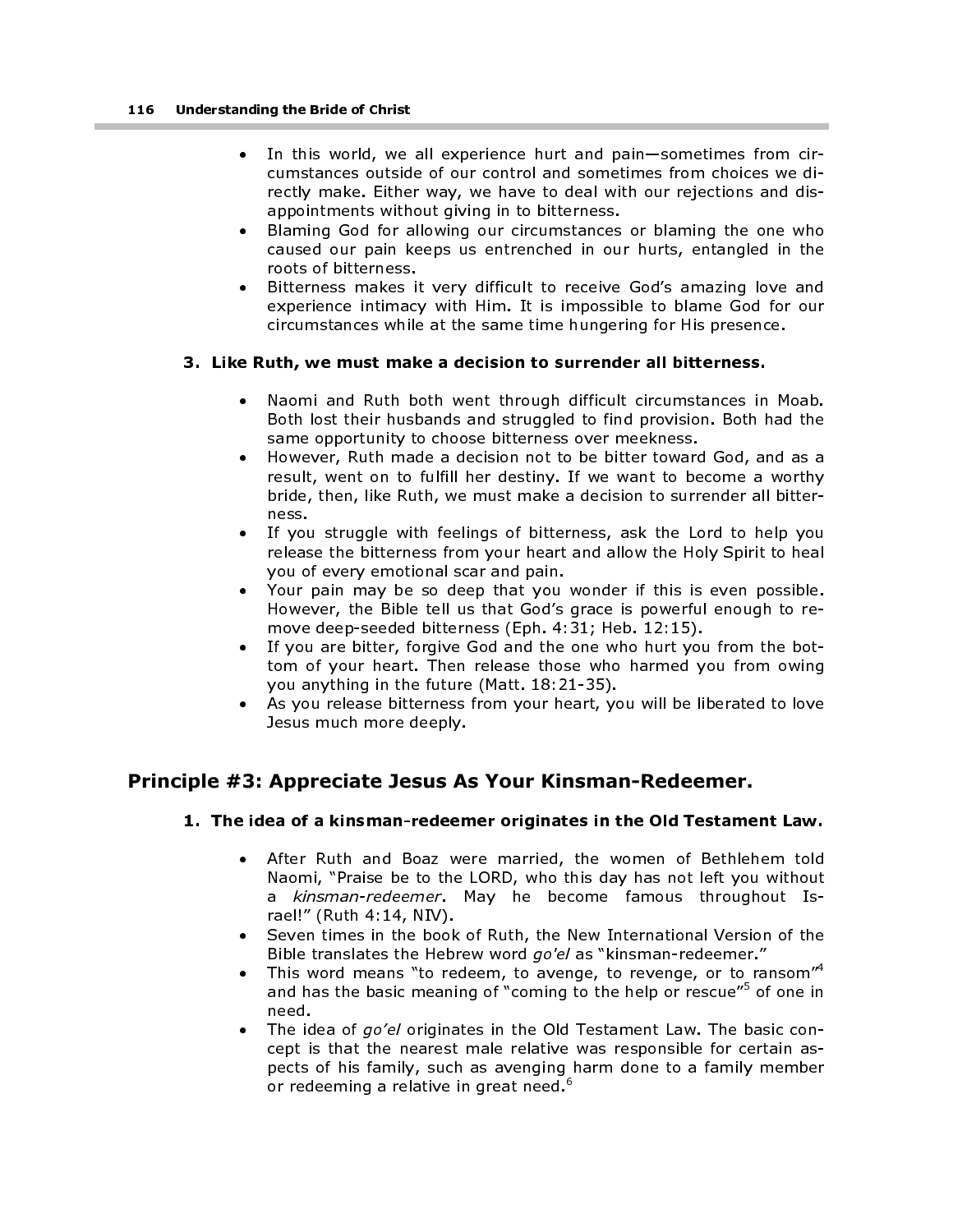- In this world, we all experience hurt and pain—sometimes from circumstances outside of our control and sometimes from choices we directly make. Either way, we have to deal with our rejections and disappointments without giving in to bitterness.
- Blaming God for allowing our circumstances or blaming the one who caused our pain keeps us entrenched in our hurts, entangled in the roots of bitterness.
- Bitterness makes it very difficult to receive God's amazing love and experience intimacy with Him. It is impossible to blame God for our circumstances while at the same time hungering for His presence.

**3. Like Ruth, we must make a decision to surrender all bitterness.**

- Naomi and Ruth both went through difficult circumstances in Moab. Both lost their husbands and struggled to find provision. Both had the same opportunity to choose bitterness over meekness.
- However, Ruth made a decision not to be bitter toward God, and as a result, went on to fulfill her destiny. If we want to become a worthy bride, then, like Ruth, we must make a decision to surrender all bitterness.
- If you struggle with feelings of bitterness, ask the Lord to help you release the bitterness from your heart and allow the Holy Spirit to heal you of every emotional scar and pain.
- Your pain may be so deep that you wonder if this is even possible. However, the Bible tell us that God's grace is powerful enough to remove deep-seeded bitterness (Eph. 4:31; Heb. 12:15).
- If you are bitter, forgive God and the one who hurt you from the bottom of your heart. Then release those who harmed you from owing you anything in the future (Matt. 18:21-35).
- As you release bitterness from your heart, you will be liberated to love Jesus much more deeply.

## Principle #3: Appreciate Jesus As Your Kinsman-Redeemer.

**1. The idea of a kinsman-redeemer originates in the Old Testament Law.**

- After Ruth and Boaz were married, the women of Bethlehem told Naomi, "Praise be to the LORD, who this day has not left you without a *kinsman-redeemer*. May he become famous throughout Israel!" (Ruth 4:14, NIV).
- Seven times in the book of Ruth, the New International Version of the Bible translates the Hebrew word *go'el* as "kinsman-redeemer."
- This word means "to redeem, to avenge, to revenge, or to ransom"[4] and has the basic meaning of "coming to the help or rescue"[5] of one in need.
- The idea of *go'el* originates in the Old Testament Law. The basic concept is that the nearest male relative was responsible for certain aspects of his family, such as avenging harm done to a family member or redeeming a relative in great need.[6]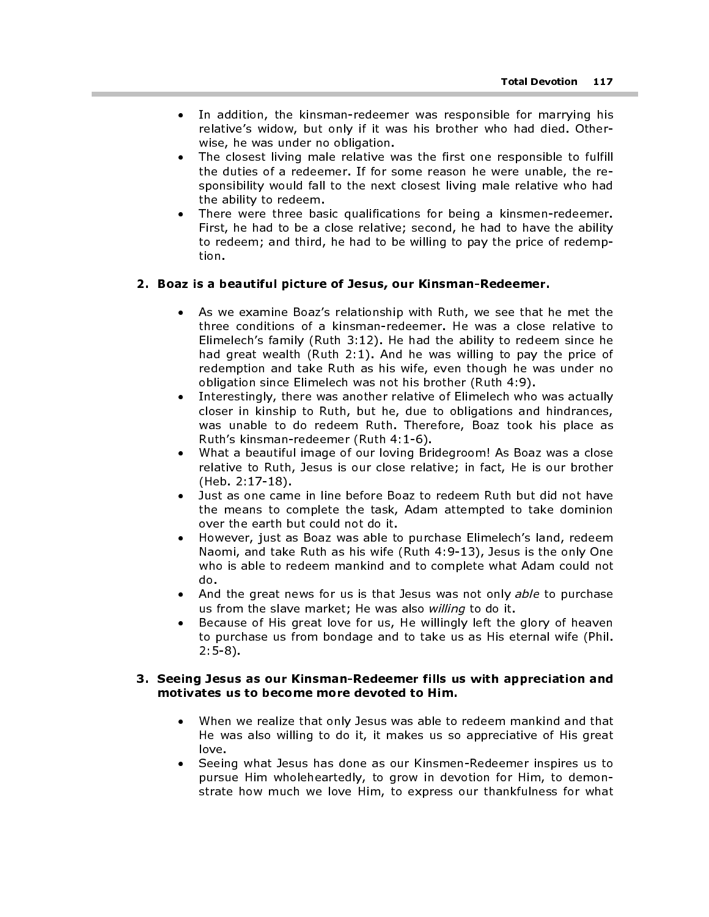- In addition, the kinsman-redeemer was responsible for marrying his relative's widow, but only if it was his brother who had died. Otherwise, he was under no obligation.
- The closest living male relative was the first one responsible to fulfill the duties of a redeemer. If for some reason he were unable, the responsibility would fall to the next closest living male relative who had the ability to redeem.
- There were three basic qualifications for being a kinsmen-redeemer. First, he had to be a close relative; second, he had to have the ability to redeem; and third, he had to be willing to pay the price of redemption.

**2. Boaz is a beautiful picture of Jesus, our Kinsman-Redeemer.**

- As we examine Boaz's relationship with Ruth, we see that he met the three conditions of a kinsman-redeemer. He was a close relative to Elimelech's family (Ruth 3:12). He had the ability to redeem since he had great wealth (Ruth 2:1). And he was willing to pay the price of redemption and take Ruth as his wife, even though he was under no obligation since Elimelech was not his brother (Ruth 4:9).
- Interestingly, there was another relative of Elimelech who was actually closer in kinship to Ruth, but he, due to obligations and hindrances, was unable to do redeem Ruth. Therefore, Boaz took his place as Ruth's kinsman-redeemer (Ruth 4:1-6).
- What a beautiful image of our loving Bridegroom! As Boaz was a close relative to Ruth, Jesus is our close relative; in fact, He is our brother (Heb. 2:17-18).
- Just as one came in line before Boaz to redeem Ruth but did not have the means to complete the task, Adam attempted to take dominion over the earth but could not do it.
- However, just as Boaz was able to purchase Elimelech's land, redeem Naomi, and take Ruth as his wife (Ruth 4:9-13), Jesus is the only One who is able to redeem mankind and to complete what Adam could not do.
- And the great news for us is that Jesus was not only *able* to purchase us from the slave market; He was also *willing* to do it.
- Because of His great love for us, He willingly left the glory of heaven to purchase us from bondage and to take us as His eternal wife (Phil. 2:5-8).

**3. Seeing Jesus as our Kinsman-Redeemer fills us with appreciation and motivates us to become more devoted to Him.**

- When we realize that only Jesus was able to redeem mankind and that He was also willing to do it, it makes us so appreciative of His great love.
- Seeing what Jesus has done as our Kinsmen-Redeemer inspires us to pursue Him wholeheartedly, to grow in devotion for Him, to demonstrate how much we love Him, to express our thankfulness for what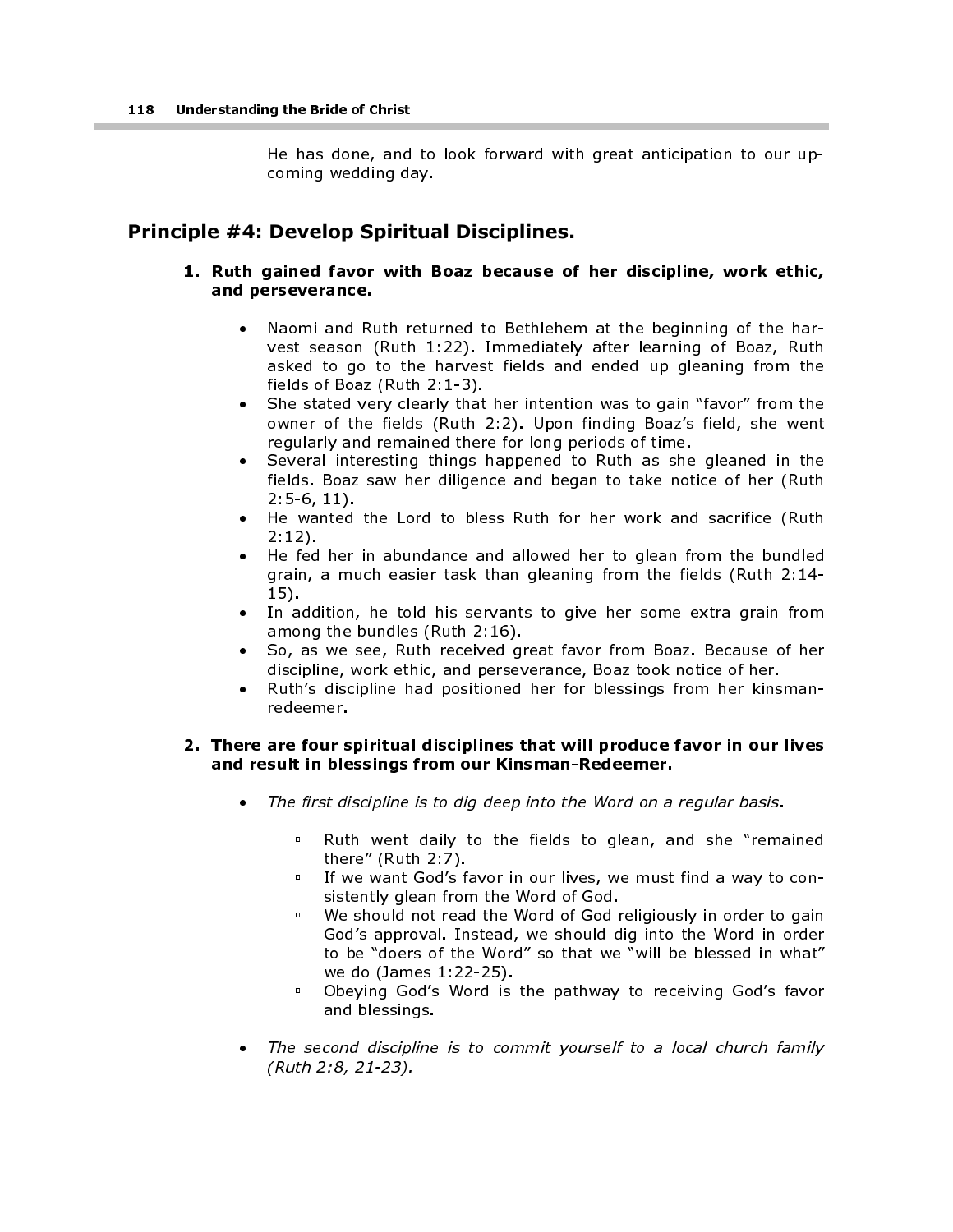He has done, and to look forward with great anticipation to our upcoming wedding day.

## Principle #4: Develop Spiritual Disciplines.

1. **Ruth gained favor with Boaz because of her discipline, work ethic, and perseverance.**

    - Naomi and Ruth returned to Bethlehem at the beginning of the harvest season (Ruth 1:22). Immediately after learning of Boaz, Ruth asked to go to the harvest fields and ended up gleaning from the fields of Boaz (Ruth 2:1-3).
    - She stated very clearly that her intention was to gain "favor" from the owner of the fields (Ruth 2:2). Upon finding Boaz's field, she went regularly and remained there for long periods of time.
    - Several interesting things happened to Ruth as she gleaned in the fields. Boaz saw her diligence and began to take notice of her (Ruth 2:5-6, 11).
    - He wanted the Lord to bless Ruth for her work and sacrifice (Ruth 2:12).
    - He fed her in abundance and allowed her to glean from the bundled grain, a much easier task than gleaning from the fields (Ruth 2:14-15).
    - In addition, he told his servants to give her some extra grain from among the bundles (Ruth 2:16).
    - So, as we see, Ruth received great favor from Boaz. Because of her discipline, work ethic, and perseverance, Boaz took notice of her.
    - Ruth's discipline had positioned her for blessings from her kinsman-redeemer.

2. **There are four spiritual disciplines that will produce favor in our lives and result in blessings from our Kinsman-Redeemer.**

    - *The first discipline is to dig deep into the Word on a regular basis*.

        - Ruth went daily to the fields to glean, and she "remained there" (Ruth 2:7).
        - If we want God's favor in our lives, we must find a way to consistently glean from the Word of God.
        - We should not read the Word of God religiously in order to gain God's approval. Instead, we should dig into the Word in order to be "doers of the Word" so that we "will be blessed in what" we do (James 1:22-25).
        - Obeying God's Word is the pathway to receiving God's favor and blessings.

    - *The second discipline is to commit yourself to a local church family (Ruth 2:8, 21-23).*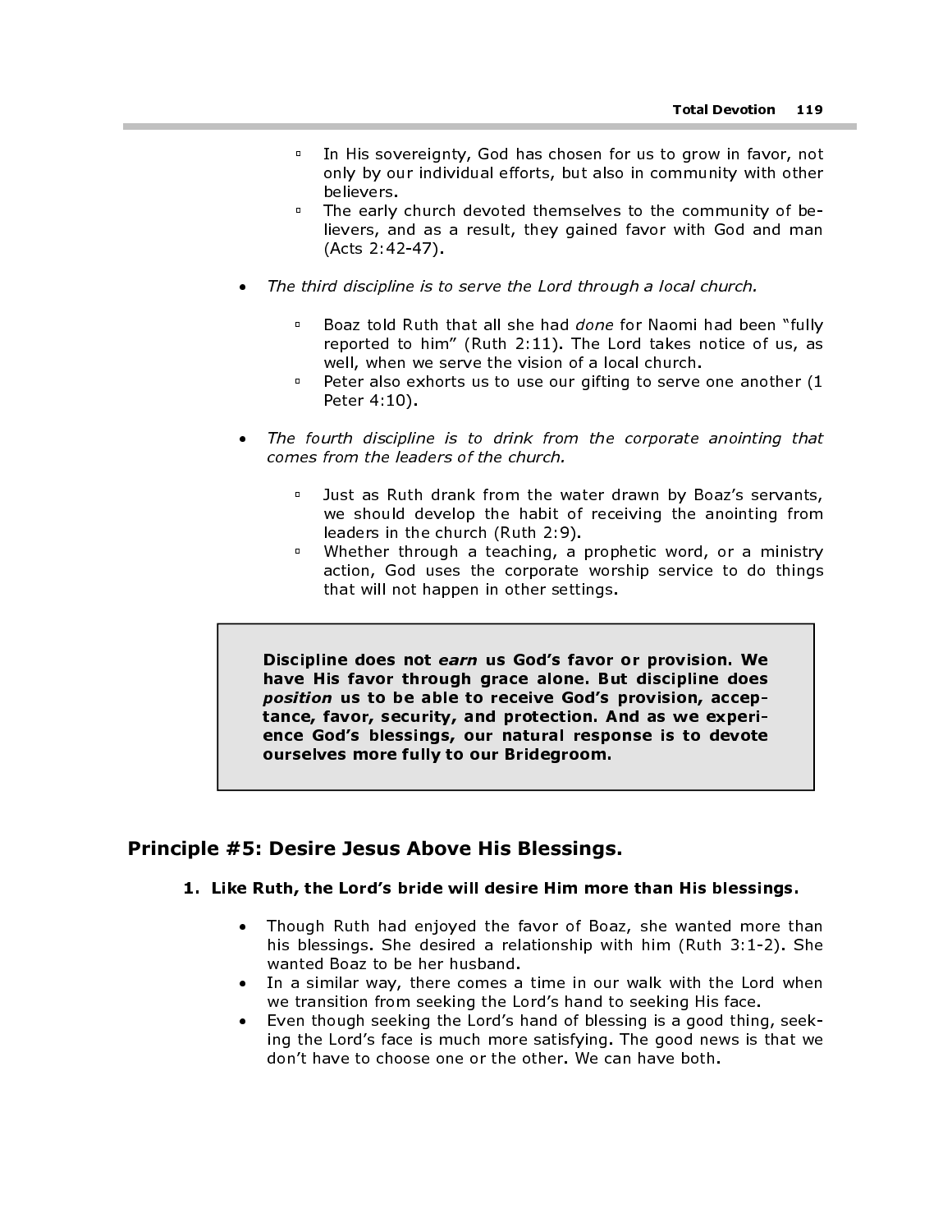- In His sovereignty, God has chosen for us to grow in favor, not only by our individual efforts, but also in community with other believers.
   - The early church devoted themselves to the community of believers, and as a result, they gained favor with God and man (Acts 2:42-47).

- *The third discipline is to serve the Lord through a local church.*

   - Boaz told Ruth that all she had *done* for Naomi had been "fully reported to him" (Ruth 2:11). The Lord takes notice of us, as well, when we serve the vision of a local church.
   - Peter also exhorts us to use our gifting to serve one another (1 Peter 4:10).

- *The fourth discipline is to drink from the corporate anointing that comes from the leaders of the church.*

   - Just as Ruth drank from the water drawn by Boaz's servants, we should develop the habit of receiving the anointing from leaders in the church (Ruth 2:9).
   - Whether through a teaching, a prophetic word, or a ministry action, God uses the corporate worship service to do things that will not happen in other settings.

> **Discipline does not *earn* us God's favor or provision. We have His favor through grace alone. But discipline does *position* us to be able to receive God's provision, acceptance, favor, security, and protection. And as we experience God's blessings, our natural response is to devote ourselves more fully to our Bridegroom.**

## Principle #5: Desire Jesus Above His Blessings.

**1. Like Ruth, the Lord's bride will desire Him more than His blessings.**

- Though Ruth had enjoyed the favor of Boaz, she wanted more than his blessings. She desired a relationship with him (Ruth 3:1-2). She wanted Boaz to be her husband.
- In a similar way, there comes a time in our walk with the Lord when we transition from seeking the Lord's hand to seeking His face.
- Even though seeking the Lord's hand of blessing is a good thing, seeking the Lord's face is much more satisfying. The good news is that we don't have to choose one or the other. We can have both.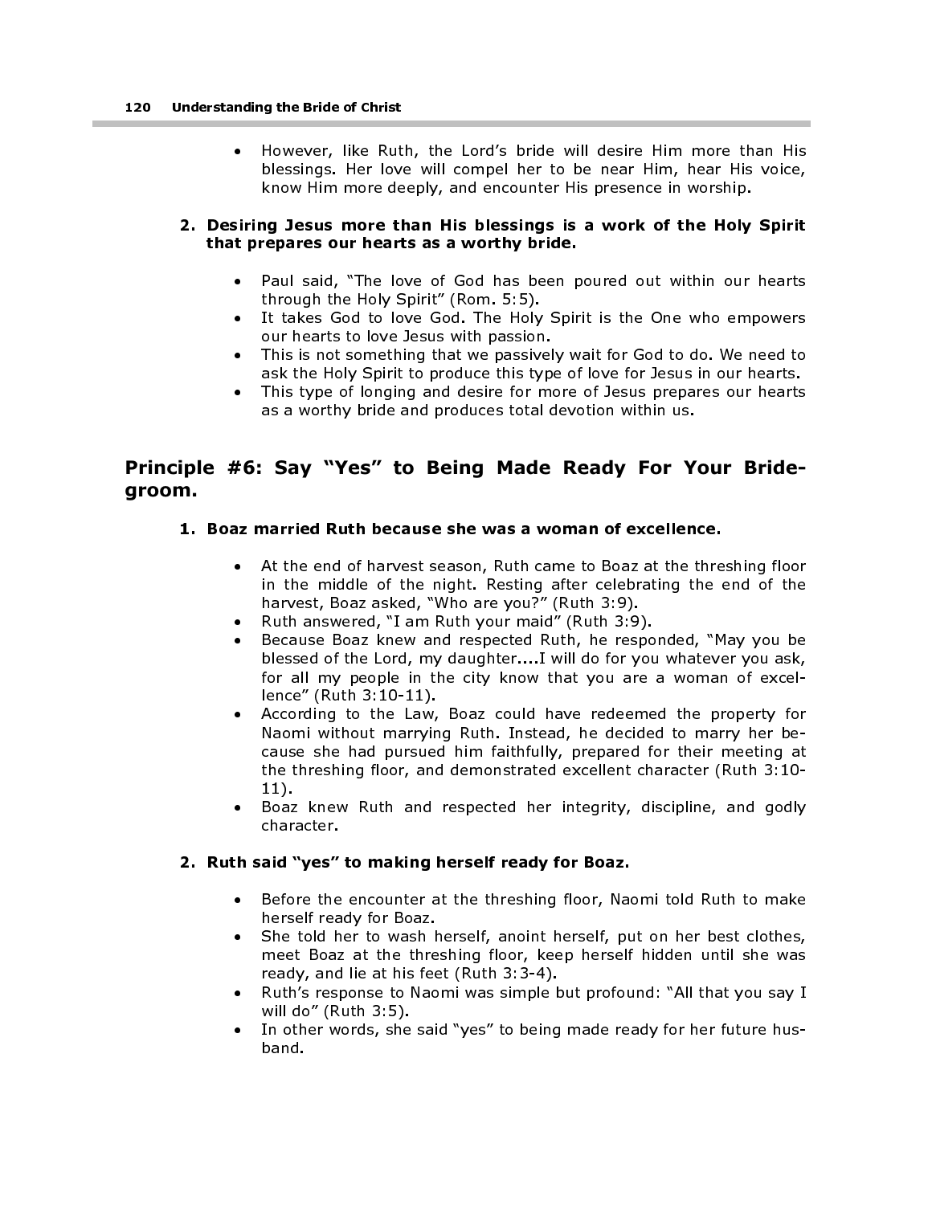- However, like Ruth, the Lord's bride will desire Him more than His blessings. Her love will compel her to be near Him, hear His voice, know Him more deeply, and encounter His presence in worship.

**2. Desiring Jesus more than His blessings is a work of the Holy Spirit that prepares our hearts as a worthy bride.**

- Paul said, "The love of God has been poured out within our hearts through the Holy Spirit" (Rom. 5:5).
- It takes God to love God. The Holy Spirit is the One who empowers our hearts to love Jesus with passion.
- This is not something that we passively wait for God to do. We need to ask the Holy Spirit to produce this type of love for Jesus in our hearts.
- This type of longing and desire for more of Jesus prepares our hearts as a worthy bride and produces total devotion within us.

## Principle #6: Say "Yes" to Being Made Ready For Your Bridegroom.

**1. Boaz married Ruth because she was a woman of excellence.**

- At the end of harvest season, Ruth came to Boaz at the threshing floor in the middle of the night. Resting after celebrating the end of the harvest, Boaz asked, "Who are you?" (Ruth 3:9).
- Ruth answered, "I am Ruth your maid" (Ruth 3:9).
- Because Boaz knew and respected Ruth, he responded, "May you be blessed of the Lord, my daughter....I will do for you whatever you ask, for all my people in the city know that you are a woman of excellence" (Ruth 3:10-11).
- According to the Law, Boaz could have redeemed the property for Naomi without marrying Ruth. Instead, he decided to marry her because she had pursued him faithfully, prepared for their meeting at the threshing floor, and demonstrated excellent character (Ruth 3:10-11).
- Boaz knew Ruth and respected her integrity, discipline, and godly character.

**2. Ruth said "yes" to making herself ready for Boaz.**

- Before the encounter at the threshing floor, Naomi told Ruth to make herself ready for Boaz.
- She told her to wash herself, anoint herself, put on her best clothes, meet Boaz at the threshing floor, keep herself hidden until she was ready, and lie at his feet (Ruth 3:3-4).
- Ruth's response to Naomi was simple but profound: "All that you say I will do" (Ruth 3:5).
- In other words, she said "yes" to being made ready for her future husband.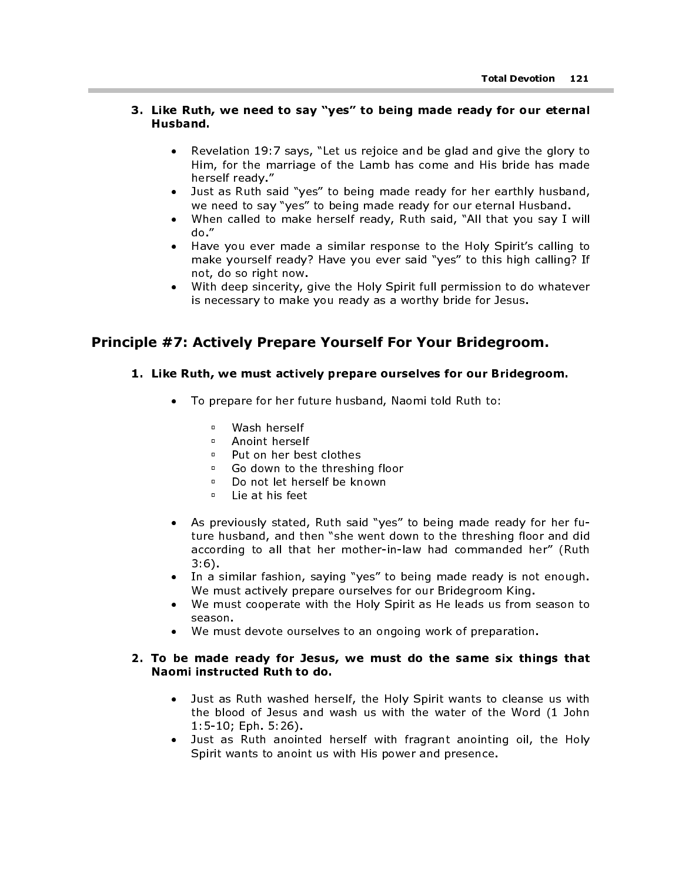**3. Like Ruth, we need to say "yes" to being made ready for our eternal Husband.**

- Revelation 19:7 says, "Let us rejoice and be glad and give the glory to Him, for the marriage of the Lamb has come and His bride has made herself ready."
- Just as Ruth said "yes" to being made ready for her earthly husband, we need to say "yes" to being made ready for our eternal Husband.
- When called to make herself ready, Ruth said, "All that you say I will do."
- Have you ever made a similar response to the Holy Spirit's calling to make yourself ready? Have you ever said "yes" to this high calling? If not, do so right now.
- With deep sincerity, give the Holy Spirit full permission to do whatever is necessary to make you ready as a worthy bride for Jesus.

## Principle #7: Actively Prepare Yourself For Your Bridegroom.

**1. Like Ruth, we must actively prepare ourselves for our Bridegroom.**

- To prepare for her future husband, Naomi told Ruth to:
  - Wash herself
  - Anoint herself
  - Put on her best clothes
  - Go down to the threshing floor
  - Do not let herself be known
  - Lie at his feet
- As previously stated, Ruth said "yes" to being made ready for her future husband, and then "she went down to the threshing floor and did according to all that her mother-in-law had commanded her" (Ruth 3:6).
- In a similar fashion, saying "yes" to being made ready is not enough. We must actively prepare ourselves for our Bridegroom King.
- We must cooperate with the Holy Spirit as He leads us from season to season.
- We must devote ourselves to an ongoing work of preparation.

**2. To be made ready for Jesus, we must do the same six things that Naomi instructed Ruth to do.**

- Just as Ruth washed herself, the Holy Spirit wants to cleanse us with the blood of Jesus and wash us with the water of the Word (1 John 1:5-10; Eph. 5:26).
- Just as Ruth anointed herself with fragrant anointing oil, the Holy Spirit wants to anoint us with His power and presence.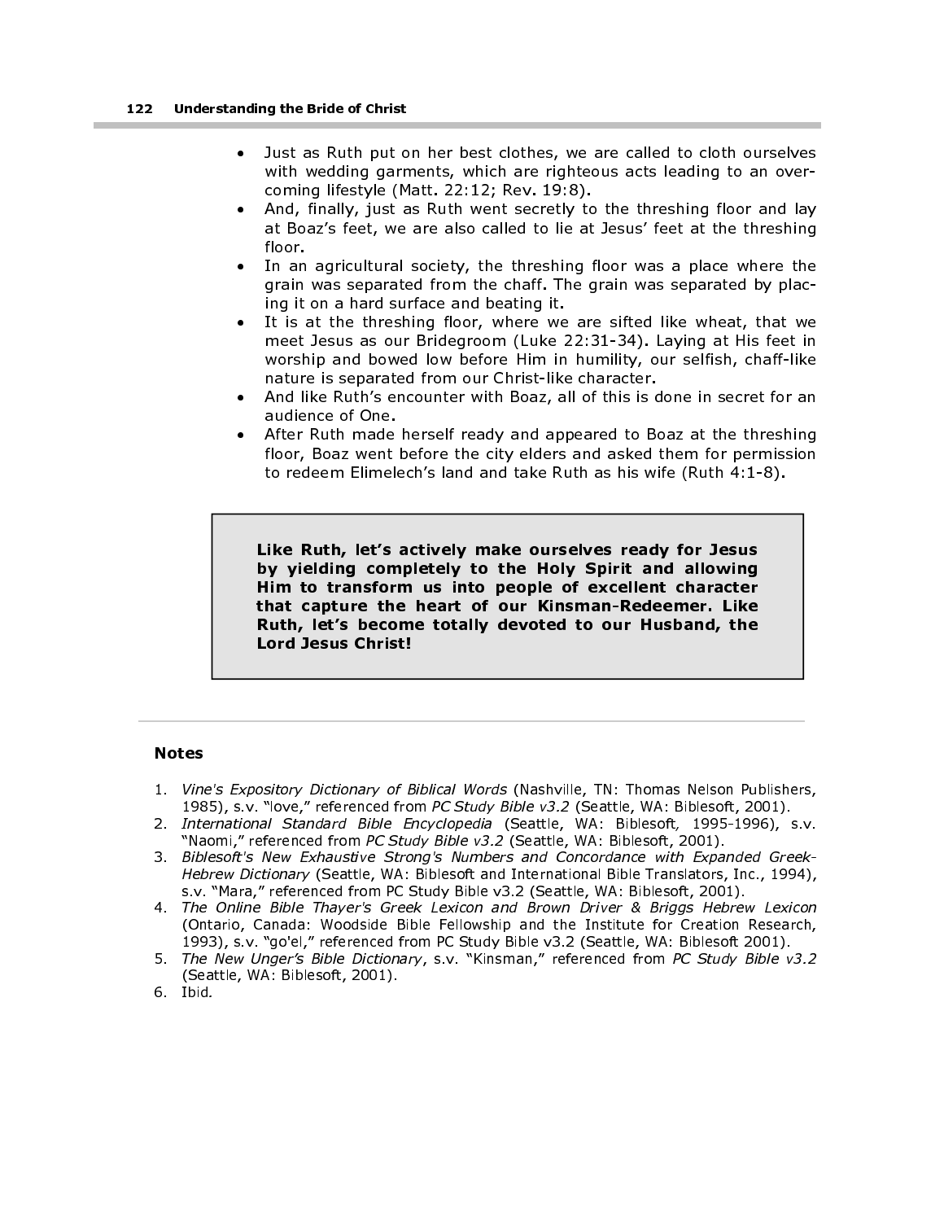- Just as Ruth put on her best clothes, we are called to cloth ourselves with wedding garments, which are righteous acts leading to an overcoming lifestyle (Matt. 22:12; Rev. 19:8).
- And, finally, just as Ruth went secretly to the threshing floor and lay at Boaz's feet, we are also called to lie at Jesus' feet at the threshing floor.
- In an agricultural society, the threshing floor was a place where the grain was separated from the chaff. The grain was separated by placing it on a hard surface and beating it.
- It is at the threshing floor, where we are sifted like wheat, that we meet Jesus as our Bridegroom (Luke 22:31-34). Laying at His feet in worship and bowed low before Him in humility, our selfish, chaff-like nature is separated from our Christ-like character.
- And like Ruth's encounter with Boaz, all of this is done in secret for an audience of One.
- After Ruth made herself ready and appeared to Boaz at the threshing floor, Boaz went before the city elders and asked them for permission to redeem Elimelech's land and take Ruth as his wife (Ruth 4:1-8).

> **Like Ruth, let's actively make ourselves ready for Jesus by yielding completely to the Holy Spirit and allowing Him to transform us into people of excellent character that capture the heart of our Kinsman-Redeemer. Like Ruth, let's become totally devoted to our Husband, the Lord Jesus Christ!**

---

### Notes

1. *Vine's Expository Dictionary of Biblical Words* (Nashville, TN: Thomas Nelson Publishers, 1985), s.v. "love," referenced from *PC Study Bible v3.2* (Seattle, WA: Biblesoft, 2001).
2. *International Standard Bible Encyclopedia* (Seattle, WA: Biblesoft, 1995-1996), s.v. "Naomi," referenced from *PC Study Bible v3.2* (Seattle, WA: Biblesoft, 2001).
3. *Biblesoft's New Exhaustive Strong's Numbers and Concordance with Expanded Greek-Hebrew Dictionary* (Seattle, WA: Biblesoft and International Bible Translators, Inc., 1994), s.v. "Mara," referenced from PC Study Bible v3.2 (Seattle, WA: Biblesoft, 2001).
4. *The Online Bible Thayer's Greek Lexicon and Brown Driver & Briggs Hebrew Lexicon* (Ontario, Canada: Woodside Bible Fellowship and the Institute for Creation Research, 1993), s.v. "go'el," referenced from PC Study Bible v3.2 (Seattle, WA: Biblesoft 2001).
5. *The New Unger's Bible Dictionary*, s.v. "Kinsman," referenced from *PC Study Bible v3.2* (Seattle, WA: Biblesoft, 2001).
6. Ibid.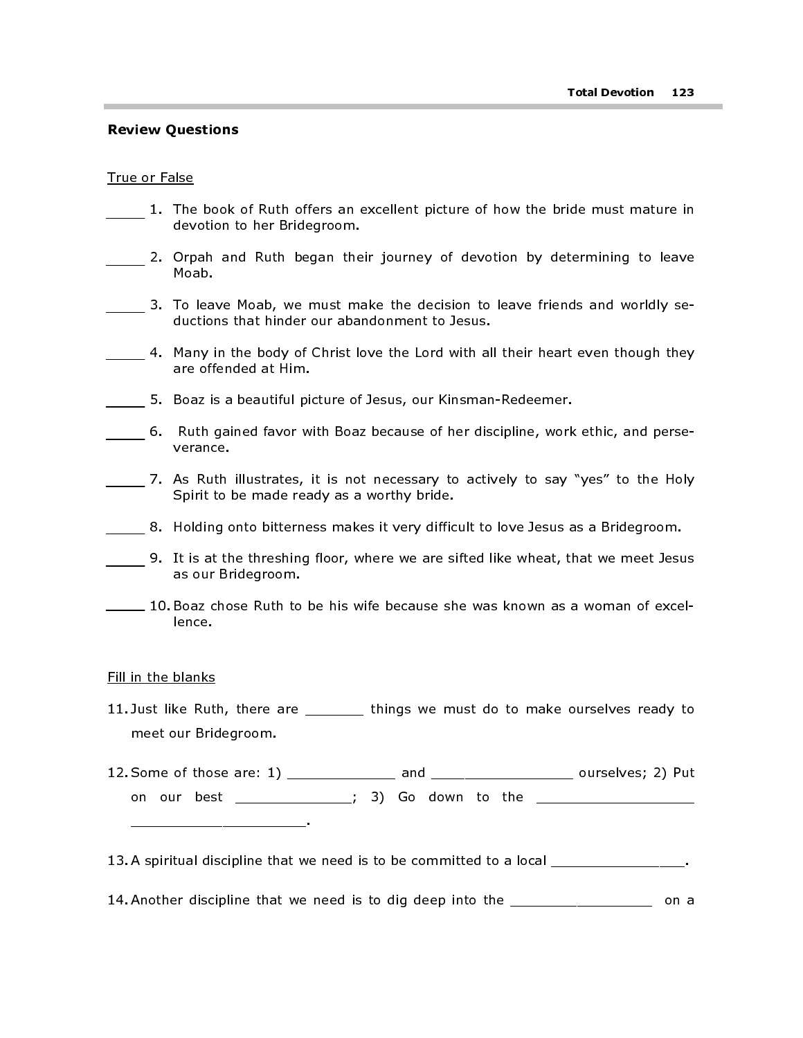## Review Questions

True or False

_____ 1. The book of Ruth offers an excellent picture of how the bride must mature in devotion to her Bridegroom.

_____ 2. Orpah and Ruth began their journey of devotion by determining to leave Moab.

_____ 3. To leave Moab, we must make the decision to leave friends and worldly seductions that hinder our abandonment to Jesus.

_____ 4. Many in the body of Christ love the Lord with all their heart even though they are offended at Him.

_____ 5. Boaz is a beautiful picture of Jesus, our Kinsman-Redeemer.

_____ 6. Ruth gained favor with Boaz because of her discipline, work ethic, and perseverance.

_____ 7. As Ruth illustrates, it is not necessary to actively to say "yes" to the Holy Spirit to be made ready as a worthy bride.

_____ 8. Holding onto bitterness makes it very difficult to love Jesus as a Bridegroom.

_____ 9. It is at the threshing floor, where we are sifted like wheat, that we meet Jesus as our Bridegroom.

_____ 10. Boaz chose Ruth to be his wife because she was known as a woman of excellence.

Fill in the blanks

11. Just like Ruth, there are _______ things we must do to make ourselves ready to meet our Bridegroom.

12. Some of those are: 1) ____________ and ________________ ourselves; 2) Put on our best _____________; 3) Go down to the __________________ ____________________.

13. A spiritual discipline that we need is to be committed to a local _______________.

14. Another discipline that we need is to dig deep into the ________________ on a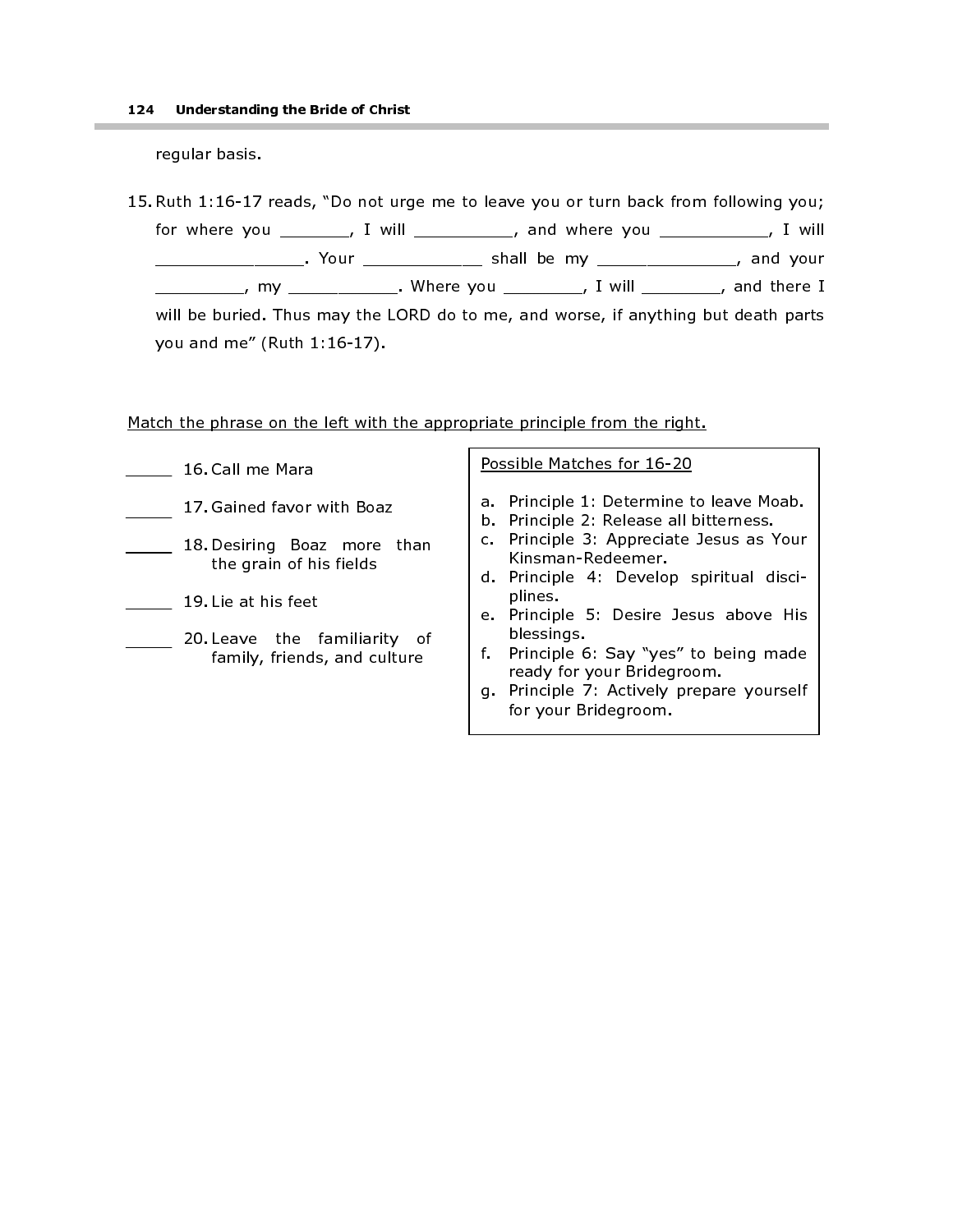regular basis.

15. Ruth 1:16-17 reads, "Do not urge me to leave you or turn back from following you; for where you _______, I will __________, and where you ___________, I will _______________. Your ____________ shall be my ______________, and your _________, my ___________. Where you ________, I will ________, and there I will be buried. Thus may the LORD do to me, and worse, if anything but death parts you and me" (Ruth 1:16-17).

Match the phrase on the left with the appropriate principle from the right.

_____ 16. Call me Mara

_____ 17. Gained favor with Boaz

_____ 18. Desiring Boaz more than the grain of his fields

_____ 19. Lie at his feet

_____ 20. Leave the familiarity of family, friends, and culture

Possible Matches for 16-20

a. Principle 1: Determine to leave Moab.
b. Principle 2: Release all bitterness.
c. Principle 3: Appreciate Jesus as Your Kinsman-Redeemer.
d. Principle 4: Develop spiritual disciplines.
e. Principle 5: Desire Jesus above His blessings.
f. Principle 6: Say "yes" to being made ready for your Bridegroom.
g. Principle 7: Actively prepare yourself for your Bridegroom.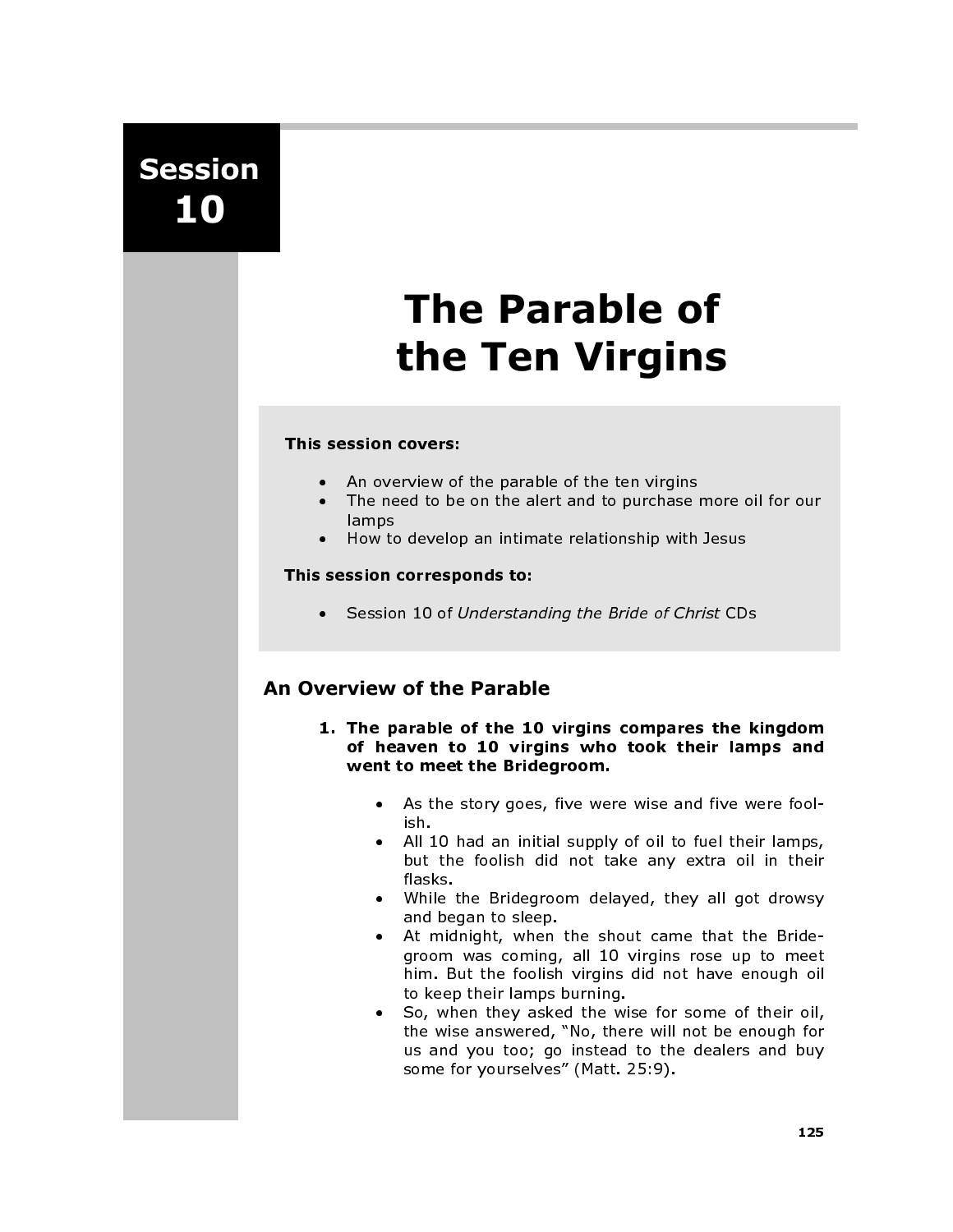**Session 10**

# The Parable of the Ten Virgins

**This session covers:**

- An overview of the parable of the ten virgins
- The need to be on the alert and to purchase more oil for our lamps
- How to develop an intimate relationship with Jesus

**This session corresponds to:**

- Session 10 of *Understanding the Bride of Christ* CDs

## An Overview of the Parable

1. **The parable of the 10 virgins compares the kingdom of heaven to 10 virgins who took their lamps and went to meet the Bridegroom.**

   - As the story goes, five were wise and five were foolish.
   - All 10 had an initial supply of oil to fuel their lamps, but the foolish did not take any extra oil in their flasks.
   - While the Bridegroom delayed, they all got drowsy and began to sleep.
   - At midnight, when the shout came that the Bridegroom was coming, all 10 virgins rose up to meet him. But the foolish virgins did not have enough oil to keep their lamps burning.
   - So, when they asked the wise for some of their oil, the wise answered, "No, there will not be enough for us and you too; go instead to the dealers and buy some for yourselves" (Matt. 25:9).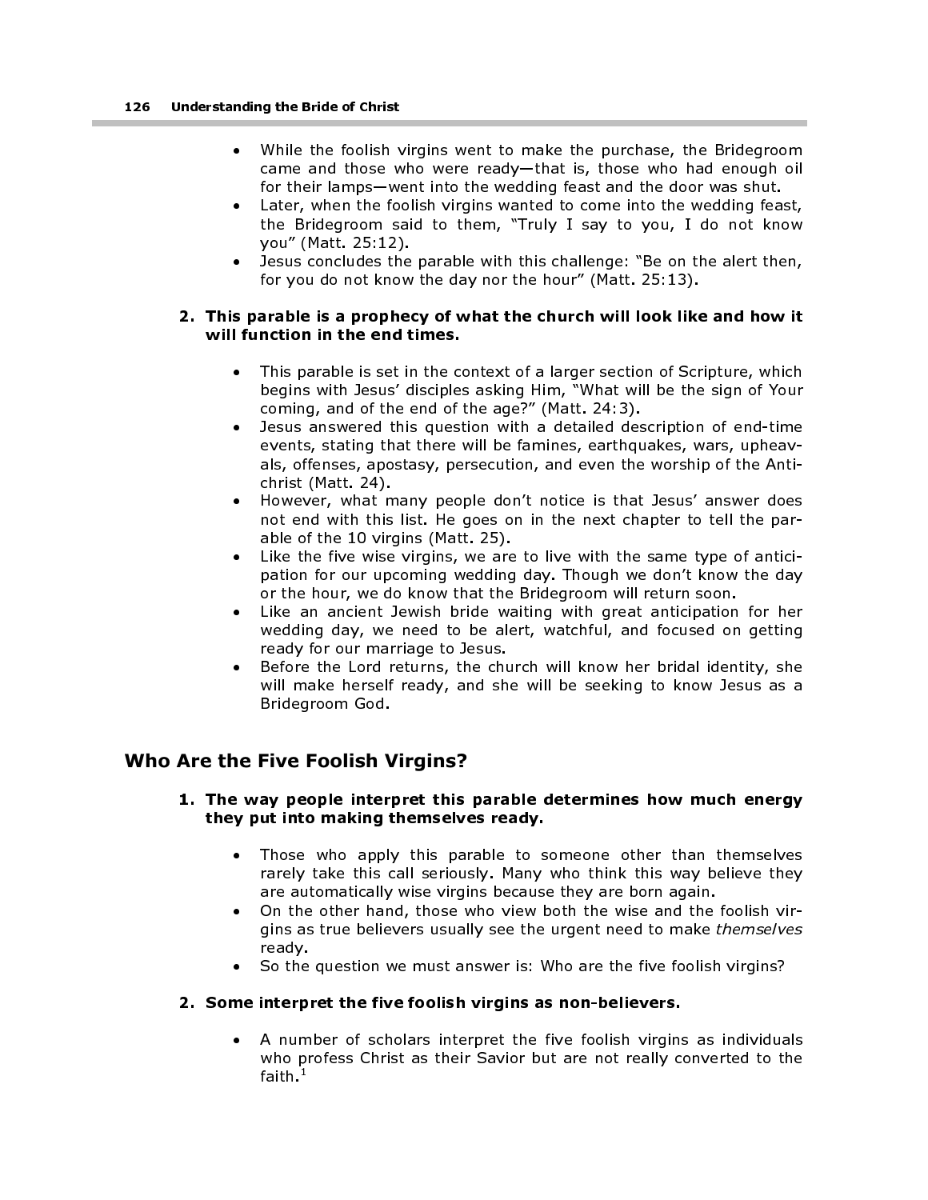- While the foolish virgins went to make the purchase, the Bridegroom came and those who were ready—that is, those who had enough oil for their lamps—went into the wedding feast and the door was shut.
- Later, when the foolish virgins wanted to come into the wedding feast, the Bridegroom said to them, "Truly I say to you, I do not know you" (Matt. 25:12).
- Jesus concludes the parable with this challenge: "Be on the alert then, for you do not know the day nor the hour" (Matt. 25:13).

**2. This parable is a prophecy of what the church will look like and how it will function in the end times.**

- This parable is set in the context of a larger section of Scripture, which begins with Jesus' disciples asking Him, "What will be the sign of Your coming, and of the end of the age?" (Matt. 24:3).
- Jesus answered this question with a detailed description of end-time events, stating that there will be famines, earthquakes, wars, upheavals, offenses, apostasy, persecution, and even the worship of the Antichrist (Matt. 24).
- However, what many people don't notice is that Jesus' answer does not end with this list. He goes on in the next chapter to tell the parable of the 10 virgins (Matt. 25).
- Like the five wise virgins, we are to live with the same type of anticipation for our upcoming wedding day. Though we don't know the day or the hour, we do know that the Bridegroom will return soon.
- Like an ancient Jewish bride waiting with great anticipation for her wedding day, we need to be alert, watchful, and focused on getting ready for our marriage to Jesus.
- Before the Lord returns, the church will know her bridal identity, she will make herself ready, and she will be seeking to know Jesus as a Bridegroom God.

## Who Are the Five Foolish Virgins?

**1. The way people interpret this parable determines how much energy they put into making themselves ready.**

- Those who apply this parable to someone other than themselves rarely take this call seriously. Many who think this way believe they are automatically wise virgins because they are born again.
- On the other hand, those who view both the wise and the foolish virgins as true believers usually see the urgent need to make *themselves* ready.
- So the question we must answer is: Who are the five foolish virgins?

**2. Some interpret the five foolish virgins as non-believers.**

- A number of scholars interpret the five foolish virgins as individuals who profess Christ as their Savior but are not really converted to the faith.[1]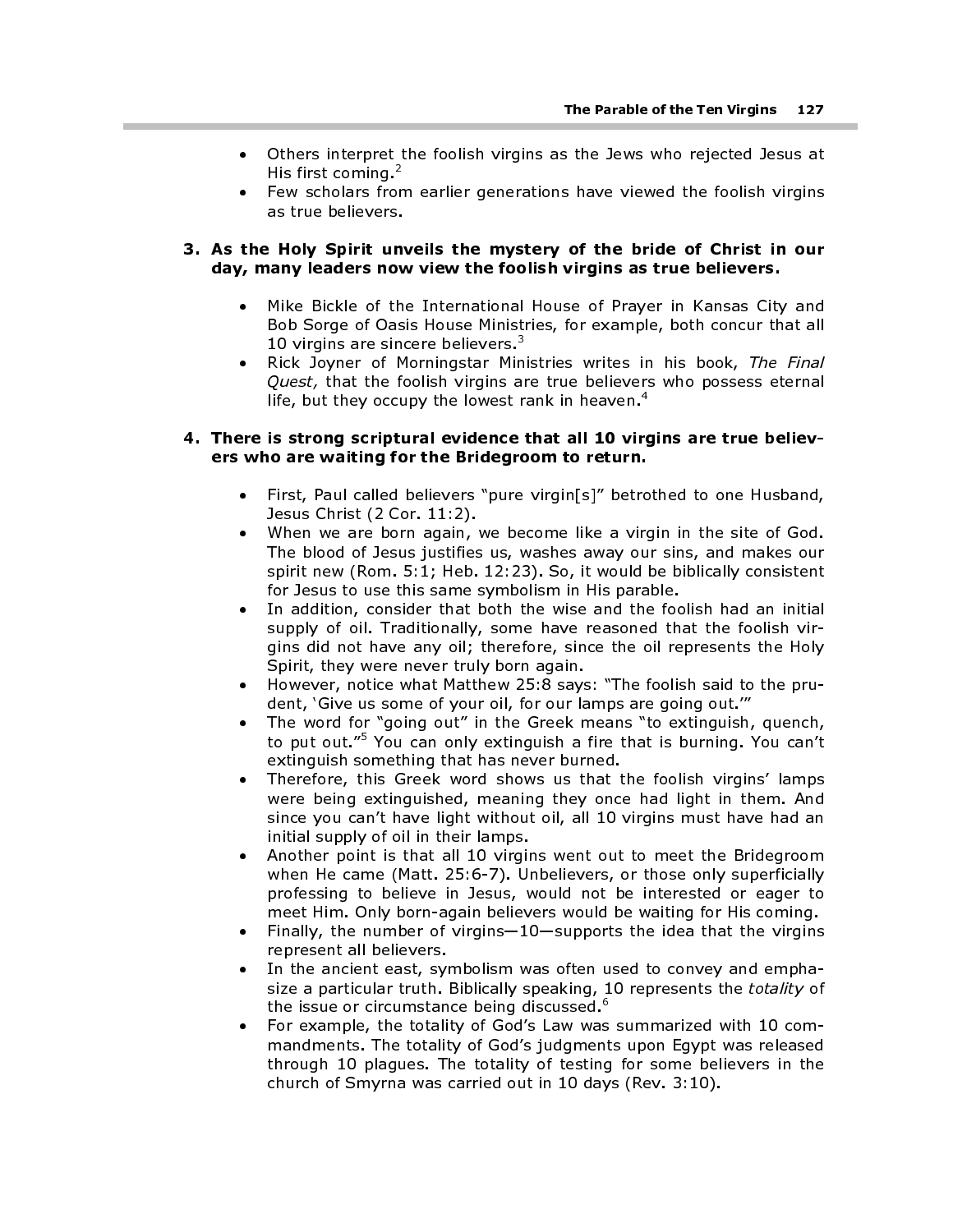- Others interpret the foolish virgins as the Jews who rejected Jesus at His first coming.[2]
- Few scholars from earlier generations have viewed the foolish virgins as true believers.

**3. As the Holy Spirit unveils the mystery of the bride of Christ in our day, many leaders now view the foolish virgins as true believers.**

- Mike Bickle of the International House of Prayer in Kansas City and Bob Sorge of Oasis House Ministries, for example, both concur that all 10 virgins are sincere believers.[3]
- Rick Joyner of Morningstar Ministries writes in his book, *The Final Quest,* that the foolish virgins are true believers who possess eternal life, but they occupy the lowest rank in heaven.[4]

**4. There is strong scriptural evidence that all 10 virgins are true believers who are waiting for the Bridegroom to return.**

- First, Paul called believers "pure virgin[s]" betrothed to one Husband, Jesus Christ (2 Cor. 11:2).
- When we are born again, we become like a virgin in the site of God. The blood of Jesus justifies us, washes away our sins, and makes our spirit new (Rom. 5:1; Heb. 12:23). So, it would be biblically consistent for Jesus to use this same symbolism in His parable.
- In addition, consider that both the wise and the foolish had an initial supply of oil. Traditionally, some have reasoned that the foolish virgins did not have any oil; therefore, since the oil represents the Holy Spirit, they were never truly born again.
- However, notice what Matthew 25:8 says: "The foolish said to the prudent, 'Give us some of your oil, for our lamps are going out.'"
- The word for "going out" in the Greek means "to extinguish, quench, to put out."[5] You can only extinguish a fire that is burning. You can't extinguish something that has never burned.
- Therefore, this Greek word shows us that the foolish virgins' lamps were being extinguished, meaning they once had light in them. And since you can't have light without oil, all 10 virgins must have had an initial supply of oil in their lamps.
- Another point is that all 10 virgins went out to meet the Bridegroom when He came (Matt. 25:6-7). Unbelievers, or those only superficially professing to believe in Jesus, would not be interested or eager to meet Him. Only born-again believers would be waiting for His coming.
- Finally, the number of virgins—10—supports the idea that the virgins represent all believers.
- In the ancient east, symbolism was often used to convey and emphasize a particular truth. Biblically speaking, 10 represents the *totality* of the issue or circumstance being discussed.[6]
- For example, the totality of God's Law was summarized with 10 commandments. The totality of God's judgments upon Egypt was released through 10 plagues. The totality of testing for some believers in the church of Smyrna was carried out in 10 days (Rev. 3:10).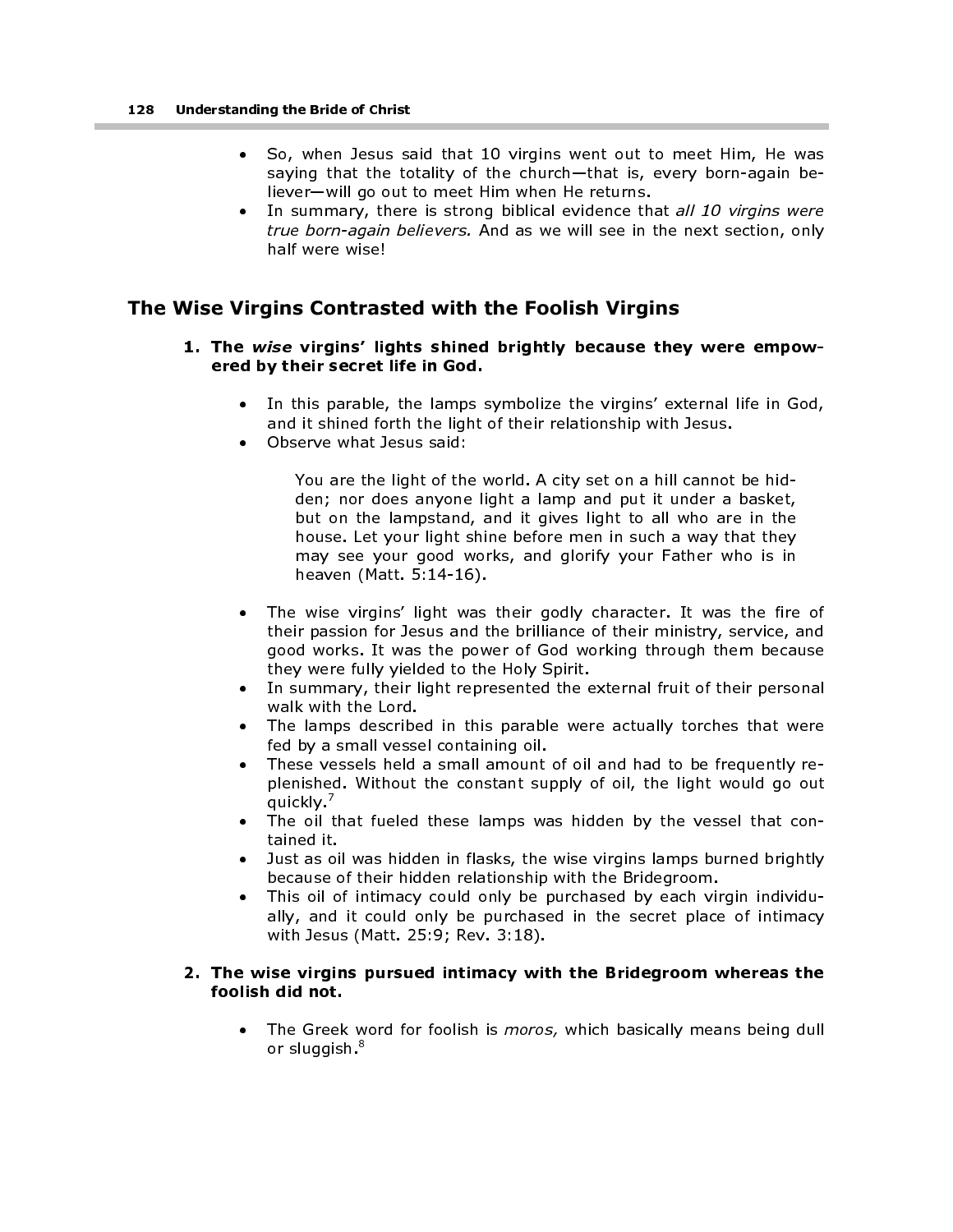- So, when Jesus said that 10 virgins went out to meet Him, He was saying that the totality of the church—that is, every born-again believer—will go out to meet Him when He returns.
- In summary, there is strong biblical evidence that *all 10 virgins were true born-again believers.* And as we will see in the next section, only half were wise!

## The Wise Virgins Contrasted with the Foolish Virgins

**1. The *wise* virgins' lights shined brightly because they were empowered by their secret life in God.**

- In this parable, the lamps symbolize the virgins' external life in God, and it shined forth the light of their relationship with Jesus.
- Observe what Jesus said:

> You are the light of the world. A city set on a hill cannot be hidden; nor does anyone light a lamp and put it under a basket, but on the lampstand, and it gives light to all who are in the house. Let your light shine before men in such a way that they may see your good works, and glorify your Father who is in heaven (Matt. 5:14-16).

- The wise virgins' light was their godly character. It was the fire of their passion for Jesus and the brilliance of their ministry, service, and good works. It was the power of God working through them because they were fully yielded to the Holy Spirit.
- In summary, their light represented the external fruit of their personal walk with the Lord.
- The lamps described in this parable were actually torches that were fed by a small vessel containing oil.
- These vessels held a small amount of oil and had to be frequently replenished. Without the constant supply of oil, the light would go out quickly.[7]
- The oil that fueled these lamps was hidden by the vessel that contained it.
- Just as oil was hidden in flasks, the wise virgins lamps burned brightly because of their hidden relationship with the Bridegroom.
- This oil of intimacy could only be purchased by each virgin individually, and it could only be purchased in the secret place of intimacy with Jesus (Matt. 25:9; Rev. 3:18).

**2. The wise virgins pursued intimacy with the Bridegroom whereas the foolish did not.**

- The Greek word for foolish is *moros,* which basically means being dull or sluggish.[8]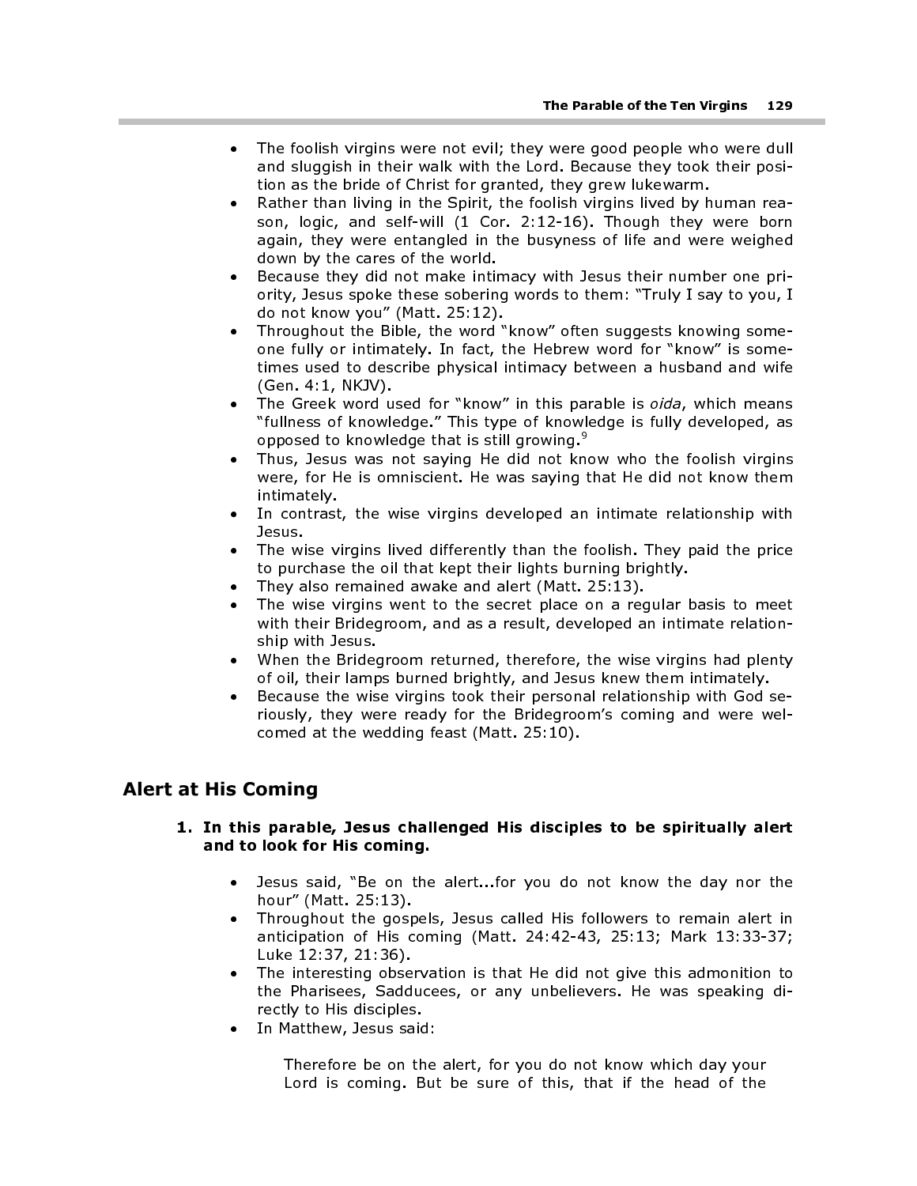- The foolish virgins were not evil; they were good people who were dull and sluggish in their walk with the Lord. Because they took their position as the bride of Christ for granted, they grew lukewarm.
- Rather than living in the Spirit, the foolish virgins lived by human reason, logic, and self-will (1 Cor. 2:12-16). Though they were born again, they were entangled in the busyness of life and were weighed down by the cares of the world.
- Because they did not make intimacy with Jesus their number one priority, Jesus spoke these sobering words to them: "Truly I say to you, I do not know you" (Matt. 25:12).
- Throughout the Bible, the word "know" often suggests knowing someone fully or intimately. In fact, the Hebrew word for "know" is sometimes used to describe physical intimacy between a husband and wife (Gen. 4:1, NKJV).
- The Greek word used for "know" in this parable is *oida*, which means "fullness of knowledge." This type of knowledge is fully developed, as opposed to knowledge that is still growing.[9]
- Thus, Jesus was not saying He did not know who the foolish virgins were, for He is omniscient. He was saying that He did not know them intimately.
- In contrast, the wise virgins developed an intimate relationship with Jesus.
- The wise virgins lived differently than the foolish. They paid the price to purchase the oil that kept their lights burning brightly.
- They also remained awake and alert (Matt. 25:13).
- The wise virgins went to the secret place on a regular basis to meet with their Bridegroom, and as a result, developed an intimate relationship with Jesus.
- When the Bridegroom returned, therefore, the wise virgins had plenty of oil, their lamps burned brightly, and Jesus knew them intimately.
- Because the wise virgins took their personal relationship with God seriously, they were ready for the Bridegroom's coming and were welcomed at the wedding feast (Matt. 25:10).

## Alert at His Coming

**1. In this parable, Jesus challenged His disciples to be spiritually alert and to look for His coming.**

- Jesus said, "Be on the alert...for you do not know the day nor the hour" (Matt. 25:13).
- Throughout the gospels, Jesus called His followers to remain alert in anticipation of His coming (Matt. 24:42-43, 25:13; Mark 13:33-37; Luke 12:37, 21:36).
- The interesting observation is that He did not give this admonition to the Pharisees, Sadducees, or any unbelievers. He was speaking directly to His disciples.
- In Matthew, Jesus said:

> Therefore be on the alert, for you do not know which day your Lord is coming. But be sure of this, that if the head of the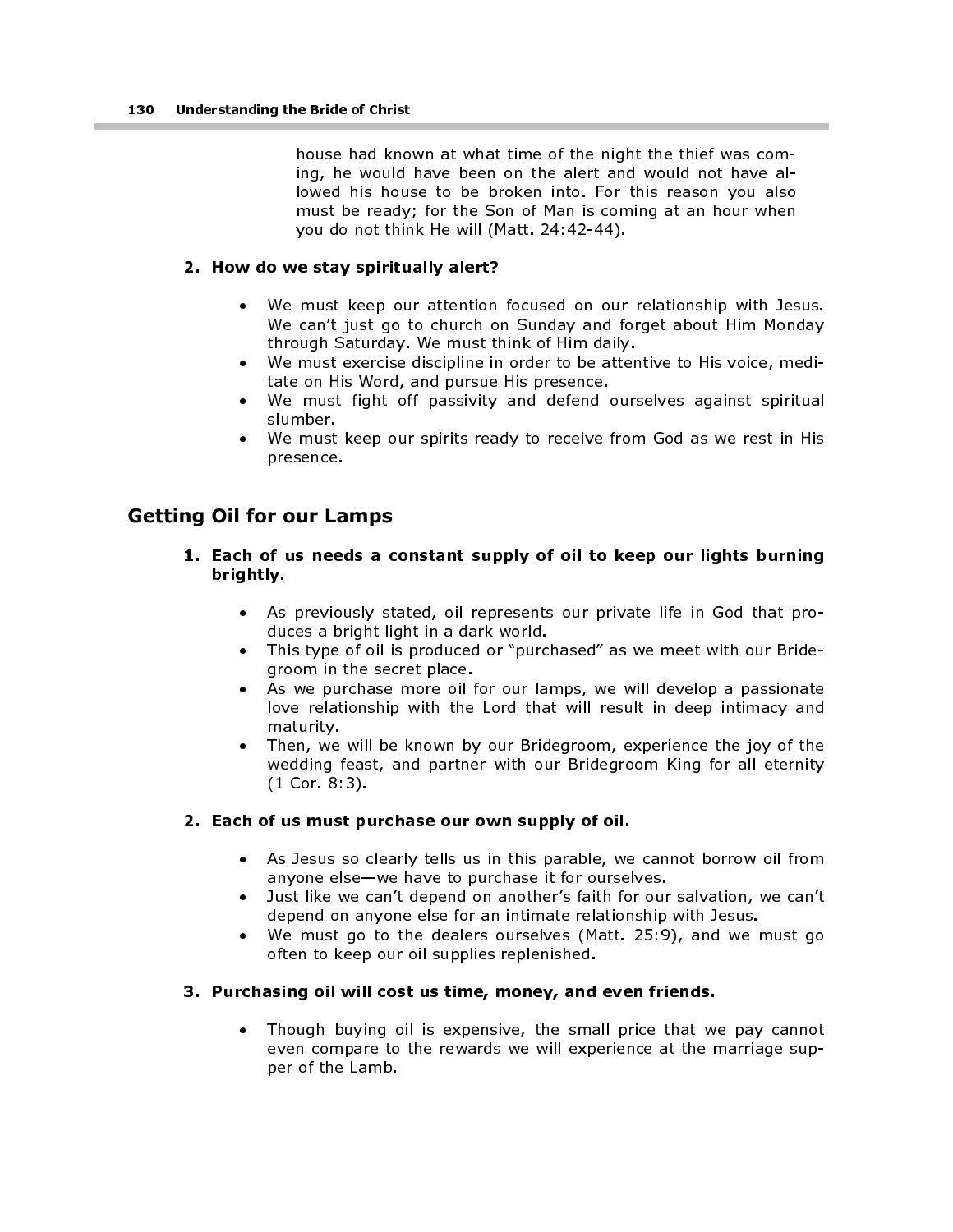house had known at what time of the night the thief was coming, he would have been on the alert and would not have allowed his house to be broken into. For this reason you also must be ready; for the Son of Man is coming at an hour when you do not think He will (Matt. 24:42-44).

**2. How do we stay spiritually alert?**

- We must keep our attention focused on our relationship with Jesus. We can't just go to church on Sunday and forget about Him Monday through Saturday. We must think of Him daily.
- We must exercise discipline in order to be attentive to His voice, meditate on His Word, and pursue His presence.
- We must fight off passivity and defend ourselves against spiritual slumber.
- We must keep our spirits ready to receive from God as we rest in His presence.

## Getting Oil for our Lamps

**1. Each of us needs a constant supply of oil to keep our lights burning brightly.**

- As previously stated, oil represents our private life in God that produces a bright light in a dark world.
- This type of oil is produced or "purchased" as we meet with our Bridegroom in the secret place.
- As we purchase more oil for our lamps, we will develop a passionate love relationship with the Lord that will result in deep intimacy and maturity.
- Then, we will be known by our Bridegroom, experience the joy of the wedding feast, and partner with our Bridegroom King for all eternity (1 Cor. 8:3).

**2. Each of us must purchase our own supply of oil.**

- As Jesus so clearly tells us in this parable, we cannot borrow oil from anyone else—we have to purchase it for ourselves.
- Just like we can't depend on another's faith for our salvation, we can't depend on anyone else for an intimate relationship with Jesus.
- We must go to the dealers ourselves (Matt. 25:9), and we must go often to keep our oil supplies replenished.

**3. Purchasing oil will cost us time, money, and even friends.**

- Though buying oil is expensive, the small price that we pay cannot even compare to the rewards we will experience at the marriage supper of the Lamb.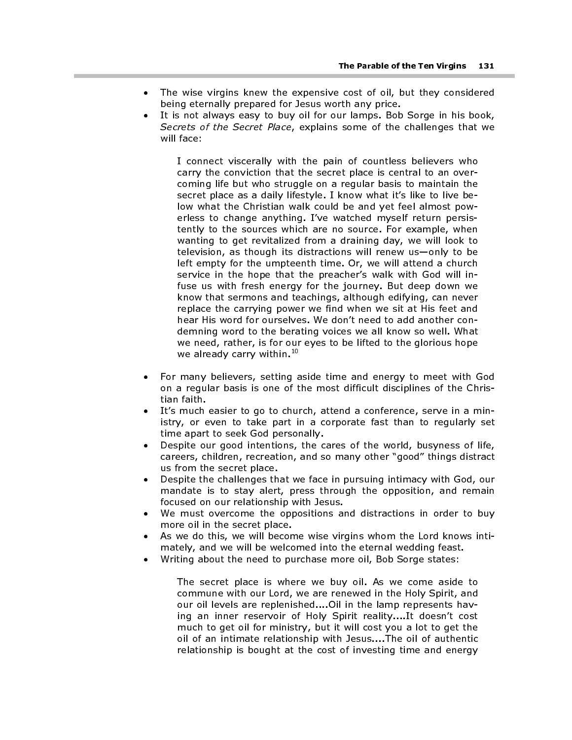- The wise virgins knew the expensive cost of oil, but they considered being eternally prepared for Jesus worth any price.
- It is not always easy to buy oil for our lamps. Bob Sorge in his book, *Secrets of the Secret Place*, explains some of the challenges that we will face:

> I connect viscerally with the pain of countless believers who carry the conviction that the secret place is central to an overcoming life but who struggle on a regular basis to maintain the secret place as a daily lifestyle. I know what it's like to live below what the Christian walk could be and yet feel almost powerless to change anything. I've watched myself return persistently to the sources which are no source. For example, when wanting to get revitalized from a draining day, we will look to television, as though its distractions will renew us—only to be left empty for the umpteenth time. Or, we will attend a church service in the hope that the preacher's walk with God will infuse us with fresh energy for the journey. But deep down we know that sermons and teachings, although edifying, can never replace the carrying power we find when we sit at His feet and hear His word for ourselves. We don't need to add another condemning word to the berating voices we all know so well. What we need, rather, is for our eyes to be lifted to the glorious hope we already carry within.[10]

- For many believers, setting aside time and energy to meet with God on a regular basis is one of the most difficult disciplines of the Christian faith.
- It's much easier to go to church, attend a conference, serve in a ministry, or even to take part in a corporate fast than to regularly set time apart to seek God personally.
- Despite our good intentions, the cares of the world, busyness of life, careers, children, recreation, and so many other "good" things distract us from the secret place.
- Despite the challenges that we face in pursuing intimacy with God, our mandate is to stay alert, press through the opposition, and remain focused on our relationship with Jesus.
- We must overcome the oppositions and distractions in order to buy more oil in the secret place.
- As we do this, we will become wise virgins whom the Lord knows intimately, and we will be welcomed into the eternal wedding feast.
- Writing about the need to purchase more oil, Bob Sorge states:

> The secret place is where we buy oil. As we come aside to commune with our Lord, we are renewed in the Holy Spirit, and our oil levels are replenished....Oil in the lamp represents having an inner reservoir of Holy Spirit reality....It doesn't cost much to get oil for ministry, but it will cost you a lot to get the oil of an intimate relationship with Jesus....The oil of authentic relationship is bought at the cost of investing time and energy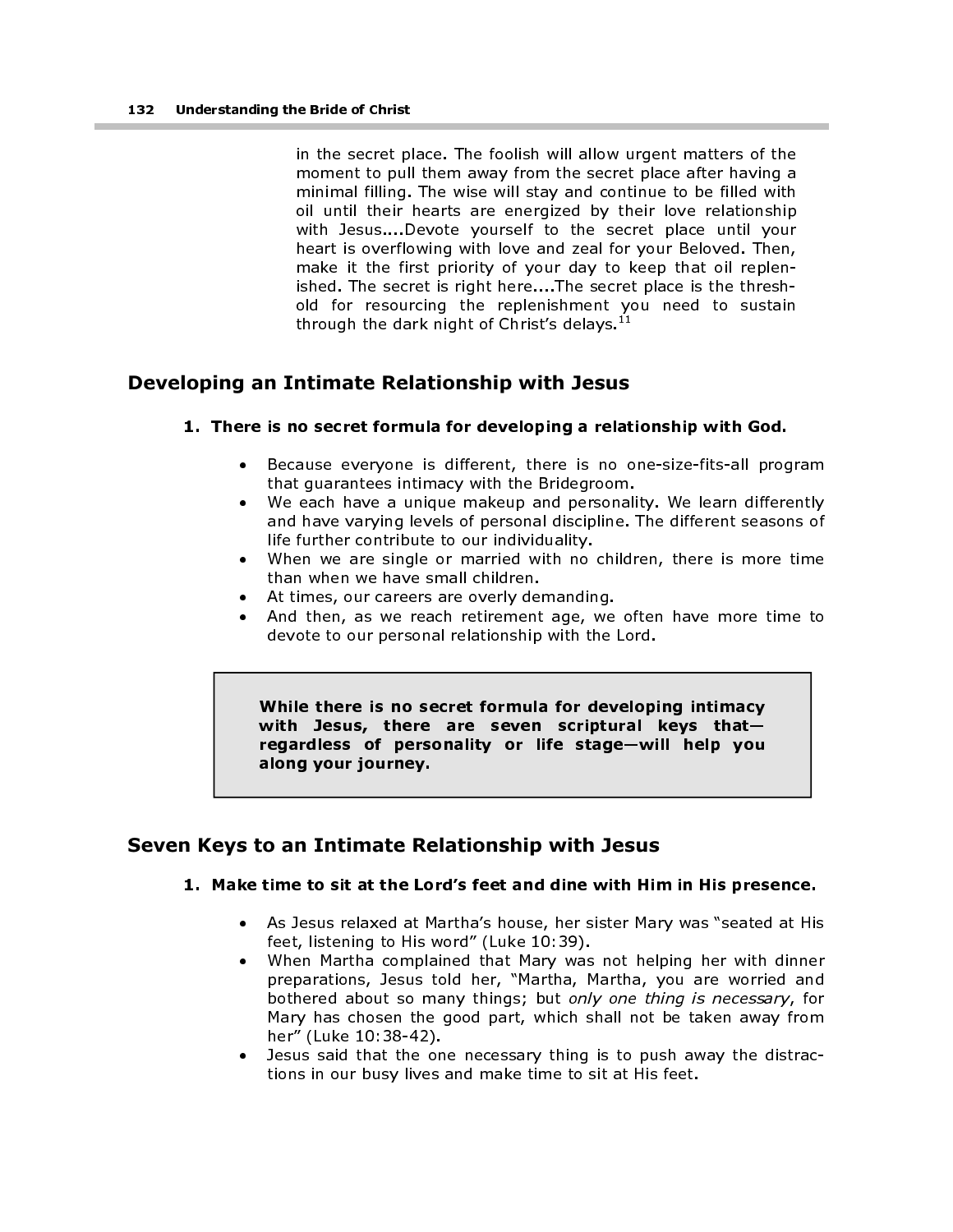> in the secret place. The foolish will allow urgent matters of the moment to pull them away from the secret place after having a minimal filling. The wise will stay and continue to be filled with oil until their hearts are energized by their love relationship with Jesus....Devote yourself to the secret place until your heart is overflowing with love and zeal for your Beloved. Then, make it the first priority of your day to keep that oil replenished. The secret is right here....The secret place is the threshold for resourcing the replenishment you need to sustain through the dark night of Christ's delays.[11]

## Developing an Intimate Relationship with Jesus

**1. There is no secret formula for developing a relationship with God.**

- Because everyone is different, there is no one-size-fits-all program that guarantees intimacy with the Bridegroom.
- We each have a unique makeup and personality. We learn differently and have varying levels of personal discipline. The different seasons of life further contribute to our individuality.
- When we are single or married with no children, there is more time than when we have small children.
- At times, our careers are overly demanding.
- And then, as we reach retirement age, we often have more time to devote to our personal relationship with the Lord.

> **While there is no secret formula for developing intimacy with Jesus, there are seven scriptural keys that—regardless of personality or life stage—will help you along your journey.**

## Seven Keys to an Intimate Relationship with Jesus

**1. Make time to sit at the Lord's feet and dine with Him in His presence.**

- As Jesus relaxed at Martha's house, her sister Mary was "seated at His feet, listening to His word" (Luke 10:39).
- When Martha complained that Mary was not helping her with dinner preparations, Jesus told her, "Martha, Martha, you are worried and bothered about so many things; but *only one thing is necessary*, for Mary has chosen the good part, which shall not be taken away from her" (Luke 10:38-42).
- Jesus said that the one necessary thing is to push away the distractions in our busy lives and make time to sit at His feet.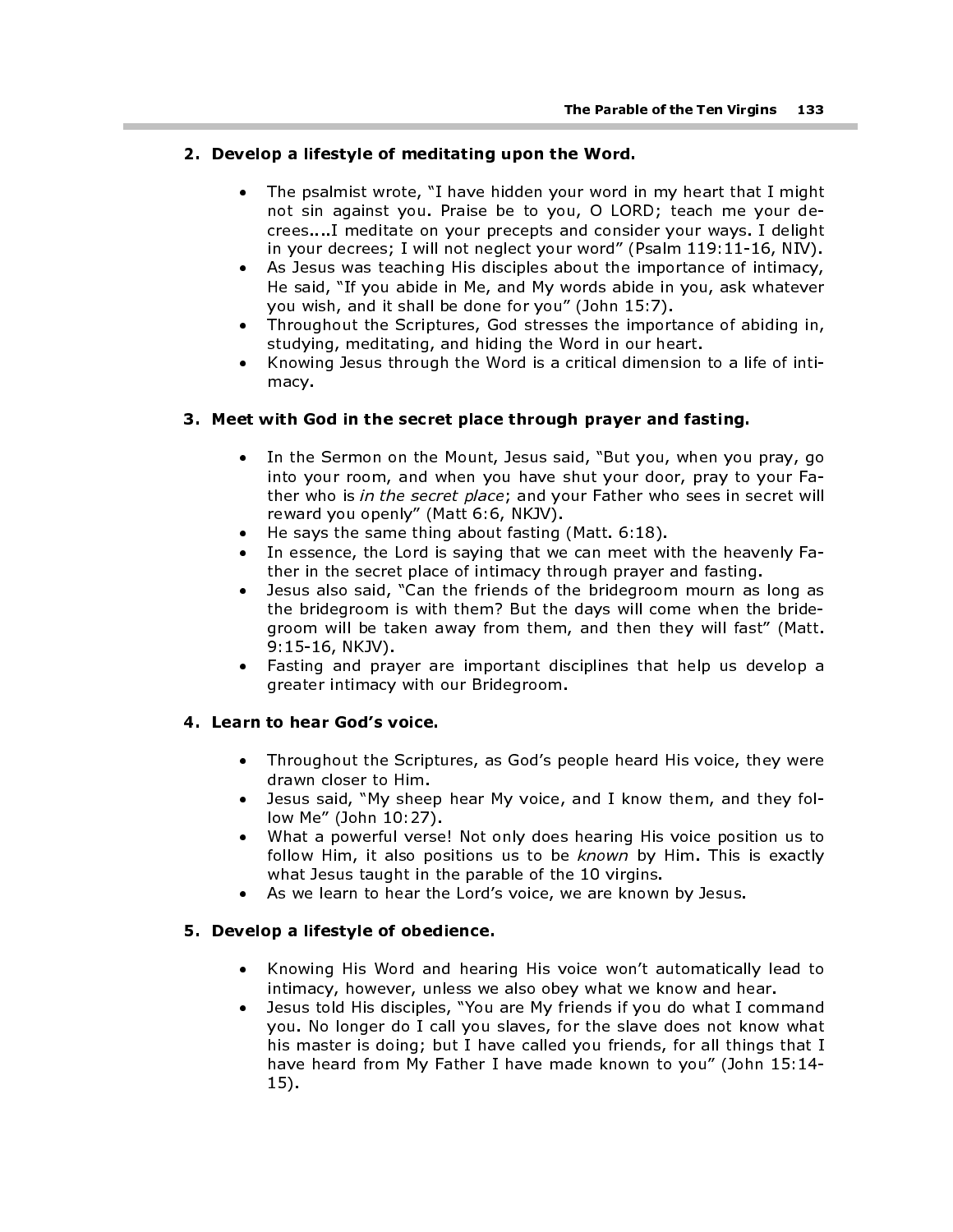**2. Develop a lifestyle of meditating upon the Word.**

- The psalmist wrote, "I have hidden your word in my heart that I might not sin against you. Praise be to you, O LORD; teach me your decrees....I meditate on your precepts and consider your ways. I delight in your decrees; I will not neglect your word" (Psalm 119:11-16, NIV).
- As Jesus was teaching His disciples about the importance of intimacy, He said, "If you abide in Me, and My words abide in you, ask whatever you wish, and it shall be done for you" (John 15:7).
- Throughout the Scriptures, God stresses the importance of abiding in, studying, meditating, and hiding the Word in our heart.
- Knowing Jesus through the Word is a critical dimension to a life of intimacy.

**3. Meet with God in the secret place through prayer and fasting.**

- In the Sermon on the Mount, Jesus said, "But you, when you pray, go into your room, and when you have shut your door, pray to your Father who is *in the secret place*; and your Father who sees in secret will reward you openly" (Matt 6:6, NKJV).
- He says the same thing about fasting (Matt. 6:18).
- In essence, the Lord is saying that we can meet with the heavenly Father in the secret place of intimacy through prayer and fasting.
- Jesus also said, "Can the friends of the bridegroom mourn as long as the bridegroom is with them? But the days will come when the bridegroom will be taken away from them, and then they will fast" (Matt. 9:15-16, NKJV).
- Fasting and prayer are important disciplines that help us develop a greater intimacy with our Bridegroom.

**4. Learn to hear God's voice.**

- Throughout the Scriptures, as God's people heard His voice, they were drawn closer to Him.
- Jesus said, "My sheep hear My voice, and I know them, and they follow Me" (John 10:27).
- What a powerful verse! Not only does hearing His voice position us to follow Him, it also positions us to be *known* by Him. This is exactly what Jesus taught in the parable of the 10 virgins.
- As we learn to hear the Lord's voice, we are known by Jesus.

**5. Develop a lifestyle of obedience.**

- Knowing His Word and hearing His voice won't automatically lead to intimacy, however, unless we also obey what we know and hear.
- Jesus told His disciples, "You are My friends if you do what I command you. No longer do I call you slaves, for the slave does not know what his master is doing; but I have called you friends, for all things that I have heard from My Father I have made known to you" (John 15:14-15).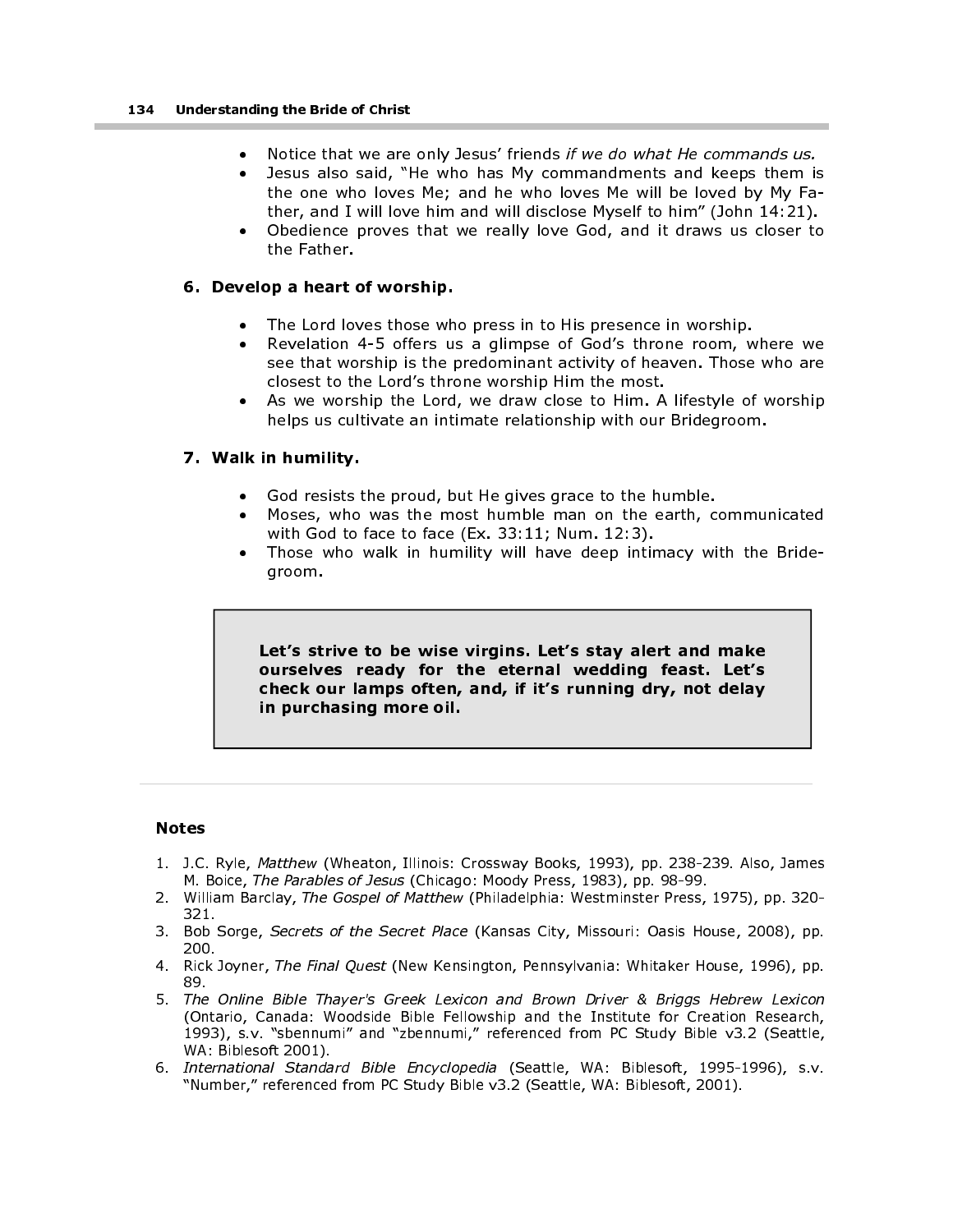- Notice that we are only Jesus' friends *if we do what He commands us.*
- Jesus also said, "He who has My commandments and keeps them is the one who loves Me; and he who loves Me will be loved by My Father, and I will love him and will disclose Myself to him" (John 14:21).
- Obedience proves that we really love God, and it draws us closer to the Father.

**6. Develop a heart of worship.**

- The Lord loves those who press in to His presence in worship.
- Revelation 4-5 offers us a glimpse of God's throne room, where we see that worship is the predominant activity of heaven. Those who are closest to the Lord's throne worship Him the most.
- As we worship the Lord, we draw close to Him. A lifestyle of worship helps us cultivate an intimate relationship with our Bridegroom.

**7. Walk in humility.**

- God resists the proud, but He gives grace to the humble.
- Moses, who was the most humble man on the earth, communicated with God to face to face (Ex. 33:11; Num. 12:3).
- Those who walk in humility will have deep intimacy with the Bridegroom.

> **Let's strive to be wise virgins. Let's stay alert and make ourselves ready for the eternal wedding feast. Let's check our lamps often, and, if it's running dry, not delay in purchasing more oil.**

---

### Notes

1. J.C. Ryle, *Matthew* (Wheaton, Illinois: Crossway Books, 1993), pp. 238-239. Also, James M. Boice, *The Parables of Jesus* (Chicago: Moody Press, 1983), pp. 98-99.
2. William Barclay, *The Gospel of Matthew* (Philadelphia: Westminster Press, 1975), pp. 320-321.
3. Bob Sorge, *Secrets of the Secret Place* (Kansas City, Missouri: Oasis House, 2008), pp. 200.
4. Rick Joyner, *The Final Quest* (New Kensington, Pennsylvania: Whitaker House, 1996), pp. 89.
5. *The Online Bible Thayer's Greek Lexicon and Brown Driver & Briggs Hebrew Lexicon* (Ontario, Canada: Woodside Bible Fellowship and the Institute for Creation Research, 1993), s.v. "sbennumi" and "zbennumi," referenced from PC Study Bible v3.2 (Seattle, WA: Biblesoft 2001).
6. *International Standard Bible Encyclopedia* (Seattle, WA: Biblesoft, 1995-1996), s.v. "Number," referenced from PC Study Bible v3.2 (Seattle, WA: Biblesoft, 2001).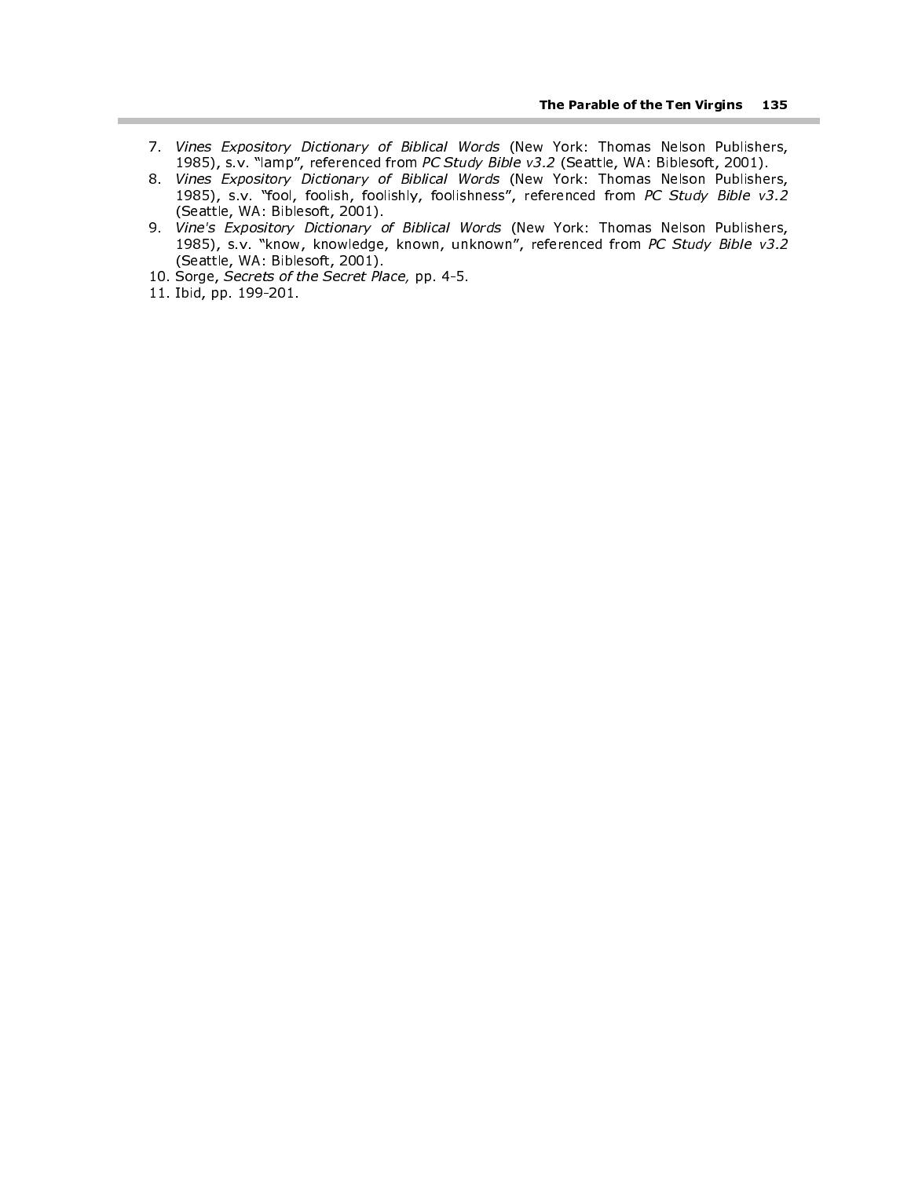7. *Vines Expository Dictionary of Biblical Words* (New York: Thomas Nelson Publishers, 1985), s.v. "lamp", referenced from *PC Study Bible v3.2* (Seattle, WA: Biblesoft, 2001).
8. *Vines Expository Dictionary of Biblical Words* (New York: Thomas Nelson Publishers, 1985), s.v. "fool, foolish, foolishly, foolishness", referenced from *PC Study Bible v3.2* (Seattle, WA: Biblesoft, 2001).
9. *Vine's Expository Dictionary of Biblical Words* (New York: Thomas Nelson Publishers, 1985), s.v. "know, knowledge, known, unknown", referenced from *PC Study Bible v3.2* (Seattle, WA: Biblesoft, 2001).
10. Sorge, *Secrets of the Secret Place,* pp. 4-5.
11. Ibid, pp. 199-201.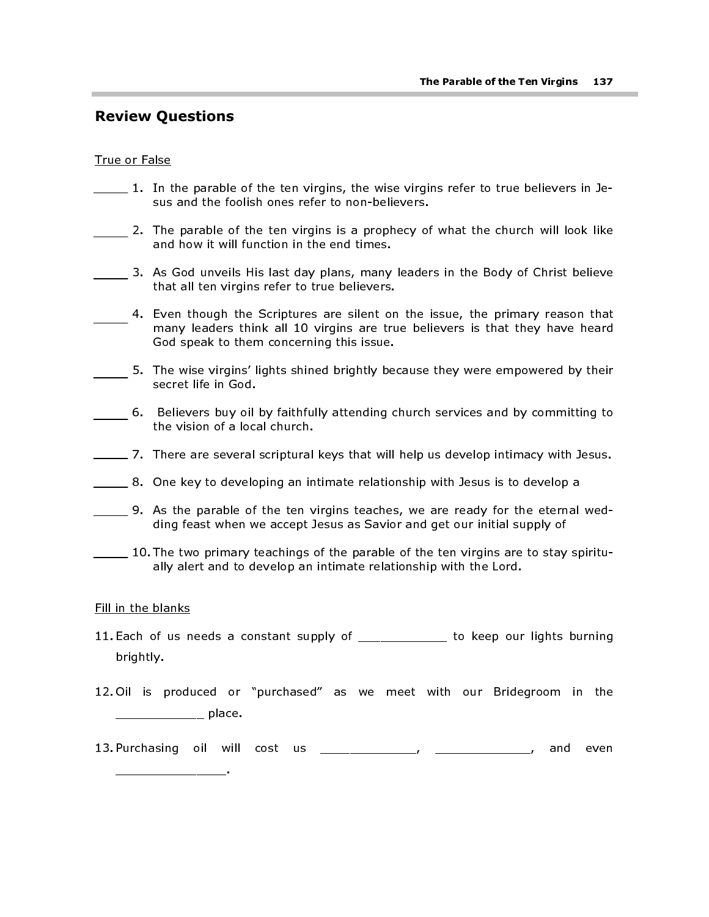## Review Questions

True or False

_____ 1. In the parable of the ten virgins, the wise virgins refer to true believers in Jesus and the foolish ones refer to non-believers.

_____ 2. The parable of the ten virgins is a prophecy of what the church will look like and how it will function in the end times.

_____ 3. As God unveils His last day plans, many leaders in the Body of Christ believe that all ten virgins refer to true believers.

_____ 4. Even though the Scriptures are silent on the issue, the primary reason that many leaders think all 10 virgins are true believers is that they have heard God speak to them concerning this issue.

_____ 5. The wise virgins' lights shined brightly because they were empowered by their secret life in God.

_____ 6. Believers buy oil by faithfully attending church services and by committing to the vision of a local church.

_____ 7. There are several scriptural keys that will help us develop intimacy with Jesus.

_____ 8. One key to developing an intimate relationship with Jesus is to develop a

_____ 9. As the parable of the ten virgins teaches, we are ready for the eternal wedding feast when we accept Jesus as Savior and get our initial supply of

_____ 10. The two primary teachings of the parable of the ten virgins are to stay spiritually alert and to develop an intimate relationship with the Lord.

Fill in the blanks

11. Each of us needs a constant supply of ____________ to keep our lights burning brightly.

12. Oil is produced or "purchased" as we meet with our Bridegroom in the ____________ place.

13. Purchasing oil will cost us _____________, _____________, and even ______________.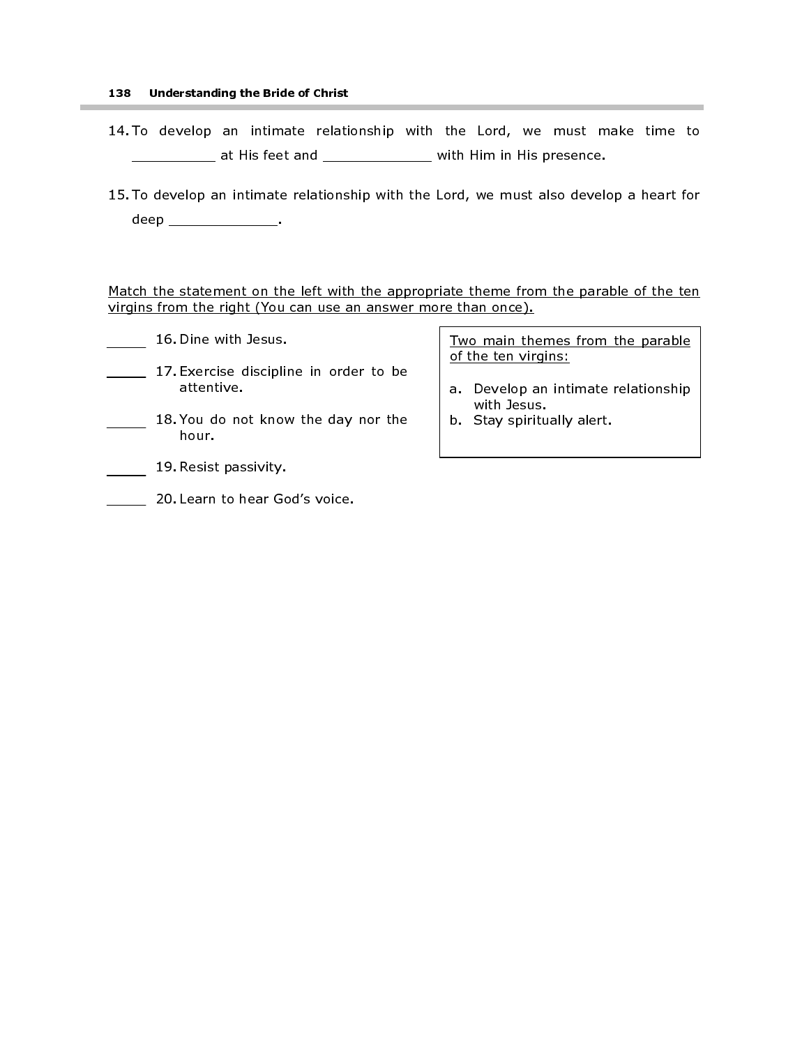14. To develop an intimate relationship with the Lord, we must make time to __________ at His feet and _____________ with Him in His presence.

15. To develop an intimate relationship with the Lord, we must also develop a heart for deep _____________.

Match the statement on the left with the appropriate theme from the parable of the ten virgins from the right (You can use an answer more than once).

_____ 16. Dine with Jesus.

_____ 17. Exercise discipline in order to be attentive.

_____ 18. You do not know the day nor the hour.

_____ 19. Resist passivity.

_____ 20. Learn to hear God's voice.

Two main themes from the parable of the ten virgins:

a. Develop an intimate relationship with Jesus.
b. Stay spiritually alert.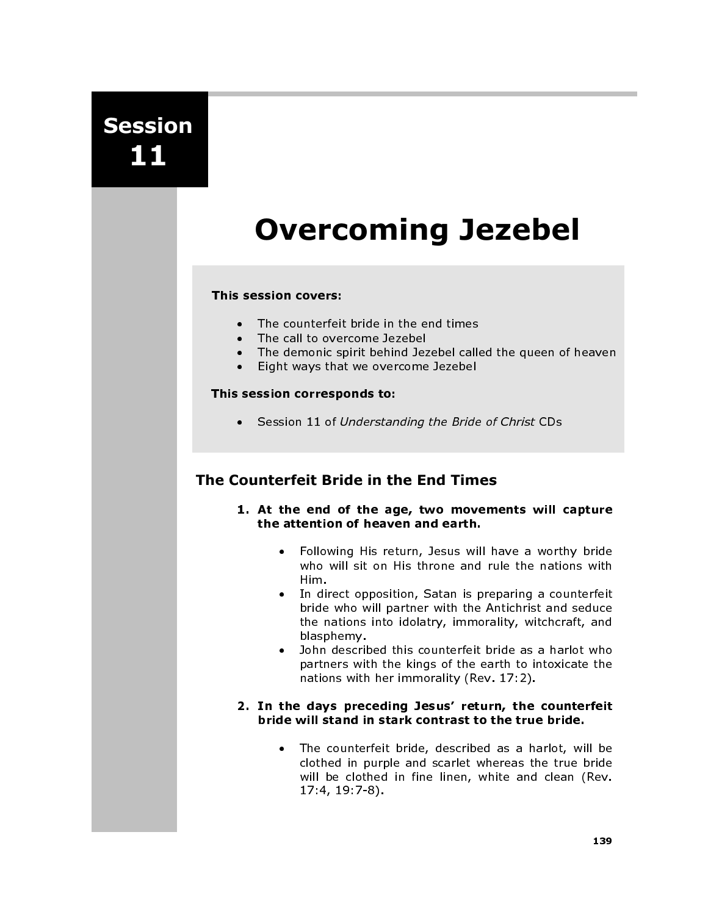# Session 11

# Overcoming Jezebel

**This session covers:**

- The counterfeit bride in the end times
- The call to overcome Jezebel
- The demonic spirit behind Jezebel called the queen of heaven
- Eight ways that we overcome Jezebel

**This session corresponds to:**

- Session 11 of *Understanding the Bride of Christ* CDs

## The Counterfeit Bride in the End Times

1. **At the end of the age, two movements will capture the attention of heaven and earth.**

   - Following His return, Jesus will have a worthy bride who will sit on His throne and rule the nations with Him.
   - In direct opposition, Satan is preparing a counterfeit bride who will partner with the Antichrist and seduce the nations into idolatry, immorality, witchcraft, and blasphemy.
   - John described this counterfeit bride as a harlot who partners with the kings of the earth to intoxicate the nations with her immorality (Rev. 17:2).

2. **In the days preceding Jesus' return, the counterfeit bride will stand in stark contrast to the true bride.**

   - The counterfeit bride, described as a harlot, will be clothed in purple and scarlet whereas the true bride will be clothed in fine linen, white and clean (Rev. 17:4, 19:7-8).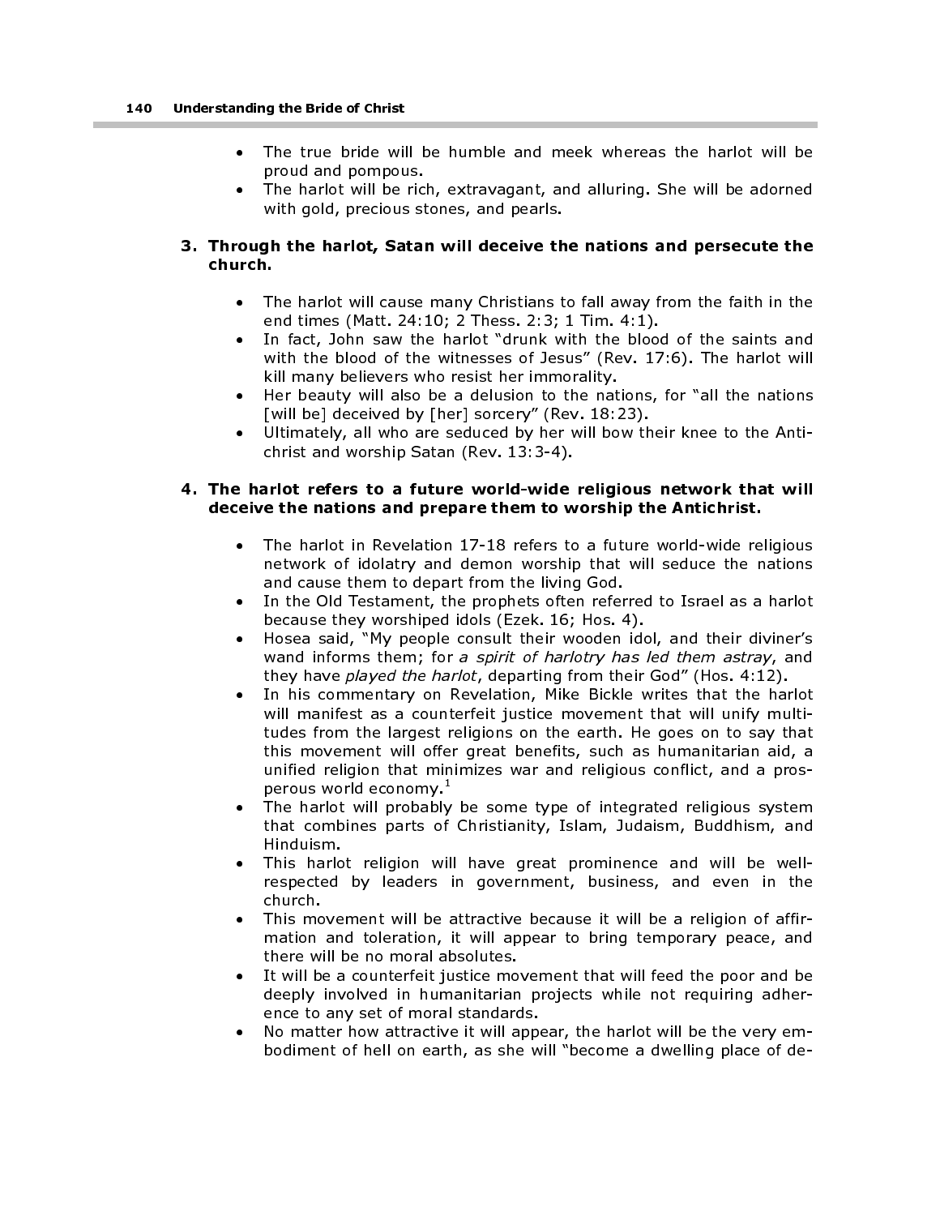- The true bride will be humble and meek whereas the harlot will be proud and pompous.
- The harlot will be rich, extravagant, and alluring. She will be adorned with gold, precious stones, and pearls.

**3. Through the harlot, Satan will deceive the nations and persecute the church.**

- The harlot will cause many Christians to fall away from the faith in the end times (Matt. 24:10; 2 Thess. 2:3; 1 Tim. 4:1).
- In fact, John saw the harlot "drunk with the blood of the saints and with the blood of the witnesses of Jesus" (Rev. 17:6). The harlot will kill many believers who resist her immorality.
- Her beauty will also be a delusion to the nations, for "all the nations [will be] deceived by [her] sorcery" (Rev. 18:23).
- Ultimately, all who are seduced by her will bow their knee to the Antichrist and worship Satan (Rev. 13:3-4).

**4. The harlot refers to a future world-wide religious network that will deceive the nations and prepare them to worship the Antichrist.**

- The harlot in Revelation 17-18 refers to a future world-wide religious network of idolatry and demon worship that will seduce the nations and cause them to depart from the living God.
- In the Old Testament, the prophets often referred to Israel as a harlot because they worshiped idols (Ezek. 16; Hos. 4).
- Hosea said, "My people consult their wooden idol, and their diviner's wand informs them; for *a spirit of harlotry has led them astray*, and they have *played the harlot*, departing from their God" (Hos. 4:12).
- In his commentary on Revelation, Mike Bickle writes that the harlot will manifest as a counterfeit justice movement that will unify multitudes from the largest religions on the earth. He goes on to say that this movement will offer great benefits, such as humanitarian aid, a unified religion that minimizes war and religious conflict, and a prosperous world economy.[1]
- The harlot will probably be some type of integrated religious system that combines parts of Christianity, Islam, Judaism, Buddhism, and Hinduism.
- This harlot religion will have great prominence and will be well-respected by leaders in government, business, and even in the church.
- This movement will be attractive because it will be a religion of affirmation and toleration, it will appear to bring temporary peace, and there will be no moral absolutes.
- It will be a counterfeit justice movement that will feed the poor and be deeply involved in humanitarian projects while not requiring adherence to any set of moral standards.
- No matter how attractive it will appear, the harlot will be the very embodiment of hell on earth, as she will "become a dwelling place of de-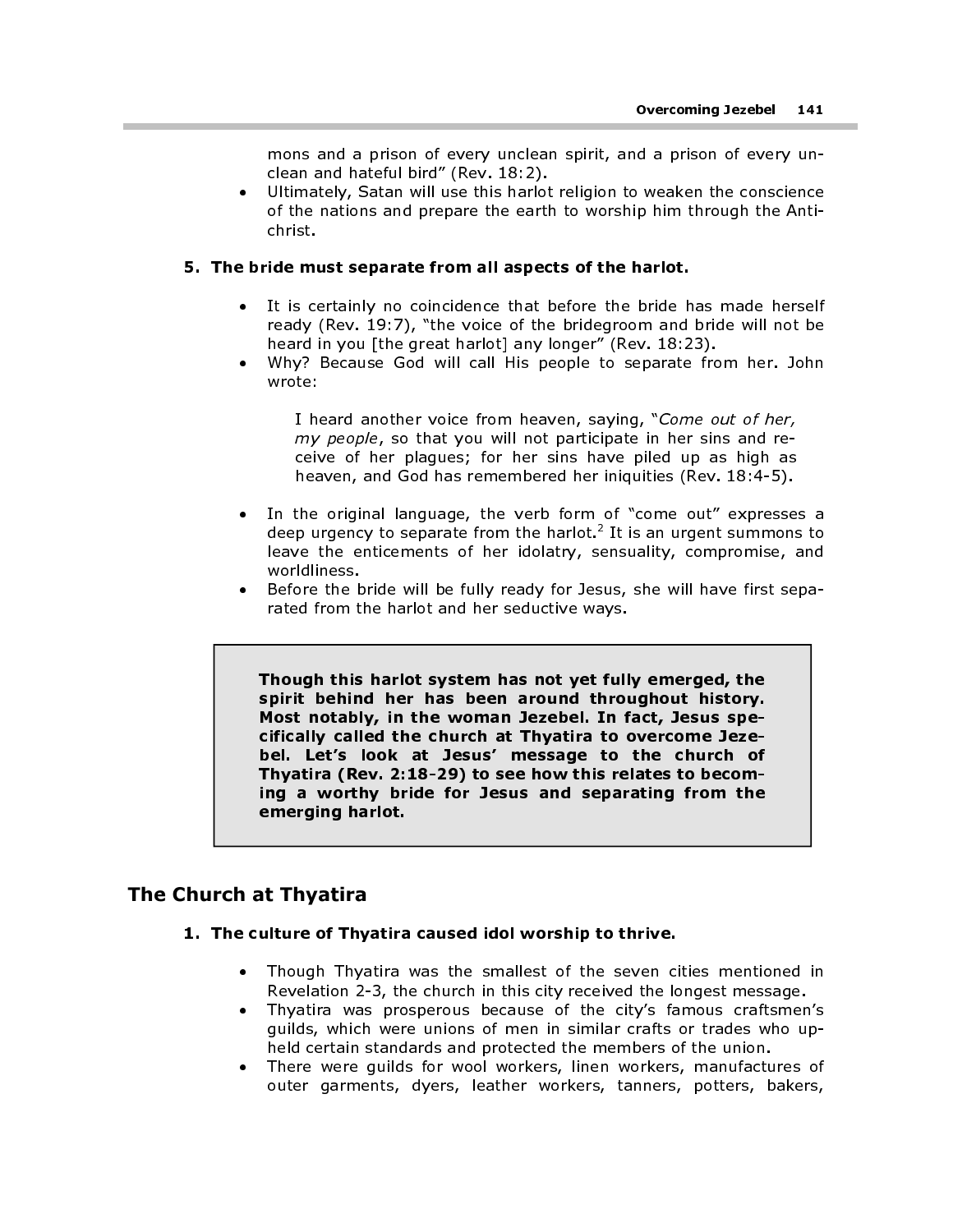mons and a prison of every unclean spirit, and a prison of every unclean and hateful bird" (Rev. 18:2).

- Ultimately, Satan will use this harlot religion to weaken the conscience of the nations and prepare the earth to worship him through the Antichrist.

**5. The bride must separate from all aspects of the harlot.**

- It is certainly no coincidence that before the bride has made herself ready (Rev. 19:7), "the voice of the bridegroom and bride will not be heard in you [the great harlot] any longer" (Rev. 18:23).
- Why? Because God will call His people to separate from her. John wrote:

> I heard another voice from heaven, saying, "*Come out of her, my people*, so that you will not participate in her sins and receive of her plagues; for her sins have piled up as high as heaven, and God has remembered her iniquities (Rev. 18:4-5).

- In the original language, the verb form of "come out" expresses a deep urgency to separate from the harlot.[2] It is an urgent summons to leave the enticements of her idolatry, sensuality, compromise, and worldliness.
- Before the bride will be fully ready for Jesus, she will have first separated from the harlot and her seductive ways.

> **Though this harlot system has not yet fully emerged, the spirit behind her has been around throughout history. Most notably, in the woman Jezebel. In fact, Jesus specifically called the church at Thyatira to overcome Jezebel. Let's look at Jesus' message to the church of Thyatira (Rev. 2:18-29) to see how this relates to becoming a worthy bride for Jesus and separating from the emerging harlot.**

## The Church at Thyatira

**1. The culture of Thyatira caused idol worship to thrive.**

- Though Thyatira was the smallest of the seven cities mentioned in Revelation 2-3, the church in this city received the longest message.
- Thyatira was prosperous because of the city's famous craftsmen's guilds, which were unions of men in similar crafts or trades who upheld certain standards and protected the members of the union.
- There were guilds for wool workers, linen workers, manufactures of outer garments, dyers, leather workers, tanners, potters, bakers,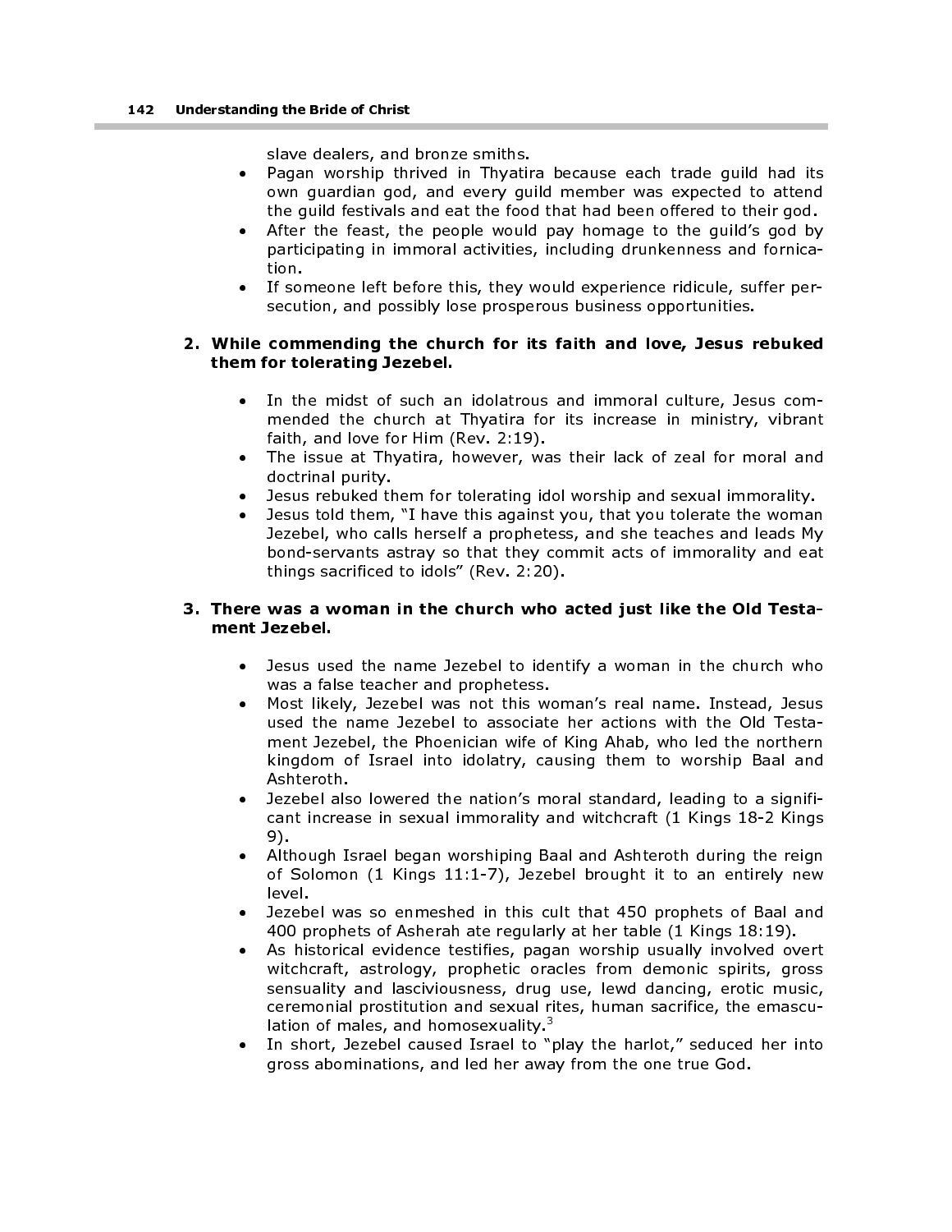slave dealers, and bronze smiths.

- Pagan worship thrived in Thyatira because each trade guild had its own guardian god, and every guild member was expected to attend the guild festivals and eat the food that had been offered to their god.
- After the feast, the people would pay homage to the guild's god by participating in immoral activities, including drunkenness and fornication.
- If someone left before this, they would experience ridicule, suffer persecution, and possibly lose prosperous business opportunities.

**2. While commending the church for its faith and love, Jesus rebuked them for tolerating Jezebel.**

- In the midst of such an idolatrous and immoral culture, Jesus commended the church at Thyatira for its increase in ministry, vibrant faith, and love for Him (Rev. 2:19).
- The issue at Thyatira, however, was their lack of zeal for moral and doctrinal purity.
- Jesus rebuked them for tolerating idol worship and sexual immorality.
- Jesus told them, "I have this against you, that you tolerate the woman Jezebel, who calls herself a prophetess, and she teaches and leads My bond-servants astray so that they commit acts of immorality and eat things sacrificed to idols" (Rev. 2:20).

**3. There was a woman in the church who acted just like the Old Testament Jezebel.**

- Jesus used the name Jezebel to identify a woman in the church who was a false teacher and prophetess.
- Most likely, Jezebel was not this woman's real name. Instead, Jesus used the name Jezebel to associate her actions with the Old Testament Jezebel, the Phoenician wife of King Ahab, who led the northern kingdom of Israel into idolatry, causing them to worship Baal and Ashteroth.
- Jezebel also lowered the nation's moral standard, leading to a significant increase in sexual immorality and witchcraft (1 Kings 18-2 Kings 9).
- Although Israel began worshiping Baal and Ashteroth during the reign of Solomon (1 Kings 11:1-7), Jezebel brought it to an entirely new level.
- Jezebel was so enmeshed in this cult that 450 prophets of Baal and 400 prophets of Asherah ate regularly at her table (1 Kings 18:19).
- As historical evidence testifies, pagan worship usually involved overt witchcraft, astrology, prophetic oracles from demonic spirits, gross sensuality and lasciviousness, drug use, lewd dancing, erotic music, ceremonial prostitution and sexual rites, human sacrifice, the emasculation of males, and homosexuality.[3]
- In short, Jezebel caused Israel to "play the harlot," seduced her into gross abominations, and led her away from the one true God.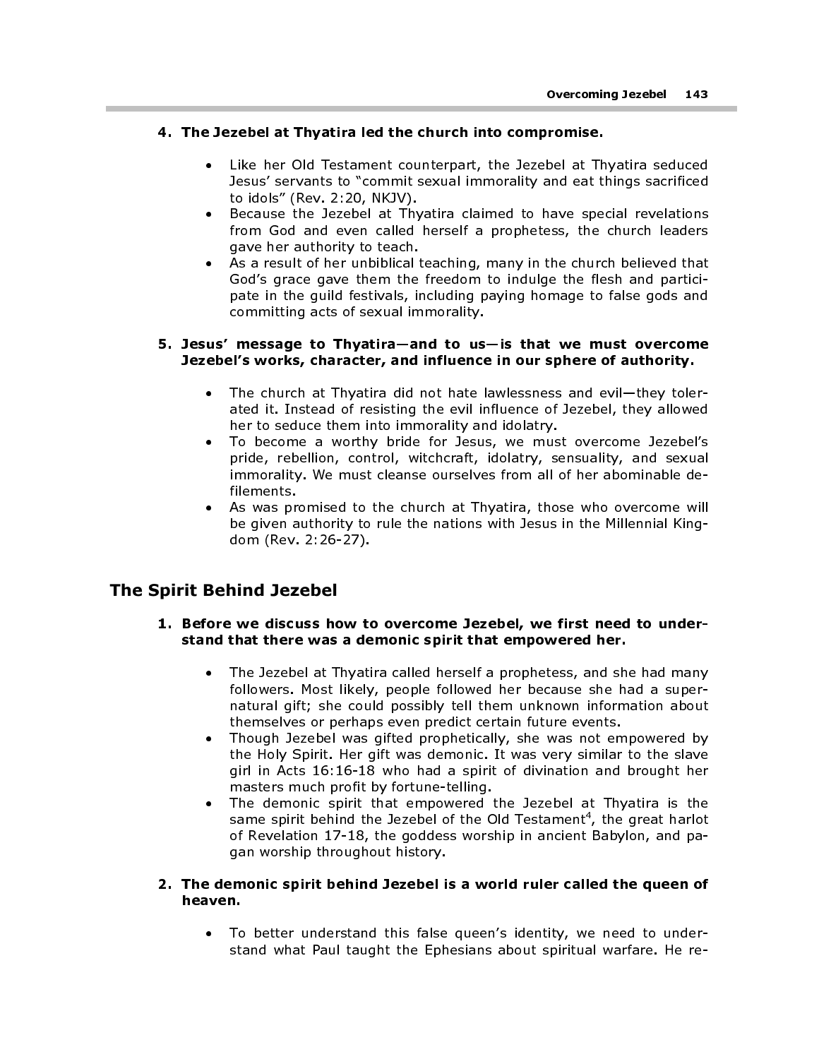4. **The Jezebel at Thyatira led the church into compromise.**

   - Like her Old Testament counterpart, the Jezebel at Thyatira seduced Jesus' servants to "commit sexual immorality and eat things sacrificed to idols" (Rev. 2:20, NKJV).
   - Because the Jezebel at Thyatira claimed to have special revelations from God and even called herself a prophetess, the church leaders gave her authority to teach.
   - As a result of her unbiblical teaching, many in the church believed that God's grace gave them the freedom to indulge the flesh and participate in the guild festivals, including paying homage to false gods and committing acts of sexual immorality.

5. **Jesus' message to Thyatira—and to us—is that we must overcome Jezebel's works, character, and influence in our sphere of authority.**

   - The church at Thyatira did not hate lawlessness and evil—they tolerated it. Instead of resisting the evil influence of Jezebel, they allowed her to seduce them into immorality and idolatry.
   - To become a worthy bride for Jesus, we must overcome Jezebel's pride, rebellion, control, witchcraft, idolatry, sensuality, and sexual immorality. We must cleanse ourselves from all of her abominable defilements.
   - As was promised to the church at Thyatira, those who overcome will be given authority to rule the nations with Jesus in the Millennial Kingdom (Rev. 2:26-27).

## The Spirit Behind Jezebel

1. **Before we discuss how to overcome Jezebel, we first need to understand that there was a demonic spirit that empowered her.**

   - The Jezebel at Thyatira called herself a prophetess, and she had many followers. Most likely, people followed her because she had a supernatural gift; she could possibly tell them unknown information about themselves or perhaps even predict certain future events.
   - Though Jezebel was gifted prophetically, she was not empowered by the Holy Spirit. Her gift was demonic. It was very similar to the slave girl in Acts 16:16-18 who had a spirit of divination and brought her masters much profit by fortune-telling.
   - The demonic spirit that empowered the Jezebel at Thyatira is the same spirit behind the Jezebel of the Old Testament[4], the great harlot of Revelation 17-18, the goddess worship in ancient Babylon, and pagan worship throughout history.

2. **The demonic spirit behind Jezebel is a world ruler called the queen of heaven.**

   - To better understand this false queen's identity, we need to understand what Paul taught the Ephesians about spiritual warfare. He re-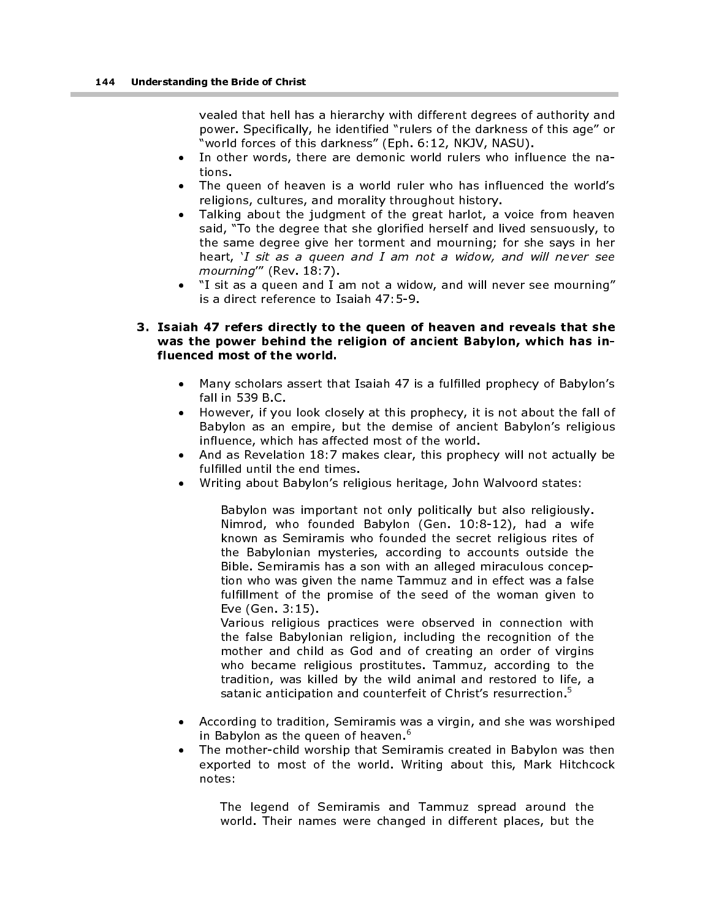vealed that hell has a hierarchy with different degrees of authority and power. Specifically, he identified "rulers of the darkness of this age" or "world forces of this darkness" (Eph. 6:12, NKJV, NASU).

- In other words, there are demonic world rulers who influence the nations.
- The queen of heaven is a world ruler who has influenced the world's religions, cultures, and morality throughout history.
- Talking about the judgment of the great harlot, a voice from heaven said, "To the degree that she glorified herself and lived sensuously, to the same degree give her torment and mourning; for she says in her heart, '*I sit as a queen and I am not a widow, and will never see mourning*'" (Rev. 18:7).
- "I sit as a queen and I am not a widow, and will never see mourning" is a direct reference to Isaiah 47:5-9.

**3. Isaiah 47 refers directly to the queen of heaven and reveals that she was the power behind the religion of ancient Babylon, which has influenced most of the world.**

- Many scholars assert that Isaiah 47 is a fulfilled prophecy of Babylon's fall in 539 B.C.
- However, if you look closely at this prophecy, it is not about the fall of Babylon as an empire, but the demise of ancient Babylon's religious influence, which has affected most of the world.
- And as Revelation 18:7 makes clear, this prophecy will not actually be fulfilled until the end times.
- Writing about Babylon's religious heritage, John Walvoord states:

> Babylon was important not only politically but also religiously. Nimrod, who founded Babylon (Gen. 10:8-12), had a wife known as Semiramis who founded the secret religious rites of the Babylonian mysteries, according to accounts outside the Bible. Semiramis has a son with an alleged miraculous conception who was given the name Tammuz and in effect was a false fulfillment of the promise of the seed of the woman given to Eve (Gen. 3:15).
>
> Various religious practices were observed in connection with the false Babylonian religion, including the recognition of the mother and child as God and of creating an order of virgins who became religious prostitutes. Tammuz, according to the tradition, was killed by the wild animal and restored to life, a satanic anticipation and counterfeit of Christ's resurrection.[5]

- According to tradition, Semiramis was a virgin, and she was worshiped in Babylon as the queen of heaven.[6]
- The mother-child worship that Semiramis created in Babylon was then exported to most of the world. Writing about this, Mark Hitchcock notes:

> The legend of Semiramis and Tammuz spread around the world. Their names were changed in different places, but the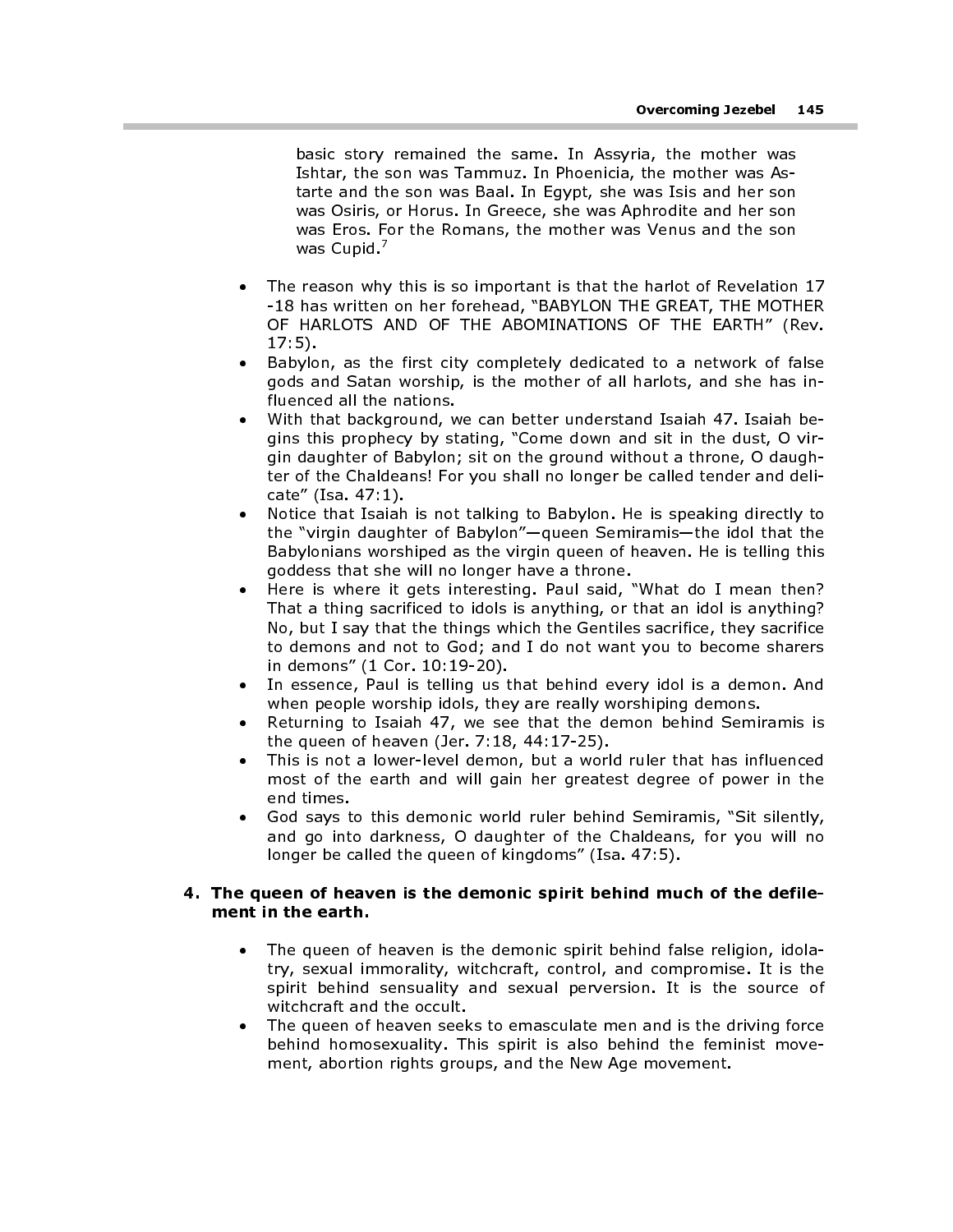basic story remained the same. In Assyria, the mother was Ishtar, the son was Tammuz. In Phoenicia, the mother was Astarte and the son was Baal. In Egypt, she was Isis and her son was Osiris, or Horus. In Greece, she was Aphrodite and her son was Eros. For the Romans, the mother was Venus and the son was Cupid.[7]

- The reason why this is so important is that the harlot of Revelation 17 -18 has written on her forehead, "BABYLON THE GREAT, THE MOTHER OF HARLOTS AND OF THE ABOMINATIONS OF THE EARTH" (Rev. 17:5).
- Babylon, as the first city completely dedicated to a network of false gods and Satan worship, is the mother of all harlots, and she has influenced all the nations.
- With that background, we can better understand Isaiah 47. Isaiah begins this prophecy by stating, "Come down and sit in the dust, O virgin daughter of Babylon; sit on the ground without a throne, O daughter of the Chaldeans! For you shall no longer be called tender and delicate" (Isa. 47:1).
- Notice that Isaiah is not talking to Babylon. He is speaking directly to the "virgin daughter of Babylon"—queen Semiramis—the idol that the Babylonians worshiped as the virgin queen of heaven. He is telling this goddess that she will no longer have a throne.
- Here is where it gets interesting. Paul said, "What do I mean then? That a thing sacrificed to idols is anything, or that an idol is anything? No, but I say that the things which the Gentiles sacrifice, they sacrifice to demons and not to God; and I do not want you to become sharers in demons" (1 Cor. 10:19-20).
- In essence, Paul is telling us that behind every idol is a demon. And when people worship idols, they are really worshiping demons.
- Returning to Isaiah 47, we see that the demon behind Semiramis is the queen of heaven (Jer. 7:18, 44:17-25).
- This is not a lower-level demon, but a world ruler that has influenced most of the earth and will gain her greatest degree of power in the end times.
- God says to this demonic world ruler behind Semiramis, "Sit silently, and go into darkness, O daughter of the Chaldeans, for you will no longer be called the queen of kingdoms" (Isa. 47:5).

**4. The queen of heaven is the demonic spirit behind much of the defilement in the earth.**

- The queen of heaven is the demonic spirit behind false religion, idolatry, sexual immorality, witchcraft, control, and compromise. It is the spirit behind sensuality and sexual perversion. It is the source of witchcraft and the occult.
- The queen of heaven seeks to emasculate men and is the driving force behind homosexuality. This spirit is also behind the feminist movement, abortion rights groups, and the New Age movement.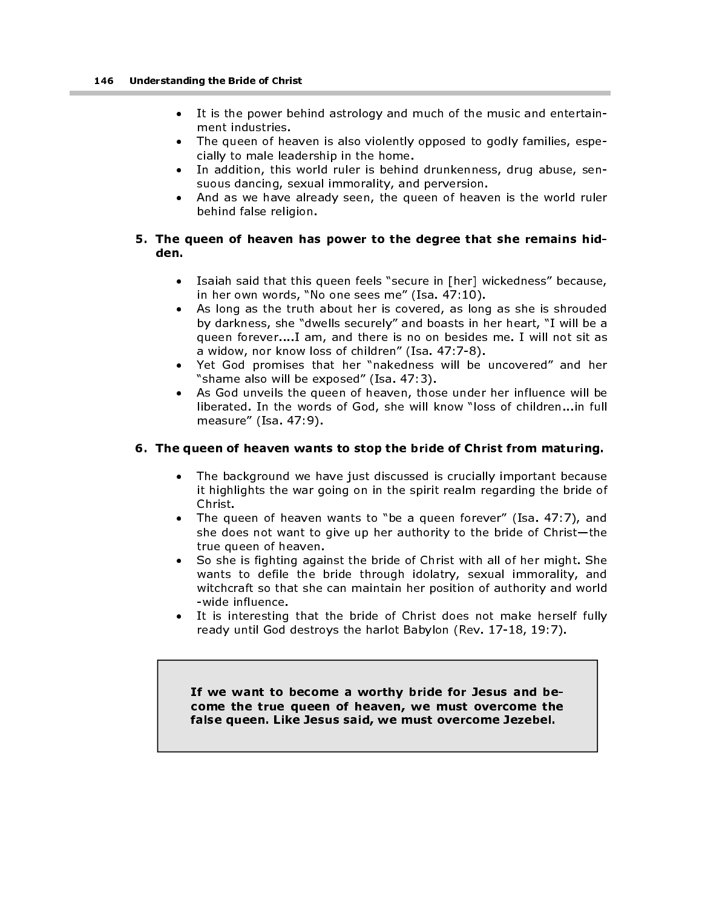- It is the power behind astrology and much of the music and entertainment industries.
- The queen of heaven is also violently opposed to godly families, especially to male leadership in the home.
- In addition, this world ruler is behind drunkenness, drug abuse, sensuous dancing, sexual immorality, and perversion.
- And as we have already seen, the queen of heaven is the world ruler behind false religion.

**5. The queen of heaven has power to the degree that she remains hidden.**

- Isaiah said that this queen feels "secure in [her] wickedness" because, in her own words, "No one sees me" (Isa. 47:10).
- As long as the truth about her is covered, as long as she is shrouded by darkness, she "dwells securely" and boasts in her heart, "I will be a queen forever....I am, and there is no on besides me. I will not sit as a widow, nor know loss of children" (Isa. 47:7-8).
- Yet God promises that her "nakedness will be uncovered" and her "shame also will be exposed" (Isa. 47:3).
- As God unveils the queen of heaven, those under her influence will be liberated. In the words of God, she will know "loss of children...in full measure" (Isa. 47:9).

**6. The queen of heaven wants to stop the bride of Christ from maturing.**

- The background we have just discussed is crucially important because it highlights the war going on in the spirit realm regarding the bride of Christ.
- The queen of heaven wants to "be a queen forever" (Isa. 47:7), and she does not want to give up her authority to the bride of Christ—the true queen of heaven.
- So she is fighting against the bride of Christ with all of her might. She wants to defile the bride through idolatry, sexual immorality, and witchcraft so that she can maintain her position of authority and world-wide influence.
- It is interesting that the bride of Christ does not make herself fully ready until God destroys the harlot Babylon (Rev. 17-18, 19:7).

**If we want to become a worthy bride for Jesus and become the true queen of heaven, we must overcome the false queen. Like Jesus said, we must overcome Jezebel.**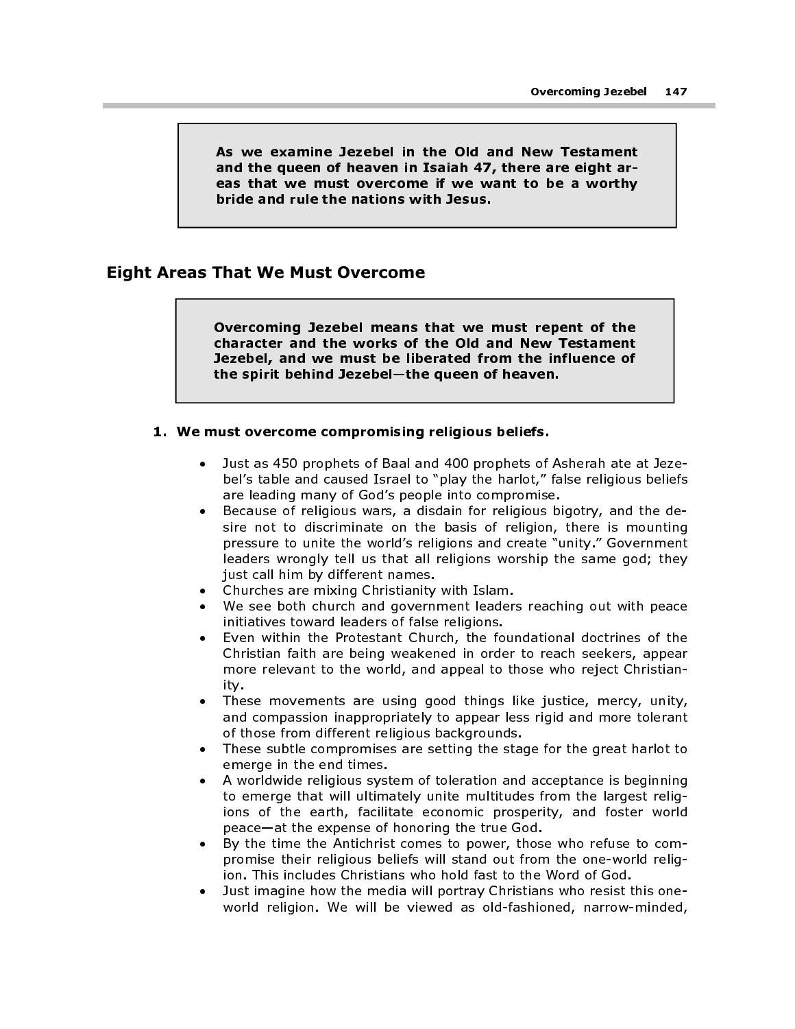**As we examine Jezebel in the Old and New Testament and the queen of heaven in Isaiah 47, there are eight areas that we must overcome if we want to be a worthy bride and rule the nations with Jesus.**

## Eight Areas That We Must Overcome

**Overcoming Jezebel means that we must repent of the character and the works of the Old and New Testament Jezebel, and we must be liberated from the influence of the spirit behind Jezebel—the queen of heaven.**

1. **We must overcome compromising religious beliefs.**

   - Just as 450 prophets of Baal and 400 prophets of Asherah ate at Jezebel's table and caused Israel to "play the harlot," false religious beliefs are leading many of God's people into compromise.
   - Because of religious wars, a disdain for religious bigotry, and the desire not to discriminate on the basis of religion, there is mounting pressure to unite the world's religions and create "unity." Government leaders wrongly tell us that all religions worship the same god; they just call him by different names.
   - Churches are mixing Christianity with Islam.
   - We see both church and government leaders reaching out with peace initiatives toward leaders of false religions.
   - Even within the Protestant Church, the foundational doctrines of the Christian faith are being weakened in order to reach seekers, appear more relevant to the world, and appeal to those who reject Christianity.
   - These movements are using good things like justice, mercy, unity, and compassion inappropriately to appear less rigid and more tolerant of those from different religious backgrounds.
   - These subtle compromises are setting the stage for the great harlot to emerge in the end times.
   - A worldwide religious system of toleration and acceptance is beginning to emerge that will ultimately unite multitudes from the largest religions of the earth, facilitate economic prosperity, and foster world peace—at the expense of honoring the true God.
   - By the time the Antichrist comes to power, those who refuse to compromise their religious beliefs will stand out from the one-world religion. This includes Christians who hold fast to the Word of God.
   - Just imagine how the media will portray Christians who resist this one-world religion. We will be viewed as old-fashioned, narrow-minded,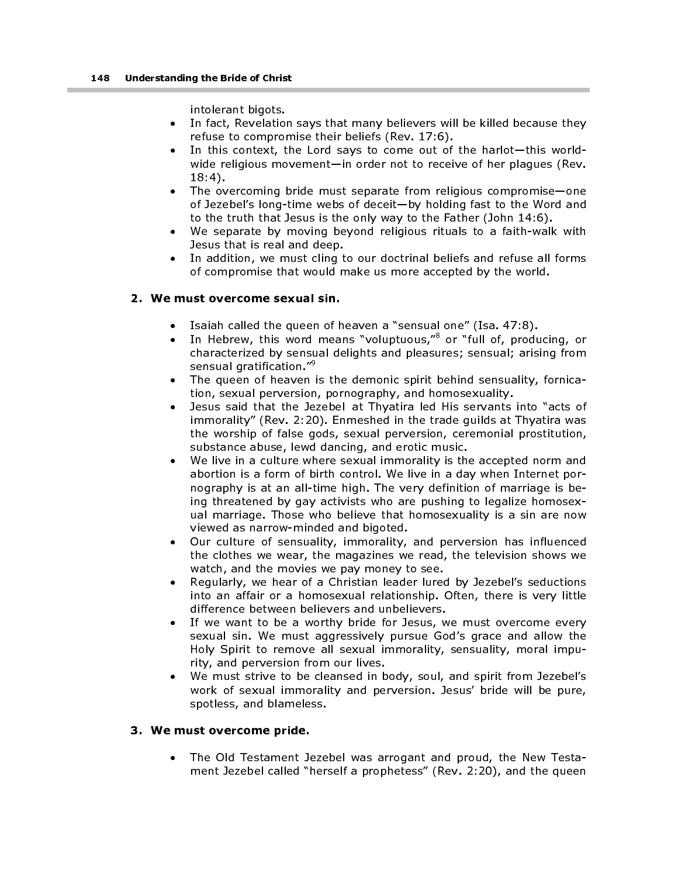intolerant bigots.

- In fact, Revelation says that many believers will be killed because they refuse to compromise their beliefs (Rev. 17:6).
- In this context, the Lord says to come out of the harlot—this worldwide religious movement—in order not to receive of her plagues (Rev. 18:4).
- The overcoming bride must separate from religious compromise—one of Jezebel's long-time webs of deceit—by holding fast to the Word and to the truth that Jesus is the only way to the Father (John 14:6).
- We separate by moving beyond religious rituals to a faith-walk with Jesus that is real and deep.
- In addition, we must cling to our doctrinal beliefs and refuse all forms of compromise that would make us more accepted by the world.

**2. We must overcome sexual sin.**

- Isaiah called the queen of heaven a "sensual one" (Isa. 47:8).
- In Hebrew, this word means "voluptuous,"[8] or "full of, producing, or characterized by sensual delights and pleasures; sensual; arising from sensual gratification."[9]
- The queen of heaven is the demonic spirit behind sensuality, fornication, sexual perversion, pornography, and homosexuality.
- Jesus said that the Jezebel at Thyatira led His servants into "acts of immorality" (Rev. 2:20). Enmeshed in the trade guilds at Thyatira was the worship of false gods, sexual perversion, ceremonial prostitution, substance abuse, lewd dancing, and erotic music.
- We live in a culture where sexual immorality is the accepted norm and abortion is a form of birth control. We live in a day when Internet pornography is at an all-time high. The very definition of marriage is being threatened by gay activists who are pushing to legalize homosexual marriage. Those who believe that homosexuality is a sin are now viewed as narrow-minded and bigoted.
- Our culture of sensuality, immorality, and perversion has influenced the clothes we wear, the magazines we read, the television shows we watch, and the movies we pay money to see.
- Regularly, we hear of a Christian leader lured by Jezebel's seductions into an affair or a homosexual relationship. Often, there is very little difference between believers and unbelievers.
- If we want to be a worthy bride for Jesus, we must overcome every sexual sin. We must aggressively pursue God's grace and allow the Holy Spirit to remove all sexual immorality, sensuality, moral impurity, and perversion from our lives.
- We must strive to be cleansed in body, soul, and spirit from Jezebel's work of sexual immorality and perversion. Jesus' bride will be pure, spotless, and blameless.

**3. We must overcome pride.**

- The Old Testament Jezebel was arrogant and proud, the New Testament Jezebel called "herself a prophetess" (Rev. 2:20), and the queen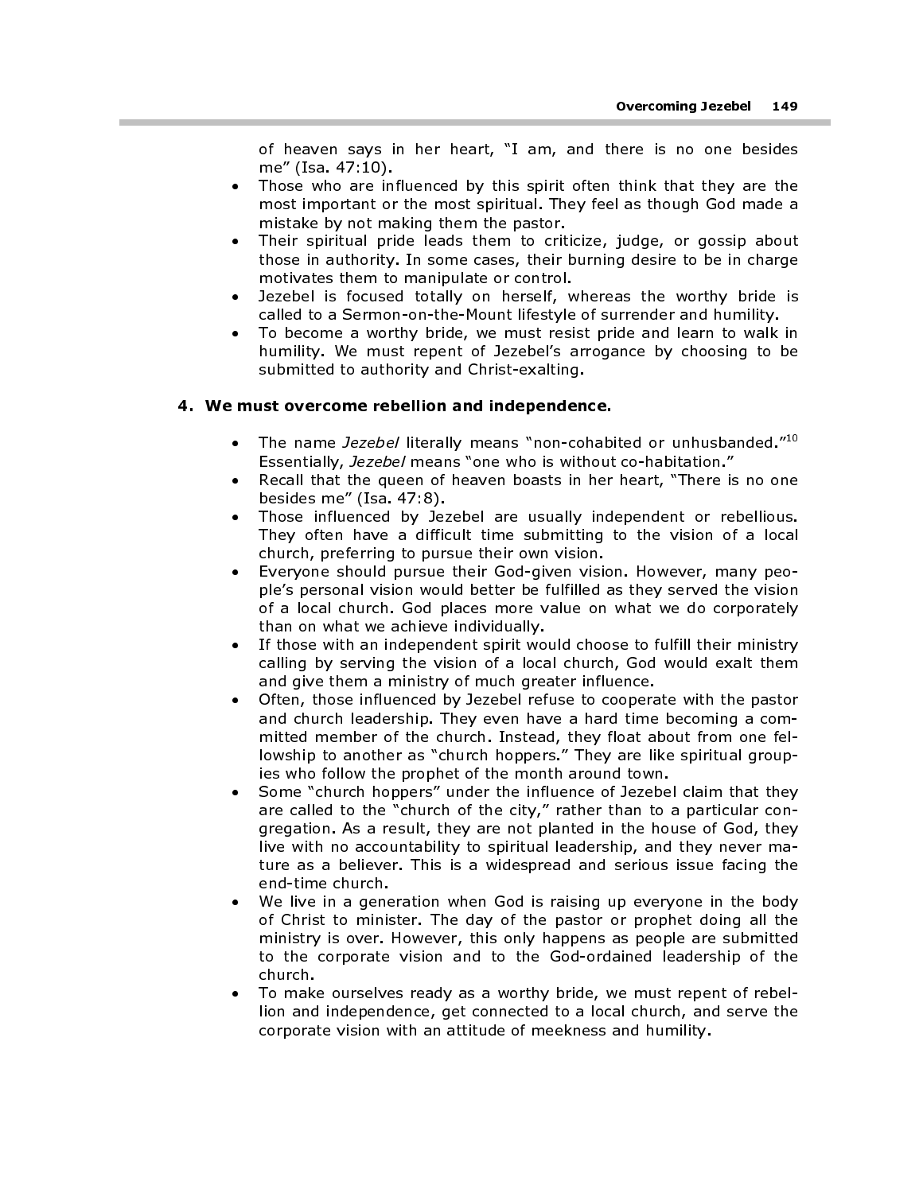of heaven says in her heart, "I am, and there is no one besides me" (Isa. 47:10).

- Those who are influenced by this spirit often think that they are the most important or the most spiritual. They feel as though God made a mistake by not making them the pastor.
- Their spiritual pride leads them to criticize, judge, or gossip about those in authority. In some cases, their burning desire to be in charge motivates them to manipulate or control.
- Jezebel is focused totally on herself, whereas the worthy bride is called to a Sermon-on-the-Mount lifestyle of surrender and humility.
- To become a worthy bride, we must resist pride and learn to walk in humility. We must repent of Jezebel's arrogance by choosing to be submitted to authority and Christ-exalting.

**4. We must overcome rebellion and independence.**

- The name *Jezebel* literally means "non-cohabited or unhusbanded."[10] Essentially, *Jezebel* means "one who is without co-habitation."
- Recall that the queen of heaven boasts in her heart, "There is no one besides me" (Isa. 47:8).
- Those influenced by Jezebel are usually independent or rebellious. They often have a difficult time submitting to the vision of a local church, preferring to pursue their own vision.
- Everyone should pursue their God-given vision. However, many people's personal vision would better be fulfilled as they served the vision of a local church. God places more value on what we do corporately than on what we achieve individually.
- If those with an independent spirit would choose to fulfill their ministry calling by serving the vision of a local church, God would exalt them and give them a ministry of much greater influence.
- Often, those influenced by Jezebel refuse to cooperate with the pastor and church leadership. They even have a hard time becoming a committed member of the church. Instead, they float about from one fellowship to another as "church hoppers." They are like spiritual groupies who follow the prophet of the month around town.
- Some "church hoppers" under the influence of Jezebel claim that they are called to the "church of the city," rather than to a particular congregation. As a result, they are not planted in the house of God, they live with no accountability to spiritual leadership, and they never mature as a believer. This is a widespread and serious issue facing the end-time church.
- We live in a generation when God is raising up everyone in the body of Christ to minister. The day of the pastor or prophet doing all the ministry is over. However, this only happens as people are submitted to the corporate vision and to the God-ordained leadership of the church.
- To make ourselves ready as a worthy bride, we must repent of rebellion and independence, get connected to a local church, and serve the corporate vision with an attitude of meekness and humility.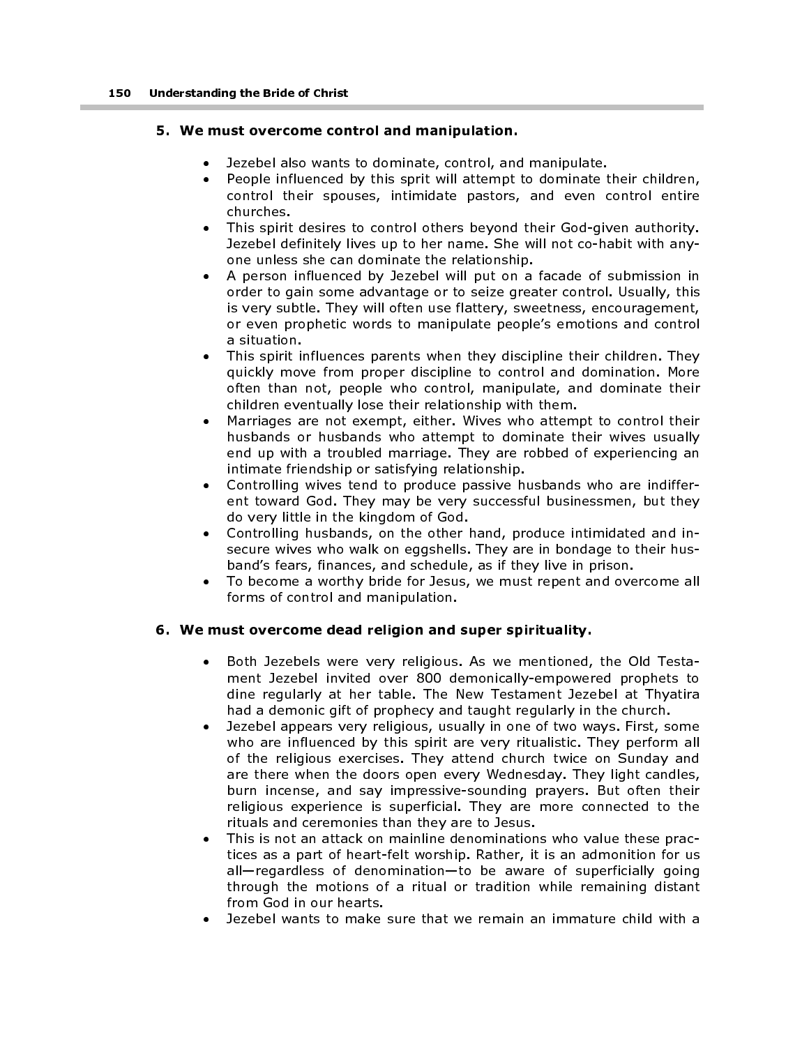**5. We must overcome control and manipulation.**

- Jezebel also wants to dominate, control, and manipulate.
- People influenced by this sprit will attempt to dominate their children, control their spouses, intimidate pastors, and even control entire churches.
- This spirit desires to control others beyond their God-given authority. Jezebel definitely lives up to her name. She will not co-habit with anyone unless she can dominate the relationship.
- A person influenced by Jezebel will put on a facade of submission in order to gain some advantage or to seize greater control. Usually, this is very subtle. They will often use flattery, sweetness, encouragement, or even prophetic words to manipulate people's emotions and control a situation.
- This spirit influences parents when they discipline their children. They quickly move from proper discipline to control and domination. More often than not, people who control, manipulate, and dominate their children eventually lose their relationship with them.
- Marriages are not exempt, either. Wives who attempt to control their husbands or husbands who attempt to dominate their wives usually end up with a troubled marriage. They are robbed of experiencing an intimate friendship or satisfying relationship.
- Controlling wives tend to produce passive husbands who are indifferent toward God. They may be very successful businessmen, but they do very little in the kingdom of God.
- Controlling husbands, on the other hand, produce intimidated and insecure wives who walk on eggshells. They are in bondage to their husband's fears, finances, and schedule, as if they live in prison.
- To become a worthy bride for Jesus, we must repent and overcome all forms of control and manipulation.

**6. We must overcome dead religion and super spirituality.**

- Both Jezebels were very religious. As we mentioned, the Old Testament Jezebel invited over 800 demonically-empowered prophets to dine regularly at her table. The New Testament Jezebel at Thyatira had a demonic gift of prophecy and taught regularly in the church.
- Jezebel appears very religious, usually in one of two ways. First, some who are influenced by this spirit are very ritualistic. They perform all of the religious exercises. They attend church twice on Sunday and are there when the doors open every Wednesday. They light candles, burn incense, and say impressive-sounding prayers. But often their religious experience is superficial. They are more connected to the rituals and ceremonies than they are to Jesus.
- This is not an attack on mainline denominations who value these practices as a part of heart-felt worship. Rather, it is an admonition for us all—regardless of denomination—to be aware of superficially going through the motions of a ritual or tradition while remaining distant from God in our hearts.
- Jezebel wants to make sure that we remain an immature child with a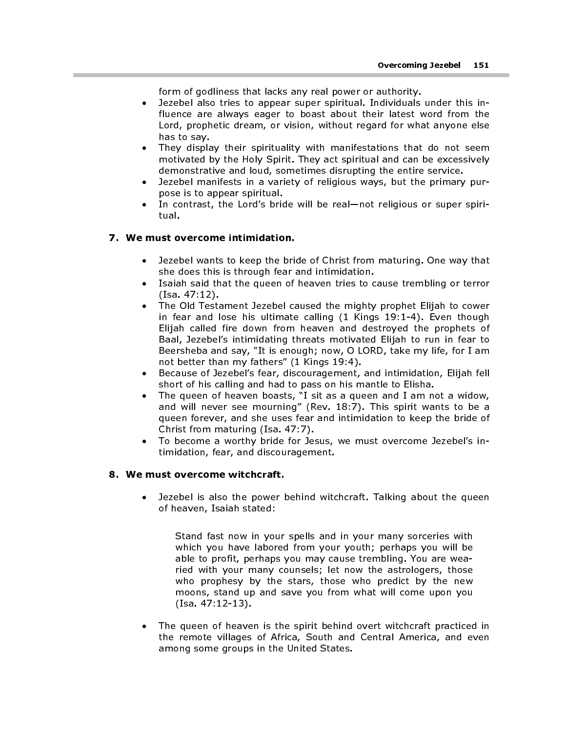form of godliness that lacks any real power or authority.

- Jezebel also tries to appear super spiritual. Individuals under this influence are always eager to boast about their latest word from the Lord, prophetic dream, or vision, without regard for what anyone else has to say.
- They display their spirituality with manifestations that do not seem motivated by the Holy Spirit. They act spiritual and can be excessively demonstrative and loud, sometimes disrupting the entire service.
- Jezebel manifests in a variety of religious ways, but the primary purpose is to appear spiritual.
- In contrast, the Lord's bride will be real—not religious or super spiritual.

**7. We must overcome intimidation.**

- Jezebel wants to keep the bride of Christ from maturing. One way that she does this is through fear and intimidation.
- Isaiah said that the queen of heaven tries to cause trembling or terror (Isa. 47:12).
- The Old Testament Jezebel caused the mighty prophet Elijah to cower in fear and lose his ultimate calling (1 Kings 19:1-4). Even though Elijah called fire down from heaven and destroyed the prophets of Baal, Jezebel's intimidating threats motivated Elijah to run in fear to Beersheba and say, "It is enough; now, O LORD, take my life, for I am not better than my fathers" (1 Kings 19:4).
- Because of Jezebel's fear, discouragement, and intimidation, Elijah fell short of his calling and had to pass on his mantle to Elisha.
- The queen of heaven boasts, "I sit as a queen and I am not a widow, and will never see mourning" (Rev. 18:7). This spirit wants to be a queen forever, and she uses fear and intimidation to keep the bride of Christ from maturing (Isa. 47:7).
- To become a worthy bride for Jesus, we must overcome Jezebel's intimidation, fear, and discouragement.

**8. We must overcome witchcraft.**

- Jezebel is also the power behind witchcraft. Talking about the queen of heaven, Isaiah stated:

> Stand fast now in your spells and in your many sorceries with which you have labored from your youth; perhaps you will be able to profit, perhaps you may cause trembling. You are wearied with your many counsels; let now the astrologers, those who prophesy by the stars, those who predict by the new moons, stand up and save you from what will come upon you (Isa. 47:12-13).

- The queen of heaven is the spirit behind overt witchcraft practiced in the remote villages of Africa, South and Central America, and even among some groups in the United States.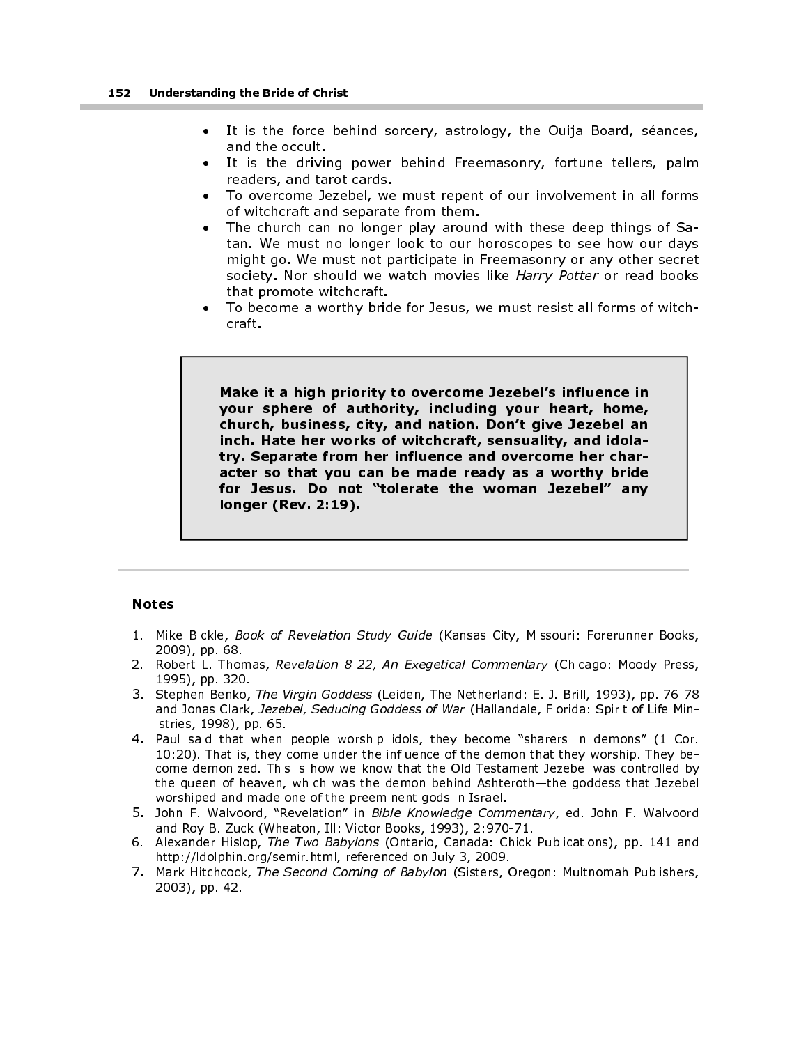- It is the force behind sorcery, astrology, the Ouija Board, séances, and the occult.
- It is the driving power behind Freemasonry, fortune tellers, palm readers, and tarot cards.
- To overcome Jezebel, we must repent of our involvement in all forms of witchcraft and separate from them.
- The church can no longer play around with these deep things of Satan. We must no longer look to our horoscopes to see how our days might go. We must not participate in Freemasonry or any other secret society. Nor should we watch movies like *Harry Potter* or read books that promote witchcraft.
- To become a worthy bride for Jesus, we must resist all forms of witchcraft.

> **Make it a high priority to overcome Jezebel's influence in your sphere of authority, including your heart, home, church, business, city, and nation. Don't give Jezebel an inch. Hate her works of witchcraft, sensuality, and idolatry. Separate from her influence and overcome her character so that you can be made ready as a worthy bride for Jesus. Do not "tolerate the woman Jezebel" any longer (Rev. 2:19).**

---

### Notes

1. Mike Bickle, *Book of Revelation Study Guide* (Kansas City, Missouri: Forerunner Books, 2009), pp. 68.
2. Robert L. Thomas, *Revelation 8-22, An Exegetical Commentary* (Chicago: Moody Press, 1995), pp. 320.
3. Stephen Benko, *The Virgin Goddess* (Leiden, The Netherland: E. J. Brill, 1993), pp. 76-78 and Jonas Clark, *Jezebel, Seducing Goddess of War* (Hallandale, Florida: Spirit of Life Ministries, 1998), pp. 65.
4. Paul said that when people worship idols, they become "sharers in demons" (1 Cor. 10:20). That is, they come under the influence of the demon that they worship. They become demonized. This is how we know that the Old Testament Jezebel was controlled by the queen of heaven, which was the demon behind Ashteroth—the goddess that Jezebel worshiped and made one of the preeminent gods in Israel.
5. John F. Walvoord, "Revelation" in *Bible Knowledge Commentary*, ed. John F. Walvoord and Roy B. Zuck (Wheaton, Ill: Victor Books, 1993), 2:970-71.
6. Alexander Hislop, *The Two Babylons* (Ontario, Canada: Chick Publications), pp. 141 and http://ldolphin.org/semir.html, referenced on July 3, 2009.
7. Mark Hitchcock, *The Second Coming of Babylon* (Sisters, Oregon: Multnomah Publishers, 2003), pp. 42.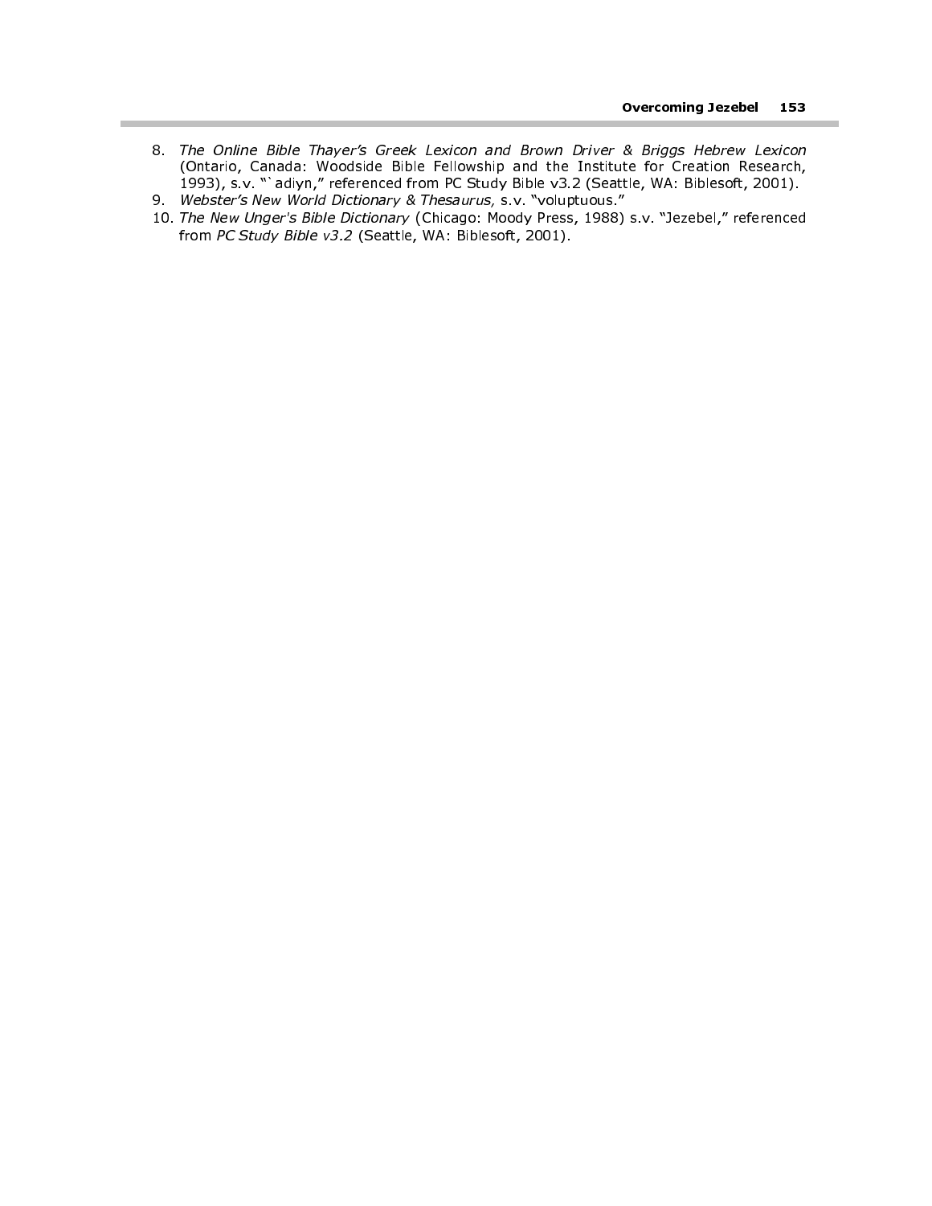8. *The Online Bible Thayer's Greek Lexicon and Brown Driver & Briggs Hebrew Lexicon* (Ontario, Canada: Woodside Bible Fellowship and the Institute for Creation Research, 1993), s.v. "`adiyn," referenced from PC Study Bible v3.2 (Seattle, WA: Biblesoft, 2001).
9. *Webster's New World Dictionary & Thesaurus,* s.v. "voluptuous."
10. *The New Unger's Bible Dictionary* (Chicago: Moody Press, 1988) s.v. "Jezebel," referenced from *PC Study Bible v3.2* (Seattle, WA: Biblesoft, 2001).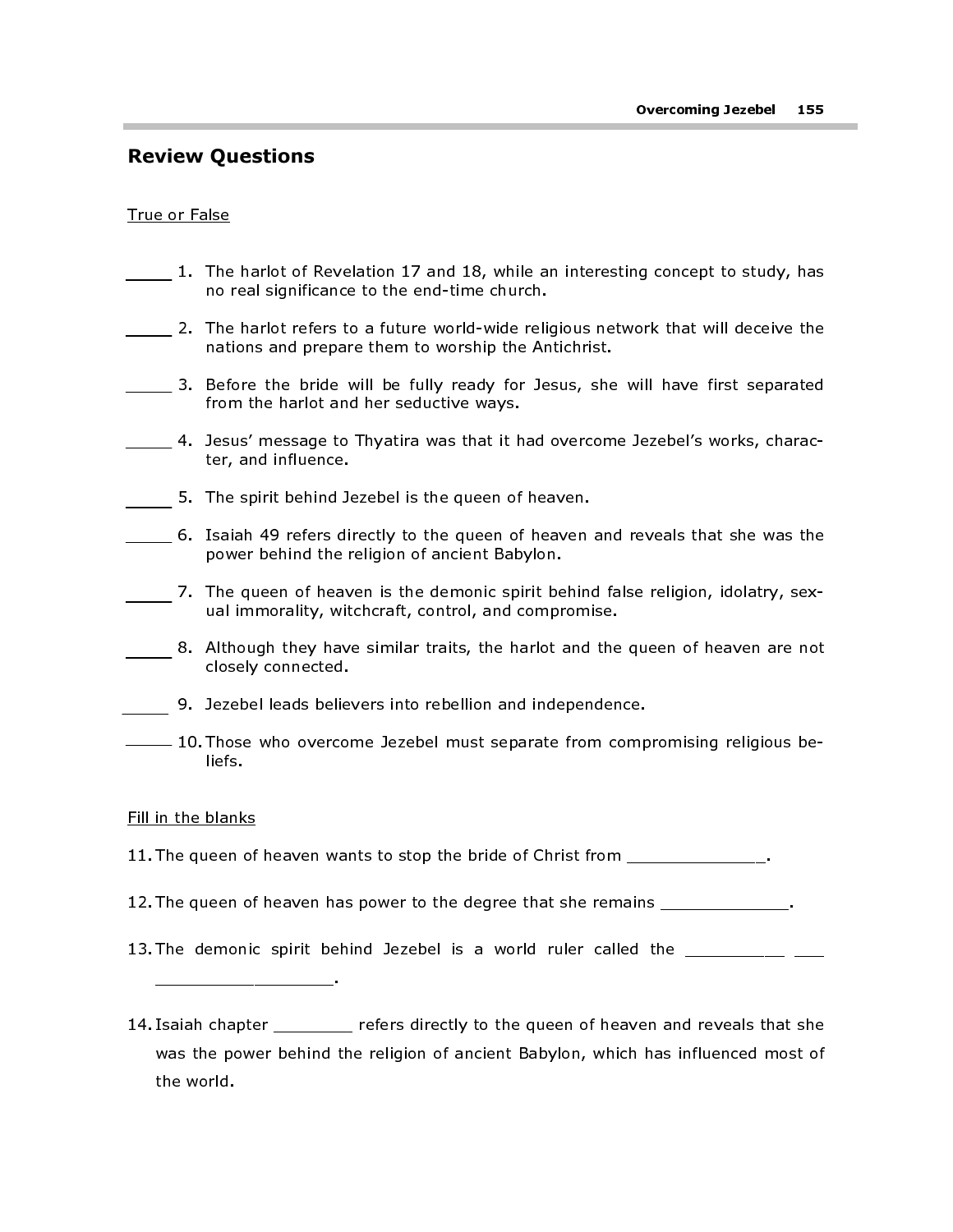## Review Questions

True or False

_____ 1. The harlot of Revelation 17 and 18, while an interesting concept to study, has no real significance to the end-time church.

_____ 2. The harlot refers to a future world-wide religious network that will deceive the nations and prepare them to worship the Antichrist.

_____ 3. Before the bride will be fully ready for Jesus, she will have first separated from the harlot and her seductive ways.

_____ 4. Jesus' message to Thyatira was that it had overcome Jezebel's works, character, and influence.

_____ 5. The spirit behind Jezebel is the queen of heaven.

_____ 6. Isaiah 49 refers directly to the queen of heaven and reveals that she was the power behind the religion of ancient Babylon.

_____ 7. The queen of heaven is the demonic spirit behind false religion, idolatry, sexual immorality, witchcraft, control, and compromise.

_____ 8. Although they have similar traits, the harlot and the queen of heaven are not closely connected.

_____ 9. Jezebel leads believers into rebellion and independence.

_____ 10. Those who overcome Jezebel must separate from compromising religious beliefs.

Fill in the blanks

11. The queen of heaven wants to stop the bride of Christ from ______________.

12. The queen of heaven has power to the degree that she remains ______________.

13. The demonic spirit behind Jezebel is a world ruler called the __________ ___ __________________.

14. Isaiah chapter ________ refers directly to the queen of heaven and reveals that she was the power behind the religion of ancient Babylon, which has influenced most of the world.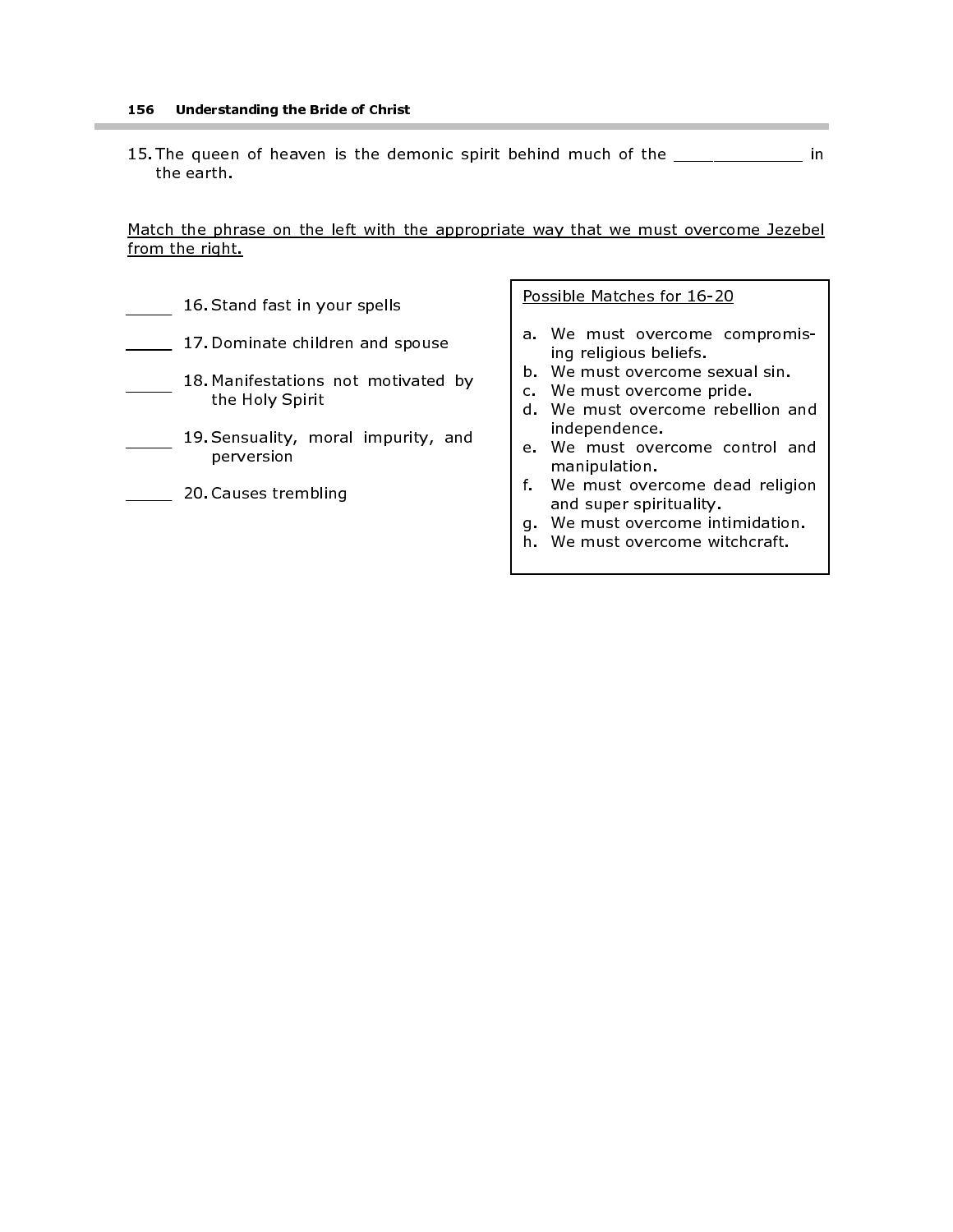15. The queen of heaven is the demonic spirit behind much of the ____________ in the earth.

<u>Match the phrase on the left with the appropriate way that we must overcome Jezebel from the right.</u>

_____ 16. Stand fast in your spells

_____ 17. Dominate children and spouse

_____ 18. Manifestations not motivated by the Holy Spirit

_____ 19. Sensuality, moral impurity, and perversion

_____ 20. Causes trembling

<u>Possible Matches for 16-20</u>

a. We must overcome compromising religious beliefs.
b. We must overcome sexual sin.
c. We must overcome pride.
d. We must overcome rebellion and independence.
e. We must overcome control and manipulation.
f. We must overcome dead religion and super spirituality.
g. We must overcome intimidation.
h. We must overcome witchcraft.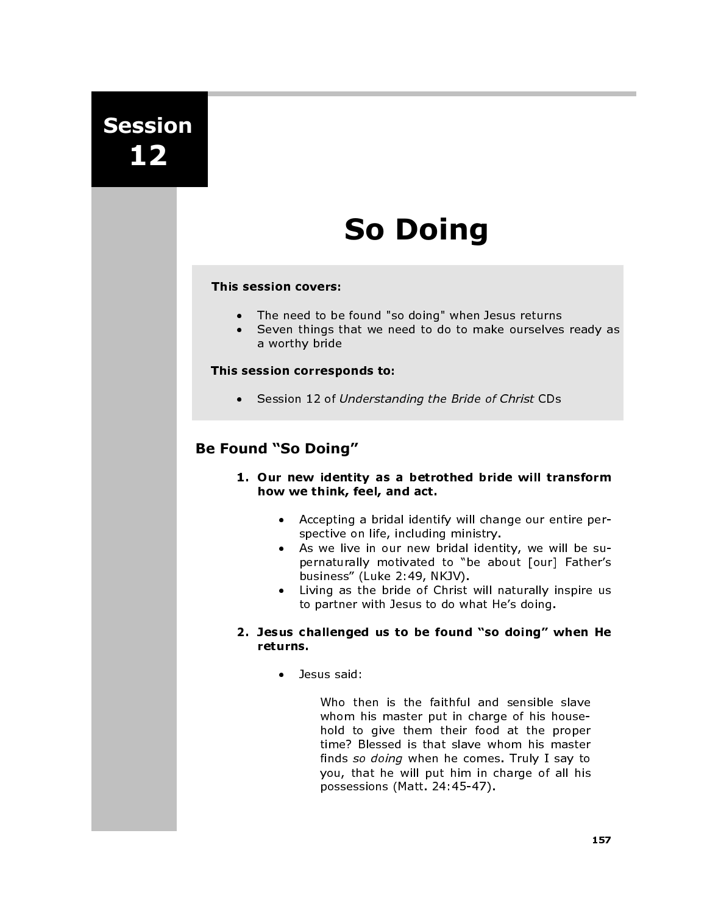# Session 12

# So Doing

**This session covers:**

- The need to be found "so doing" when Jesus returns
- Seven things that we need to do to make ourselves ready as a worthy bride

**This session corresponds to:**

- Session 12 of *Understanding the Bride of Christ* CDs

## Be Found "So Doing"

1. **Our new identity as a betrothed bride will transform how we think, feel, and act.**

   - Accepting a bridal identify will change our entire perspective on life, including ministry.
   - As we live in our new bridal identity, we will be supernaturally motivated to "be about [our] Father's business" (Luke 2:49, NKJV).
   - Living as the bride of Christ will naturally inspire us to partner with Jesus to do what He's doing.

2. **Jesus challenged us to be found "so doing" when He returns.**

   - Jesus said:

     > Who then is the faithful and sensible slave whom his master put in charge of his household to give them their food at the proper time? Blessed is that slave whom his master finds *so doing* when he comes. Truly I say to you, that he will put him in charge of all his possessions (Matt. 24:45-47).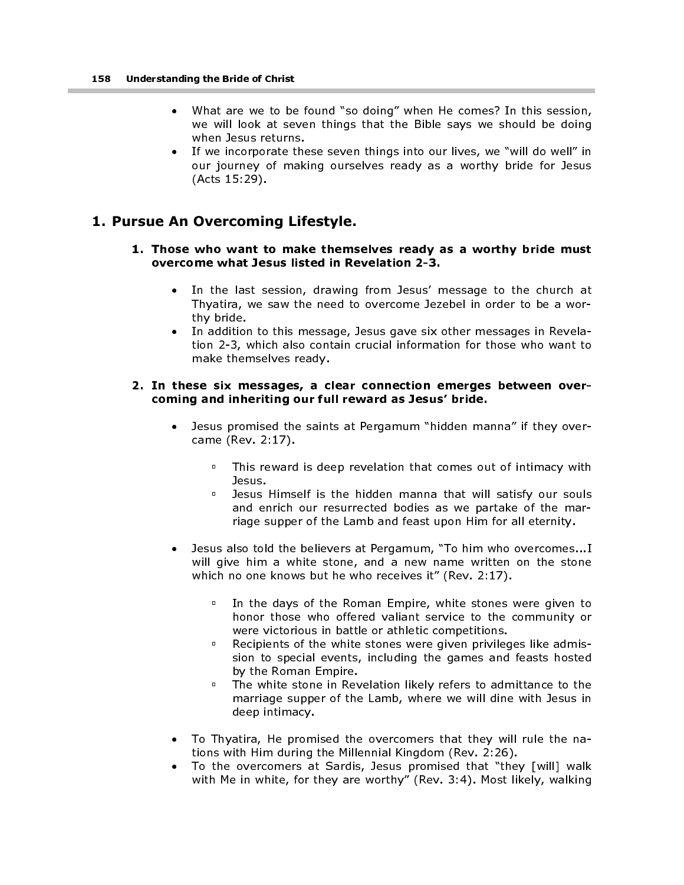- What are we to be found "so doing" when He comes? In this session, we will look at seven things that the Bible says we should be doing when Jesus returns.
- If we incorporate these seven things into our lives, we "will do well" in our journey of making ourselves ready as a worthy bride for Jesus (Acts 15:29).

## 1. Pursue An Overcoming Lifestyle.

**1. Those who want to make themselves ready as a worthy bride must overcome what Jesus listed in Revelation 2-3.**

- In the last session, drawing from Jesus' message to the church at Thyatira, we saw the need to overcome Jezebel in order to be a worthy bride.
- In addition to this message, Jesus gave six other messages in Revelation 2-3, which also contain crucial information for those who want to make themselves ready.

**2. In these six messages, a clear connection emerges between overcoming and inheriting our full reward as Jesus' bride.**

- Jesus promised the saints at Pergamum "hidden manna" if they overcame (Rev. 2:17).
  - This reward is deep revelation that comes out of intimacy with Jesus.
  - Jesus Himself is the hidden manna that will satisfy our souls and enrich our resurrected bodies as we partake of the marriage supper of the Lamb and feast upon Him for all eternity.

- Jesus also told the believers at Pergamum, "To him who overcomes...I will give him a white stone, and a new name written on the stone which no one knows but he who receives it" (Rev. 2:17).
  - In the days of the Roman Empire, white stones were given to honor those who offered valiant service to the community or were victorious in battle or athletic competitions.
  - Recipients of the white stones were given privileges like admission to special events, including the games and feasts hosted by the Roman Empire.
  - The white stone in Revelation likely refers to admittance to the marriage supper of the Lamb, where we will dine with Jesus in deep intimacy.

- To Thyatira, He promised the overcomers that they will rule the nations with Him during the Millennial Kingdom (Rev. 2:26).
- To the overcomers at Sardis, Jesus promised that "they [will] walk with Me in white, for they are worthy" (Rev. 3:4). Most likely, walking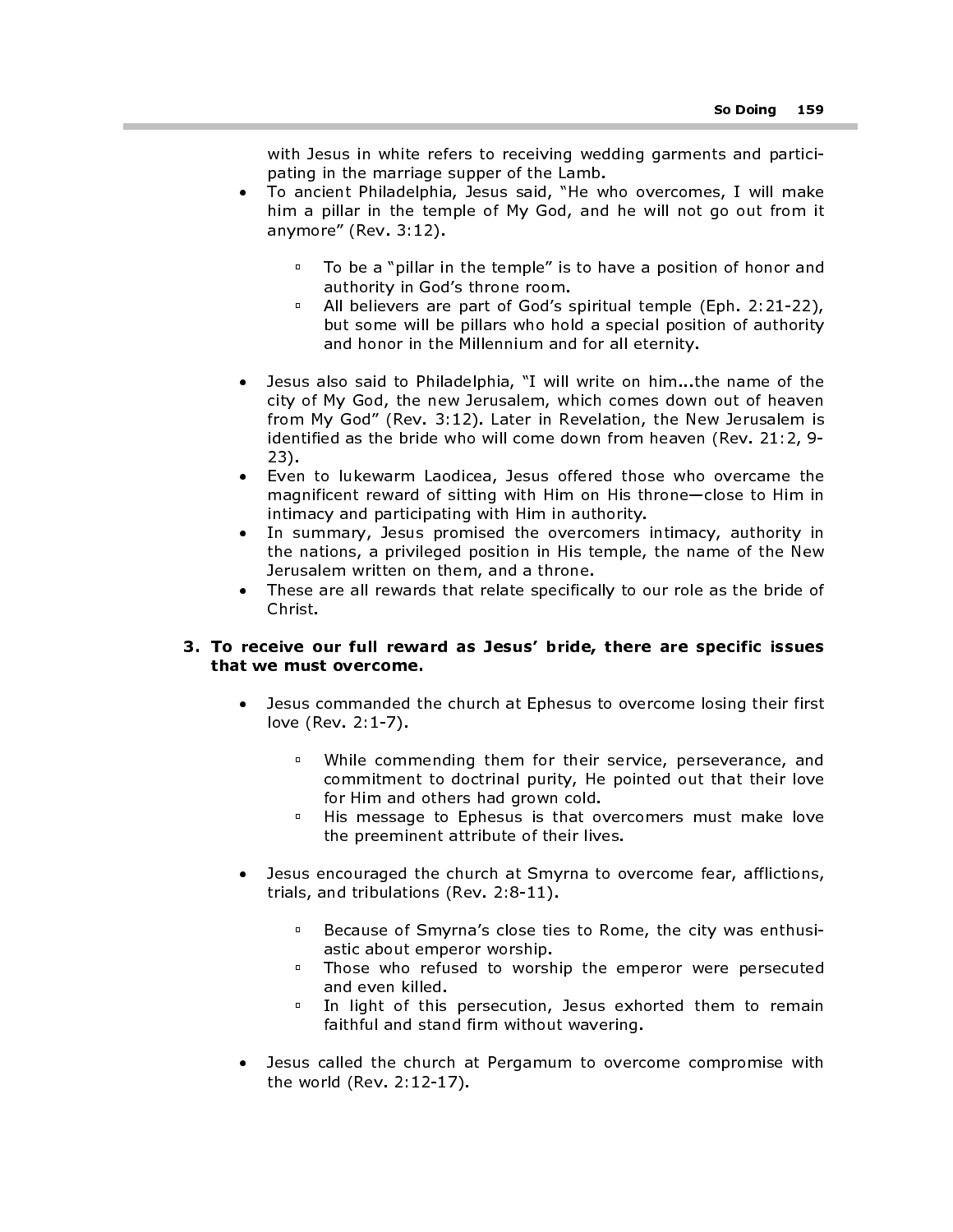with Jesus in white refers to receiving wedding garments and participating in the marriage supper of the Lamb.

- To ancient Philadelphia, Jesus said, "He who overcomes, I will make him a pillar in the temple of My God, and he will not go out from it anymore" (Rev. 3:12).
  - To be a "pillar in the temple" is to have a position of honor and authority in God's throne room.
  - All believers are part of God's spiritual temple (Eph. 2:21-22), but some will be pillars who hold a special position of authority and honor in the Millennium and for all eternity.
- Jesus also said to Philadelphia, "I will write on him...the name of the city of My God, the new Jerusalem, which comes down out of heaven from My God" (Rev. 3:12). Later in Revelation, the New Jerusalem is identified as the bride who will come down from heaven (Rev. 21:2, 9-23).
- Even to lukewarm Laodicea, Jesus offered those who overcame the magnificent reward of sitting with Him on His throne—close to Him in intimacy and participating with Him in authority.
- In summary, Jesus promised the overcomers intimacy, authority in the nations, a privileged position in His temple, the name of the New Jerusalem written on them, and a throne.
- These are all rewards that relate specifically to our role as the bride of Christ.

**3. To receive our full reward as Jesus' bride, there are specific issues that we must overcome.**

- Jesus commanded the church at Ephesus to overcome losing their first love (Rev. 2:1-7).
  - While commending them for their service, perseverance, and commitment to doctrinal purity, He pointed out that their love for Him and others had grown cold.
  - His message to Ephesus is that overcomers must make love the preeminent attribute of their lives.
- Jesus encouraged the church at Smyrna to overcome fear, afflictions, trials, and tribulations (Rev. 2:8-11).
  - Because of Smyrna's close ties to Rome, the city was enthusiastic about emperor worship.
  - Those who refused to worship the emperor were persecuted and even killed.
  - In light of this persecution, Jesus exhorted them to remain faithful and stand firm without wavering.
- Jesus called the church at Pergamum to overcome compromise with the world (Rev. 2:12-17).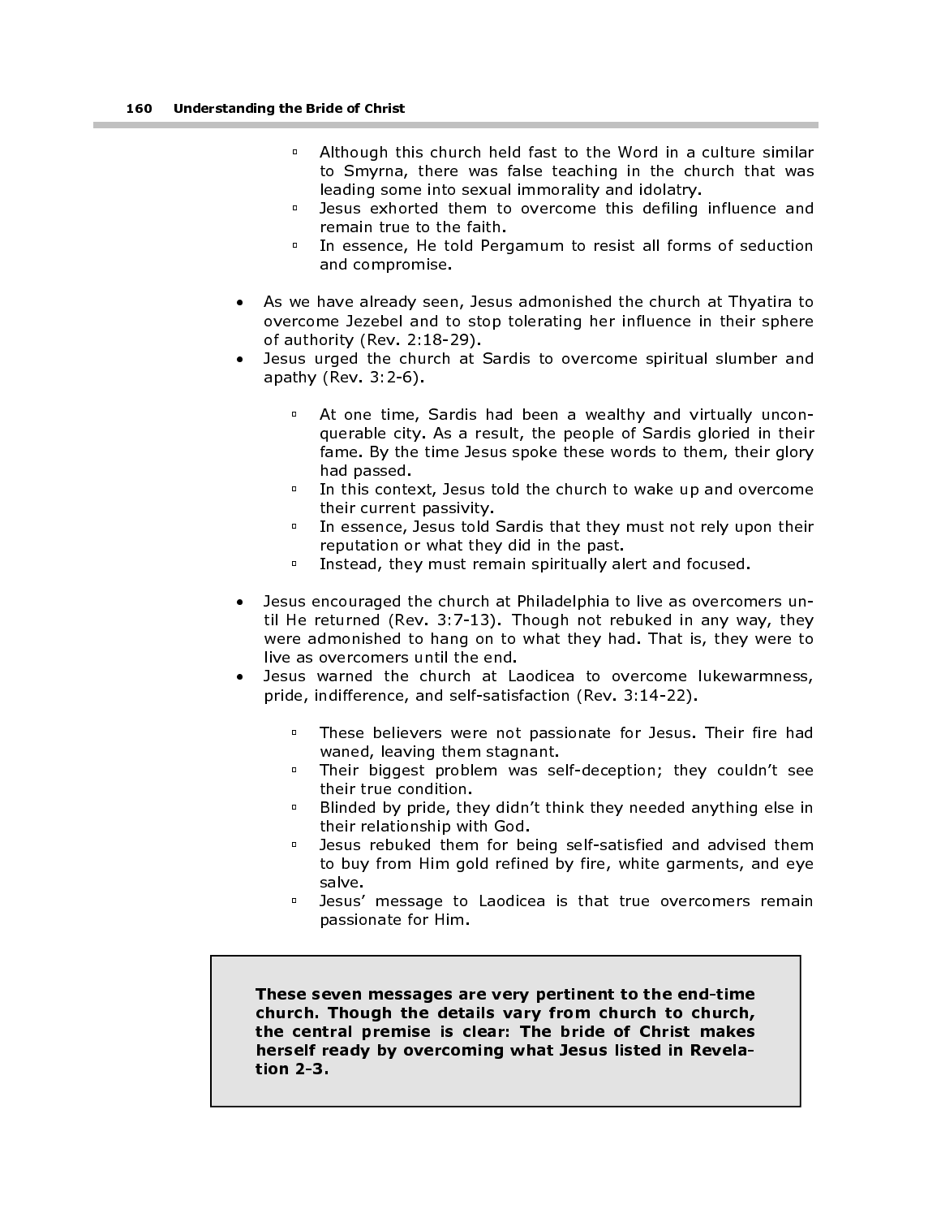- Although this church held fast to the Word in a culture similar to Smyrna, there was false teaching in the church that was leading some into sexual immorality and idolatry.
    - Jesus exhorted them to overcome this defiling influence and remain true to the faith.
    - In essence, He told Pergamum to resist all forms of seduction and compromise.

- As we have already seen, Jesus admonished the church at Thyatira to overcome Jezebel and to stop tolerating her influence in their sphere of authority (Rev. 2:18-29).
- Jesus urged the church at Sardis to overcome spiritual slumber and apathy (Rev. 3:2-6).

    - At one time, Sardis had been a wealthy and virtually unconquerable city. As a result, the people of Sardis gloried in their fame. By the time Jesus spoke these words to them, their glory had passed.
    - In this context, Jesus told the church to wake up and overcome their current passivity.
    - In essence, Jesus told Sardis that they must not rely upon their reputation or what they did in the past.
    - Instead, they must remain spiritually alert and focused.

- Jesus encouraged the church at Philadelphia to live as overcomers until He returned (Rev. 3:7-13). Though not rebuked in any way, they were admonished to hang on to what they had. That is, they were to live as overcomers until the end.
- Jesus warned the church at Laodicea to overcome lukewarmness, pride, indifference, and self-satisfaction (Rev. 3:14-22).

    - These believers were not passionate for Jesus. Their fire had waned, leaving them stagnant.
    - Their biggest problem was self-deception; they couldn't see their true condition.
    - Blinded by pride, they didn't think they needed anything else in their relationship with God.
    - Jesus rebuked them for being self-satisfied and advised them to buy from Him gold refined by fire, white garments, and eye salve.
    - Jesus' message to Laodicea is that true overcomers remain passionate for Him.

> **These seven messages are very pertinent to the end-time church. Though the details vary from church to church, the central premise is clear: The bride of Christ makes herself ready by overcoming what Jesus listed in Revelation 2-3.**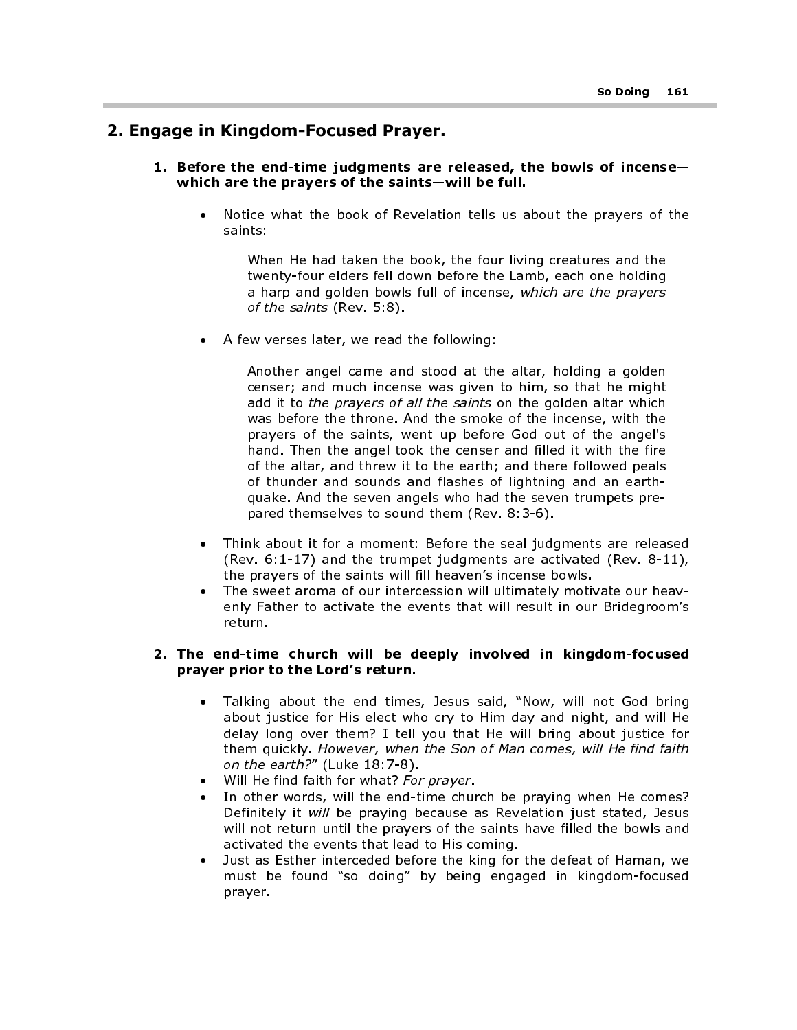## 2. Engage in Kingdom-Focused Prayer.

1. **Before the end-time judgments are released, the bowls of incense—which are the prayers of the saints—will be full.**

   - Notice what the book of Revelation tells us about the prayers of the saints:

     > When He had taken the book, the four living creatures and the twenty-four elders fell down before the Lamb, each one holding a harp and golden bowls full of incense, *which are the prayers of the saints* (Rev. 5:8).

   - A few verses later, we read the following:

     > Another angel came and stood at the altar, holding a golden censer; and much incense was given to him, so that he might add it to *the prayers of all the saints* on the golden altar which was before the throne. And the smoke of the incense, with the prayers of the saints, went up before God out of the angel's hand. Then the angel took the censer and filled it with the fire of the altar, and threw it to the earth; and there followed peals of thunder and sounds and flashes of lightning and an earthquake. And the seven angels who had the seven trumpets prepared themselves to sound them (Rev. 8:3-6).

   - Think about it for a moment: Before the seal judgments are released (Rev. 6:1-17) and the trumpet judgments are activated (Rev. 8-11), the prayers of the saints will fill heaven's incense bowls.
   - The sweet aroma of our intercession will ultimately motivate our heavenly Father to activate the events that will result in our Bridegroom's return.

2. **The end-time church will be deeply involved in kingdom-focused prayer prior to the Lord's return.**

   - Talking about the end times, Jesus said, "Now, will not God bring about justice for His elect who cry to Him day and night, and will He delay long over them? I tell you that He will bring about justice for them quickly. *However, when the Son of Man comes, will He find faith on the earth?*" (Luke 18:7-8).
   - Will He find faith for what? *For prayer*.
   - In other words, will the end-time church be praying when He comes? Definitely it *will* be praying because as Revelation just stated, Jesus will not return until the prayers of the saints have filled the bowls and activated the events that lead to His coming.
   - Just as Esther interceded before the king for the defeat of Haman, we must be found "so doing" by being engaged in kingdom-focused prayer.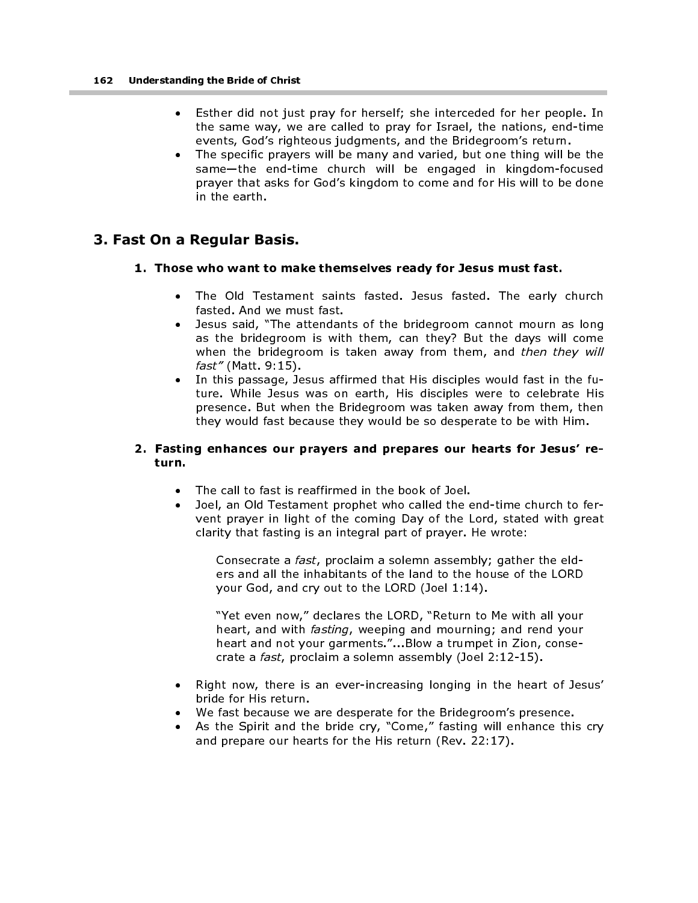- Esther did not just pray for herself; she interceded for her people. In the same way, we are called to pray for Israel, the nations, end-time events, God's righteous judgments, and the Bridegroom's return.
- The specific prayers will be many and varied, but one thing will be the same—the end-time church will be engaged in kingdom-focused prayer that asks for God's kingdom to come and for His will to be done in the earth.

## 3. Fast On a Regular Basis.

### 1. Those who want to make themselves ready for Jesus must fast.

- The Old Testament saints fasted. Jesus fasted. The early church fasted. And we must fast.
- Jesus said, "The attendants of the bridegroom cannot mourn as long as the bridegroom is with them, can they? But the days will come when the bridegroom is taken away from them, and *then they will fast"* (Matt. 9:15).
- In this passage, Jesus affirmed that His disciples would fast in the future. While Jesus was on earth, His disciples were to celebrate His presence. But when the Bridegroom was taken away from them, then they would fast because they would be so desperate to be with Him.

### 2. Fasting enhances our prayers and prepares our hearts for Jesus' return.

- The call to fast is reaffirmed in the book of Joel.
- Joel, an Old Testament prophet who called the end-time church to fervent prayer in light of the coming Day of the Lord, stated with great clarity that fasting is an integral part of prayer. He wrote:

> Consecrate a *fast*, proclaim a solemn assembly; gather the elders and all the inhabitants of the land to the house of the LORD your God, and cry out to the LORD (Joel 1:14).
>
> "Yet even now," declares the LORD, "Return to Me with all your heart, and with *fasting*, weeping and mourning; and rend your heart and not your garments."...Blow a trumpet in Zion, consecrate a *fast*, proclaim a solemn assembly (Joel 2:12-15).

- Right now, there is an ever-increasing longing in the heart of Jesus' bride for His return.
- We fast because we are desperate for the Bridegroom's presence.
- As the Spirit and the bride cry, "Come," fasting will enhance this cry and prepare our hearts for the His return (Rev. 22:17).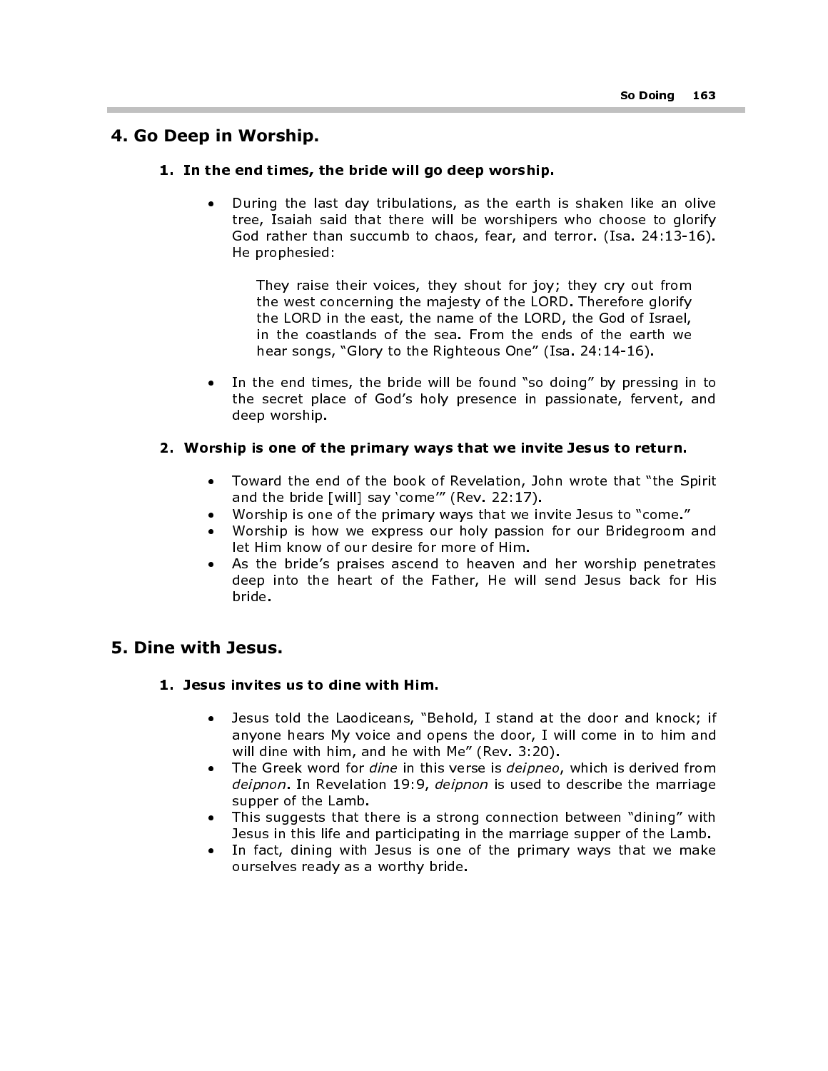## 4. Go Deep in Worship.

### 1. In the end times, the bride will go deep worship.

- During the last day tribulations, as the earth is shaken like an olive tree, Isaiah said that there will be worshipers who choose to glorify God rather than succumb to chaos, fear, and terror. (Isa. 24:13-16). He prophesied:

> They raise their voices, they shout for joy; they cry out from the west concerning the majesty of the LORD. Therefore glorify the LORD in the east, the name of the LORD, the God of Israel, in the coastlands of the sea. From the ends of the earth we hear songs, "Glory to the Righteous One" (Isa. 24:14-16).

- In the end times, the bride will be found "so doing" by pressing in to the secret place of God's holy presence in passionate, fervent, and deep worship.

### 2. Worship is one of the primary ways that we invite Jesus to return.

- Toward the end of the book of Revelation, John wrote that "the Spirit and the bride [will] say 'come'" (Rev. 22:17).
- Worship is one of the primary ways that we invite Jesus to "come."
- Worship is how we express our holy passion for our Bridegroom and let Him know of our desire for more of Him.
- As the bride's praises ascend to heaven and her worship penetrates deep into the heart of the Father, He will send Jesus back for His bride.

## 5. Dine with Jesus.

### 1. Jesus invites us to dine with Him.

- Jesus told the Laodiceans, "Behold, I stand at the door and knock; if anyone hears My voice and opens the door, I will come in to him and will dine with him, and he with Me" (Rev. 3:20).
- The Greek word for *dine* in this verse is *deipneo*, which is derived from *deipnon*. In Revelation 19:9, *deipnon* is used to describe the marriage supper of the Lamb.
- This suggests that there is a strong connection between "dining" with Jesus in this life and participating in the marriage supper of the Lamb.
- In fact, dining with Jesus is one of the primary ways that we make ourselves ready as a worthy bride.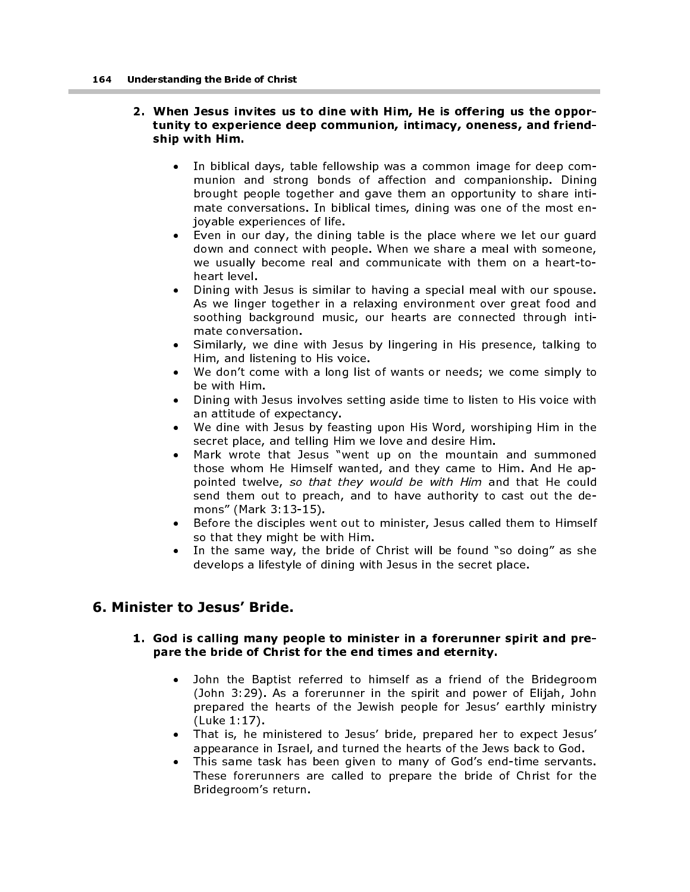2. **When Jesus invites us to dine with Him, He is offering us the opportunity to experience deep communion, intimacy, oneness, and friendship with Him.**

   - In biblical days, table fellowship was a common image for deep communion and strong bonds of affection and companionship. Dining brought people together and gave them an opportunity to share intimate conversations. In biblical times, dining was one of the most enjoyable experiences of life.
   - Even in our day, the dining table is the place where we let our guard down and connect with people. When we share a meal with someone, we usually become real and communicate with them on a heart-to-heart level.
   - Dining with Jesus is similar to having a special meal with our spouse. As we linger together in a relaxing environment over great food and soothing background music, our hearts are connected through intimate conversation.
   - Similarly, we dine with Jesus by lingering in His presence, talking to Him, and listening to His voice.
   - We don't come with a long list of wants or needs; we come simply to be with Him.
   - Dining with Jesus involves setting aside time to listen to His voice with an attitude of expectancy.
   - We dine with Jesus by feasting upon His Word, worshiping Him in the secret place, and telling Him we love and desire Him.
   - Mark wrote that Jesus "went up on the mountain and summoned those whom He Himself wanted, and they came to Him. And He appointed twelve, *so that they would be with Him* and that He could send them out to preach, and to have authority to cast out the demons" (Mark 3:13-15).
   - Before the disciples went out to minister, Jesus called them to Himself so that they might be with Him.
   - In the same way, the bride of Christ will be found "so doing" as she develops a lifestyle of dining with Jesus in the secret place.

## 6. Minister to Jesus' Bride.

1. **God is calling many people to minister in a forerunner spirit and prepare the bride of Christ for the end times and eternity.**

   - John the Baptist referred to himself as a friend of the Bridegroom (John 3:29). As a forerunner in the spirit and power of Elijah, John prepared the hearts of the Jewish people for Jesus' earthly ministry (Luke 1:17).
   - That is, he ministered to Jesus' bride, prepared her to expect Jesus' appearance in Israel, and turned the hearts of the Jews back to God.
   - This same task has been given to many of God's end-time servants. These forerunners are called to prepare the bride of Christ for the Bridegroom's return.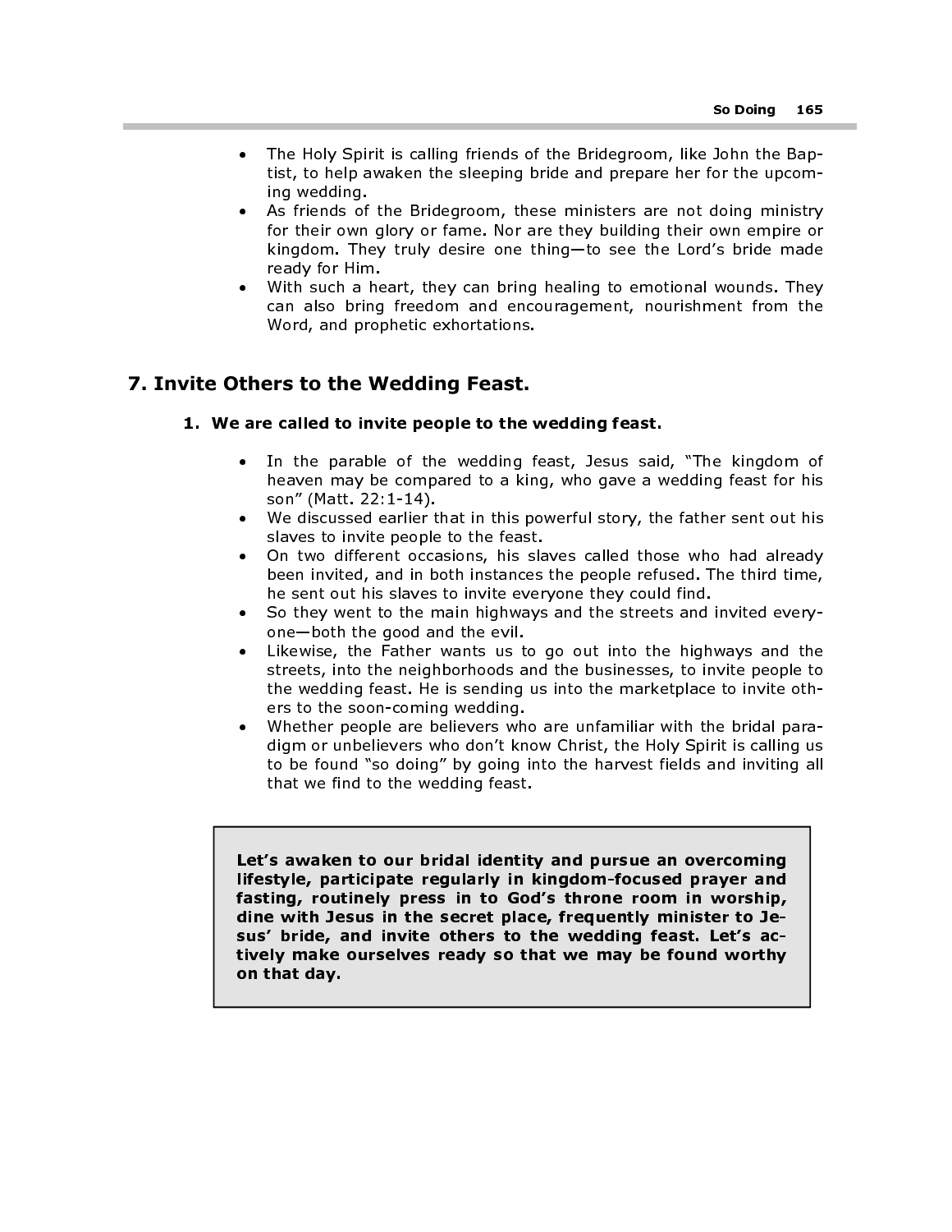- The Holy Spirit is calling friends of the Bridegroom, like John the Baptist, to help awaken the sleeping bride and prepare her for the upcoming wedding.
- As friends of the Bridegroom, these ministers are not doing ministry for their own glory or fame. Nor are they building their own empire or kingdom. They truly desire one thing—to see the Lord's bride made ready for Him.
- With such a heart, they can bring healing to emotional wounds. They can also bring freedom and encouragement, nourishment from the Word, and prophetic exhortations.

## 7. Invite Others to the Wedding Feast.

### 1. We are called to invite people to the wedding feast.

- In the parable of the wedding feast, Jesus said, "The kingdom of heaven may be compared to a king, who gave a wedding feast for his son" (Matt. 22:1-14).
- We discussed earlier that in this powerful story, the father sent out his slaves to invite people to the feast.
- On two different occasions, his slaves called those who had already been invited, and in both instances the people refused. The third time, he sent out his slaves to invite everyone they could find.
- So they went to the main highways and the streets and invited everyone—both the good and the evil.
- Likewise, the Father wants us to go out into the highways and the streets, into the neighborhoods and the businesses, to invite people to the wedding feast. He is sending us into the marketplace to invite others to the soon-coming wedding.
- Whether people are believers who are unfamiliar with the bridal paradigm or unbelievers who don't know Christ, the Holy Spirit is calling us to be found "so doing" by going into the harvest fields and inviting all that we find to the wedding feast.

**Let's awaken to our bridal identity and pursue an overcoming lifestyle, participate regularly in kingdom-focused prayer and fasting, routinely press in to God's throne room in worship, dine with Jesus in the secret place, frequently minister to Jesus' bride, and invite others to the wedding feast. Let's actively make ourselves ready so that we may be found worthy on that day.**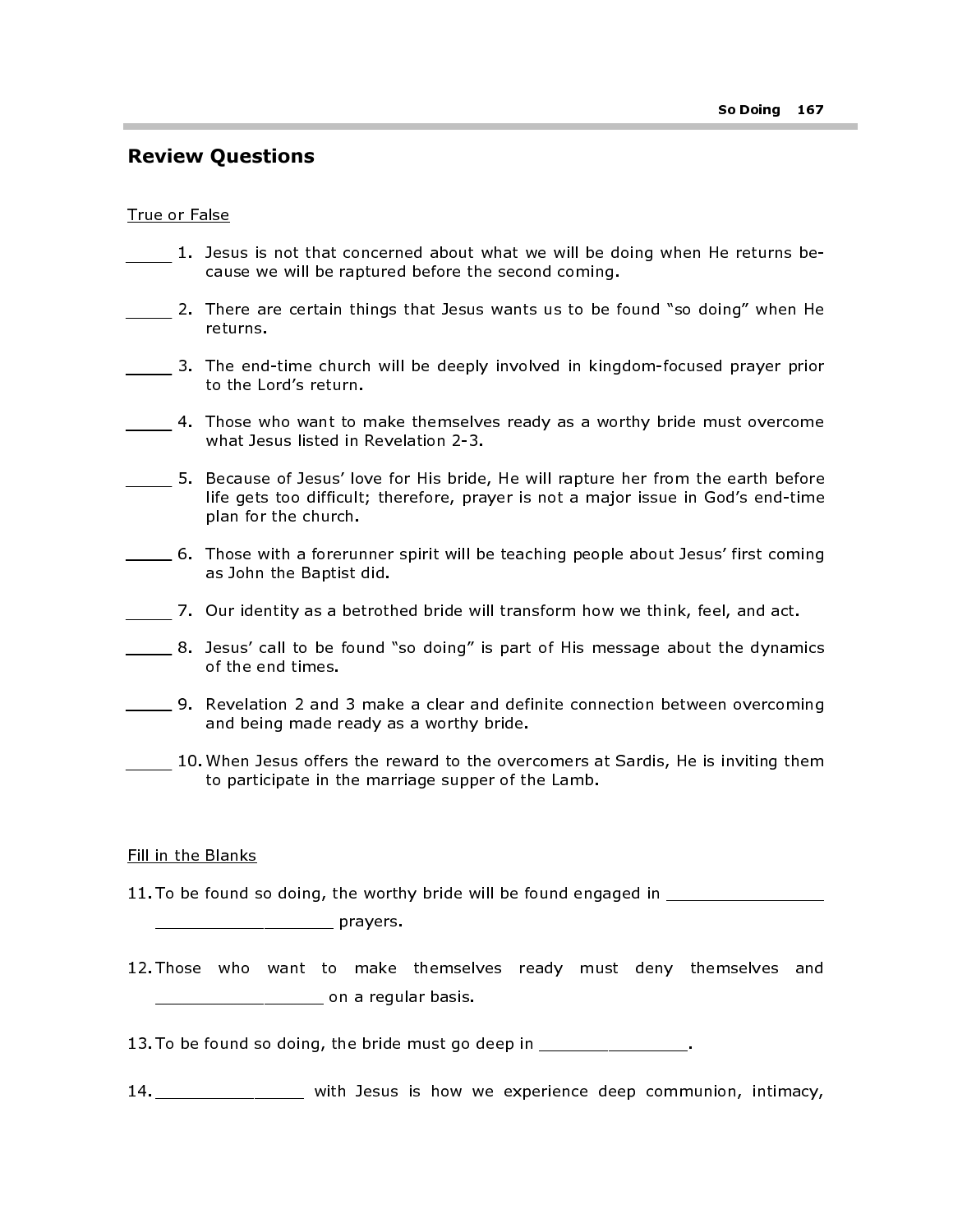## Review Questions

True or False

_____ 1. Jesus is not that concerned about what we will be doing when He returns because we will be raptured before the second coming.

_____ 2. There are certain things that Jesus wants us to be found "so doing" when He returns.

_____ 3. The end-time church will be deeply involved in kingdom-focused prayer prior to the Lord's return.

_____ 4. Those who want to make themselves ready as a worthy bride must overcome what Jesus listed in Revelation 2-3.

_____ 5. Because of Jesus' love for His bride, He will rapture her from the earth before life gets too difficult; therefore, prayer is not a major issue in God's end-time plan for the church.

_____ 6. Those with a forerunner spirit will be teaching people about Jesus' first coming as John the Baptist did.

_____ 7. Our identity as a betrothed bride will transform how we think, feel, and act.

_____ 8. Jesus' call to be found "so doing" is part of His message about the dynamics of the end times.

_____ 9. Revelation 2 and 3 make a clear and definite connection between overcoming and being made ready as a worthy bride.

_____ 10. When Jesus offers the reward to the overcomers at Sardis, He is inviting them to participate in the marriage supper of the Lamb.

Fill in the Blanks

11. To be found so doing, the worthy bride will be found engaged in _________________ _________________ prayers.

12. Those who want to make themselves ready must deny themselves and _________________ on a regular basis.

13. To be found so doing, the bride must go deep in _______________.

14. _______________ with Jesus is how we experience deep communion, intimacy,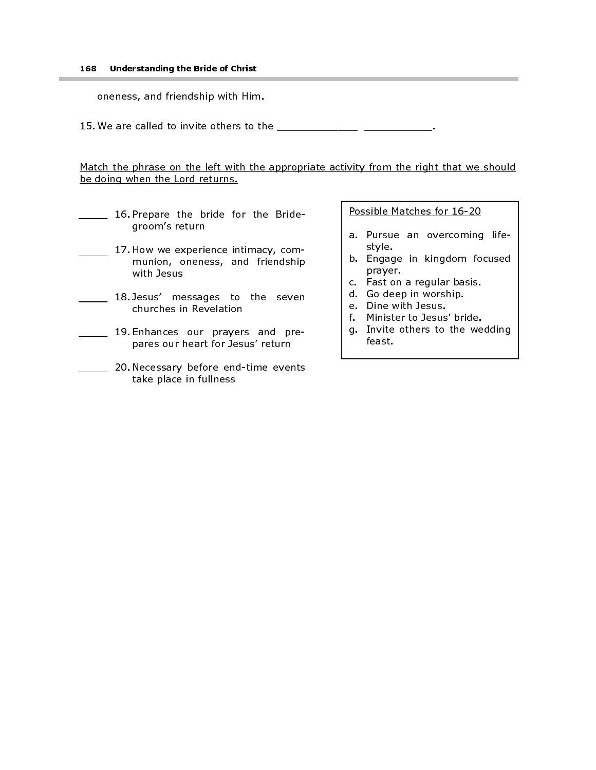oneness, and friendship with Him.

15. We are called to invite others to the ______________ ____________.

<u>Match the phrase on the left with the appropriate activity from the right that we should be doing when the Lord returns.</u>

_____ 16. Prepare the bride for the Bridegroom's return

_____ 17. How we experience intimacy, communion, oneness, and friendship with Jesus

_____ 18. Jesus' messages to the seven churches in Revelation

_____ 19. Enhances our prayers and prepares our heart for Jesus' return

_____ 20. Necessary before end-time events take place in fullness

<u>Possible Matches for 16-20</u>

a. Pursue an overcoming lifestyle.
b. Engage in kingdom focused prayer.
c. Fast on a regular basis.
d. Go deep in worship.
e. Dine with Jesus.
f. Minister to Jesus' bride.
g. Invite others to the wedding feast.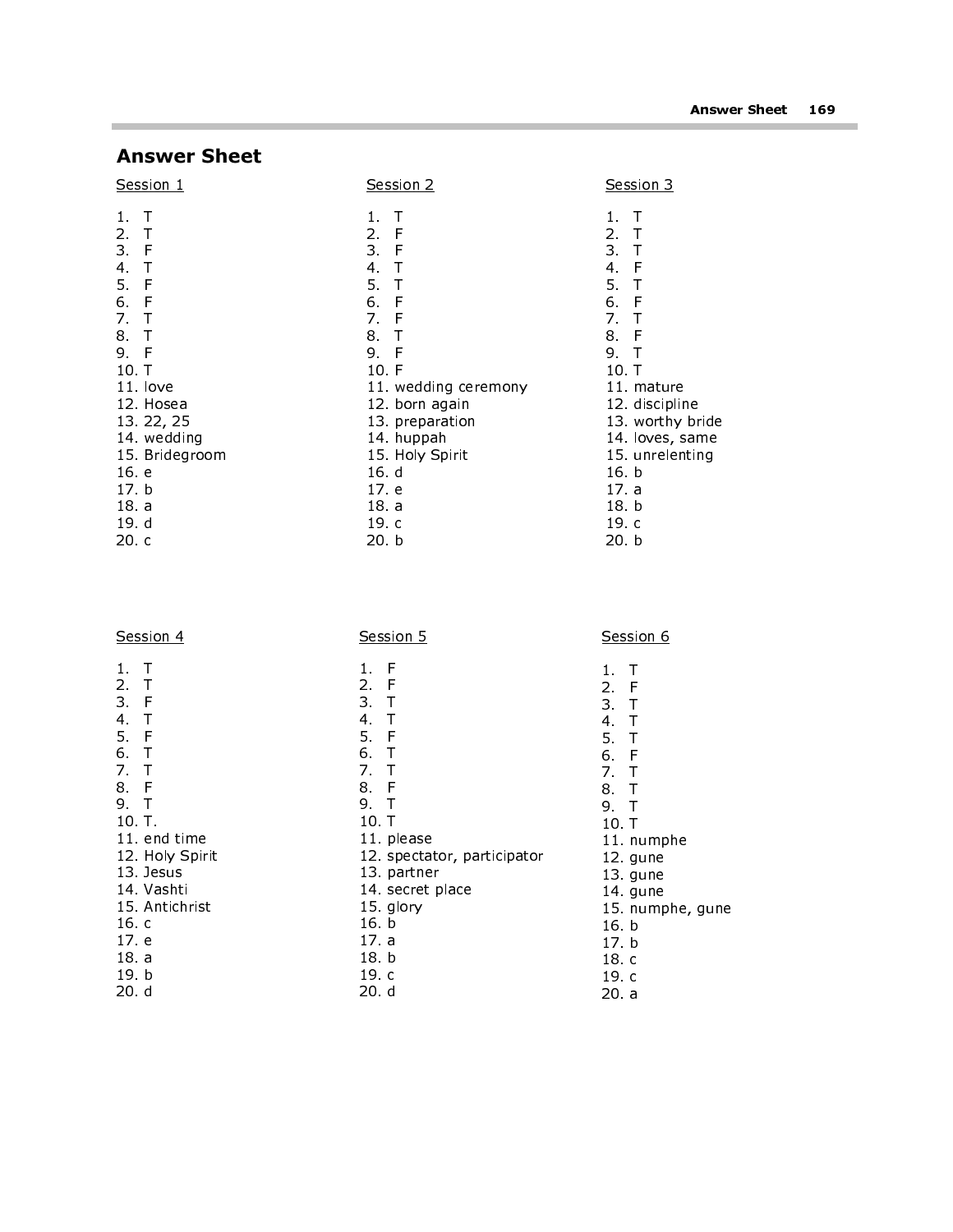# Answer Sheet

## Session 1

1. T
2. T
3. F
4. T
5. F
6. F
7. T
8. T
9. F
10. T
11. love
12. Hosea
13. 22, 25
14. wedding
15. Bridegroom
16. e
17. b
18. a
19. d
20. c

## Session 2

1. T
2. F
3. F
4. T
5. T
6. F
7. F
8. T
9. F
10. F
11. wedding ceremony
12. born again
13. preparation
14. huppah
15. Holy Spirit
16. d
17. e
18. a
19. c
20. b

## Session 3

1. T
2. T
3. T
4. F
5. T
6. F
7. T
8. F
9. T
10. T
11. mature
12. discipline
13. worthy bride
14. loves, same
15. unrelenting
16. b
17. a
18. b
19. c
20. b

## Session 4

1. T
2. T
3. F
4. T
5. F
6. T
7. T
8. F
9. T
10. T.
11. end time
12. Holy Spirit
13. Jesus
14. Vashti
15. Antichrist
16. c
17. e
18. a
19. b
20. d

## Session 5

1. F
2. F
3. T
4. T
5. F
6. T
7. T
8. F
9. T
10. T
11. please
12. spectator, participator
13. partner
14. secret place
15. glory
16. b
17. a
18. b
19. c
20. d

## Session 6

1. T
2. F
3. T
4. T
5. T
6. F
7. T
8. T
9. T
10. T
11. numphe
12. gune
13. gune
14. gune
15. numphe, gune
16. b
17. b
18. c
19. c
20. a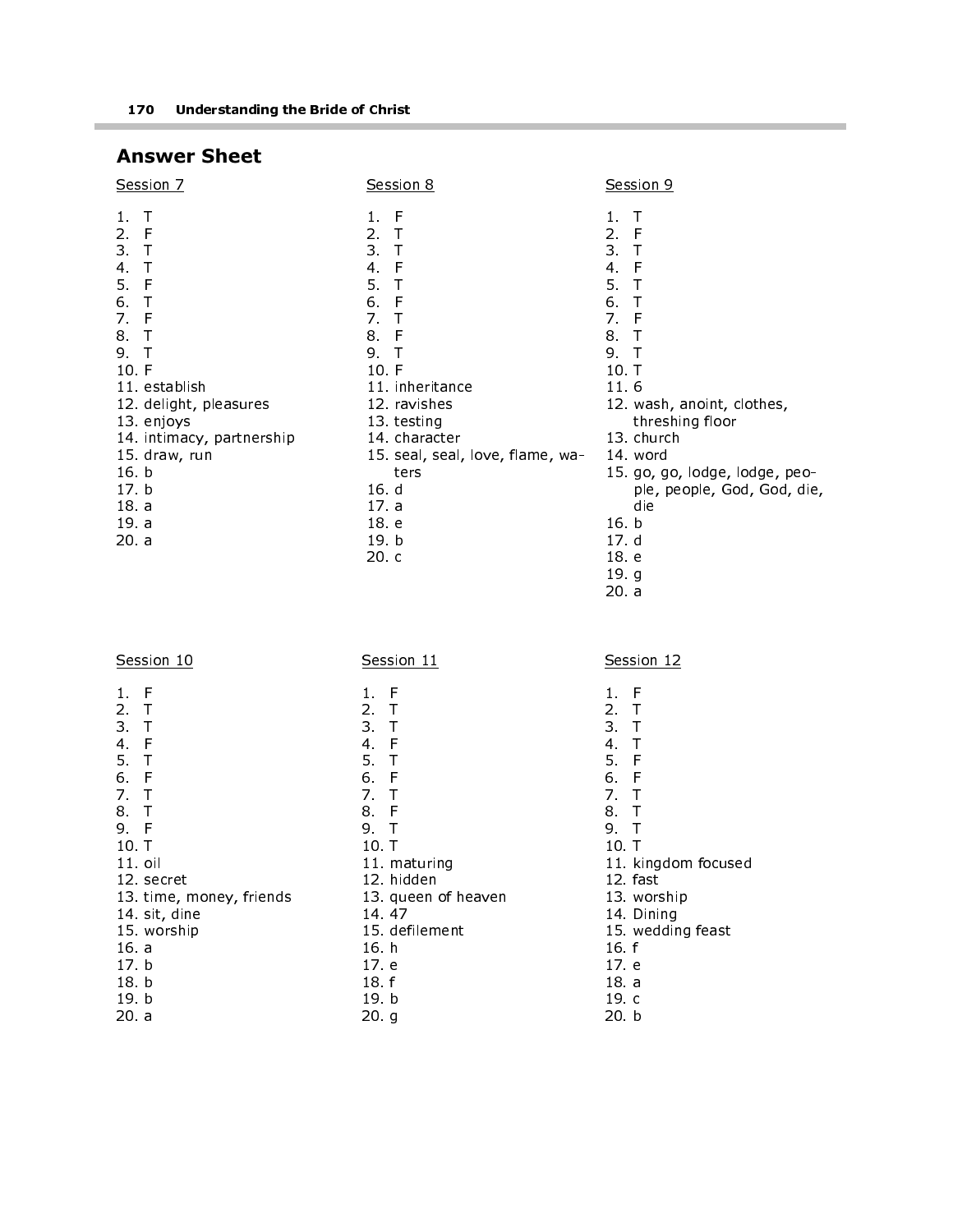## Answer Sheet

Session 7

1. T
2. F
3. T
4. T
5. F
6. T
7. F
8. T
9. T
10. F
11. establish
12. delight, pleasures
13. enjoys
14. intimacy, partnership
15. draw, run
16. b
17. b
18. a
19. a
20. a

Session 8

1. F
2. T
3. T
4. F
5. T
6. F
7. T
8. F
9. T
10. F
11. inheritance
12. ravishes
13. testing
14. character
15. seal, seal, love, flame, waters
16. d
17. a
18. e
19. b
20. c

Session 9

1. T
2. F
3. T
4. F
5. T
6. T
7. F
8. T
9. T
10. T
11. 6
12. wash, anoint, clothes, threshing floor
13. church
14. word
15. go, go, lodge, lodge, people, people, God, God, die, die
16. b
17. d
18. e
19. g
20. a

Session 10

1. F
2. T
3. T
4. F
5. T
6. F
7. T
8. T
9. F
10. T
11. oil
12. secret
13. time, money, friends
14. sit, dine
15. worship
16. a
17. b
18. b
19. b
20. a

Session 11

1. F
2. T
3. T
4. F
5. T
6. F
7. T
8. F
9. T
10. T
11. maturing
12. hidden
13. queen of heaven
14. 47
15. defilement
16. h
17. e
18. f
19. b
20. g

Session 12

1. F
2. T
3. T
4. T
5. F
6. F
7. T
8. T
9. T
10. T
11. kingdom focused
12. fast
13. worship
14. Dining
15. wedding feast
16. f
17. e
18. a
19. c
20. b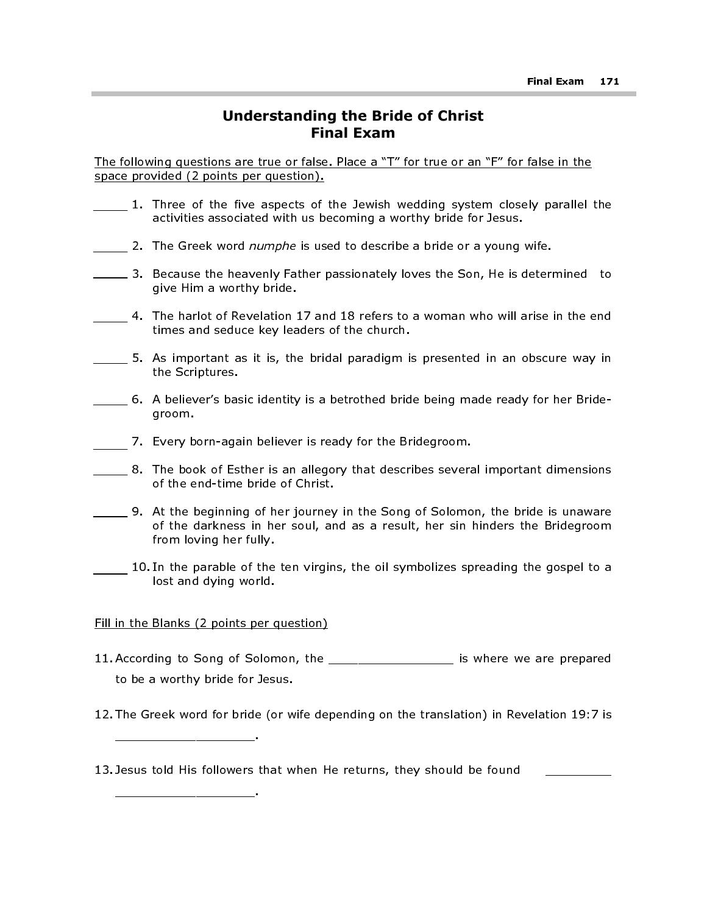# Understanding the Bride of Christ
# Final Exam

The following questions are true or false. Place a "T" for true or an "F" for false in the space provided (2 points per question).

_____ 1. Three of the five aspects of the Jewish wedding system closely parallel the activities associated with us becoming a worthy bride for Jesus.

_____ 2. The Greek word *numphe* is used to describe a bride or a young wife.

_____ 3. Because the heavenly Father passionately loves the Son, He is determined to give Him a worthy bride.

_____ 4. The harlot of Revelation 17 and 18 refers to a woman who will arise in the end times and seduce key leaders of the church.

_____ 5. As important as it is, the bridal paradigm is presented in an obscure way in the Scriptures.

_____ 6. A believer's basic identity is a betrothed bride being made ready for her Bridegroom.

_____ 7. Every born-again believer is ready for the Bridegroom.

_____ 8. The book of Esther is an allegory that describes several important dimensions of the end-time bride of Christ.

_____ 9. At the beginning of her journey in the Song of Solomon, the bride is unaware of the darkness in her soul, and as a result, her sin hinders the Bridegroom from loving her fully.

_____ 10. In the parable of the ten virgins, the oil symbolizes spreading the gospel to a lost and dying world.

Fill in the Blanks (2 points per question)

11. According to Song of Solomon, the ________________ is where we are prepared to be a worthy bride for Jesus.

12. The Greek word for bride (or wife depending on the translation) in Revelation 19:7 is ________________.

13. Jesus told His followers that when He returns, they should be found __________ ________________.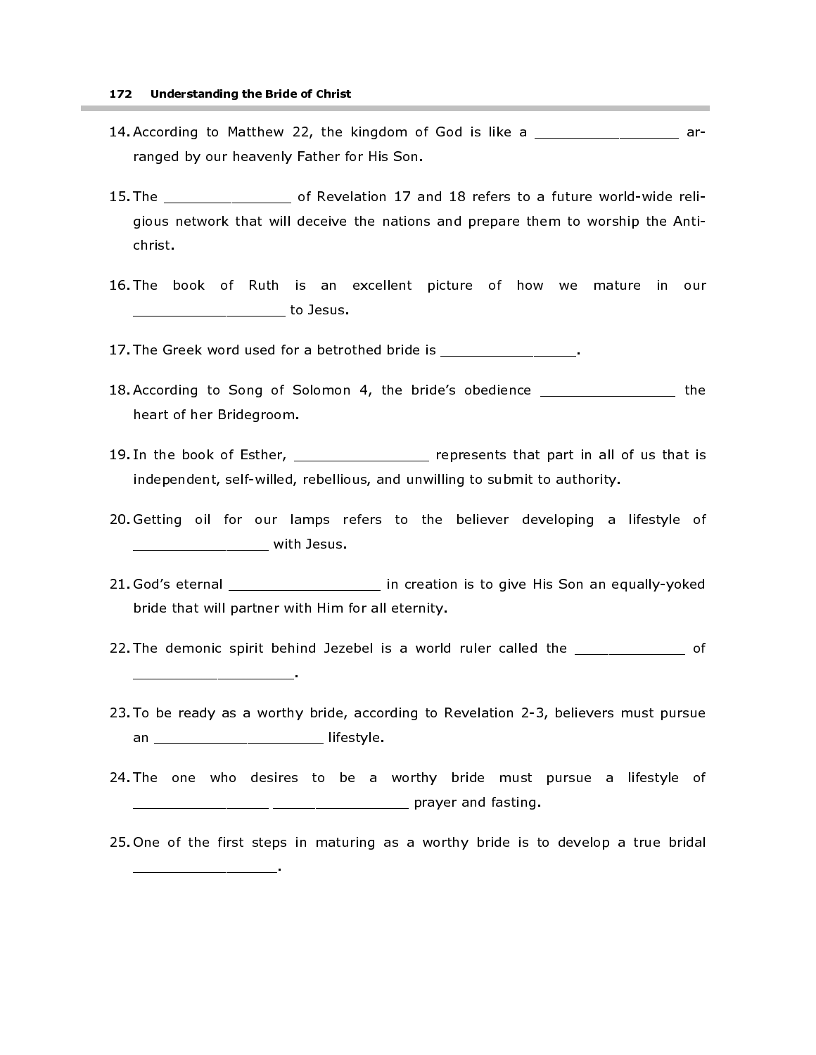14. According to Matthew 22, the kingdom of God is like a ________________ arranged by our heavenly Father for His Son.

15. The ______________ of Revelation 17 and 18 refers to a future world-wide religious network that will deceive the nations and prepare them to worship the Antichrist.

16. The book of Ruth is an excellent picture of how we mature in our _________________ to Jesus.

17. The Greek word used for a betrothed bride is _______________.

18. According to Song of Solomon 4, the bride's obedience _______________ the heart of her Bridegroom.

19. In the book of Esther, _______________ represents that part in all of us that is independent, self-willed, rebellious, and unwilling to submit to authority.

20. Getting oil for our lamps refers to the believer developing a lifestyle of _______________ with Jesus.

21. God's eternal _________________ in creation is to give His Son an equally-yoked bride that will partner with Him for all eternity.

22. The demonic spirit behind Jezebel is a world ruler called the _____________ of _________________.

23. To be ready as a worthy bride, according to Revelation 2-3, believers must pursue an ___________________ lifestyle.

24. The one who desires to be a worthy bride must pursue a lifestyle of _______________ _______________ prayer and fasting.

25. One of the first steps in maturing as a worthy bride is to develop a true bridal ________________.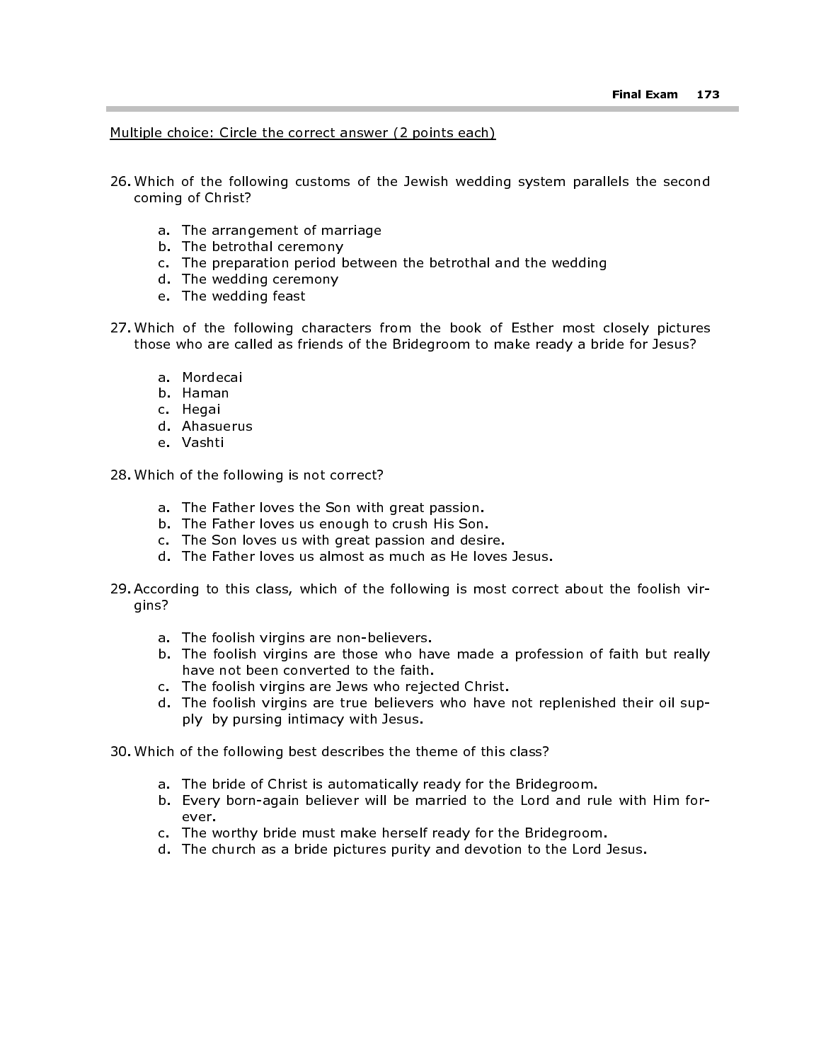Multiple choice: Circle the correct answer (2 points each)

26. Which of the following customs of the Jewish wedding system parallels the second coming of Christ?

    a. The arrangement of marriage
    b. The betrothal ceremony
    c. The preparation period between the betrothal and the wedding
    d. The wedding ceremony
    e. The wedding feast

27. Which of the following characters from the book of Esther most closely pictures those who are called as friends of the Bridegroom to make ready a bride for Jesus?

    a. Mordecai
    b. Haman
    c. Hegai
    d. Ahasuerus
    e. Vashti

28. Which of the following is not correct?

    a. The Father loves the Son with great passion.
    b. The Father loves us enough to crush His Son.
    c. The Son loves us with great passion and desire.
    d. The Father loves us almost as much as He loves Jesus.

29. According to this class, which of the following is most correct about the foolish virgins?

    a. The foolish virgins are non-believers.
    b. The foolish virgins are those who have made a profession of faith but really have not been converted to the faith.
    c. The foolish virgins are Jews who rejected Christ.
    d. The foolish virgins are true believers who have not replenished their oil supply by pursing intimacy with Jesus.

30. Which of the following best describes the theme of this class?

    a. The bride of Christ is automatically ready for the Bridegroom.
    b. Every born-again believer will be married to the Lord and rule with Him forever.
    c. The worthy bride must make herself ready for the Bridegroom.
    d. The church as a bride pictures purity and devotion to the Lord Jesus.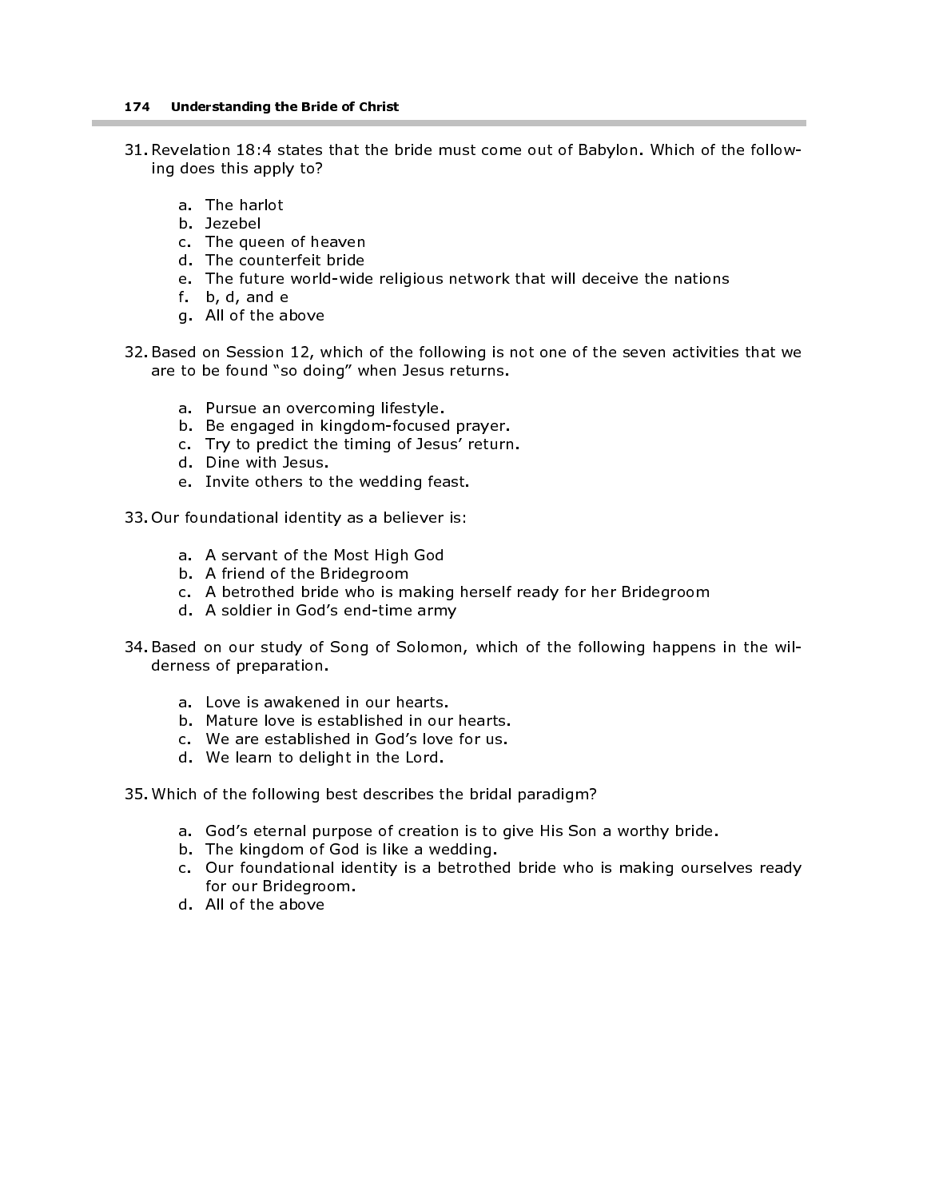31. Revelation 18:4 states that the bride must come out of Babylon. Which of the following does this apply to?

    a. The harlot
    b. Jezebel
    c. The queen of heaven
    d. The counterfeit bride
    e. The future world-wide religious network that will deceive the nations
    f. b, d, and e
    g. All of the above

32. Based on Session 12, which of the following is not one of the seven activities that we are to be found "so doing" when Jesus returns.

    a. Pursue an overcoming lifestyle.
    b. Be engaged in kingdom-focused prayer.
    c. Try to predict the timing of Jesus' return.
    d. Dine with Jesus.
    e. Invite others to the wedding feast.

33. Our foundational identity as a believer is:

    a. A servant of the Most High God
    b. A friend of the Bridegroom
    c. A betrothed bride who is making herself ready for her Bridegroom
    d. A soldier in God's end-time army

34. Based on our study of Song of Solomon, which of the following happens in the wilderness of preparation.

    a. Love is awakened in our hearts.
    b. Mature love is established in our hearts.
    c. We are established in God's love for us.
    d. We learn to delight in the Lord.

35. Which of the following best describes the bridal paradigm?

    a. God's eternal purpose of creation is to give His Son a worthy bride.
    b. The kingdom of God is like a wedding.
    c. Our foundational identity is a betrothed bride who is making ourselves ready for our Bridegroom.
    d. All of the above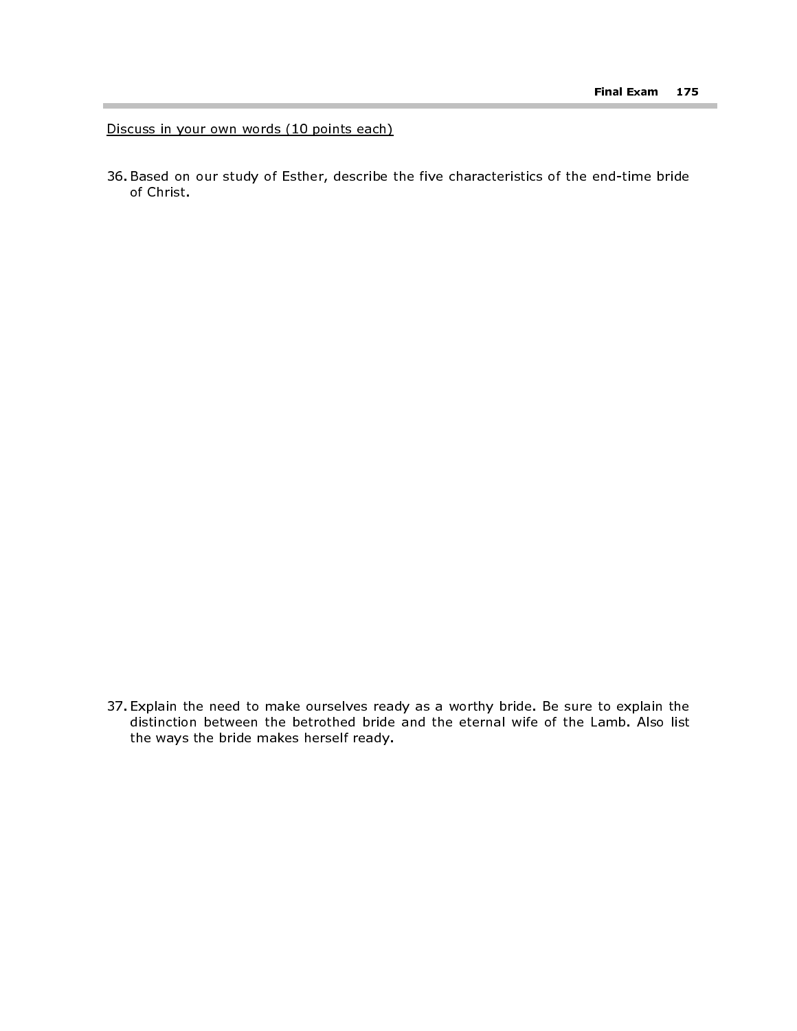Discuss in your own words (10 points each)

36. Based on our study of Esther, describe the five characteristics of the end-time bride of Christ.

37. Explain the need to make ourselves ready as a worthy bride. Be sure to explain the distinction between the betrothed bride and the eternal wife of the Lamb. Also list the ways the bride makes herself ready.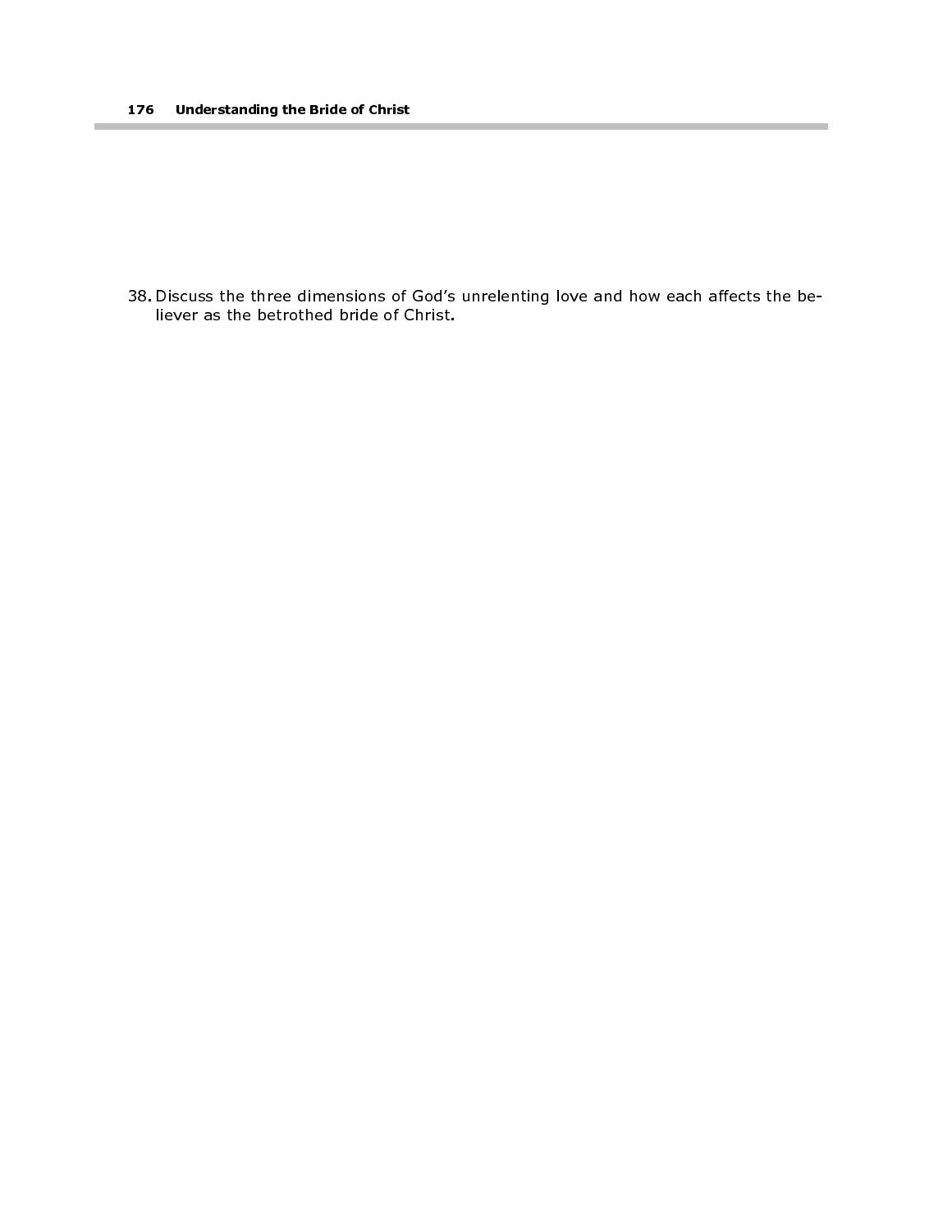38. Discuss the three dimensions of God's unrelenting love and how each affects the believer as the betrothed bride of Christ.